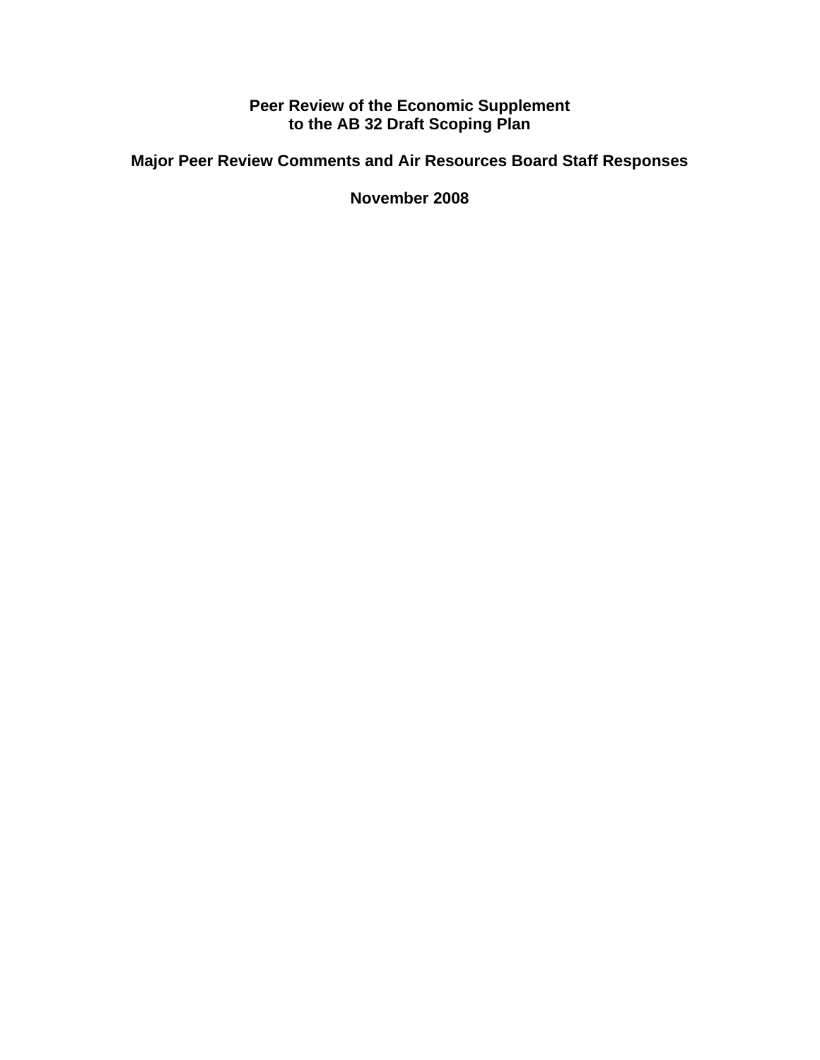# Peer Review of the Economic Supplement to the AB 32 Draft Scoping Plan

## Major Peer Review Comments and Air Resources Board Staff Responses

**November 2008**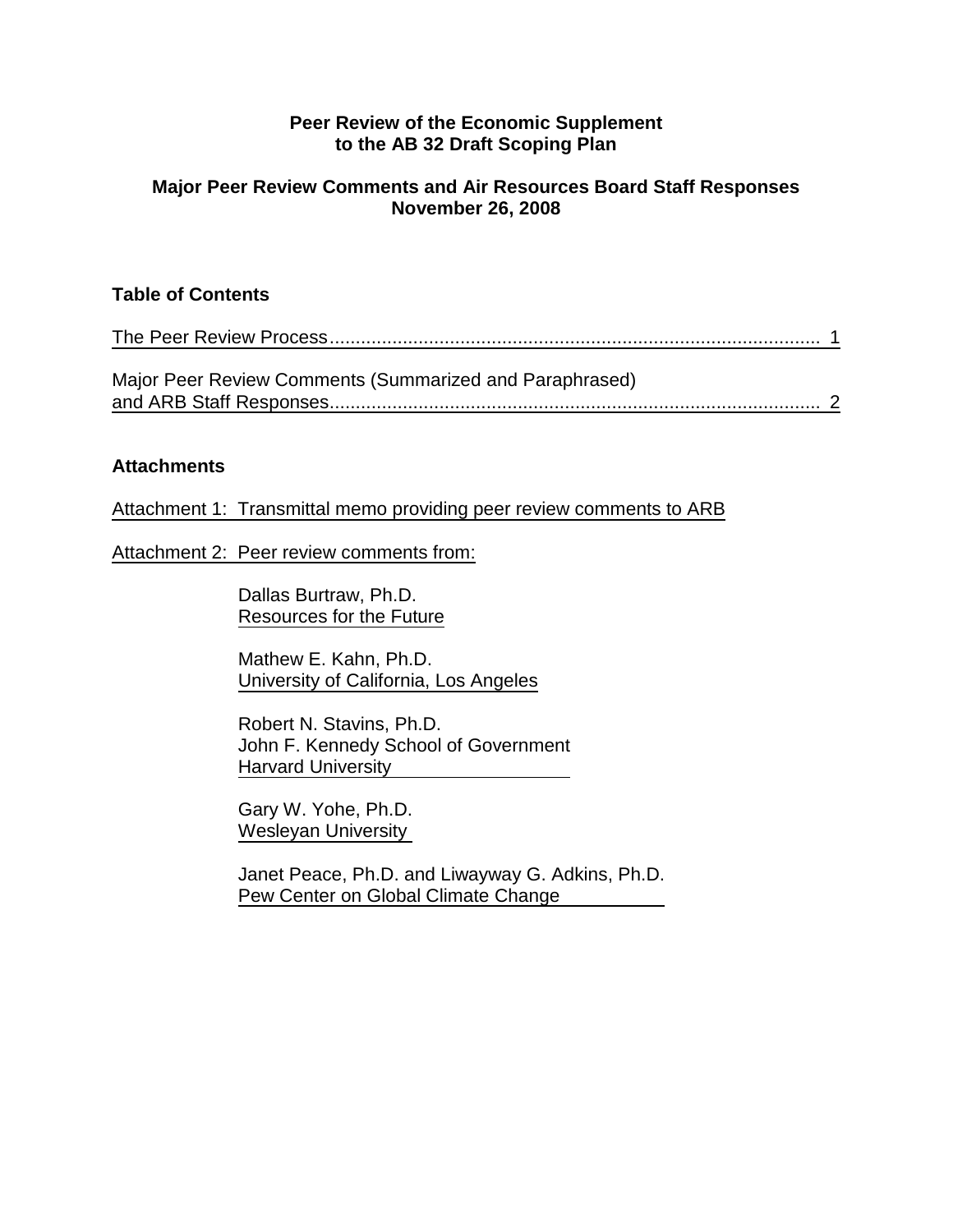**Peer Review of the Economic Supplement to the AB 32 Draft Scoping Plan**

**Major Peer Review Comments and Air Resources Board Staff Responses November 26, 2008**

**Table of Contents**

The Peer Review Process........................................................................................... 1

Major Peer Review Comments (Summarized and Paraphrased) and ARB Staff Responses........................................................................................... 2

**Attachments**

Attachment 1: Transmittal memo providing peer review comments to ARB

Attachment 2: Peer review comments from:

Dallas Burtraw, Ph.D.
Resources for the Future

Mathew E. Kahn, Ph.D.
University of California, Los Angeles

Robert N. Stavins, Ph.D.
John F. Kennedy School of Government
Harvard University

Gary W. Yohe, Ph.D.
Wesleyan University

Janet Peace, Ph.D. and Liwayway G. Adkins, Ph.D.
Pew Center on Global Climate Change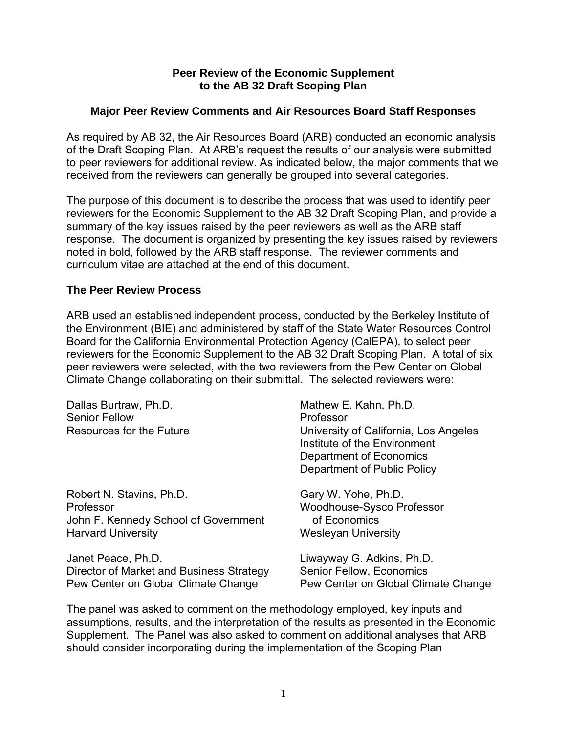**Peer Review of the Economic Supplement to the AB 32 Draft Scoping Plan**

**Major Peer Review Comments and Air Resources Board Staff Responses**

As required by AB 32, the Air Resources Board (ARB) conducted an economic analysis of the Draft Scoping Plan. At ARB's request the results of our analysis were submitted to peer reviewers for additional review. As indicated below, the major comments that we received from the reviewers can generally be grouped into several categories.

The purpose of this document is to describe the process that was used to identify peer reviewers for the Economic Supplement to the AB 32 Draft Scoping Plan, and provide a summary of the key issues raised by the peer reviewers as well as the ARB staff response. The document is organized by presenting the key issues raised by reviewers noted in bold, followed by the ARB staff response. The reviewer comments and curriculum vitae are attached at the end of this document.

## The Peer Review Process

ARB used an established independent process, conducted by the Berkeley Institute of the Environment (BIE) and administered by staff of the State Water Resources Control Board for the California Environmental Protection Agency (CalEPA), to select peer reviewers for the Economic Supplement to the AB 32 Draft Scoping Plan. A total of six peer reviewers were selected, with the two reviewers from the Pew Center on Global Climate Change collaborating on their submittal. The selected reviewers were:

Dallas Burtraw, Ph.D.
Senior Fellow
Resources for the Future

Mathew E. Kahn, Ph.D.
Professor
University of California, Los Angeles
Institute of the Environment
Department of Economics
Department of Public Policy

Robert N. Stavins, Ph.D.
Professor
John F. Kennedy School of Government
Harvard University

Gary W. Yohe, Ph.D.
Woodhouse-Sysco Professor of Economics
Wesleyan University

Janet Peace, Ph.D.
Director of Market and Business Strategy
Pew Center on Global Climate Change

Liwayway G. Adkins, Ph.D.
Senior Fellow, Economics
Pew Center on Global Climate Change

The panel was asked to comment on the methodology employed, key inputs and assumptions, results, and the interpretation of the results as presented in the Economic Supplement. The Panel was also asked to comment on additional analyses that ARB should consider incorporating during the implementation of the Scoping Plan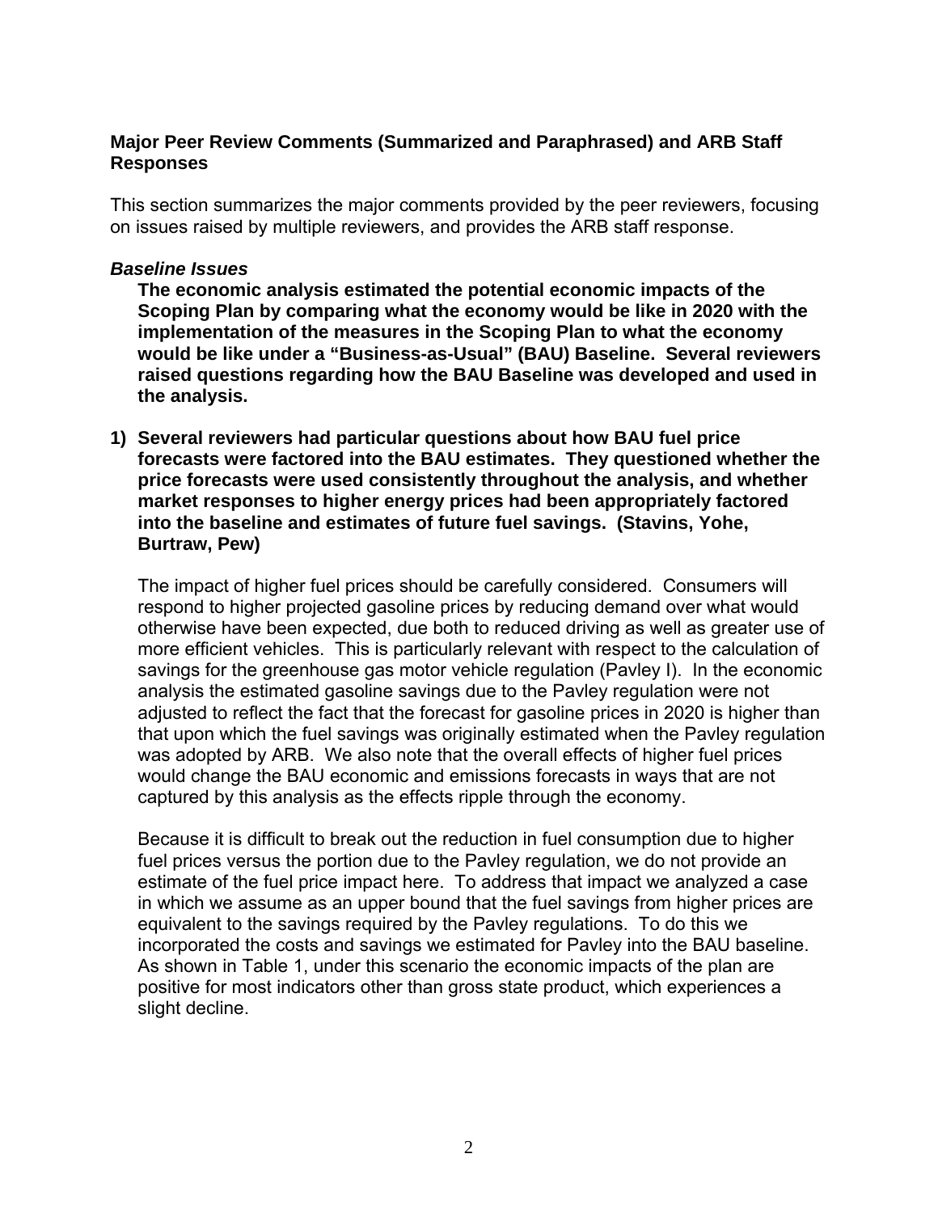## Major Peer Review Comments (Summarized and Paraphrased) and ARB Staff Responses

This section summarizes the major comments provided by the peer reviewers, focusing on issues raised by multiple reviewers, and provides the ARB staff response.

### *Baseline Issues*

**The economic analysis estimated the potential economic impacts of the Scoping Plan by comparing what the economy would be like in 2020 with the implementation of the measures in the Scoping Plan to what the economy would be like under a "Business-as-Usual" (BAU) Baseline. Several reviewers raised questions regarding how the BAU Baseline was developed and used in the analysis.**

1) **Several reviewers had particular questions about how BAU fuel price forecasts were factored into the BAU estimates. They questioned whether the price forecasts were used consistently throughout the analysis, and whether market responses to higher energy prices had been appropriately factored into the baseline and estimates of future fuel savings. (Stavins, Yohe, Burtraw, Pew)**

   The impact of higher fuel prices should be carefully considered. Consumers will respond to higher projected gasoline prices by reducing demand over what would otherwise have been expected, due both to reduced driving as well as greater use of more efficient vehicles. This is particularly relevant with respect to the calculation of savings for the greenhouse gas motor vehicle regulation (Pavley I). In the economic analysis the estimated gasoline savings due to the Pavley regulation were not adjusted to reflect the fact that the forecast for gasoline prices in 2020 is higher than that upon which the fuel savings was originally estimated when the Pavley regulation was adopted by ARB. We also note that the overall effects of higher fuel prices would change the BAU economic and emissions forecasts in ways that are not captured by this analysis as the effects ripple through the economy.

   Because it is difficult to break out the reduction in fuel consumption due to higher fuel prices versus the portion due to the Pavley regulation, we do not provide an estimate of the fuel price impact here. To address that impact we analyzed a case in which we assume as an upper bound that the fuel savings from higher prices are equivalent to the savings required by the Pavley regulations. To do this we incorporated the costs and savings we estimated for Pavley into the BAU baseline. As shown in Table 1, under this scenario the economic impacts of the plan are positive for most indicators other than gross state product, which experiences a slight decline.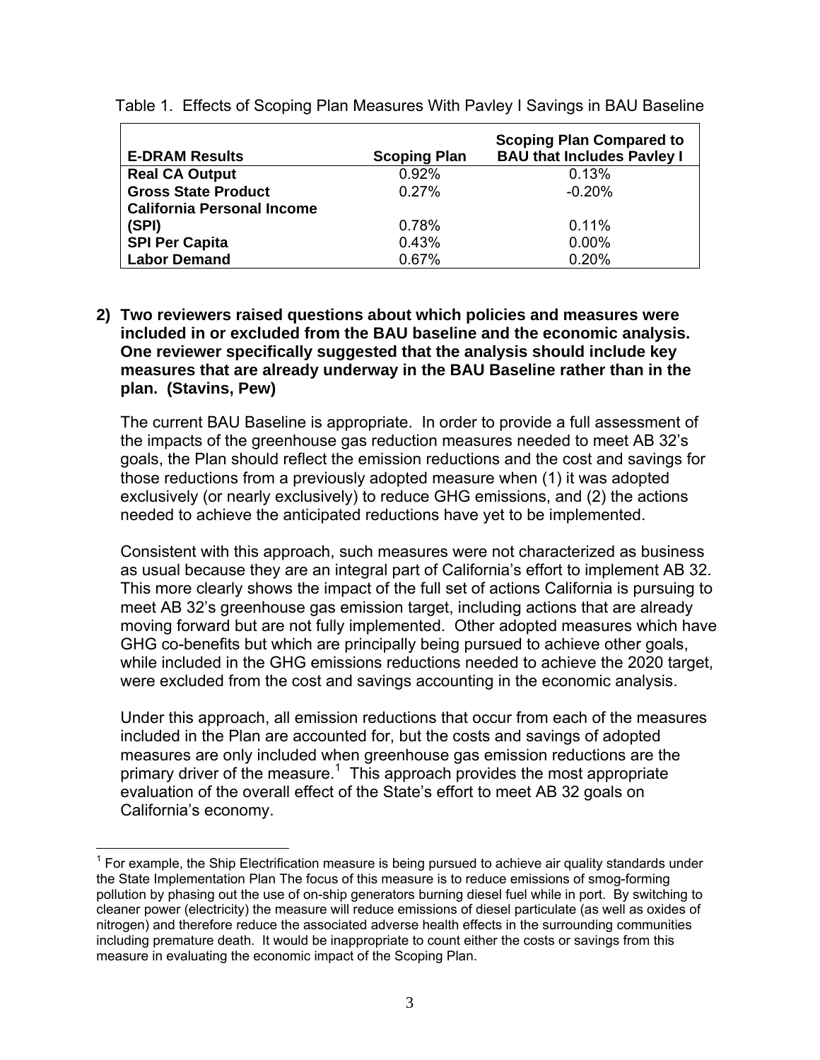Table 1. Effects of Scoping Plan Measures With Pavley I Savings in BAU Baseline

| E-DRAM Results | Scoping Plan | Scoping Plan Compared to BAU that Includes Pavley I |
|---|---|---|
| **Real CA Output** | 0.92% | 0.13% |
| **Gross State Product** | 0.27% | -0.20% |
| **California Personal Income (SPI)** | 0.78% | 0.11% |
| **SPI Per Capita** | 0.43% | 0.00% |
| **Labor Demand** | 0.67% | 0.20% |

**2) Two reviewers raised questions about which policies and measures were included in or excluded from the BAU baseline and the economic analysis. One reviewer specifically suggested that the analysis should include key measures that are already underway in the BAU Baseline rather than in the plan. (Stavins, Pew)**

The current BAU Baseline is appropriate. In order to provide a full assessment of the impacts of the greenhouse gas reduction measures needed to meet AB 32's goals, the Plan should reflect the emission reductions and the cost and savings for those reductions from a previously adopted measure when (1) it was adopted exclusively (or nearly exclusively) to reduce GHG emissions, and (2) the actions needed to achieve the anticipated reductions have yet to be implemented.

Consistent with this approach, such measures were not characterized as business as usual because they are an integral part of California's effort to implement AB 32. This more clearly shows the impact of the full set of actions California is pursuing to meet AB 32's greenhouse gas emission target, including actions that are already moving forward but are not fully implemented. Other adopted measures which have GHG co-benefits but which are principally being pursued to achieve other goals, while included in the GHG emissions reductions needed to achieve the 2020 target, were excluded from the cost and savings accounting in the economic analysis.

Under this approach, all emission reductions that occur from each of the measures included in the Plan are accounted for, but the costs and savings of adopted measures are only included when greenhouse gas emission reductions are the primary driver of the measure.[1] This approach provides the most appropriate evaluation of the overall effect of the State's effort to meet AB 32 goals on California's economy.

[1] For example, the Ship Electrification measure is being pursued to achieve air quality standards under the State Implementation Plan The focus of this measure is to reduce emissions of smog-forming pollution by phasing out the use of on-ship generators burning diesel fuel while in port. By switching to cleaner power (electricity) the measure will reduce emissions of diesel particulate (as well as oxides of nitrogen) and therefore reduce the associated adverse health effects in the surrounding communities including premature death. It would be inappropriate to count either the costs or savings from this measure in evaluating the economic impact of the Scoping Plan.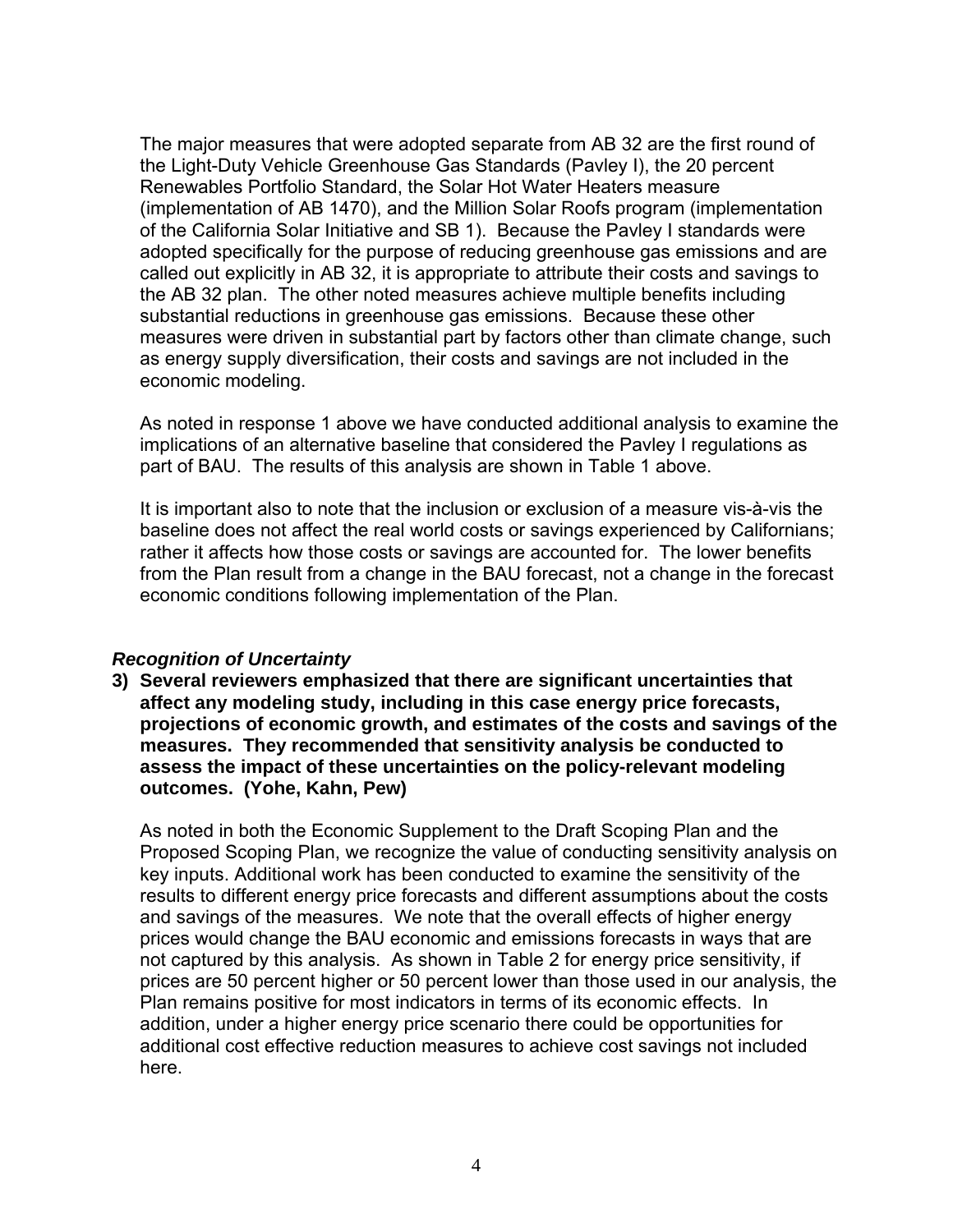The major measures that were adopted separate from AB 32 are the first round of the Light-Duty Vehicle Greenhouse Gas Standards (Pavley I), the 20 percent Renewables Portfolio Standard, the Solar Hot Water Heaters measure (implementation of AB 1470), and the Million Solar Roofs program (implementation of the California Solar Initiative and SB 1). Because the Pavley I standards were adopted specifically for the purpose of reducing greenhouse gas emissions and are called out explicitly in AB 32, it is appropriate to attribute their costs and savings to the AB 32 plan. The other noted measures achieve multiple benefits including substantial reductions in greenhouse gas emissions. Because these other measures were driven in substantial part by factors other than climate change, such as energy supply diversification, their costs and savings are not included in the economic modeling.

As noted in response 1 above we have conducted additional analysis to examine the implications of an alternative baseline that considered the Pavley I regulations as part of BAU. The results of this analysis are shown in Table 1 above.

It is important also to note that the inclusion or exclusion of a measure vis-à-vis the baseline does not affect the real world costs or savings experienced by Californians; rather it affects how those costs or savings are accounted for. The lower benefits from the Plan result from a change in the BAU forecast, not a change in the forecast economic conditions following implementation of the Plan.

### *Recognition of Uncertainty*

**3) Several reviewers emphasized that there are significant uncertainties that affect any modeling study, including in this case energy price forecasts, projections of economic growth, and estimates of the costs and savings of the measures. They recommended that sensitivity analysis be conducted to assess the impact of these uncertainties on the policy-relevant modeling outcomes. (Yohe, Kahn, Pew)**

As noted in both the Economic Supplement to the Draft Scoping Plan and the Proposed Scoping Plan, we recognize the value of conducting sensitivity analysis on key inputs. Additional work has been conducted to examine the sensitivity of the results to different energy price forecasts and different assumptions about the costs and savings of the measures. We note that the overall effects of higher energy prices would change the BAU economic and emissions forecasts in ways that are not captured by this analysis. As shown in Table 2 for energy price sensitivity, if prices are 50 percent higher or 50 percent lower than those used in our analysis, the Plan remains positive for most indicators in terms of its economic effects. In addition, under a higher energy price scenario there could be opportunities for additional cost effective reduction measures to achieve cost savings not included here.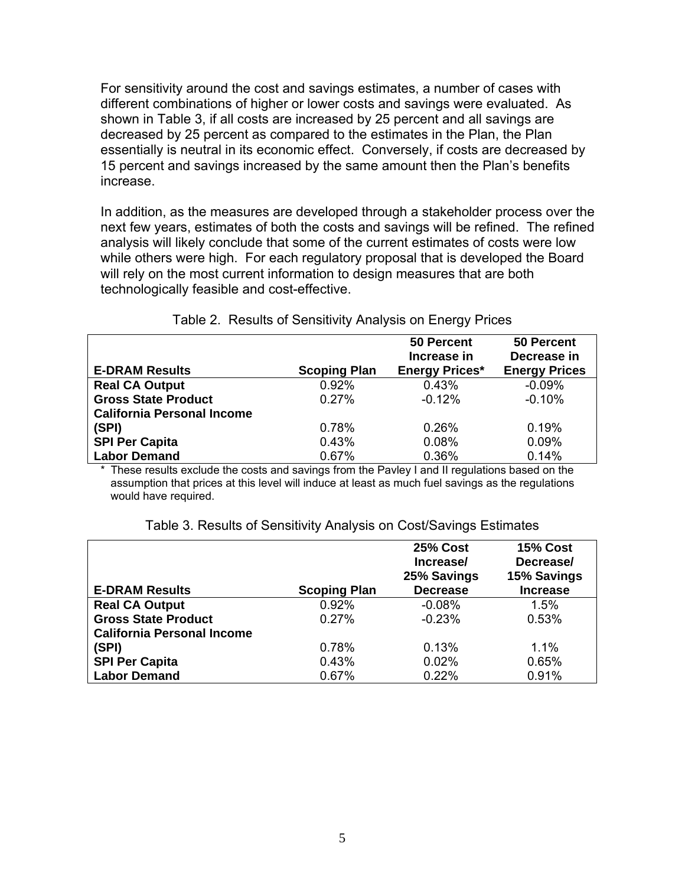For sensitivity around the cost and savings estimates, a number of cases with different combinations of higher or lower costs and savings were evaluated. As shown in Table 3, if all costs are increased by 25 percent and all savings are decreased by 25 percent as compared to the estimates in the Plan, the Plan essentially is neutral in its economic effect. Conversely, if costs are decreased by 15 percent and savings increased by the same amount then the Plan's benefits increase.

In addition, as the measures are developed through a stakeholder process over the next few years, estimates of both the costs and savings will be refined. The refined analysis will likely conclude that some of the current estimates of costs were low while others were high. For each regulatory proposal that is developed the Board will rely on the most current information to design measures that are both technologically feasible and cost-effective.

Table 2. Results of Sensitivity Analysis on Energy Prices

| E-DRAM Results | Scoping Plan | 50 Percent Increase in Energy Prices* | 50 Percent Decrease in Energy Prices |
|---|---|---|---|
| **Real CA Output** | 0.92% | 0.43% | -0.09% |
| **Gross State Product** | 0.27% | -0.12% | -0.10% |
| **California Personal Income (SPI)** | 0.78% | 0.26% | 0.19% |
| **SPI Per Capita** | 0.43% | 0.08% | 0.09% |
| **Labor Demand** | 0.67% | 0.36% | 0.14% |

\* These results exclude the costs and savings from the Pavley I and II regulations based on the assumption that prices at this level will induce at least as much fuel savings as the regulations would have required.

Table 3. Results of Sensitivity Analysis on Cost/Savings Estimates

| E-DRAM Results | Scoping Plan | 25% Cost Increase/ 25% Savings Decrease | 15% Cost Decrease/ 15% Savings Increase |
|---|---|---|---|
| **Real CA Output** | 0.92% | -0.08% | 1.5% |
| **Gross State Product** | 0.27% | -0.23% | 0.53% |
| **California Personal Income (SPI)** | 0.78% | 0.13% | 1.1% |
| **SPI Per Capita** | 0.43% | 0.02% | 0.65% |
| **Labor Demand** | 0.67% | 0.22% | 0.91% |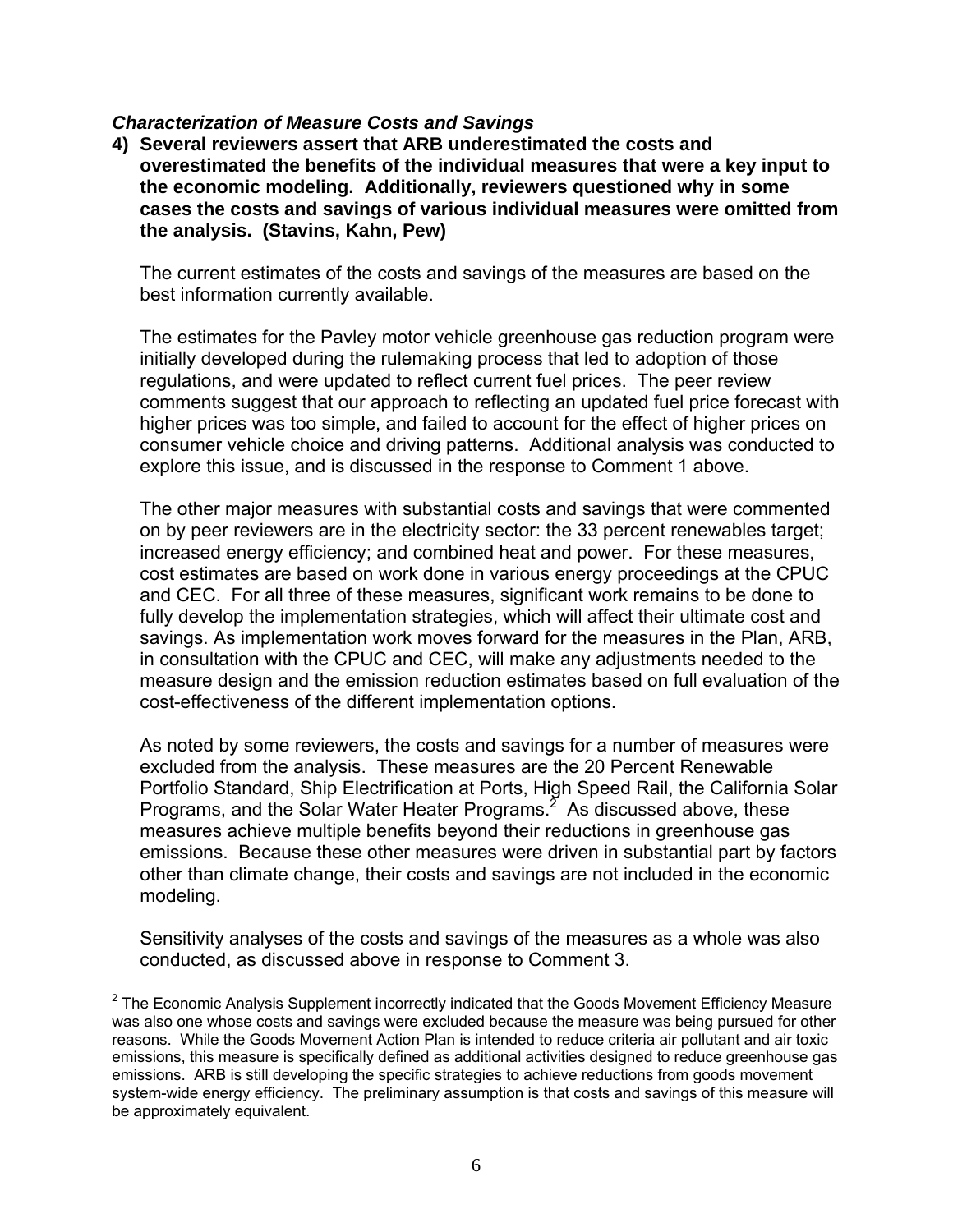***Characterization of Measure Costs and Savings***

**4) Several reviewers assert that ARB underestimated the costs and overestimated the benefits of the individual measures that were a key input to the economic modeling. Additionally, reviewers questioned why in some cases the costs and savings of various individual measures were omitted from the analysis. (Stavins, Kahn, Pew)**

The current estimates of the costs and savings of the measures are based on the best information currently available.

The estimates for the Pavley motor vehicle greenhouse gas reduction program were initially developed during the rulemaking process that led to adoption of those regulations, and were updated to reflect current fuel prices. The peer review comments suggest that our approach to reflecting an updated fuel price forecast with higher prices was too simple, and failed to account for the effect of higher prices on consumer vehicle choice and driving patterns. Additional analysis was conducted to explore this issue, and is discussed in the response to Comment 1 above.

The other major measures with substantial costs and savings that were commented on by peer reviewers are in the electricity sector: the 33 percent renewables target; increased energy efficiency; and combined heat and power. For these measures, cost estimates are based on work done in various energy proceedings at the CPUC and CEC. For all three of these measures, significant work remains to be done to fully develop the implementation strategies, which will affect their ultimate cost and savings. As implementation work moves forward for the measures in the Plan, ARB, in consultation with the CPUC and CEC, will make any adjustments needed to the measure design and the emission reduction estimates based on full evaluation of the cost-effectiveness of the different implementation options.

As noted by some reviewers, the costs and savings for a number of measures were excluded from the analysis. These measures are the 20 Percent Renewable Portfolio Standard, Ship Electrification at Ports, High Speed Rail, the California Solar Programs, and the Solar Water Heater Programs.[2] As discussed above, these measures achieve multiple benefits beyond their reductions in greenhouse gas emissions. Because these other measures were driven in substantial part by factors other than climate change, their costs and savings are not included in the economic modeling.

Sensitivity analyses of the costs and savings of the measures as a whole was also conducted, as discussed above in response to Comment 3.

[2] The Economic Analysis Supplement incorrectly indicated that the Goods Movement Efficiency Measure was also one whose costs and savings were excluded because the measure was being pursued for other reasons. While the Goods Movement Action Plan is intended to reduce criteria air pollutant and air toxic emissions, this measure is specifically defined as additional activities designed to reduce greenhouse gas emissions. ARB is still developing the specific strategies to achieve reductions from goods movement system-wide energy efficiency. The preliminary assumption is that costs and savings of this measure will be approximately equivalent.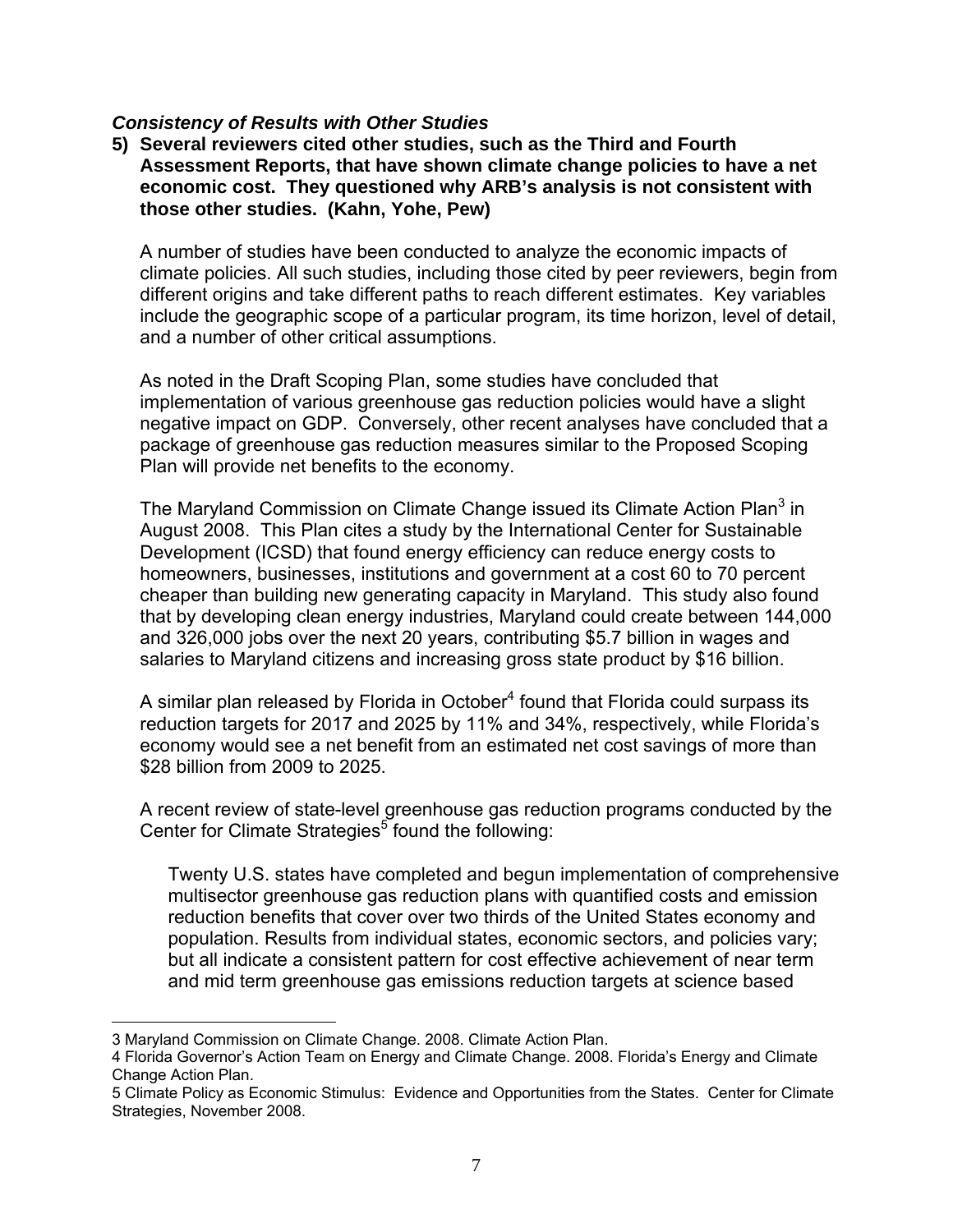### *Consistency of Results with Other Studies*

**5) Several reviewers cited other studies, such as the Third and Fourth Assessment Reports, that have shown climate change policies to have a net economic cost. They questioned why ARB's analysis is not consistent with those other studies. (Kahn, Yohe, Pew)**

A number of studies have been conducted to analyze the economic impacts of climate policies. All such studies, including those cited by peer reviewers, begin from different origins and take different paths to reach different estimates. Key variables include the geographic scope of a particular program, its time horizon, level of detail, and a number of other critical assumptions.

As noted in the Draft Scoping Plan, some studies have concluded that implementation of various greenhouse gas reduction policies would have a slight negative impact on GDP. Conversely, other recent analyses have concluded that a package of greenhouse gas reduction measures similar to the Proposed Scoping Plan will provide net benefits to the economy.

The Maryland Commission on Climate Change issued its Climate Action Plan[3] in August 2008. This Plan cites a study by the International Center for Sustainable Development (ICSD) that found energy efficiency can reduce energy costs to homeowners, businesses, institutions and government at a cost 60 to 70 percent cheaper than building new generating capacity in Maryland. This study also found that by developing clean energy industries, Maryland could create between 144,000 and 326,000 jobs over the next 20 years, contributing $5.7 billion in wages and salaries to Maryland citizens and increasing gross state product by $16 billion.

A similar plan released by Florida in October[4] found that Florida could surpass its reduction targets for 2017 and 2025 by 11% and 34%, respectively, while Florida's economy would see a net benefit from an estimated net cost savings of more than $28 billion from 2009 to 2025.

A recent review of state-level greenhouse gas reduction programs conducted by the Center for Climate Strategies[5] found the following:

> Twenty U.S. states have completed and begun implementation of comprehensive multisector greenhouse gas reduction plans with quantified costs and emission reduction benefits that cover over two thirds of the United States economy and population. Results from individual states, economic sectors, and policies vary; but all indicate a consistent pattern for cost effective achievement of near term and mid term greenhouse gas emissions reduction targets at science based

---

3 Maryland Commission on Climate Change. 2008. Climate Action Plan.

4 Florida Governor's Action Team on Energy and Climate Change. 2008. Florida's Energy and Climate Change Action Plan.

5 Climate Policy as Economic Stimulus: Evidence and Opportunities from the States. Center for Climate Strategies, November 2008.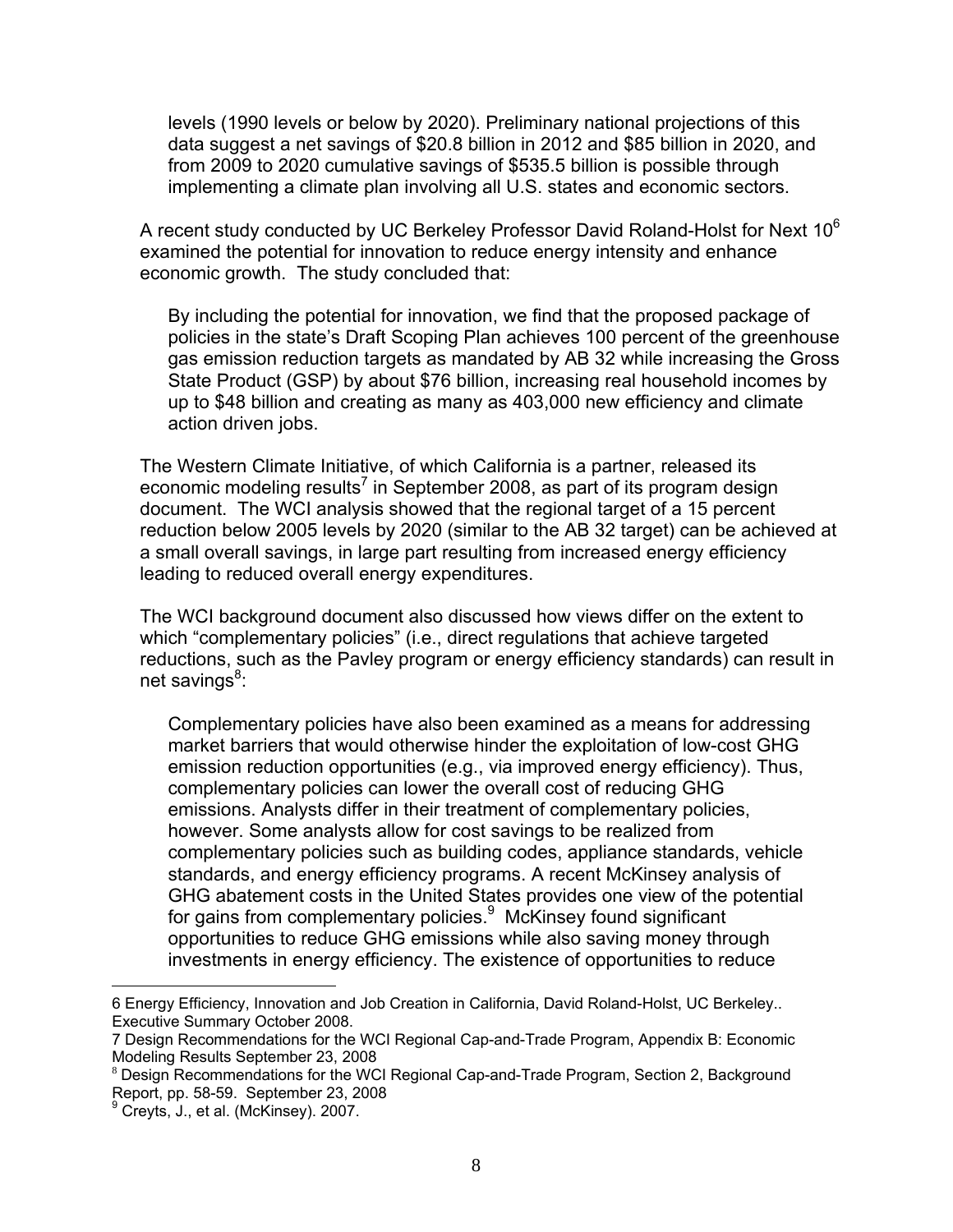levels (1990 levels or below by 2020). Preliminary national projections of this data suggest a net savings of $20.8 billion in 2012 and $85 billion in 2020, and from 2009 to 2020 cumulative savings of $535.5 billion is possible through implementing a climate plan involving all U.S. states and economic sectors.

A recent study conducted by UC Berkeley Professor David Roland-Holst for Next 10[6] examined the potential for innovation to reduce energy intensity and enhance economic growth. The study concluded that:

> By including the potential for innovation, we find that the proposed package of policies in the state's Draft Scoping Plan achieves 100 percent of the greenhouse gas emission reduction targets as mandated by AB 32 while increasing the Gross State Product (GSP) by about $76 billion, increasing real household incomes by up to $48 billion and creating as many as 403,000 new efficiency and climate action driven jobs.

The Western Climate Initiative, of which California is a partner, released its economic modeling results[7] in September 2008, as part of its program design document. The WCI analysis showed that the regional target of a 15 percent reduction below 2005 levels by 2020 (similar to the AB 32 target) can be achieved at a small overall savings, in large part resulting from increased energy efficiency leading to reduced overall energy expenditures.

The WCI background document also discussed how views differ on the extent to which "complementary policies" (i.e., direct regulations that achieve targeted reductions, such as the Pavley program or energy efficiency standards) can result in net savings[8]:

> Complementary policies have also been examined as a means for addressing market barriers that would otherwise hinder the exploitation of low-cost GHG emission reduction opportunities (e.g., via improved energy efficiency). Thus, complementary policies can lower the overall cost of reducing GHG emissions. Analysts differ in their treatment of complementary policies, however. Some analysts allow for cost savings to be realized from complementary policies such as building codes, appliance standards, vehicle standards, and energy efficiency programs. A recent McKinsey analysis of GHG abatement costs in the United States provides one view of the potential for gains from complementary policies.[9] McKinsey found significant opportunities to reduce GHG emissions while also saving money through investments in energy efficiency. The existence of opportunities to reduce

---

6 Energy Efficiency, Innovation and Job Creation in California, David Roland-Holst, UC Berkeley.. Executive Summary October 2008.

7 Design Recommendations for the WCI Regional Cap-and-Trade Program, Appendix B: Economic Modeling Results September 23, 2008

8 Design Recommendations for the WCI Regional Cap-and-Trade Program, Section 2, Background Report, pp. 58-59. September 23, 2008

9 Creyts, J., et al. (McKinsey). 2007.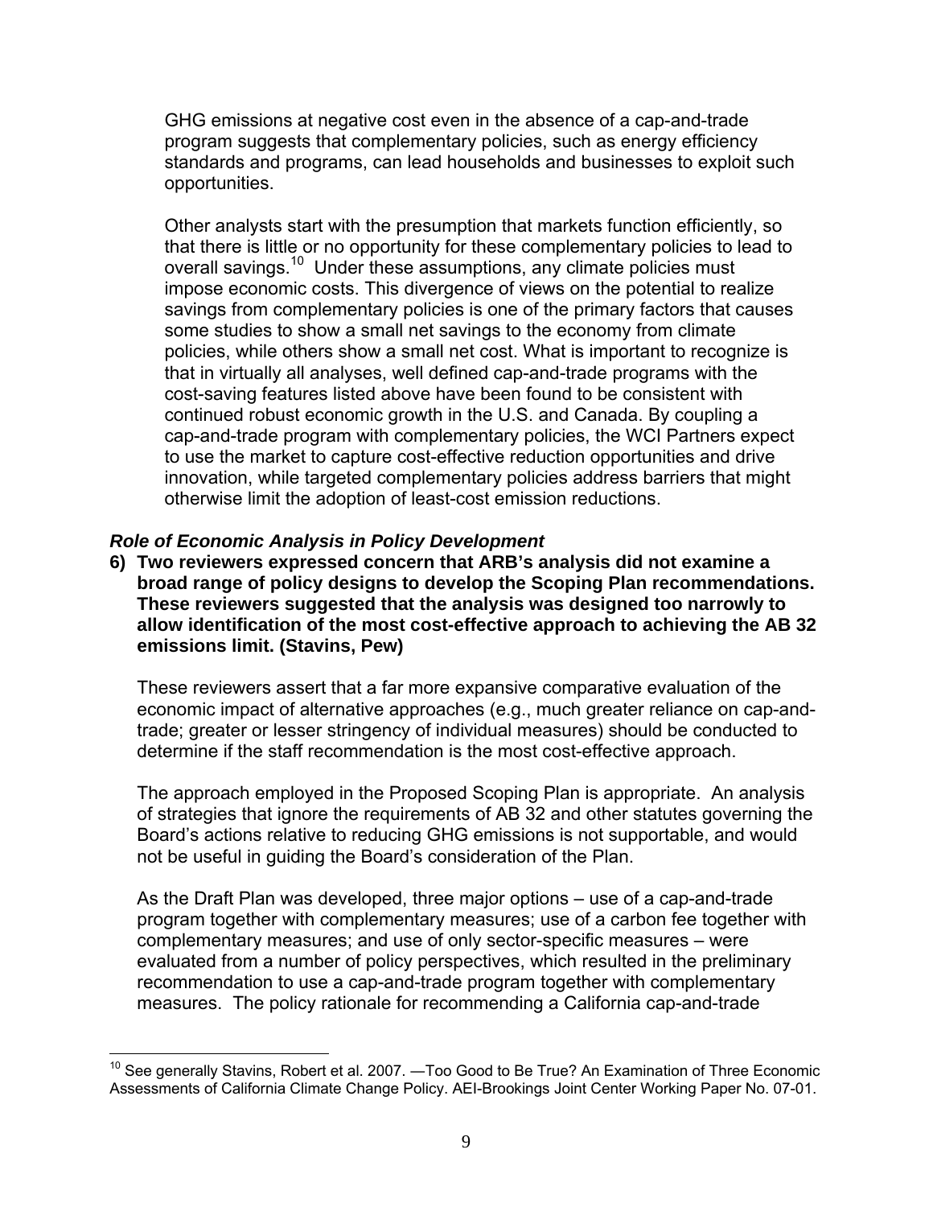GHG emissions at negative cost even in the absence of a cap-and-trade program suggests that complementary policies, such as energy efficiency standards and programs, can lead households and businesses to exploit such opportunities.

Other analysts start with the presumption that markets function efficiently, so that there is little or no opportunity for these complementary policies to lead to overall savings.[10] Under these assumptions, any climate policies must impose economic costs. This divergence of views on the potential to realize savings from complementary policies is one of the primary factors that causes some studies to show a small net savings to the economy from climate policies, while others show a small net cost. What is important to recognize is that in virtually all analyses, well defined cap-and-trade programs with the cost-saving features listed above have been found to be consistent with continued robust economic growth in the U.S. and Canada. By coupling a cap-and-trade program with complementary policies, the WCI Partners expect to use the market to capture cost-effective reduction opportunities and drive innovation, while targeted complementary policies address barriers that might otherwise limit the adoption of least-cost emission reductions.

***Role of Economic Analysis in Policy Development***

**6) Two reviewers expressed concern that ARB's analysis did not examine a broad range of policy designs to develop the Scoping Plan recommendations. These reviewers suggested that the analysis was designed too narrowly to allow identification of the most cost-effective approach to achieving the AB 32 emissions limit. (Stavins, Pew)**

These reviewers assert that a far more expansive comparative evaluation of the economic impact of alternative approaches (e.g., much greater reliance on cap-and-trade; greater or lesser stringency of individual measures) should be conducted to determine if the staff recommendation is the most cost-effective approach.

The approach employed in the Proposed Scoping Plan is appropriate. An analysis of strategies that ignore the requirements of AB 32 and other statutes governing the Board's actions relative to reducing GHG emissions is not supportable, and would not be useful in guiding the Board's consideration of the Plan.

As the Draft Plan was developed, three major options – use of a cap-and-trade program together with complementary measures; use of a carbon fee together with complementary measures; and use of only sector-specific measures – were evaluated from a number of policy perspectives, which resulted in the preliminary recommendation to use a cap-and-trade program together with complementary measures. The policy rationale for recommending a California cap-and-trade

[10] See generally Stavins, Robert et al. 2007. —Too Good to Be True? An Examination of Three Economic Assessments of California Climate Change Policy. AEI-Brookings Joint Center Working Paper No. 07-01.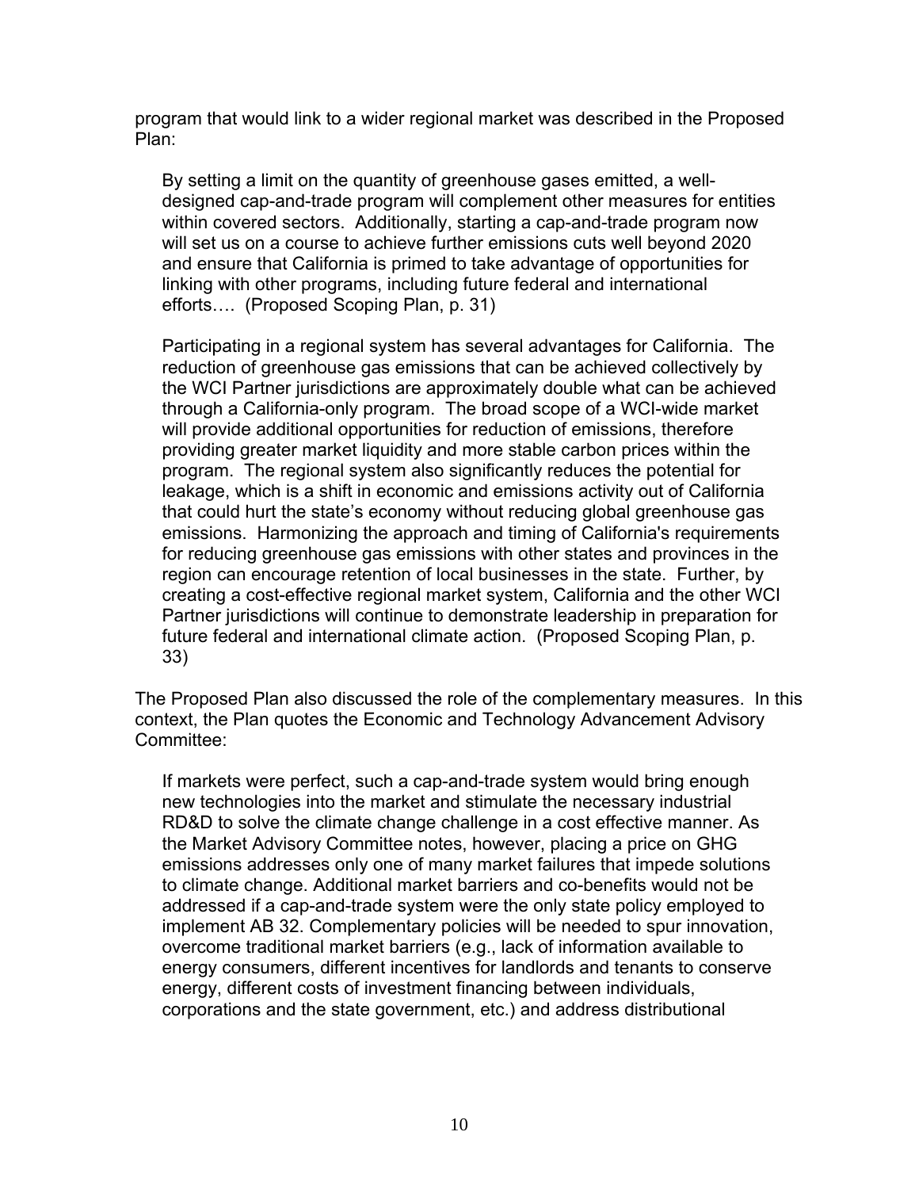program that would link to a wider regional market was described in the Proposed Plan:

> By setting a limit on the quantity of greenhouse gases emitted, a well-designed cap-and-trade program will complement other measures for entities within covered sectors. Additionally, starting a cap-and-trade program now will set us on a course to achieve further emissions cuts well beyond 2020 and ensure that California is primed to take advantage of opportunities for linking with other programs, including future federal and international efforts…. (Proposed Scoping Plan, p. 31)
>
> Participating in a regional system has several advantages for California. The reduction of greenhouse gas emissions that can be achieved collectively by the WCI Partner jurisdictions are approximately double what can be achieved through a California-only program. The broad scope of a WCI-wide market will provide additional opportunities for reduction of emissions, therefore providing greater market liquidity and more stable carbon prices within the program. The regional system also significantly reduces the potential for leakage, which is a shift in economic and emissions activity out of California that could hurt the state's economy without reducing global greenhouse gas emissions. Harmonizing the approach and timing of California's requirements for reducing greenhouse gas emissions with other states and provinces in the region can encourage retention of local businesses in the state. Further, by creating a cost-effective regional market system, California and the other WCI Partner jurisdictions will continue to demonstrate leadership in preparation for future federal and international climate action. (Proposed Scoping Plan, p. 33)

The Proposed Plan also discussed the role of the complementary measures. In this context, the Plan quotes the Economic and Technology Advancement Advisory Committee:

> If markets were perfect, such a cap-and-trade system would bring enough new technologies into the market and stimulate the necessary industrial RD&D to solve the climate change challenge in a cost effective manner. As the Market Advisory Committee notes, however, placing a price on GHG emissions addresses only one of many market failures that impede solutions to climate change. Additional market barriers and co-benefits would not be addressed if a cap-and-trade system were the only state policy employed to implement AB 32. Complementary policies will be needed to spur innovation, overcome traditional market barriers (e.g., lack of information available to energy consumers, different incentives for landlords and tenants to conserve energy, different costs of investment financing between individuals, corporations and the state government, etc.) and address distributional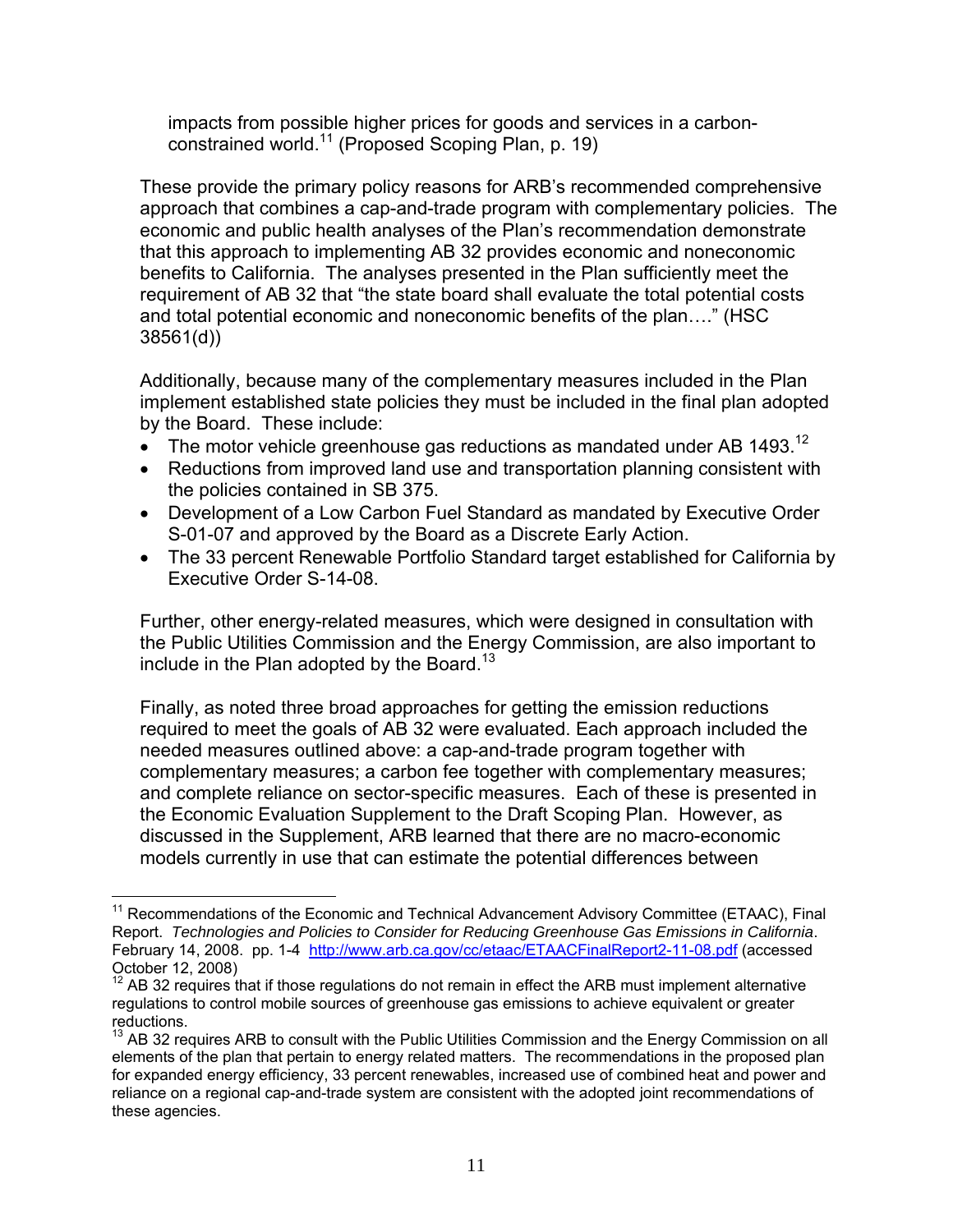impacts from possible higher prices for goods and services in a carbon-constrained world.[11] (Proposed Scoping Plan, p. 19)

These provide the primary policy reasons for ARB's recommended comprehensive approach that combines a cap-and-trade program with complementary policies. The economic and public health analyses of the Plan's recommendation demonstrate that this approach to implementing AB 32 provides economic and noneconomic benefits to California. The analyses presented in the Plan sufficiently meet the requirement of AB 32 that "the state board shall evaluate the total potential costs and total potential economic and noneconomic benefits of the plan…." (HSC 38561(d))

Additionally, because many of the complementary measures included in the Plan implement established state policies they must be included in the final plan adopted by the Board. These include:

- The motor vehicle greenhouse gas reductions as mandated under AB 1493.[12]
- Reductions from improved land use and transportation planning consistent with the policies contained in SB 375.
- Development of a Low Carbon Fuel Standard as mandated by Executive Order S-01-07 and approved by the Board as a Discrete Early Action.
- The 33 percent Renewable Portfolio Standard target established for California by Executive Order S-14-08.

Further, other energy-related measures, which were designed in consultation with the Public Utilities Commission and the Energy Commission, are also important to include in the Plan adopted by the Board.[13]

Finally, as noted three broad approaches for getting the emission reductions required to meet the goals of AB 32 were evaluated. Each approach included the needed measures outlined above: a cap-and-trade program together with complementary measures; a carbon fee together with complementary measures; and complete reliance on sector-specific measures. Each of these is presented in the Economic Evaluation Supplement to the Draft Scoping Plan. However, as discussed in the Supplement, ARB learned that there are no macro-economic models currently in use that can estimate the potential differences between

---

[11] Recommendations of the Economic and Technical Advancement Advisory Committee (ETAAC), Final Report. *Technologies and Policies to Consider for Reducing Greenhouse Gas Emissions in California*. February 14, 2008. pp. 1-4 http://www.arb.ca.gov/cc/etaac/ETAACFinalReport2-11-08.pdf (accessed October 12, 2008)

[12] AB 32 requires that if those regulations do not remain in effect the ARB must implement alternative regulations to control mobile sources of greenhouse gas emissions to achieve equivalent or greater reductions.

[13] AB 32 requires ARB to consult with the Public Utilities Commission and the Energy Commission on all elements of the plan that pertain to energy related matters. The recommendations in the proposed plan for expanded energy efficiency, 33 percent renewables, increased use of combined heat and power and reliance on a regional cap-and-trade system are consistent with the adopted joint recommendations of these agencies.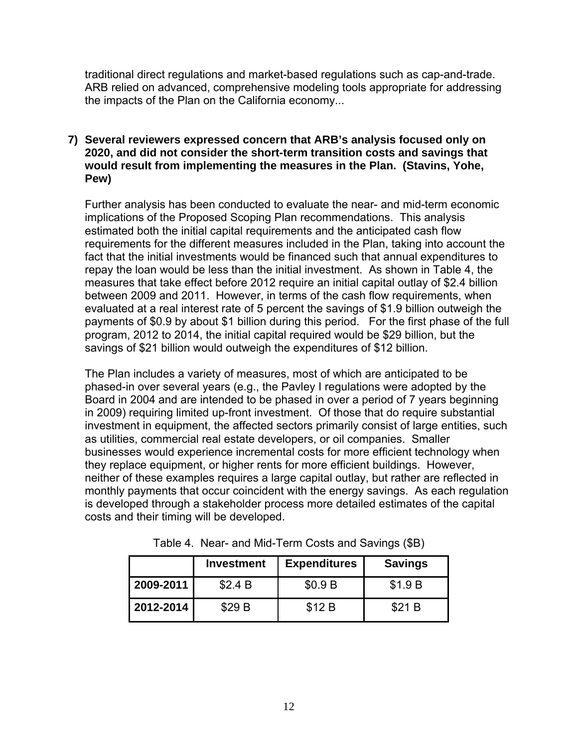traditional direct regulations and market-based regulations such as cap-and-trade. ARB relied on advanced, comprehensive modeling tools appropriate for addressing the impacts of the Plan on the California economy...

**7) Several reviewers expressed concern that ARB's analysis focused only on 2020, and did not consider the short-term transition costs and savings that would result from implementing the measures in the Plan. (Stavins, Yohe, Pew)**

Further analysis has been conducted to evaluate the near- and mid-term economic implications of the Proposed Scoping Plan recommendations. This analysis estimated both the initial capital requirements and the anticipated cash flow requirements for the different measures included in the Plan, taking into account the fact that the initial investments would be financed such that annual expenditures to repay the loan would be less than the initial investment. As shown in Table 4, the measures that take effect before 2012 require an initial capital outlay of $2.4 billion between 2009 and 2011. However, in terms of the cash flow requirements, when evaluated at a real interest rate of 5 percent the savings of $1.9 billion outweigh the payments of $0.9 by about $1 billion during this period. For the first phase of the full program, 2012 to 2014, the initial capital required would be $29 billion, but the savings of $21 billion would outweigh the expenditures of $12 billion.

The Plan includes a variety of measures, most of which are anticipated to be phased-in over several years (e.g., the Pavley I regulations were adopted by the Board in 2004 and are intended to be phased in over a period of 7 years beginning in 2009) requiring limited up-front investment. Of those that do require substantial investment in equipment, the affected sectors primarily consist of large entities, such as utilities, commercial real estate developers, or oil companies. Smaller businesses would experience incremental costs for more efficient technology when they replace equipment, or higher rents for more efficient buildings. However, neither of these examples requires a large capital outlay, but rather are reflected in monthly payments that occur coincident with the energy savings. As each regulation is developed through a stakeholder process more detailed estimates of the capital costs and their timing will be developed.

Table 4. Near- and Mid-Term Costs and Savings ($B)

| | Investment | Expenditures | Savings |
|---|---|---|---|
| **2009-2011** | $2.4 B | $0.9 B | $1.9 B |
| **2012-2014** | $29 B | $12 B | $21 B |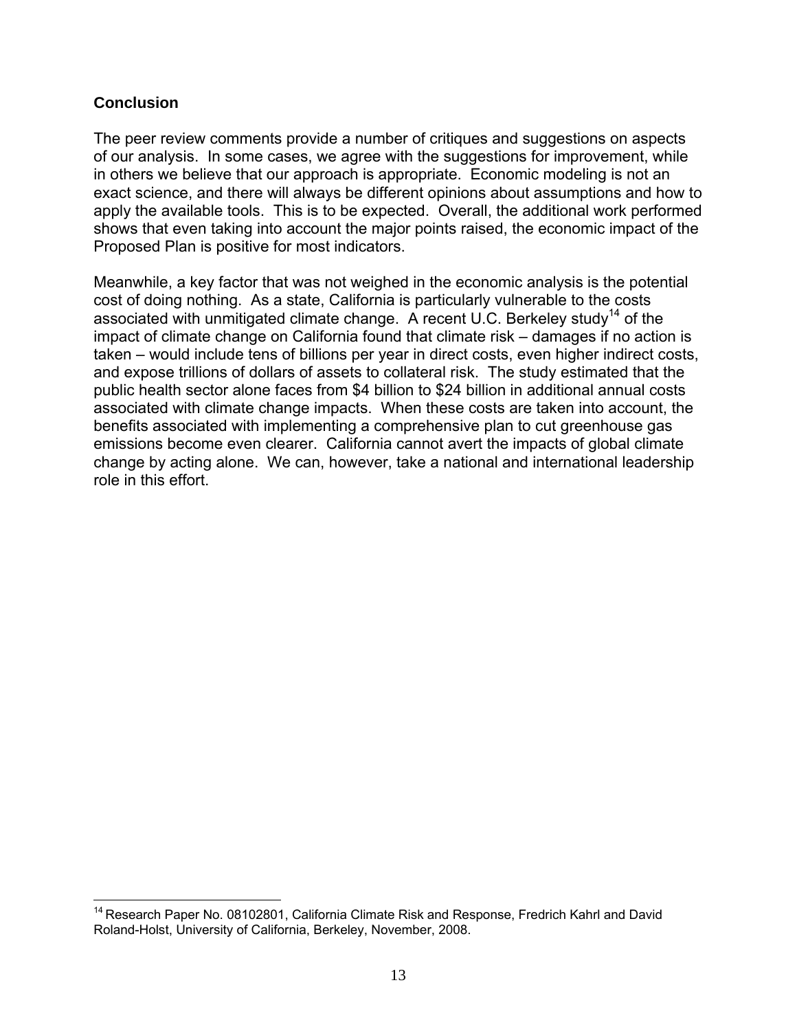## Conclusion

The peer review comments provide a number of critiques and suggestions on aspects of our analysis. In some cases, we agree with the suggestions for improvement, while in others we believe that our approach is appropriate. Economic modeling is not an exact science, and there will always be different opinions about assumptions and how to apply the available tools. This is to be expected. Overall, the additional work performed shows that even taking into account the major points raised, the economic impact of the Proposed Plan is positive for most indicators.

Meanwhile, a key factor that was not weighed in the economic analysis is the potential cost of doing nothing. As a state, California is particularly vulnerable to the costs associated with unmitigated climate change. A recent U.C. Berkeley study[14] of the impact of climate change on California found that climate risk – damages if no action is taken – would include tens of billions per year in direct costs, even higher indirect costs, and expose trillions of dollars of assets to collateral risk. The study estimated that the public health sector alone faces from $4 billion to $24 billion in additional annual costs associated with climate change impacts. When these costs are taken into account, the benefits associated with implementing a comprehensive plan to cut greenhouse gas emissions become even clearer. California cannot avert the impacts of global climate change by acting alone. We can, however, take a national and international leadership role in this effort.

[14] Research Paper No. 08102801, California Climate Risk and Response, Fredrich Kahrl and David Roland-Holst, University of California, Berkeley, November, 2008.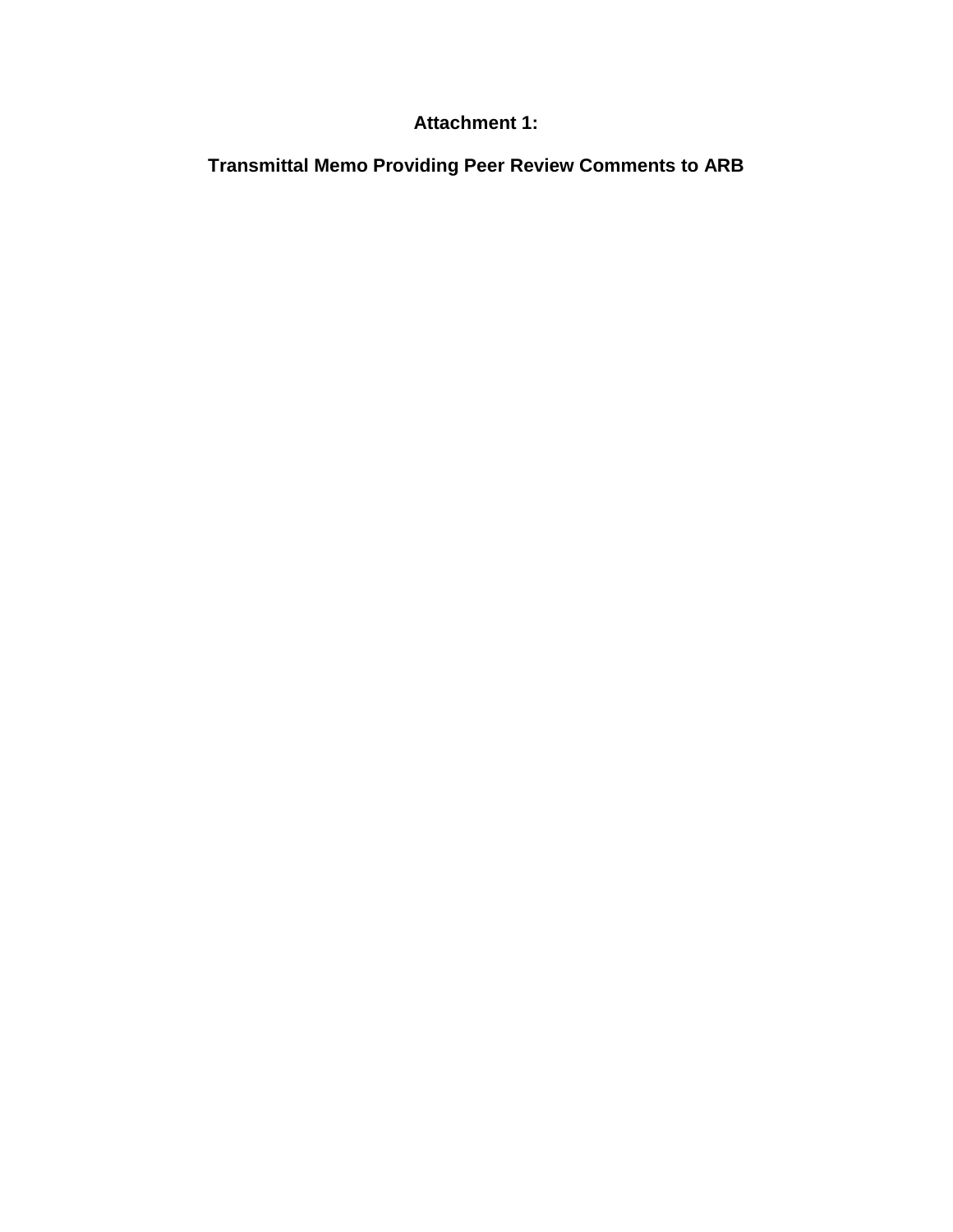# Attachment 1:

# Transmittal Memo Providing Peer Review Comments to ARB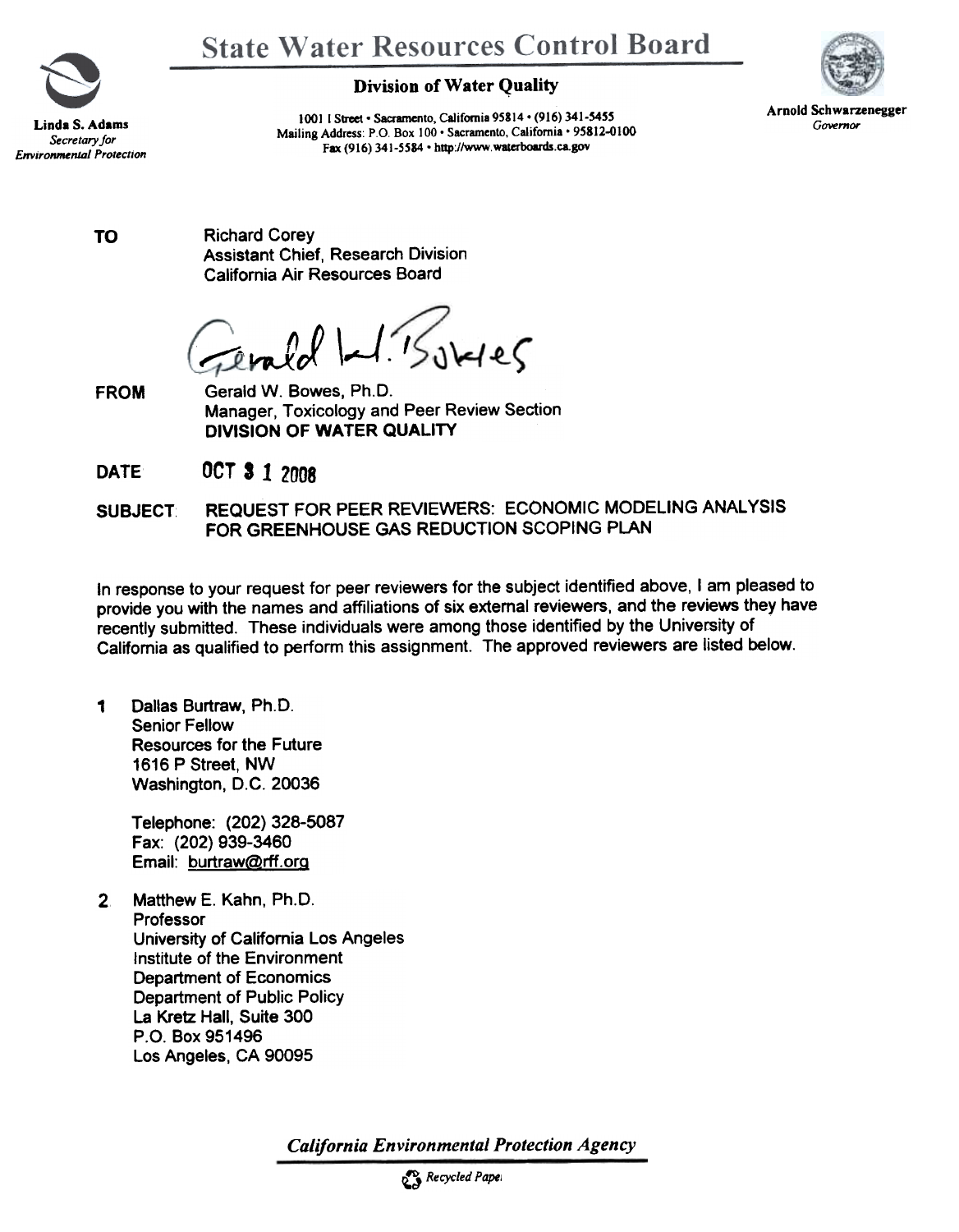# State Water Resources Control Board

**Division of Water Quality**

1001 I Street • Sacramento, California 95814 • (916) 341-5455
Mailing Address: P.O. Box 100 • Sacramento, California • 95812-0100
Fax (916) 341-5584 • http://www.waterboards.ca.gov

**Linda S. Adams**
*Secretary for Environmental Protection*

**Arnold Schwarzenegger**
*Governor*

**TO** Richard Corey
Assistant Chief, Research Division
California Air Resources Board

Gerald W. Bowes

**FROM** Gerald W. Bowes, Ph.D.
Manager, Toxicology and Peer Review Section
**DIVISION OF WATER QUALITY**

**DATE** OCT 3 1 2008

**SUBJECT** REQUEST FOR PEER REVIEWERS: ECONOMIC MODELING ANALYSIS FOR GREENHOUSE GAS REDUCTION SCOPING PLAN

In response to your request for peer reviewers for the subject identified above, I am pleased to provide you with the names and affiliations of six external reviewers, and the reviews they have recently submitted. These individuals were among those identified by the University of California as qualified to perform this assignment. The approved reviewers are listed below.

1 Dallas Burtraw, Ph.D.
Senior Fellow
Resources for the Future
1616 P Street, NW
Washington, D.C. 20036

Telephone: (202) 328-5087
Fax: (202) 939-3460
Email: burtraw@rff.org

2 Matthew E. Kahn, Ph.D.
Professor
University of California Los Angeles
Institute of the Environment
Department of Economics
Department of Public Policy
La Kretz Hall, Suite 300
P.O. Box 951496
Los Angeles, CA 90095

*California Environmental Protection Agency*

Recycled Paper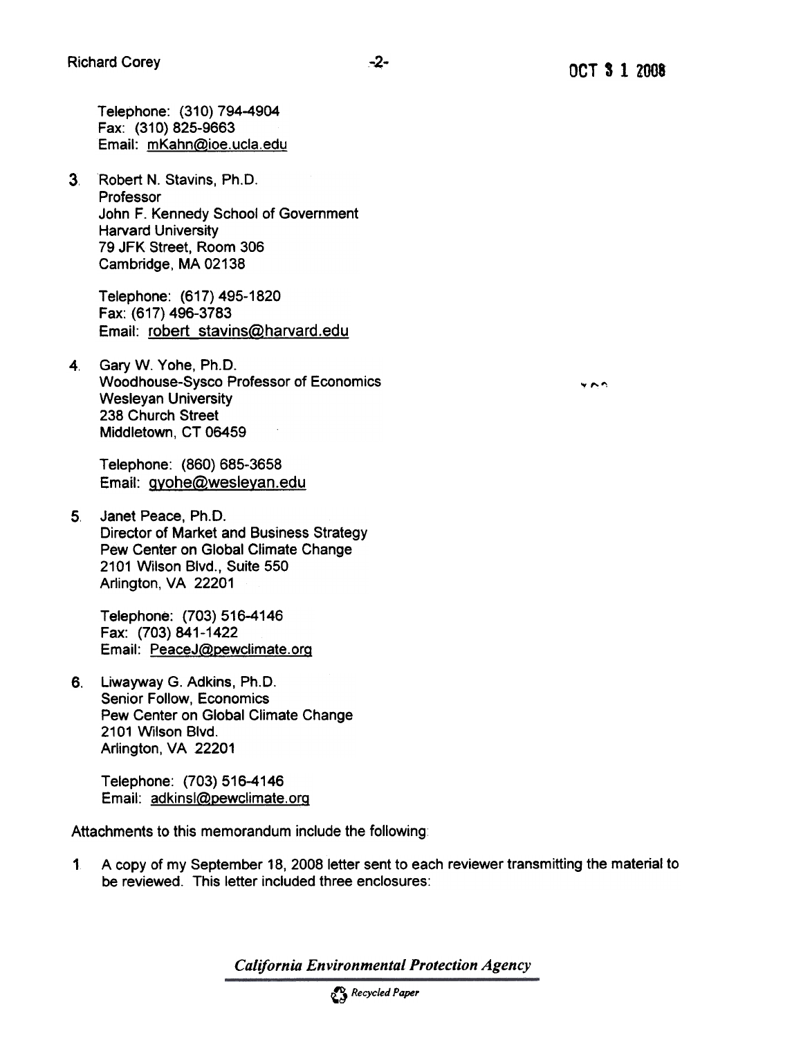Telephone: (310) 794-4904
Fax: (310) 825-9663
Email: mKahn@ioe.ucla.edu

3. Robert N. Stavins, Ph.D.
   Professor
   John F. Kennedy School of Government
   Harvard University
   79 JFK Street, Room 306
   Cambridge, MA 02138

   Telephone: (617) 495-1820
   Fax: (617) 496-3783
   Email: robert_stavins@harvard.edu

4. Gary W. Yohe, Ph.D.
   Woodhouse-Sysco Professor of Economics
   Wesleyan University
   238 Church Street
   Middletown, CT 06459

   Telephone: (860) 685-3658
   Email: gyohe@wesleyan.edu

5. Janet Peace, Ph.D.
   Director of Market and Business Strategy
   Pew Center on Global Climate Change
   2101 Wilson Blvd., Suite 550
   Arlington, VA 22201

   Telephone: (703) 516-4146
   Fax: (703) 841-1422
   Email: PeaceJ@pewclimate.org

6. Liwayway G. Adkins, Ph.D.
   Senior Follow, Economics
   Pew Center on Global Climate Change
   2101 Wilson Blvd.
   Arlington, VA 22201

   Telephone: (703) 516-4146
   Email: adkinsl@pewclimate.org

Attachments to this memorandum include the following:

1. A copy of my September 18, 2008 letter sent to each reviewer transmitting the material to be reviewed. This letter included three enclosures: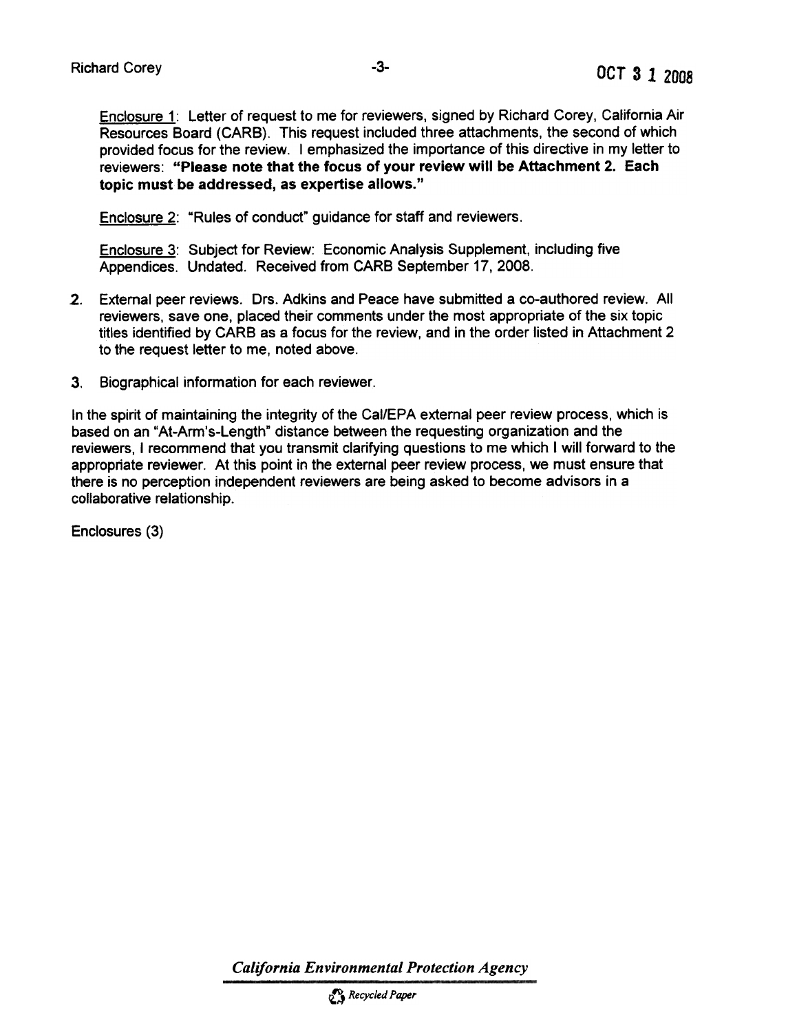Enclosure 1: Letter of request to me for reviewers, signed by Richard Corey, California Air Resources Board (CARB). This request included three attachments, the second of which provided focus for the review. I emphasized the importance of this directive in my letter to reviewers: **"Please note that the focus of your review will be Attachment 2. Each topic must be addressed, as expertise allows."**

Enclosure 2: "Rules of conduct" guidance for staff and reviewers.

Enclosure 3: Subject for Review: Economic Analysis Supplement, including five Appendices. Undated. Received from CARB September 17, 2008.

2. External peer reviews. Drs. Adkins and Peace have submitted a co-authored review. All reviewers, save one, placed their comments under the most appropriate of the six topic titles identified by CARB as a focus for the review, and in the order listed in Attachment 2 to the request letter to me, noted above.

3. Biographical information for each reviewer.

In the spirit of maintaining the integrity of the Cal/EPA external peer review process, which is based on an "At-Arm's-Length" distance between the requesting organization and the reviewers, I recommend that you transmit clarifying questions to me which I will forward to the appropriate reviewer. At this point in the external peer review process, we must ensure that there is no perception independent reviewers are being asked to become advisors in a collaborative relationship.

Enclosures (3)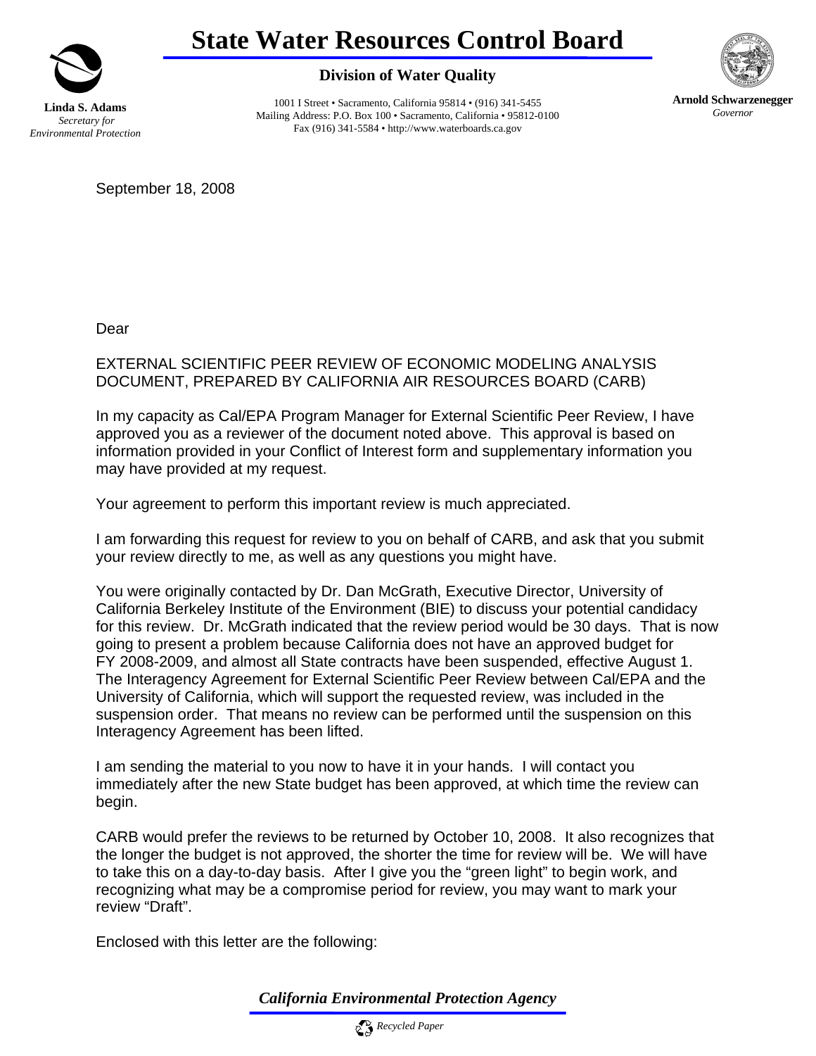# State Water Resources Control Board

**Division of Water Quality**

**Linda S. Adams**
*Secretary for Environmental Protection*

1001 I Street • Sacramento, California 95814 • (916) 341-5455
Mailing Address: P.O. Box 100 • Sacramento, California • 95812-0100
Fax (916) 341-5584 • http://www.waterboards.ca.gov

**Arnold Schwarzenegger**
*Governor*

September 18, 2008

Dear

EXTERNAL SCIENTIFIC PEER REVIEW OF ECONOMIC MODELING ANALYSIS DOCUMENT, PREPARED BY CALIFORNIA AIR RESOURCES BOARD (CARB)

In my capacity as Cal/EPA Program Manager for External Scientific Peer Review, I have approved you as a reviewer of the document noted above. This approval is based on information provided in your Conflict of Interest form and supplementary information you may have provided at my request.

Your agreement to perform this important review is much appreciated.

I am forwarding this request for review to you on behalf of CARB, and ask that you submit your review directly to me, as well as any questions you might have.

You were originally contacted by Dr. Dan McGrath, Executive Director, University of California Berkeley Institute of the Environment (BIE) to discuss your potential candidacy for this review. Dr. McGrath indicated that the review period would be 30 days. That is now going to present a problem because California does not have an approved budget for FY 2008-2009, and almost all State contracts have been suspended, effective August 1. The Interagency Agreement for External Scientific Peer Review between Cal/EPA and the University of California, which will support the requested review, was included in the suspension order. That means no review can be performed until the suspension on this Interagency Agreement has been lifted.

I am sending the material to you now to have it in your hands. I will contact you immediately after the new State budget has been approved, at which time the review can begin.

CARB would prefer the reviews to be returned by October 10, 2008. It also recognizes that the longer the budget is not approved, the shorter the time for review will be. We will have to take this on a day-to-day basis. After I give you the "green light" to begin work, and recognizing what may be a compromise period for review, you may want to mark your review "Draft".

Enclosed with this letter are the following:

*California Environmental Protection Agency*

*Recycled Paper*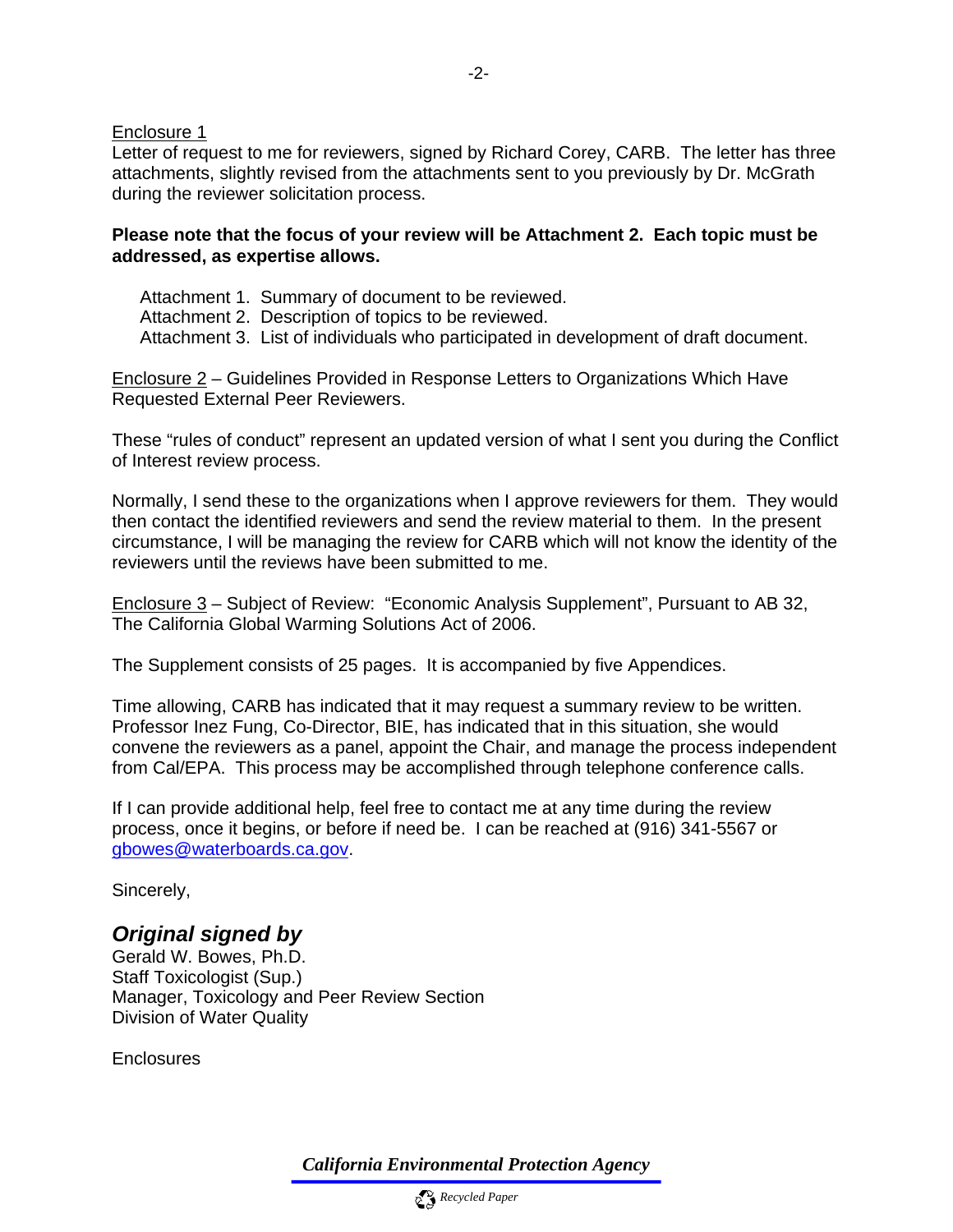Enclosure 1
Letter of request to me for reviewers, signed by Richard Corey, CARB. The letter has three attachments, slightly revised from the attachments sent to you previously by Dr. McGrath during the reviewer solicitation process.

**Please note that the focus of your review will be Attachment 2. Each topic must be addressed, as expertise allows.**

Attachment 1. Summary of document to be reviewed.
Attachment 2. Description of topics to be reviewed.
Attachment 3. List of individuals who participated in development of draft document.

Enclosure 2 – Guidelines Provided in Response Letters to Organizations Which Have Requested External Peer Reviewers.

These "rules of conduct" represent an updated version of what I sent you during the Conflict of Interest review process.

Normally, I send these to the organizations when I approve reviewers for them. They would then contact the identified reviewers and send the review material to them. In the present circumstance, I will be managing the review for CARB which will not know the identity of the reviewers until the reviews have been submitted to me.

Enclosure 3 – Subject of Review: "Economic Analysis Supplement", Pursuant to AB 32, The California Global Warming Solutions Act of 2006.

The Supplement consists of 25 pages. It is accompanied by five Appendices.

Time allowing, CARB has indicated that it may request a summary review to be written. Professor Inez Fung, Co-Director, BIE, has indicated that in this situation, she would convene the reviewers as a panel, appoint the Chair, and manage the process independent from Cal/EPA. This process may be accomplished through telephone conference calls.

If I can provide additional help, feel free to contact me at any time during the review process, once it begins, or before if need be. I can be reached at (916) 341-5567 or gbowes@waterboards.ca.gov.

Sincerely,

***Original signed by***
Gerald W. Bowes, Ph.D.
Staff Toxicologist (Sup.)
Manager, Toxicology and Peer Review Section
Division of Water Quality

Enclosures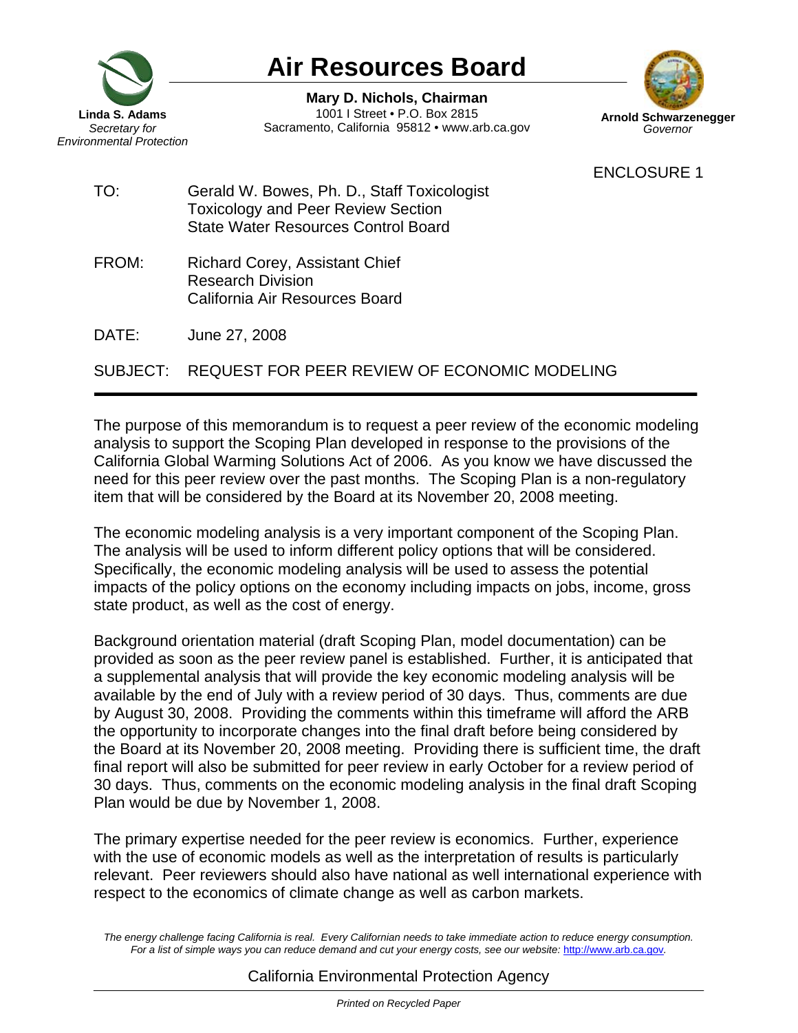**Linda S. Adams**
*Secretary for Environmental Protection*

# Air Resources Board

**Mary D. Nichols, Chairman**
1001 I Street • P.O. Box 2815
Sacramento, California 95812 • www.arb.ca.gov

**Arnold Schwarzenegger**
*Governor*

ENCLOSURE 1

TO: Gerald W. Bowes, Ph. D., Staff Toxicologist
Toxicology and Peer Review Section
State Water Resources Control Board

FROM: Richard Corey, Assistant Chief
Research Division
California Air Resources Board

DATE: June 27, 2008

SUBJECT: REQUEST FOR PEER REVIEW OF ECONOMIC MODELING

---

The purpose of this memorandum is to request a peer review of the economic modeling analysis to support the Scoping Plan developed in response to the provisions of the California Global Warming Solutions Act of 2006. As you know we have discussed the need for this peer review over the past months. The Scoping Plan is a non-regulatory item that will be considered by the Board at its November 20, 2008 meeting.

The economic modeling analysis is a very important component of the Scoping Plan. The analysis will be used to inform different policy options that will be considered. Specifically, the economic modeling analysis will be used to assess the potential impacts of the policy options on the economy including impacts on jobs, income, gross state product, as well as the cost of energy.

Background orientation material (draft Scoping Plan, model documentation) can be provided as soon as the peer review panel is established. Further, it is anticipated that a supplemental analysis that will provide the key economic modeling analysis will be available by the end of July with a review period of 30 days. Thus, comments are due by August 30, 2008. Providing the comments within this timeframe will afford the ARB the opportunity to incorporate changes into the final draft before being considered by the Board at its November 20, 2008 meeting. Providing there is sufficient time, the draft final report will also be submitted for peer review in early October for a review period of 30 days. Thus, comments on the economic modeling analysis in the final draft Scoping Plan would be due by November 1, 2008.

The primary expertise needed for the peer review is economics. Further, experience with the use of economic models as well as the interpretation of results is particularly relevant. Peer reviewers should also have national as well international experience with respect to the economics of climate change as well as carbon markets.

*The energy challenge facing California is real. Every Californian needs to take immediate action to reduce energy consumption. For a list of simple ways you can reduce demand and cut your energy costs, see our website: http://www.arb.ca.gov.*

California Environmental Protection Agency

*Printed on Recycled Paper*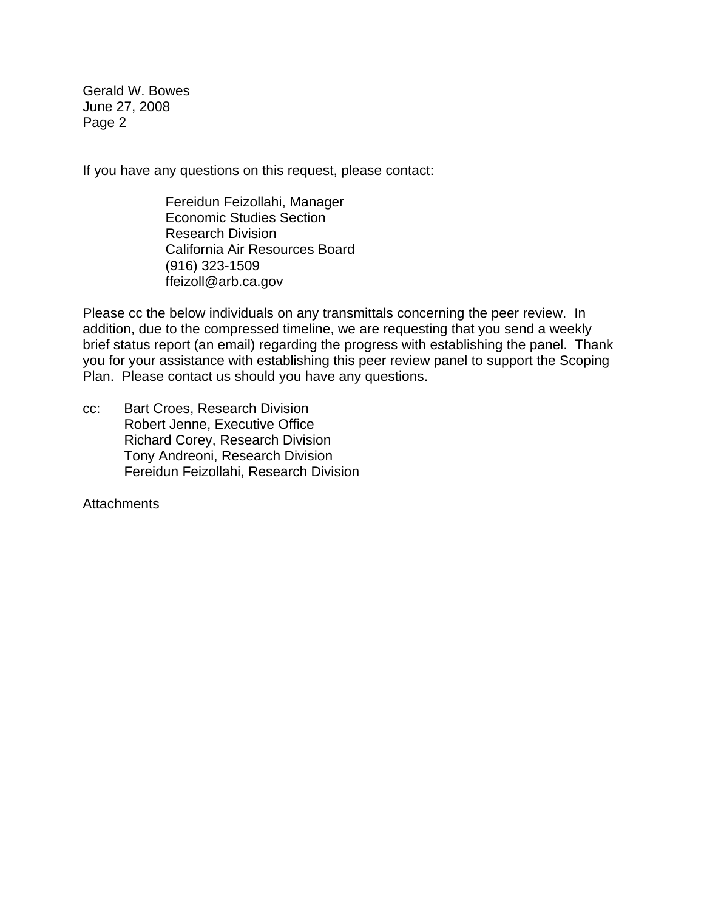If you have any questions on this request, please contact:

Fereidun Feizollahi, Manager  
Economic Studies Section  
Research Division  
California Air Resources Board  
(916) 323-1509  
ffeizoll@arb.ca.gov

Please cc the below individuals on any transmittals concerning the peer review. In addition, due to the compressed timeline, we are requesting that you send a weekly brief status report (an email) regarding the progress with establishing the panel. Thank you for your assistance with establishing this peer review panel to support the Scoping Plan. Please contact us should you have any questions.

cc: Bart Croes, Research Division  
Robert Jenne, Executive Office  
Richard Corey, Research Division  
Tony Andreoni, Research Division  
Fereidun Feizollahi, Research Division

Attachments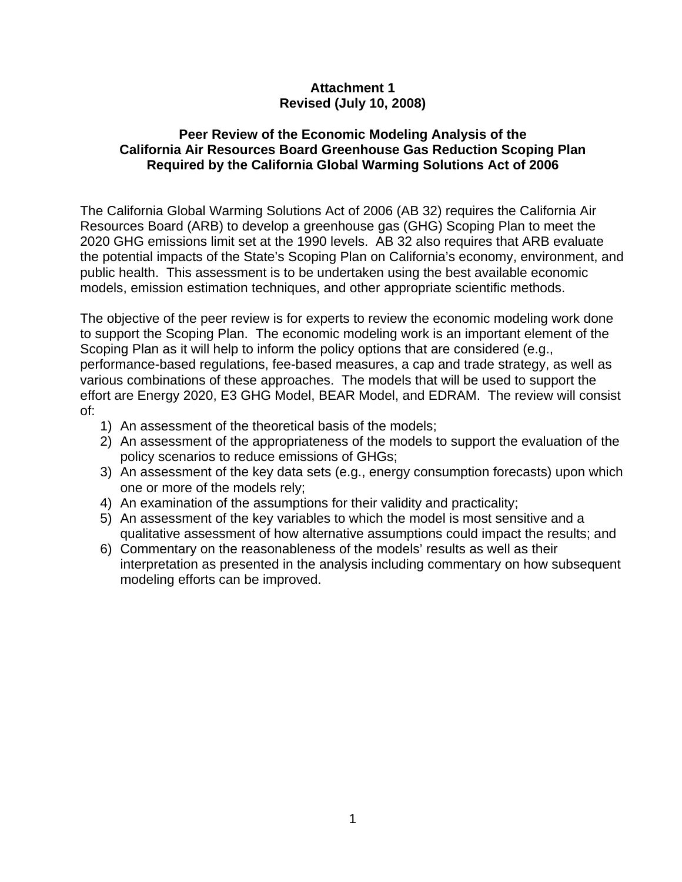**Attachment 1**
**Revised (July 10, 2008)**

**Peer Review of the Economic Modeling Analysis of the California Air Resources Board Greenhouse Gas Reduction Scoping Plan Required by the California Global Warming Solutions Act of 2006**

The California Global Warming Solutions Act of 2006 (AB 32) requires the California Air Resources Board (ARB) to develop a greenhouse gas (GHG) Scoping Plan to meet the 2020 GHG emissions limit set at the 1990 levels. AB 32 also requires that ARB evaluate the potential impacts of the State's Scoping Plan on California's economy, environment, and public health. This assessment is to be undertaken using the best available economic models, emission estimation techniques, and other appropriate scientific methods.

The objective of the peer review is for experts to review the economic modeling work done to support the Scoping Plan. The economic modeling work is an important element of the Scoping Plan as it will help to inform the policy options that are considered (e.g., performance-based regulations, fee-based measures, a cap and trade strategy, as well as various combinations of these approaches. The models that will be used to support the effort are Energy 2020, E3 GHG Model, BEAR Model, and EDRAM. The review will consist of:

1) An assessment of the theoretical basis of the models;
2) An assessment of the appropriateness of the models to support the evaluation of the policy scenarios to reduce emissions of GHGs;
3) An assessment of the key data sets (e.g., energy consumption forecasts) upon which one or more of the models rely;
4) An examination of the assumptions for their validity and practicality;
5) An assessment of the key variables to which the model is most sensitive and a qualitative assessment of how alternative assumptions could impact the results; and
6) Commentary on the reasonableness of the models' results as well as their interpretation as presented in the analysis including commentary on how subsequent modeling efforts can be improved.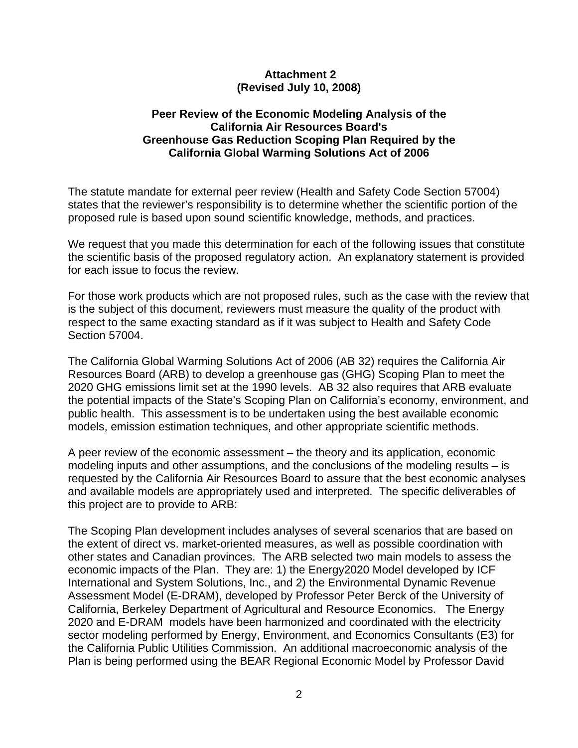**Attachment 2**
**(Revised July 10, 2008)**

**Peer Review of the Economic Modeling Analysis of the California Air Resources Board's Greenhouse Gas Reduction Scoping Plan Required by the California Global Warming Solutions Act of 2006**

The statute mandate for external peer review (Health and Safety Code Section 57004) states that the reviewer's responsibility is to determine whether the scientific portion of the proposed rule is based upon sound scientific knowledge, methods, and practices.

We request that you made this determination for each of the following issues that constitute the scientific basis of the proposed regulatory action. An explanatory statement is provided for each issue to focus the review.

For those work products which are not proposed rules, such as the case with the review that is the subject of this document, reviewers must measure the quality of the product with respect to the same exacting standard as if it was subject to Health and Safety Code Section 57004.

The California Global Warming Solutions Act of 2006 (AB 32) requires the California Air Resources Board (ARB) to develop a greenhouse gas (GHG) Scoping Plan to meet the 2020 GHG emissions limit set at the 1990 levels. AB 32 also requires that ARB evaluate the potential impacts of the State's Scoping Plan on California's economy, environment, and public health. This assessment is to be undertaken using the best available economic models, emission estimation techniques, and other appropriate scientific methods.

A peer review of the economic assessment – the theory and its application, economic modeling inputs and other assumptions, and the conclusions of the modeling results – is requested by the California Air Resources Board to assure that the best economic analyses and available models are appropriately used and interpreted. The specific deliverables of this project are to provide to ARB:

The Scoping Plan development includes analyses of several scenarios that are based on the extent of direct vs. market-oriented measures, as well as possible coordination with other states and Canadian provinces. The ARB selected two main models to assess the economic impacts of the Plan. They are: 1) the Energy2020 Model developed by ICF International and System Solutions, Inc., and 2) the Environmental Dynamic Revenue Assessment Model (E-DRAM), developed by Professor Peter Berck of the University of California, Berkeley Department of Agricultural and Resource Economics. The Energy 2020 and E-DRAM models have been harmonized and coordinated with the electricity sector modeling performed by Energy, Environment, and Economics Consultants (E3) for the California Public Utilities Commission. An additional macroeconomic analysis of the Plan is being performed using the BEAR Regional Economic Model by Professor David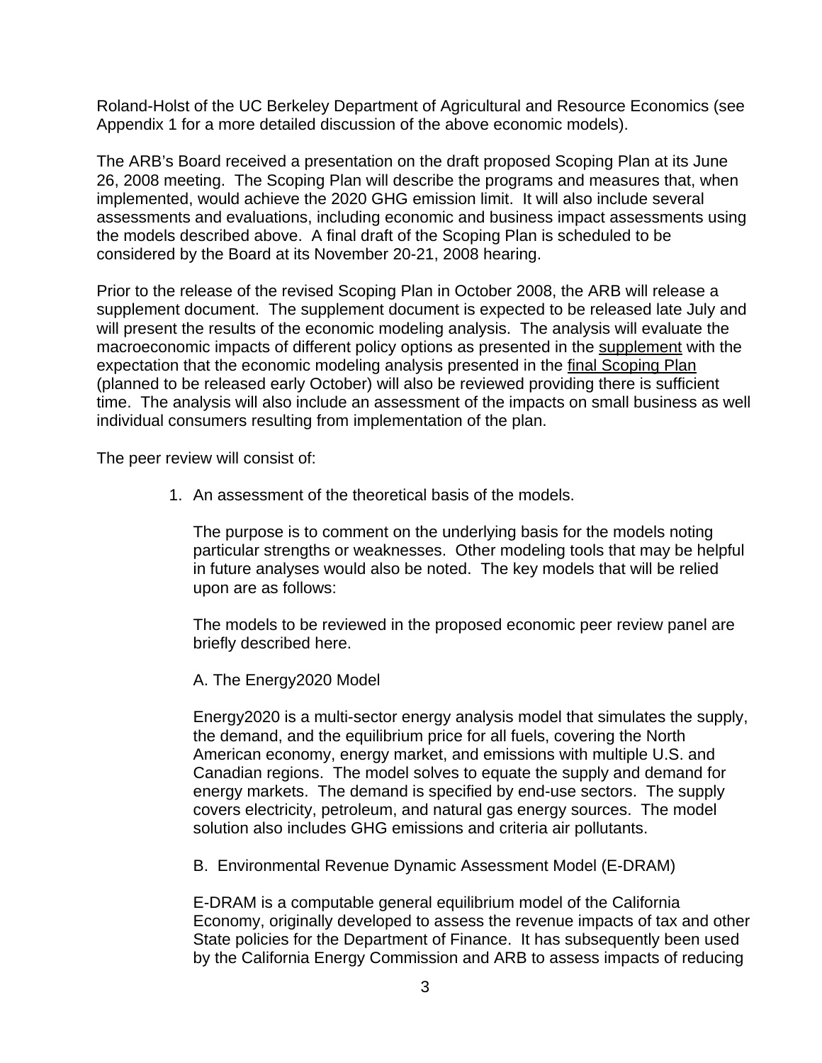Roland-Holst of the UC Berkeley Department of Agricultural and Resource Economics (see Appendix 1 for a more detailed discussion of the above economic models).

The ARB's Board received a presentation on the draft proposed Scoping Plan at its June 26, 2008 meeting. The Scoping Plan will describe the programs and measures that, when implemented, would achieve the 2020 GHG emission limit. It will also include several assessments and evaluations, including economic and business impact assessments using the models described above. A final draft of the Scoping Plan is scheduled to be considered by the Board at its November 20-21, 2008 hearing.

Prior to the release of the revised Scoping Plan in October 2008, the ARB will release a supplement document. The supplement document is expected to be released late July and will present the results of the economic modeling analysis. The analysis will evaluate the macroeconomic impacts of different policy options as presented in the <u>supplement</u> with the expectation that the economic modeling analysis presented in the <u>final Scoping Plan</u> (planned to be released early October) will also be reviewed providing there is sufficient time. The analysis will also include an assessment of the impacts on small business as well individual consumers resulting from implementation of the plan.

The peer review will consist of:

1. An assessment of the theoretical basis of the models.

   The purpose is to comment on the underlying basis for the models noting particular strengths or weaknesses. Other modeling tools that may be helpful in future analyses would also be noted. The key models that will be relied upon are as follows:

   The models to be reviewed in the proposed economic peer review panel are briefly described here.

   A. The Energy2020 Model

   Energy2020 is a multi-sector energy analysis model that simulates the supply, the demand, and the equilibrium price for all fuels, covering the North American economy, energy market, and emissions with multiple U.S. and Canadian regions. The model solves to equate the supply and demand for energy markets. The demand is specified by end-use sectors. The supply covers electricity, petroleum, and natural gas energy sources. The model solution also includes GHG emissions and criteria air pollutants.

   B. Environmental Revenue Dynamic Assessment Model (E-DRAM)

   E-DRAM is a computable general equilibrium model of the California Economy, originally developed to assess the revenue impacts of tax and other State policies for the Department of Finance. It has subsequently been used by the California Energy Commission and ARB to assess impacts of reducing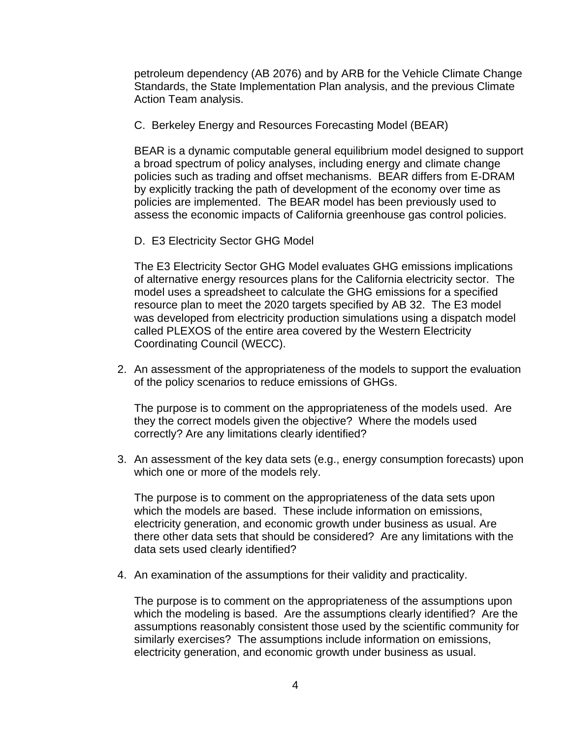petroleum dependency (AB 2076) and by ARB for the Vehicle Climate Change Standards, the State Implementation Plan analysis, and the previous Climate Action Team analysis.

C. Berkeley Energy and Resources Forecasting Model (BEAR)

BEAR is a dynamic computable general equilibrium model designed to support a broad spectrum of policy analyses, including energy and climate change policies such as trading and offset mechanisms. BEAR differs from E-DRAM by explicitly tracking the path of development of the economy over time as policies are implemented. The BEAR model has been previously used to assess the economic impacts of California greenhouse gas control policies.

D. E3 Electricity Sector GHG Model

The E3 Electricity Sector GHG Model evaluates GHG emissions implications of alternative energy resources plans for the California electricity sector. The model uses a spreadsheet to calculate the GHG emissions for a specified resource plan to meet the 2020 targets specified by AB 32. The E3 model was developed from electricity production simulations using a dispatch model called PLEXOS of the entire area covered by the Western Electricity Coordinating Council (WECC).

2. An assessment of the appropriateness of the models to support the evaluation of the policy scenarios to reduce emissions of GHGs.

   The purpose is to comment on the appropriateness of the models used. Are they the correct models given the objective? Where the models used correctly? Are any limitations clearly identified?

3. An assessment of the key data sets (e.g., energy consumption forecasts) upon which one or more of the models rely.

   The purpose is to comment on the appropriateness of the data sets upon which the models are based. These include information on emissions, electricity generation, and economic growth under business as usual. Are there other data sets that should be considered? Are any limitations with the data sets used clearly identified?

4. An examination of the assumptions for their validity and practicality.

   The purpose is to comment on the appropriateness of the assumptions upon which the modeling is based. Are the assumptions clearly identified? Are the assumptions reasonably consistent those used by the scientific community for similarly exercises? The assumptions include information on emissions, electricity generation, and economic growth under business as usual.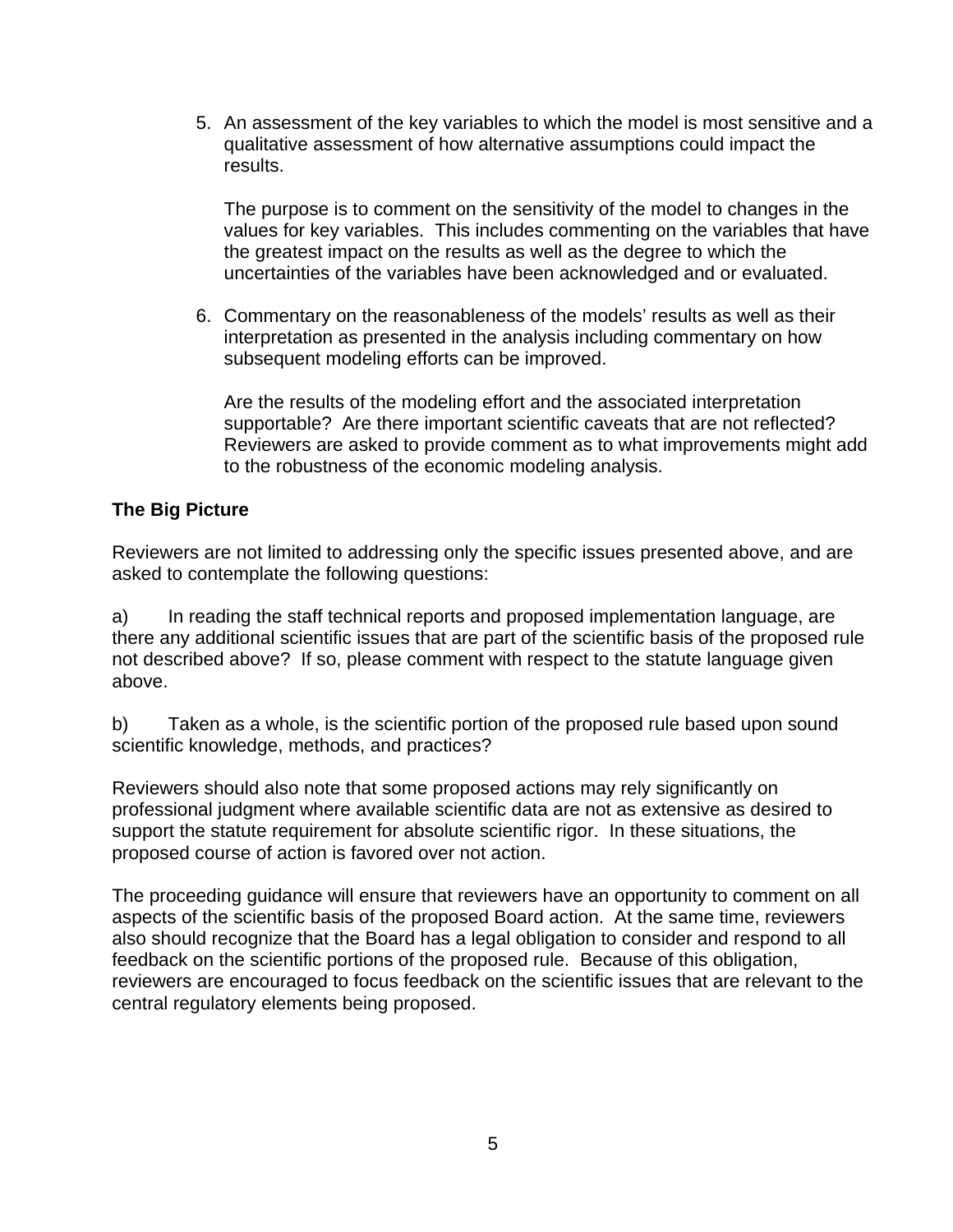5. An assessment of the key variables to which the model is most sensitive and a qualitative assessment of how alternative assumptions could impact the results.

   The purpose is to comment on the sensitivity of the model to changes in the values for key variables. This includes commenting on the variables that have the greatest impact on the results as well as the degree to which the uncertainties of the variables have been acknowledged and or evaluated.

6. Commentary on the reasonableness of the models' results as well as their interpretation as presented in the analysis including commentary on how subsequent modeling efforts can be improved.

   Are the results of the modeling effort and the associated interpretation supportable? Are there important scientific caveats that are not reflected? Reviewers are asked to provide comment as to what improvements might add to the robustness of the economic modeling analysis.

**The Big Picture**

Reviewers are not limited to addressing only the specific issues presented above, and are asked to contemplate the following questions:

a) In reading the staff technical reports and proposed implementation language, are there any additional scientific issues that are part of the scientific basis of the proposed rule not described above? If so, please comment with respect to the statute language given above.

b) Taken as a whole, is the scientific portion of the proposed rule based upon sound scientific knowledge, methods, and practices?

Reviewers should also note that some proposed actions may rely significantly on professional judgment where available scientific data are not as extensive as desired to support the statute requirement for absolute scientific rigor. In these situations, the proposed course of action is favored over not action.

The proceeding guidance will ensure that reviewers have an opportunity to comment on all aspects of the scientific basis of the proposed Board action. At the same time, reviewers also should recognize that the Board has a legal obligation to consider and respond to all feedback on the scientific portions of the proposed rule. Because of this obligation, reviewers are encouraged to focus feedback on the scientific issues that are relevant to the central regulatory elements being proposed.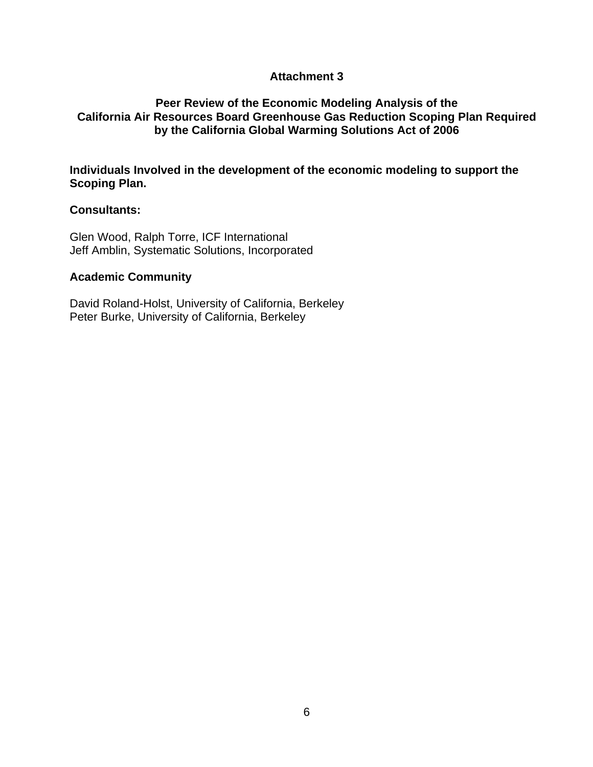# Attachment 3

## Peer Review of the Economic Modeling Analysis of the California Air Resources Board Greenhouse Gas Reduction Scoping Plan Required by the California Global Warming Solutions Act of 2006

**Individuals Involved in the development of the economic modeling to support the Scoping Plan.**

**Consultants:**

Glen Wood, Ralph Torre, ICF International
Jeff Amblin, Systematic Solutions, Incorporated

**Academic Community**

David Roland-Holst, University of California, Berkeley
Peter Burke, University of California, Berkeley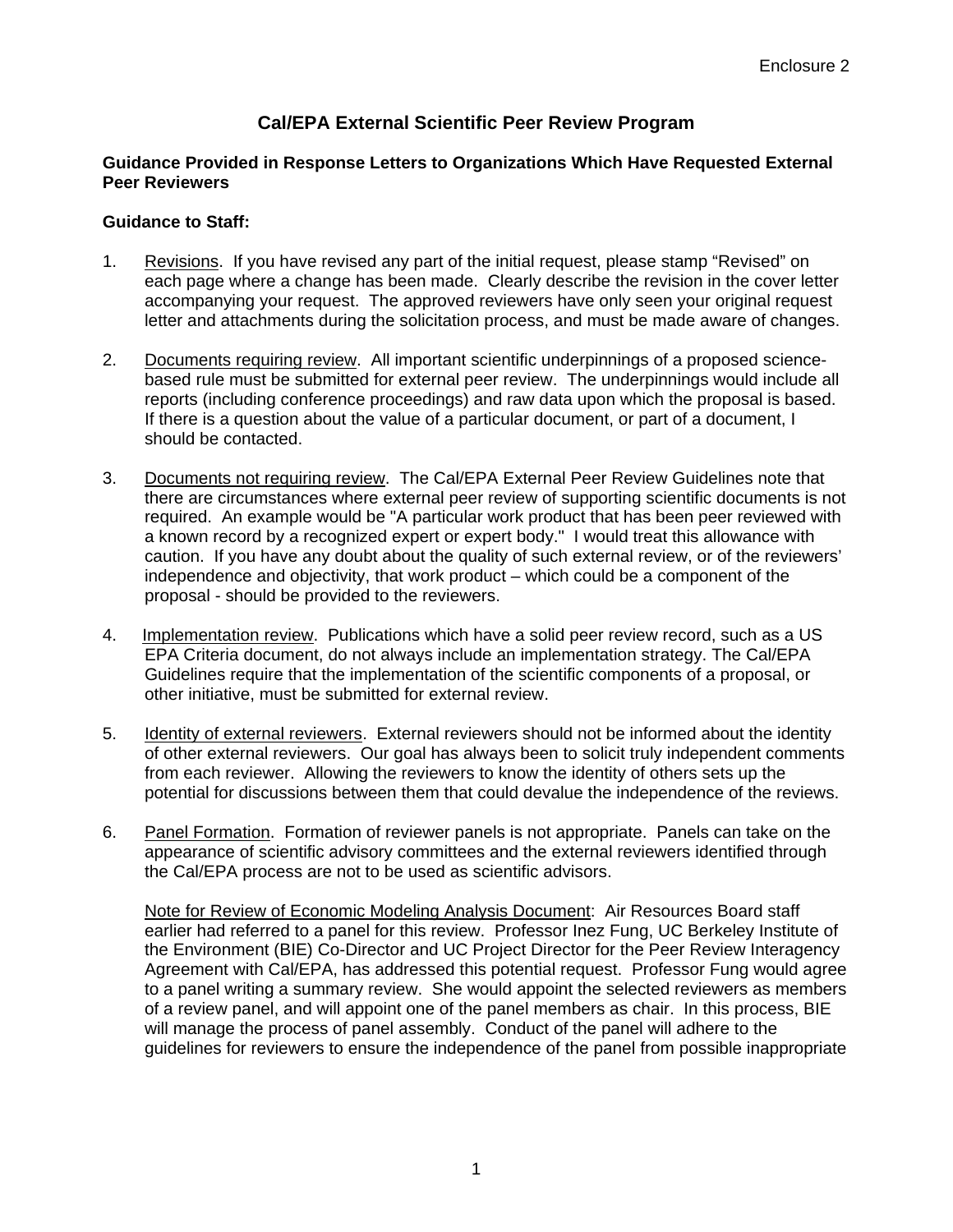Enclosure 2

# Cal/EPA External Scientific Peer Review Program

**Guidance Provided in Response Letters to Organizations Which Have Requested External Peer Reviewers**

**Guidance to Staff:**

1. Revisions. If you have revised any part of the initial request, please stamp "Revised" on each page where a change has been made. Clearly describe the revision in the cover letter accompanying your request. The approved reviewers have only seen your original request letter and attachments during the solicitation process, and must be made aware of changes.

2. Documents requiring review. All important scientific underpinnings of a proposed science-based rule must be submitted for external peer review. The underpinnings would include all reports (including conference proceedings) and raw data upon which the proposal is based. If there is a question about the value of a particular document, or part of a document, I should be contacted.

3. Documents not requiring review. The Cal/EPA External Peer Review Guidelines note that there are circumstances where external peer review of supporting scientific documents is not required. An example would be "A particular work product that has been peer reviewed with a known record by a recognized expert or expert body." I would treat this allowance with caution. If you have any doubt about the quality of such external review, or of the reviewers' independence and objectivity, that work product – which could be a component of the proposal - should be provided to the reviewers.

4. Implementation review. Publications which have a solid peer review record, such as a US EPA Criteria document, do not always include an implementation strategy. The Cal/EPA Guidelines require that the implementation of the scientific components of a proposal, or other initiative, must be submitted for external review.

5. Identity of external reviewers. External reviewers should not be informed about the identity of other external reviewers. Our goal has always been to solicit truly independent comments from each reviewer. Allowing the reviewers to know the identity of others sets up the potential for discussions between them that could devalue the independence of the reviews.

6. Panel Formation. Formation of reviewer panels is not appropriate. Panels can take on the appearance of scientific advisory committees and the external reviewers identified through the Cal/EPA process are not to be used as scientific advisors.

   Note for Review of Economic Modeling Analysis Document: Air Resources Board staff earlier had referred to a panel for this review. Professor Inez Fung, UC Berkeley Institute of the Environment (BIE) Co-Director and UC Project Director for the Peer Review Interagency Agreement with Cal/EPA, has addressed this potential request. Professor Fung would agree to a panel writing a summary review. She would appoint the selected reviewers as members of a review panel, and will appoint one of the panel members as chair. In this process, BIE will manage the process of panel assembly. Conduct of the panel will adhere to the guidelines for reviewers to ensure the independence of the panel from possible inappropriate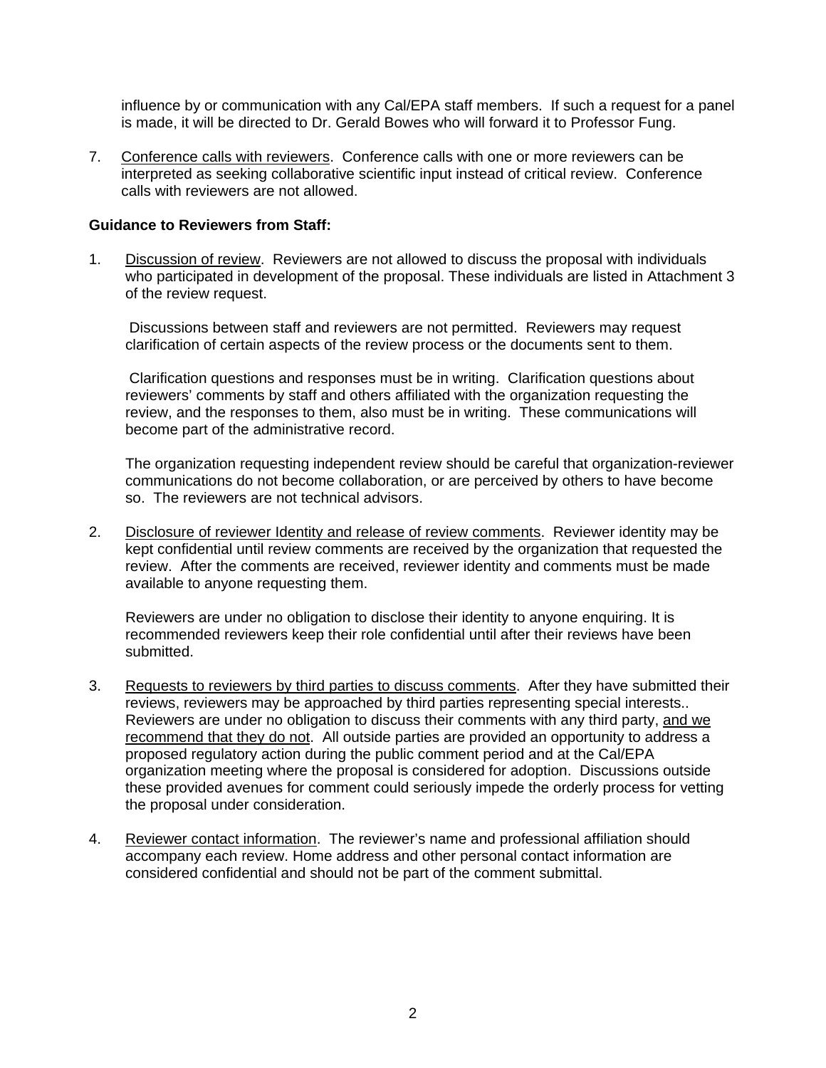influence by or communication with any Cal/EPA staff members. If such a request for a panel is made, it will be directed to Dr. Gerald Bowes who will forward it to Professor Fung.

7. Conference calls with reviewers. Conference calls with one or more reviewers can be interpreted as seeking collaborative scientific input instead of critical review. Conference calls with reviewers are not allowed.

**Guidance to Reviewers from Staff:**

1. Discussion of review. Reviewers are not allowed to discuss the proposal with individuals who participated in development of the proposal. These individuals are listed in Attachment 3 of the review request.

   Discussions between staff and reviewers are not permitted. Reviewers may request clarification of certain aspects of the review process or the documents sent to them.

   Clarification questions and responses must be in writing. Clarification questions about reviewers' comments by staff and others affiliated with the organization requesting the review, and the responses to them, also must be in writing. These communications will become part of the administrative record.

   The organization requesting independent review should be careful that organization-reviewer communications do not become collaboration, or are perceived by others to have become so. The reviewers are not technical advisors.

2. Disclosure of reviewer Identity and release of review comments. Reviewer identity may be kept confidential until review comments are received by the organization that requested the review. After the comments are received, reviewer identity and comments must be made available to anyone requesting them.

   Reviewers are under no obligation to disclose their identity to anyone enquiring. It is recommended reviewers keep their role confidential until after their reviews have been submitted.

3. Requests to reviewers by third parties to discuss comments. After they have submitted their reviews, reviewers may be approached by third parties representing special interests.. Reviewers are under no obligation to discuss their comments with any third party, and we recommend that they do not. All outside parties are provided an opportunity to address a proposed regulatory action during the public comment period and at the Cal/EPA organization meeting where the proposal is considered for adoption. Discussions outside these provided avenues for comment could seriously impede the orderly process for vetting the proposal under consideration.

4. Reviewer contact information. The reviewer's name and professional affiliation should accompany each review. Home address and other personal contact information are considered confidential and should not be part of the comment submittal.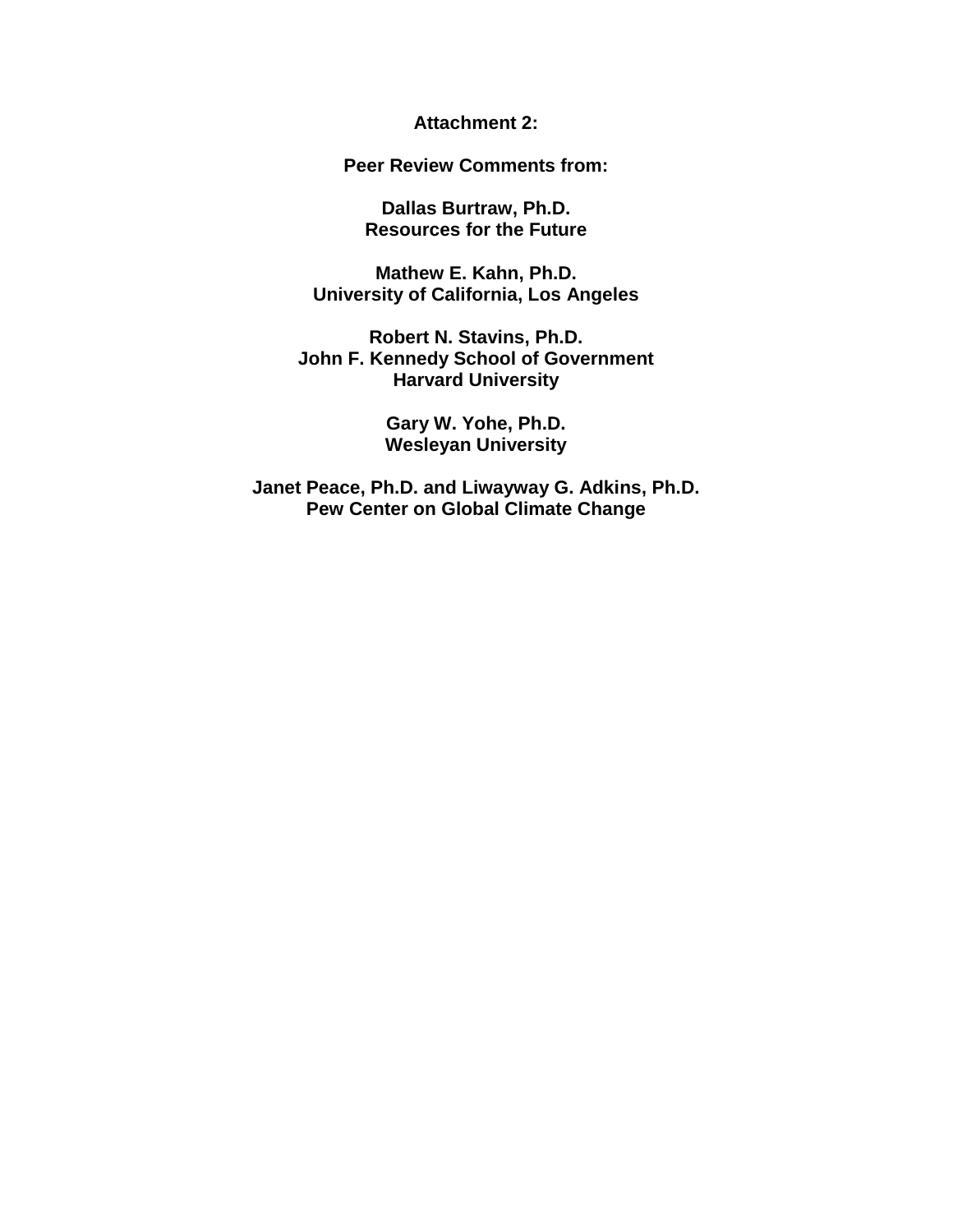**Attachment 2:**

**Peer Review Comments from:**

**Dallas Burtraw, Ph.D.**
**Resources for the Future**

**Mathew E. Kahn, Ph.D.**
**University of California, Los Angeles**

**Robert N. Stavins, Ph.D.**
**John F. Kennedy School of Government**
**Harvard University**

**Gary W. Yohe, Ph.D.**
**Wesleyan University**

**Janet Peace, Ph.D. and Liwayway G. Adkins, Ph.D.**
**Pew Center on Global Climate Change**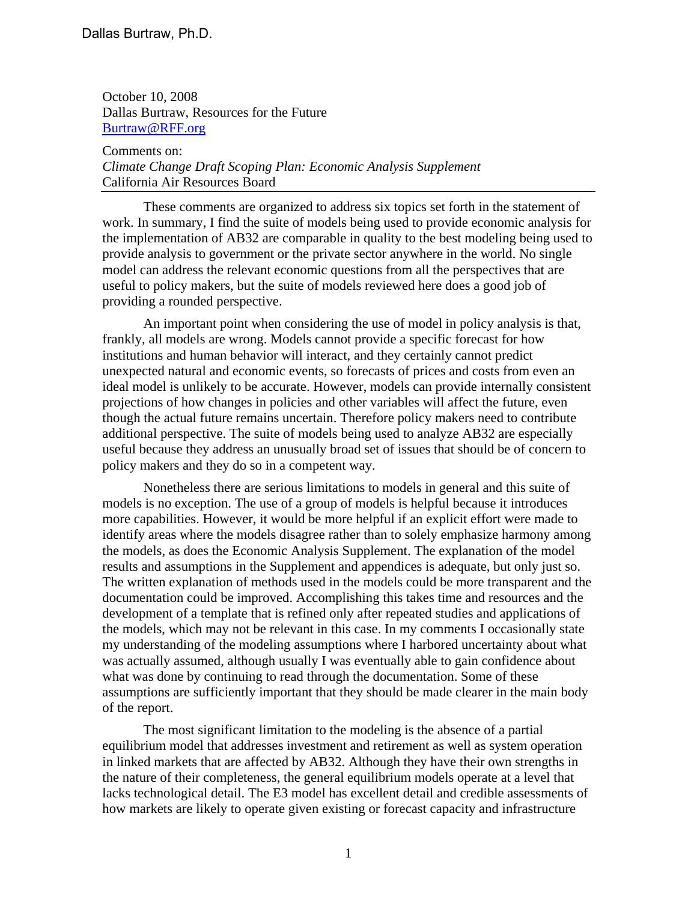Dallas Burtraw, Ph.D.

October 10, 2008
Dallas Burtraw, Resources for the Future
Burtraw@RFF.org

Comments on:
*Climate Change Draft Scoping Plan: Economic Analysis Supplement*
California Air Resources Board

---

These comments are organized to address six topics set forth in the statement of work. In summary, I find the suite of models being used to provide economic analysis for the implementation of AB32 are comparable in quality to the best modeling being used to provide analysis to government or the private sector anywhere in the world. No single model can address the relevant economic questions from all the perspectives that are useful to policy makers, but the suite of models reviewed here does a good job of providing a rounded perspective.

An important point when considering the use of model in policy analysis is that, frankly, all models are wrong. Models cannot provide a specific forecast for how institutions and human behavior will interact, and they certainly cannot predict unexpected natural and economic events, so forecasts of prices and costs from even an ideal model is unlikely to be accurate. However, models can provide internally consistent projections of how changes in policies and other variables will affect the future, even though the actual future remains uncertain. Therefore policy makers need to contribute additional perspective. The suite of models being used to analyze AB32 are especially useful because they address an unusually broad set of issues that should be of concern to policy makers and they do so in a competent way.

Nonetheless there are serious limitations to models in general and this suite of models is no exception. The use of a group of models is helpful because it introduces more capabilities. However, it would be more helpful if an explicit effort were made to identify areas where the models disagree rather than to solely emphasize harmony among the models, as does the Economic Analysis Supplement. The explanation of the model results and assumptions in the Supplement and appendices is adequate, but only just so. The written explanation of methods used in the models could be more transparent and the documentation could be improved. Accomplishing this takes time and resources and the development of a template that is refined only after repeated studies and applications of the models, which may not be relevant in this case. In my comments I occasionally state my understanding of the modeling assumptions where I harbored uncertainty about what was actually assumed, although usually I was eventually able to gain confidence about what was done by continuing to read through the documentation. Some of these assumptions are sufficiently important that they should be made clearer in the main body of the report.

The most significant limitation to the modeling is the absence of a partial equilibrium model that addresses investment and retirement as well as system operation in linked markets that are affected by AB32. Although they have their own strengths in the nature of their completeness, the general equilibrium models operate at a level that lacks technological detail. The E3 model has excellent detail and credible assessments of how markets are likely to operate given existing or forecast capacity and infrastructure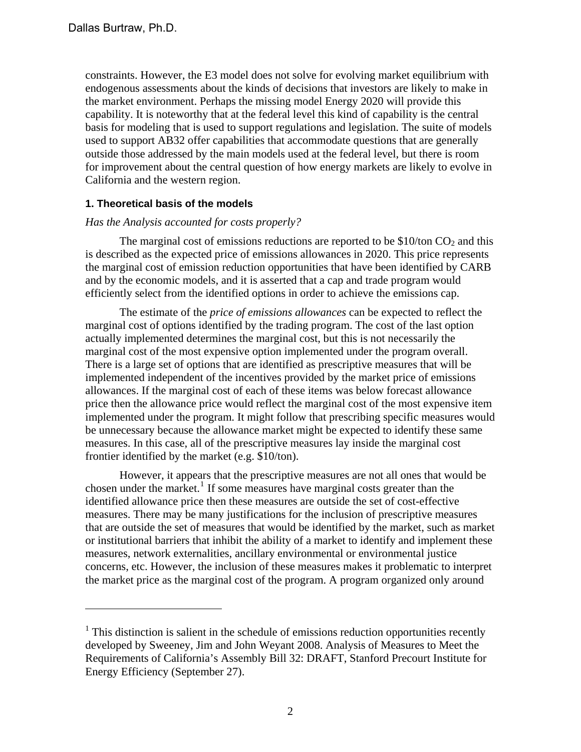constraints. However, the E3 model does not solve for evolving market equilibrium with endogenous assessments about the kinds of decisions that investors are likely to make in the market environment. Perhaps the missing model Energy 2020 will provide this capability. It is noteworthy that at the federal level this kind of capability is the central basis for modeling that is used to support regulations and legislation. The suite of models used to support AB32 offer capabilities that accommodate questions that are generally outside those addressed by the main models used at the federal level, but there is room for improvement about the central question of how energy markets are likely to evolve in California and the western region.

### 1. Theoretical basis of the models

*Has the Analysis accounted for costs properly?*

The marginal cost of emissions reductions are reported to be \$10/ton $CO_2$ and this is described as the expected price of emissions allowances in 2020. This price represents the marginal cost of emission reduction opportunities that have been identified by CARB and by the economic models, and it is asserted that a cap and trade program would efficiently select from the identified options in order to achieve the emissions cap.

The estimate of the *price of emissions allowances* can be expected to reflect the marginal cost of options identified by the trading program. The cost of the last option actually implemented determines the marginal cost, but this is not necessarily the marginal cost of the most expensive option implemented under the program overall. There is a large set of options that are identified as prescriptive measures that will be implemented independent of the incentives provided by the market price of emissions allowances. If the marginal cost of each of these items was below forecast allowance price then the allowance price would reflect the marginal cost of the most expensive item implemented under the program. It might follow that prescribing specific measures would be unnecessary because the allowance market might be expected to identify these same measures. In this case, all of the prescriptive measures lay inside the marginal cost frontier identified by the market (e.g. \$10/ton).

However, it appears that the prescriptive measures are not all ones that would be chosen under the market.[1] If some measures have marginal costs greater than the identified allowance price then these measures are outside the set of cost-effective measures. There may be many justifications for the inclusion of prescriptive measures that are outside the set of measures that would be identified by the market, such as market or institutional barriers that inhibit the ability of a market to identify and implement these measures, network externalities, ancillary environmental or environmental justice concerns, etc. However, the inclusion of these measures makes it problematic to interpret the market price as the marginal cost of the program. A program organized only around

[1] This distinction is salient in the schedule of emissions reduction opportunities recently developed by Sweeney, Jim and John Weyant 2008. Analysis of Measures to Meet the Requirements of California's Assembly Bill 32: DRAFT, Stanford Precourt Institute for Energy Efficiency (September 27).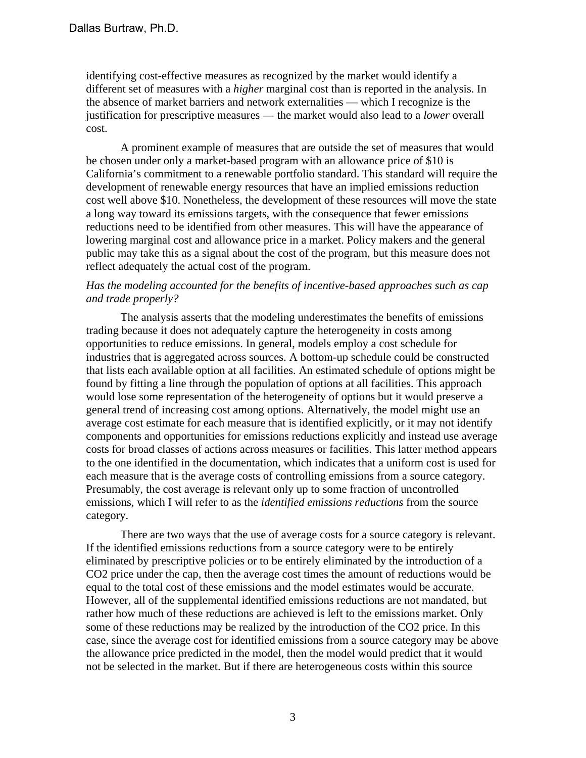identifying cost-effective measures as recognized by the market would identify a different set of measures with a *higher* marginal cost than is reported in the analysis. In the absence of market barriers and network externalities — which I recognize is the justification for prescriptive measures — the market would also lead to a *lower* overall cost.

A prominent example of measures that are outside the set of measures that would be chosen under only a market-based program with an allowance price of $10 is California's commitment to a renewable portfolio standard. This standard will require the development of renewable energy resources that have an implied emissions reduction cost well above $10. Nonetheless, the development of these resources will move the state a long way toward its emissions targets, with the consequence that fewer emissions reductions need to be identified from other measures. This will have the appearance of lowering marginal cost and allowance price in a market. Policy makers and the general public may take this as a signal about the cost of the program, but this measure does not reflect adequately the actual cost of the program.

*Has the modeling accounted for the benefits of incentive-based approaches such as cap and trade properly?*

The analysis asserts that the modeling underestimates the benefits of emissions trading because it does not adequately capture the heterogeneity in costs among opportunities to reduce emissions. In general, models employ a cost schedule for industries that is aggregated across sources. A bottom-up schedule could be constructed that lists each available option at all facilities. An estimated schedule of options might be found by fitting a line through the population of options at all facilities. This approach would lose some representation of the heterogeneity of options but it would preserve a general trend of increasing cost among options. Alternatively, the model might use an average cost estimate for each measure that is identified explicitly, or it may not identify components and opportunities for emissions reductions explicitly and instead use average costs for broad classes of actions across measures or facilities. This latter method appears to the one identified in the documentation, which indicates that a uniform cost is used for each measure that is the average costs of controlling emissions from a source category. Presumably, the cost average is relevant only up to some fraction of uncontrolled emissions, which I will refer to as the *identified emissions reductions* from the source category.

There are two ways that the use of average costs for a source category is relevant. If the identified emissions reductions from a source category were to be entirely eliminated by prescriptive policies or to be entirely eliminated by the introduction of a $CO_2$ price under the cap, then the average cost times the amount of reductions would be equal to the total cost of these emissions and the model estimates would be accurate. However, all of the supplemental identified emissions reductions are not mandated, but rather how much of these reductions are achieved is left to the emissions market. Only some of these reductions may be realized by the introduction of the $CO_2$ price. In this case, since the average cost for identified emissions from a source category may be above the allowance price predicted in the model, then the model would predict that it would not be selected in the market. But if there are heterogeneous costs within this source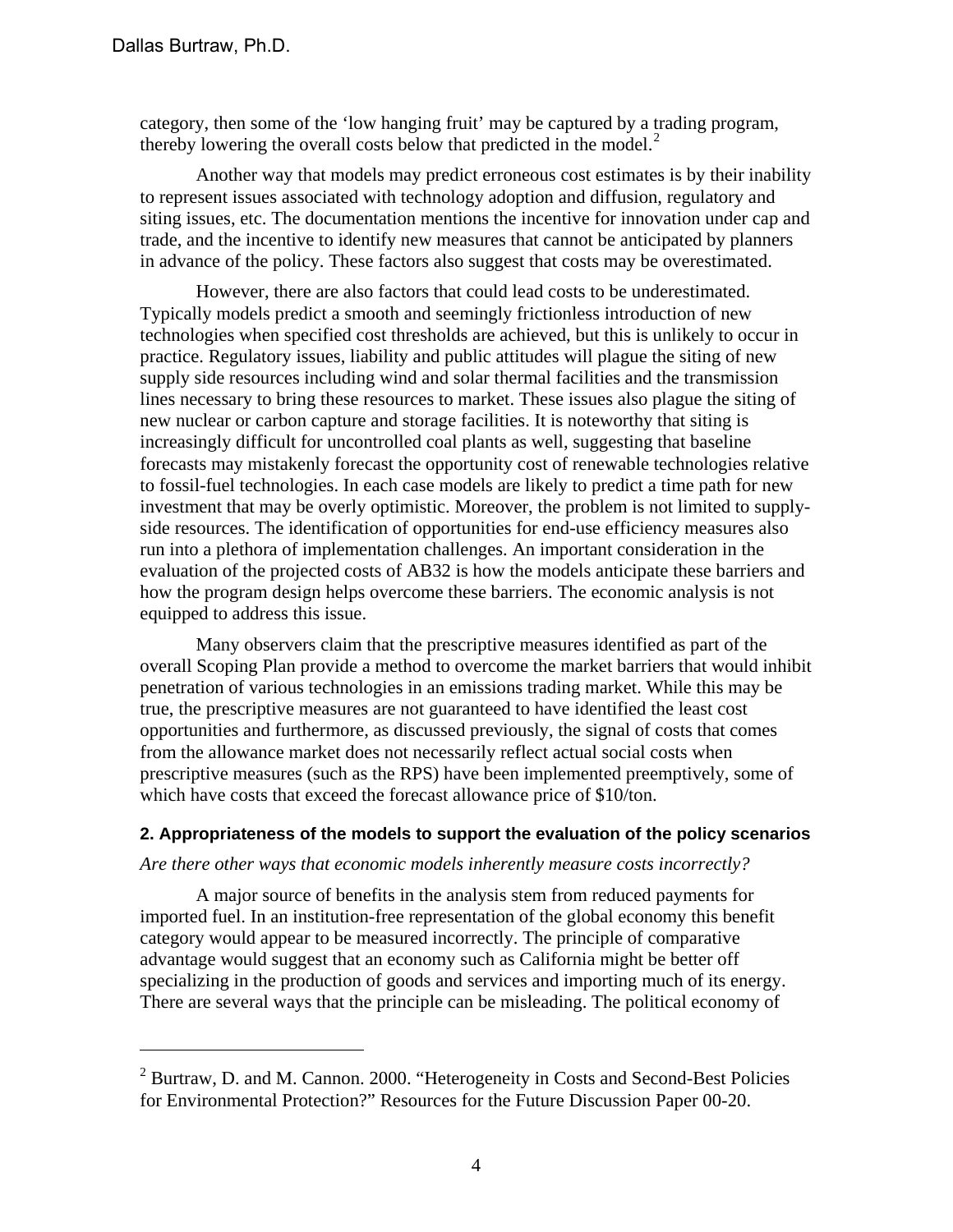category, then some of the 'low hanging fruit' may be captured by a trading program, thereby lowering the overall costs below that predicted in the model.[2]

Another way that models may predict erroneous cost estimates is by their inability to represent issues associated with technology adoption and diffusion, regulatory and siting issues, etc. The documentation mentions the incentive for innovation under cap and trade, and the incentive to identify new measures that cannot be anticipated by planners in advance of the policy. These factors also suggest that costs may be overestimated.

However, there are also factors that could lead costs to be underestimated. Typically models predict a smooth and seemingly frictionless introduction of new technologies when specified cost thresholds are achieved, but this is unlikely to occur in practice. Regulatory issues, liability and public attitudes will plague the siting of new supply side resources including wind and solar thermal facilities and the transmission lines necessary to bring these resources to market. These issues also plague the siting of new nuclear or carbon capture and storage facilities. It is noteworthy that siting is increasingly difficult for uncontrolled coal plants as well, suggesting that baseline forecasts may mistakenly forecast the opportunity cost of renewable technologies relative to fossil-fuel technologies. In each case models are likely to predict a time path for new investment that may be overly optimistic. Moreover, the problem is not limited to supply-side resources. The identification of opportunities for end-use efficiency measures also run into a plethora of implementation challenges. An important consideration in the evaluation of the projected costs of AB32 is how the models anticipate these barriers and how the program design helps overcome these barriers. The economic analysis is not equipped to address this issue.

Many observers claim that the prescriptive measures identified as part of the overall Scoping Plan provide a method to overcome the market barriers that would inhibit penetration of various technologies in an emissions trading market. While this may be true, the prescriptive measures are not guaranteed to have identified the least cost opportunities and furthermore, as discussed previously, the signal of costs that comes from the allowance market does not necessarily reflect actual social costs when prescriptive measures (such as the RPS) have been implemented preemptively, some of which have costs that exceed the forecast allowance price of $10/ton.

### 2. Appropriateness of the models to support the evaluation of the policy scenarios

*Are there other ways that economic models inherently measure costs incorrectly?*

A major source of benefits in the analysis stem from reduced payments for imported fuel. In an institution-free representation of the global economy this benefit category would appear to be measured incorrectly. The principle of comparative advantage would suggest that an economy such as California might be better off specializing in the production of goods and services and importing much of its energy. There are several ways that the principle can be misleading. The political economy of

[2] Burtraw, D. and M. Cannon. 2000. "Heterogeneity in Costs and Second-Best Policies for Environmental Protection?" Resources for the Future Discussion Paper 00-20.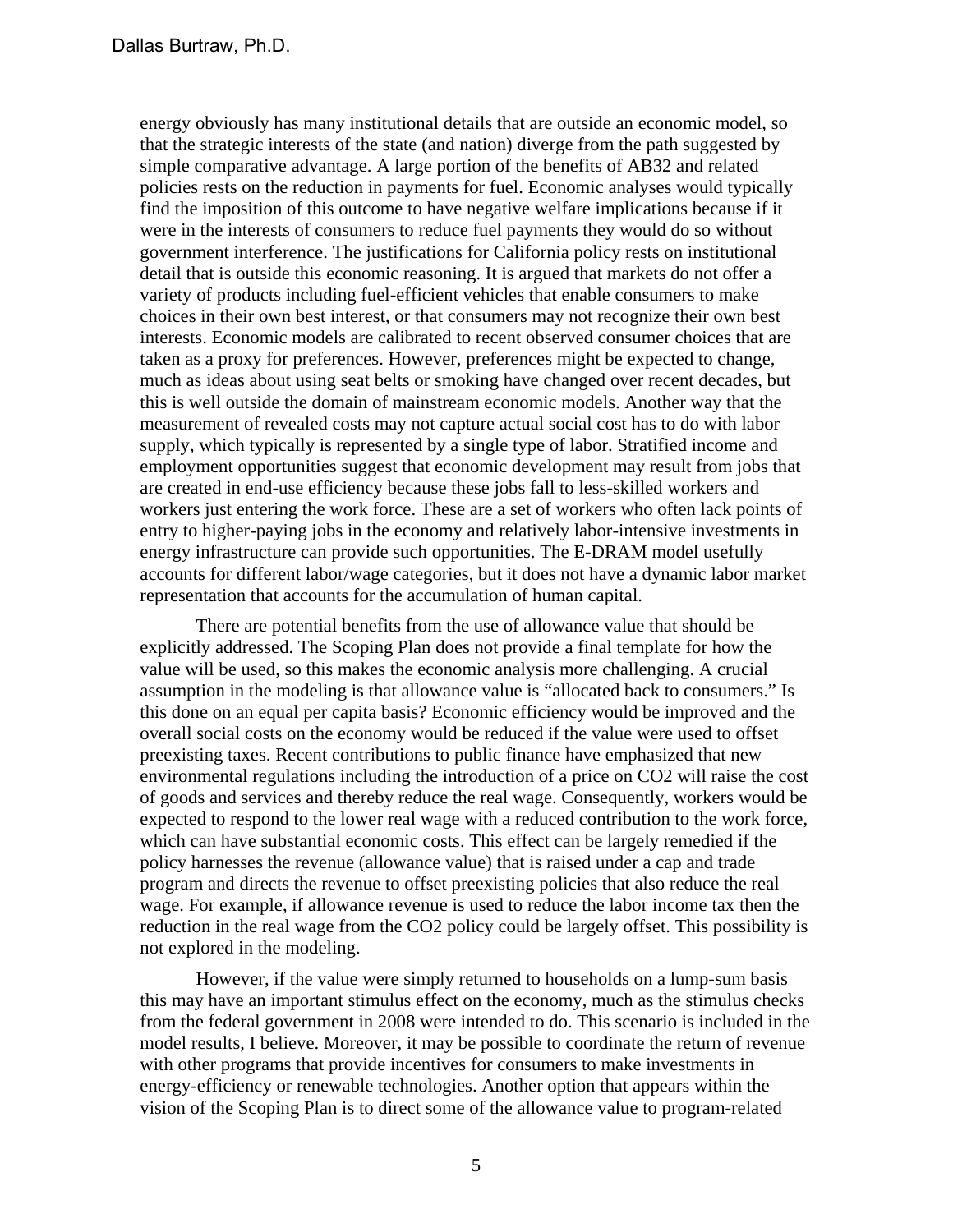energy obviously has many institutional details that are outside an economic model, so that the strategic interests of the state (and nation) diverge from the path suggested by simple comparative advantage. A large portion of the benefits of AB32 and related policies rests on the reduction in payments for fuel. Economic analyses would typically find the imposition of this outcome to have negative welfare implications because if it were in the interests of consumers to reduce fuel payments they would do so without government interference. The justifications for California policy rests on institutional detail that is outside this economic reasoning. It is argued that markets do not offer a variety of products including fuel-efficient vehicles that enable consumers to make choices in their own best interest, or that consumers may not recognize their own best interests. Economic models are calibrated to recent observed consumer choices that are taken as a proxy for preferences. However, preferences might be expected to change, much as ideas about using seat belts or smoking have changed over recent decades, but this is well outside the domain of mainstream economic models. Another way that the measurement of revealed costs may not capture actual social cost has to do with labor supply, which typically is represented by a single type of labor. Stratified income and employment opportunities suggest that economic development may result from jobs that are created in end-use efficiency because these jobs fall to less-skilled workers and workers just entering the work force. These are a set of workers who often lack points of entry to higher-paying jobs in the economy and relatively labor-intensive investments in energy infrastructure can provide such opportunities. The E-DRAM model usefully accounts for different labor/wage categories, but it does not have a dynamic labor market representation that accounts for the accumulation of human capital.

There are potential benefits from the use of allowance value that should be explicitly addressed. The Scoping Plan does not provide a final template for how the value will be used, so this makes the economic analysis more challenging. A crucial assumption in the modeling is that allowance value is "allocated back to consumers." Is this done on an equal per capita basis? Economic efficiency would be improved and the overall social costs on the economy would be reduced if the value were used to offset preexisting taxes. Recent contributions to public finance have emphasized that new environmental regulations including the introduction of a price on $CO_2$ will raise the cost of goods and services and thereby reduce the real wage. Consequently, workers would be expected to respond to the lower real wage with a reduced contribution to the work force, which can have substantial economic costs. This effect can be largely remedied if the policy harnesses the revenue (allowance value) that is raised under a cap and trade program and directs the revenue to offset preexisting policies that also reduce the real wage. For example, if allowance revenue is used to reduce the labor income tax then the reduction in the real wage from the $CO_2$ policy could be largely offset. This possibility is not explored in the modeling.

However, if the value were simply returned to households on a lump-sum basis this may have an important stimulus effect on the economy, much as the stimulus checks from the federal government in 2008 were intended to do. This scenario is included in the model results, I believe. Moreover, it may be possible to coordinate the return of revenue with other programs that provide incentives for consumers to make investments in energy-efficiency or renewable technologies. Another option that appears within the vision of the Scoping Plan is to direct some of the allowance value to program-related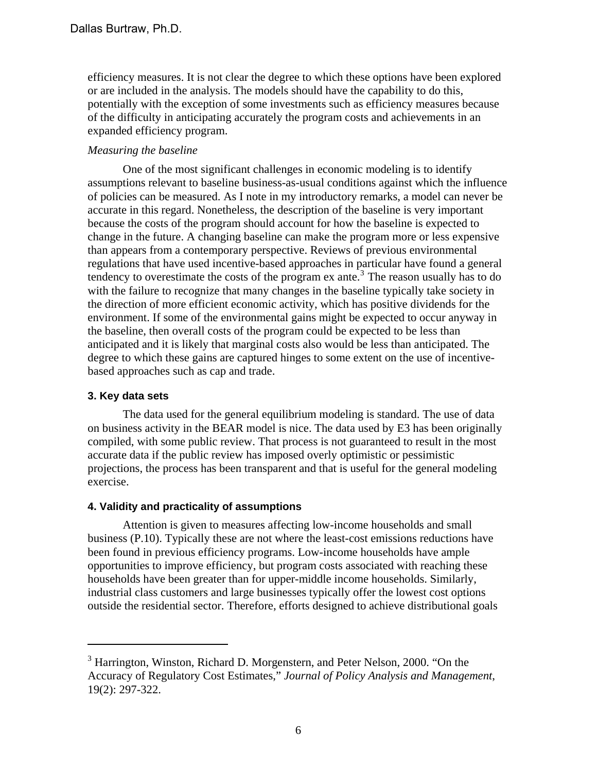efficiency measures. It is not clear the degree to which these options have been explored or are included in the analysis. The models should have the capability to do this, potentially with the exception of some investments such as efficiency measures because of the difficulty in anticipating accurately the program costs and achievements in an expanded efficiency program.

*Measuring the baseline*

One of the most significant challenges in economic modeling is to identify assumptions relevant to baseline business-as-usual conditions against which the influence of policies can be measured. As I note in my introductory remarks, a model can never be accurate in this regard. Nonetheless, the description of the baseline is very important because the costs of the program should account for how the baseline is expected to change in the future. A changing baseline can make the program more or less expensive than appears from a contemporary perspective. Reviews of previous environmental regulations that have used incentive-based approaches in particular have found a general tendency to overestimate the costs of the program ex ante.[3] The reason usually has to do with the failure to recognize that many changes in the baseline typically take society in the direction of more efficient economic activity, which has positive dividends for the environment. If some of the environmental gains might be expected to occur anyway in the baseline, then overall costs of the program could be expected to be less than anticipated and it is likely that marginal costs also would be less than anticipated. The degree to which these gains are captured hinges to some extent on the use of incentive-based approaches such as cap and trade.

### 3. Key data sets

The data used for the general equilibrium modeling is standard. The use of data on business activity in the BEAR model is nice. The data used by E3 has been originally compiled, with some public review. That process is not guaranteed to result in the most accurate data if the public review has imposed overly optimistic or pessimistic projections, the process has been transparent and that is useful for the general modeling exercise.

### 4. Validity and practicality of assumptions

Attention is given to measures affecting low-income households and small business (P.10). Typically these are not where the least-cost emissions reductions have been found in previous efficiency programs. Low-income households have ample opportunities to improve efficiency, but program costs associated with reaching these households have been greater than for upper-middle income households. Similarly, industrial class customers and large businesses typically offer the lowest cost options outside the residential sector. Therefore, efforts designed to achieve distributional goals

---

[3] Harrington, Winston, Richard D. Morgenstern, and Peter Nelson, 2000. "On the Accuracy of Regulatory Cost Estimates," *Journal of Policy Analysis and Management*, 19(2): 297-322.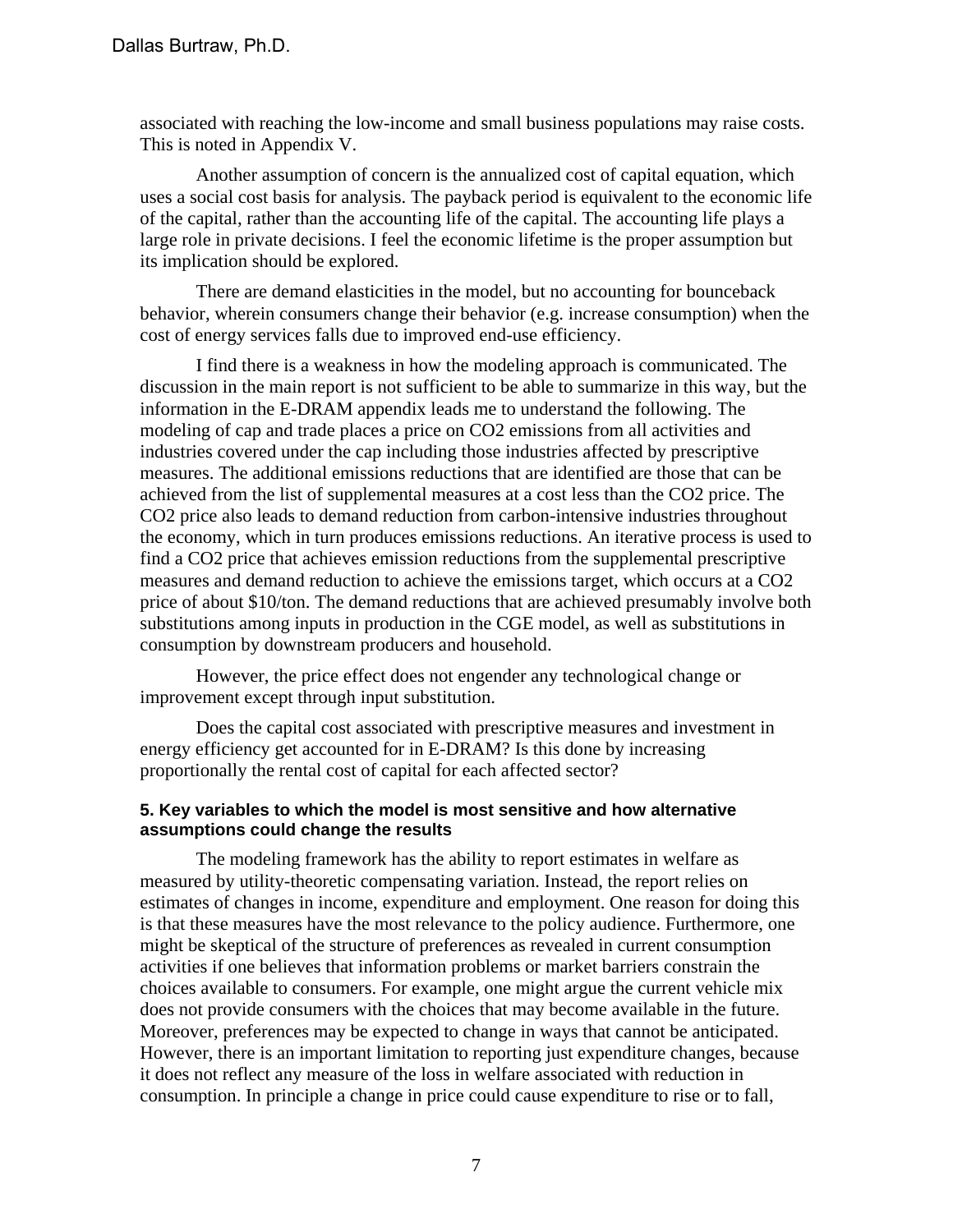associated with reaching the low-income and small business populations may raise costs. This is noted in Appendix V.

Another assumption of concern is the annualized cost of capital equation, which uses a social cost basis for analysis. The payback period is equivalent to the economic life of the capital, rather than the accounting life of the capital. The accounting life plays a large role in private decisions. I feel the economic lifetime is the proper assumption but its implication should be explored.

There are demand elasticities in the model, but no accounting for bounceback behavior, wherein consumers change their behavior (e.g. increase consumption) when the cost of energy services falls due to improved end-use efficiency.

I find there is a weakness in how the modeling approach is communicated. The discussion in the main report is not sufficient to be able to summarize in this way, but the information in the E-DRAM appendix leads me to understand the following. The modeling of cap and trade places a price on $CO_2$ emissions from all activities and industries covered under the cap including those industries affected by prescriptive measures. The additional emissions reductions that are identified are those that can be achieved from the list of supplemental measures at a cost less than the $CO_2$ price. The $CO_2$ price also leads to demand reduction from carbon-intensive industries throughout the economy, which in turn produces emissions reductions. An iterative process is used to find a $CO_2$ price that achieves emission reductions from the supplemental prescriptive measures and demand reduction to achieve the emissions target, which occurs at a $CO_2$ price of about $10/ton. The demand reductions that are achieved presumably involve both substitutions among inputs in production in the CGE model, as well as substitutions in consumption by downstream producers and household.

However, the price effect does not engender any technological change or improvement except through input substitution.

Does the capital cost associated with prescriptive measures and investment in energy efficiency get accounted for in E-DRAM? Is this done by increasing proportionally the rental cost of capital for each affected sector?

### 5. Key variables to which the model is most sensitive and how alternative assumptions could change the results

The modeling framework has the ability to report estimates in welfare as measured by utility-theoretic compensating variation. Instead, the report relies on estimates of changes in income, expenditure and employment. One reason for doing this is that these measures have the most relevance to the policy audience. Furthermore, one might be skeptical of the structure of preferences as revealed in current consumption activities if one believes that information problems or market barriers constrain the choices available to consumers. For example, one might argue the current vehicle mix does not provide consumers with the choices that may become available in the future. Moreover, preferences may be expected to change in ways that cannot be anticipated. However, there is an important limitation to reporting just expenditure changes, because it does not reflect any measure of the loss in welfare associated with reduction in consumption. In principle a change in price could cause expenditure to rise or to fall,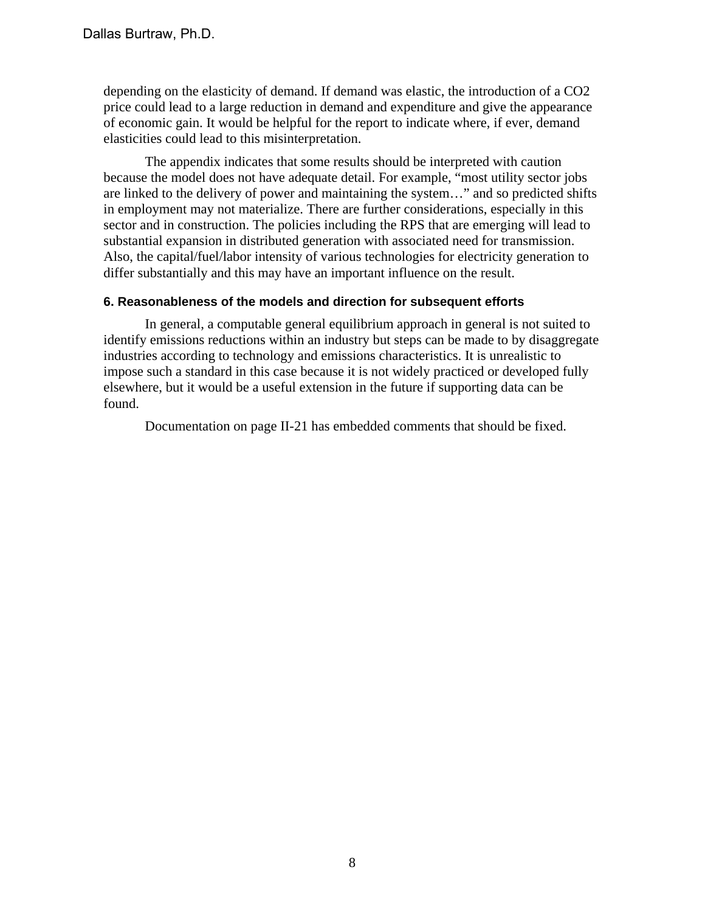depending on the elasticity of demand. If demand was elastic, the introduction of a CO2 price could lead to a large reduction in demand and expenditure and give the appearance of economic gain. It would be helpful for the report to indicate where, if ever, demand elasticities could lead to this misinterpretation.

The appendix indicates that some results should be interpreted with caution because the model does not have adequate detail. For example, "most utility sector jobs are linked to the delivery of power and maintaining the system…" and so predicted shifts in employment may not materialize. There are further considerations, especially in this sector and in construction. The policies including the RPS that are emerging will lead to substantial expansion in distributed generation with associated need for transmission. Also, the capital/fuel/labor intensity of various technologies for electricity generation to differ substantially and this may have an important influence on the result.

#### 6. Reasonableness of the models and direction for subsequent efforts

In general, a computable general equilibrium approach in general is not suited to identify emissions reductions within an industry but steps can be made to by disaggregate industries according to technology and emissions characteristics. It is unrealistic to impose such a standard in this case because it is not widely practiced or developed fully elsewhere, but it would be a useful extension in the future if supporting data can be found.

Documentation on page II-21 has embedded comments that should be fixed.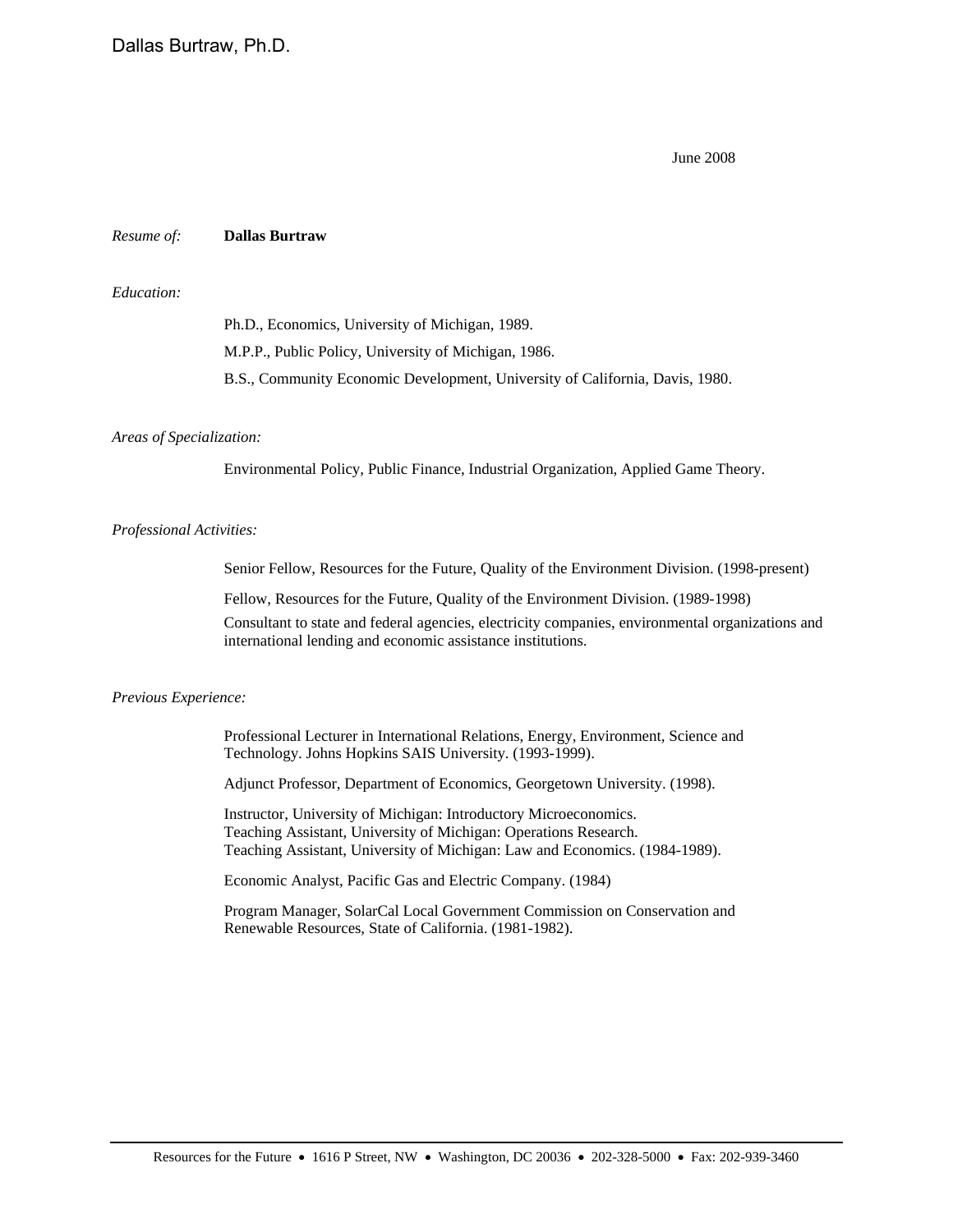Dallas Burtraw, Ph.D.

June 2008

*Resume of:* **Dallas Burtraw**

*Education:*

Ph.D., Economics, University of Michigan, 1989.

M.P.P., Public Policy, University of Michigan, 1986.

B.S., Community Economic Development, University of California, Davis, 1980.

*Areas of Specialization:*

Environmental Policy, Public Finance, Industrial Organization, Applied Game Theory.

*Professional Activities:*

Senior Fellow, Resources for the Future, Quality of the Environment Division. (1998-present)

Fellow, Resources for the Future, Quality of the Environment Division. (1989-1998)

Consultant to state and federal agencies, electricity companies, environmental organizations and international lending and economic assistance institutions.

*Previous Experience:*

Professional Lecturer in International Relations, Energy, Environment, Science and Technology. Johns Hopkins SAIS University. (1993-1999).

Adjunct Professor, Department of Economics, Georgetown University. (1998).

Instructor, University of Michigan: Introductory Microeconomics.
Teaching Assistant, University of Michigan: Operations Research.
Teaching Assistant, University of Michigan: Law and Economics. (1984-1989).

Economic Analyst, Pacific Gas and Electric Company. (1984)

Program Manager, SolarCal Local Government Commission on Conservation and Renewable Resources, State of California. (1981-1982).

Resources for the Future • 1616 P Street, NW • Washington, DC 20036 • 202-328-5000 • Fax: 202-939-3460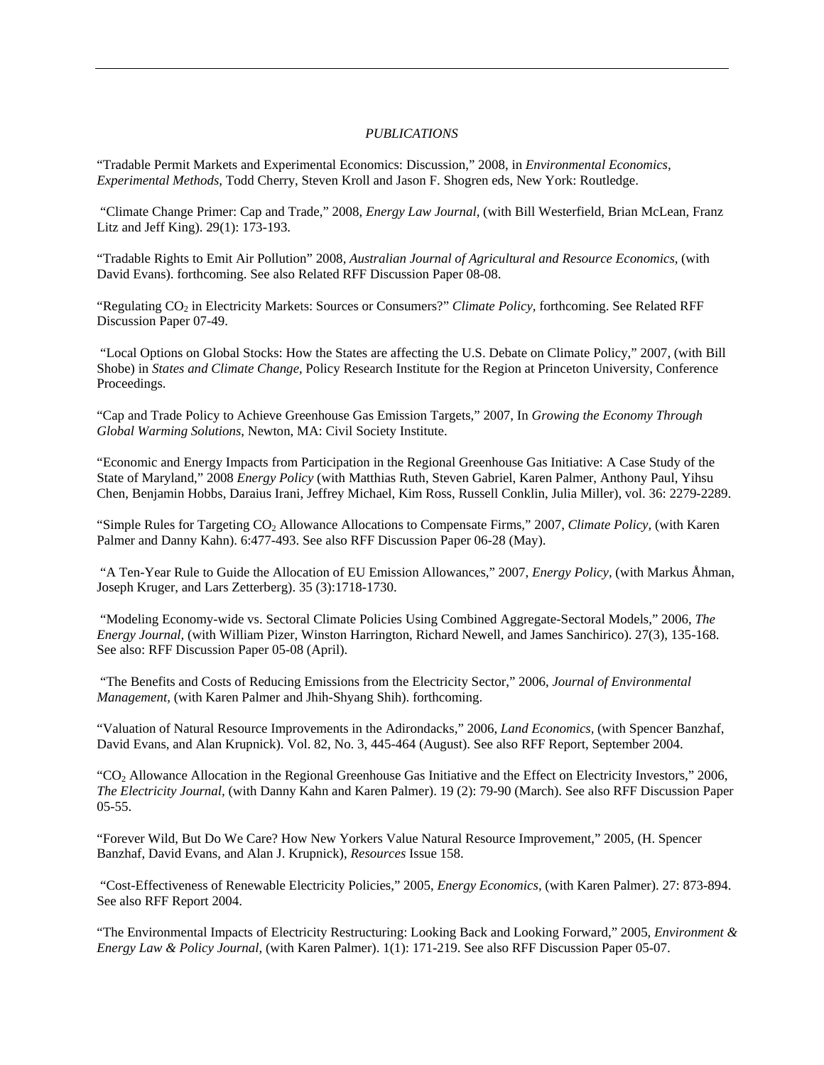*PUBLICATIONS*

"Tradable Permit Markets and Experimental Economics: Discussion," 2008, in *Environmental Economics, Experimental Methods,* Todd Cherry, Steven Kroll and Jason F. Shogren eds, New York: Routledge.

"Climate Change Primer: Cap and Trade," 2008, *Energy Law Journal,* (with Bill Westerfield, Brian McLean, Franz Litz and Jeff King). 29(1): 173-193.

"Tradable Rights to Emit Air Pollution" 2008, *Australian Journal of Agricultural and Resource Economics,* (with David Evans). forthcoming. See also Related RFF Discussion Paper 08-08.

"Regulating $CO_2$ in Electricity Markets: Sources or Consumers?" *Climate Policy,* forthcoming. See Related RFF Discussion Paper 07-49.

"Local Options on Global Stocks: How the States are affecting the U.S. Debate on Climate Policy," 2007, (with Bill Shobe) in *States and Climate Change*, Policy Research Institute for the Region at Princeton University, Conference Proceedings.

"Cap and Trade Policy to Achieve Greenhouse Gas Emission Targets," 2007, In *Growing the Economy Through Global Warming Solutions*, Newton, MA: Civil Society Institute.

"Economic and Energy Impacts from Participation in the Regional Greenhouse Gas Initiative: A Case Study of the State of Maryland," 2008 *Energy Policy* (with Matthias Ruth, Steven Gabriel, Karen Palmer, Anthony Paul, Yihsu Chen, Benjamin Hobbs, Daraius Irani, Jeffrey Michael, Kim Ross, Russell Conklin, Julia Miller), vol. 36: 2279-2289.

"Simple Rules for Targeting $CO_2$ Allowance Allocations to Compensate Firms," 2007, *Climate Policy,* (with Karen Palmer and Danny Kahn). 6:477-493. See also RFF Discussion Paper 06-28 (May).

"A Ten-Year Rule to Guide the Allocation of EU Emission Allowances," 2007, *Energy Policy,* (with Markus Åhman, Joseph Kruger, and Lars Zetterberg). 35 (3):1718-1730.

"Modeling Economy-wide vs. Sectoral Climate Policies Using Combined Aggregate-Sectoral Models," 2006, *The Energy Journal,* (with William Pizer, Winston Harrington, Richard Newell, and James Sanchirico). 27(3), 135-168. See also: RFF Discussion Paper 05-08 (April).

"The Benefits and Costs of Reducing Emissions from the Electricity Sector," 2006, *Journal of Environmental Management,* (with Karen Palmer and Jhih-Shyang Shih). forthcoming.

"Valuation of Natural Resource Improvements in the Adirondacks," 2006, *Land Economics,* (with Spencer Banzhaf, David Evans, and Alan Krupnick). Vol. 82, No. 3, 445-464 (August). See also RFF Report, September 2004.

"$CO_2$ Allowance Allocation in the Regional Greenhouse Gas Initiative and the Effect on Electricity Investors," 2006, *The Electricity Journal,* (with Danny Kahn and Karen Palmer). 19 (2): 79-90 (March). See also RFF Discussion Paper 05-55.

"Forever Wild, But Do We Care? How New Yorkers Value Natural Resource Improvement," 2005, (H. Spencer Banzhaf, David Evans, and Alan J. Krupnick), *Resources* Issue 158.

"Cost-Effectiveness of Renewable Electricity Policies," 2005, *Energy Economics,* (with Karen Palmer). 27: 873-894. See also RFF Report 2004.

"The Environmental Impacts of Electricity Restructuring: Looking Back and Looking Forward," 2005, *Environment & Energy Law & Policy Journal,* (with Karen Palmer). 1(1): 171-219. See also RFF Discussion Paper 05-07.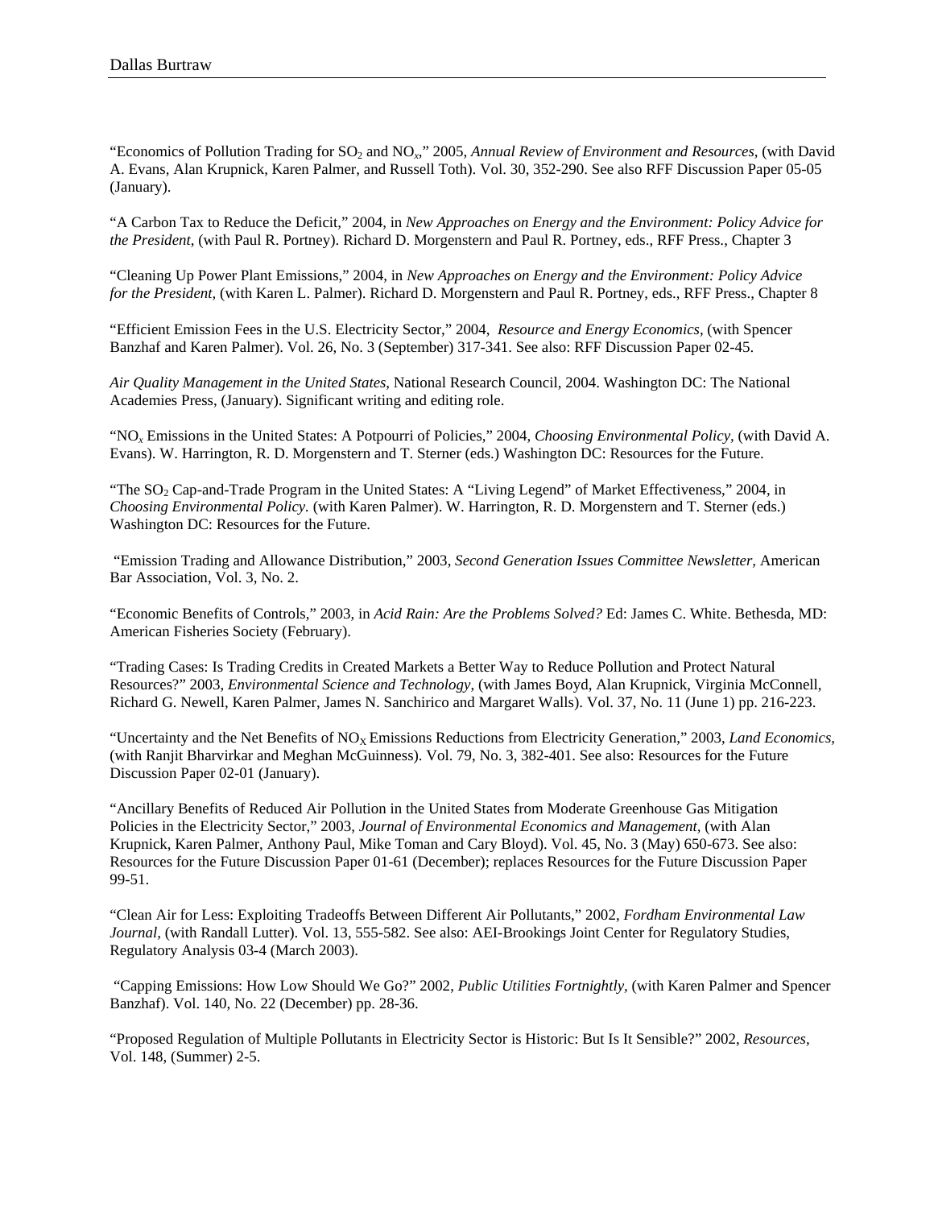"Economics of Pollution Trading for $SO_2$ and $NO_x$," 2005, *Annual Review of Environment and Resources*, (with David A. Evans, Alan Krupnick, Karen Palmer, and Russell Toth). Vol. 30, 352-290. See also RFF Discussion Paper 05-05 (January).

"A Carbon Tax to Reduce the Deficit," 2004, in *New Approaches on Energy and the Environment: Policy Advice for the President*, (with Paul R. Portney). Richard D. Morgenstern and Paul R. Portney, eds., RFF Press., Chapter 3

"Cleaning Up Power Plant Emissions," 2004, in *New Approaches on Energy and the Environment: Policy Advice for the President*, (with Karen L. Palmer). Richard D. Morgenstern and Paul R. Portney, eds., RFF Press., Chapter 8

"Efficient Emission Fees in the U.S. Electricity Sector," 2004, *Resource and Energy Economics*, (with Spencer Banzhaf and Karen Palmer). Vol. 26, No. 3 (September) 317-341. See also: RFF Discussion Paper 02-45.

*Air Quality Management in the United States*, National Research Council, 2004. Washington DC: The National Academies Press, (January). Significant writing and editing role.

"$NO_x$ Emissions in the United States: A Potpourri of Policies," 2004, *Choosing Environmental Policy*, (with David A. Evans). W. Harrington, R. D. Morgenstern and T. Sterner (eds.) Washington DC: Resources for the Future.

"The $SO_2$ Cap-and-Trade Program in the United States: A "Living Legend" of Market Effectiveness," 2004, in *Choosing Environmental Policy*. (with Karen Palmer). W. Harrington, R. D. Morgenstern and T. Sterner (eds.) Washington DC: Resources for the Future.

"Emission Trading and Allowance Distribution," 2003, *Second Generation Issues Committee Newsletter*, American Bar Association, Vol. 3, No. 2.

"Economic Benefits of Controls," 2003, in *Acid Rain: Are the Problems Solved?* Ed: James C. White. Bethesda, MD: American Fisheries Society (February).

"Trading Cases: Is Trading Credits in Created Markets a Better Way to Reduce Pollution and Protect Natural Resources?" 2003, *Environmental Science and Technology*, (with James Boyd, Alan Krupnick, Virginia McConnell, Richard G. Newell, Karen Palmer, James N. Sanchirico and Margaret Walls). Vol. 37, No. 11 (June 1) pp. 216-223.

"Uncertainty and the Net Benefits of $NO_X$ Emissions Reductions from Electricity Generation," 2003, *Land Economics*, (with Ranjit Bharvirkar and Meghan McGuinness). Vol. 79, No. 3, 382-401. See also: Resources for the Future Discussion Paper 02-01 (January).

"Ancillary Benefits of Reduced Air Pollution in the United States from Moderate Greenhouse Gas Mitigation Policies in the Electricity Sector," 2003, *Journal of Environmental Economics and Management*, (with Alan Krupnick, Karen Palmer, Anthony Paul, Mike Toman and Cary Bloyd). Vol. 45, No. 3 (May) 650-673. See also: Resources for the Future Discussion Paper 01-61 (December); replaces Resources for the Future Discussion Paper 99-51.

"Clean Air for Less: Exploiting Tradeoffs Between Different Air Pollutants," 2002, *Fordham Environmental Law Journal*, (with Randall Lutter). Vol. 13, 555-582. See also: AEI-Brookings Joint Center for Regulatory Studies, Regulatory Analysis 03-4 (March 2003).

"Capping Emissions: How Low Should We Go?" 2002, *Public Utilities Fortnightly*, (with Karen Palmer and Spencer Banzhaf). Vol. 140, No. 22 (December) pp. 28-36.

"Proposed Regulation of Multiple Pollutants in Electricity Sector is Historic: But Is It Sensible?" 2002, *Resources*, Vol. 148, (Summer) 2-5.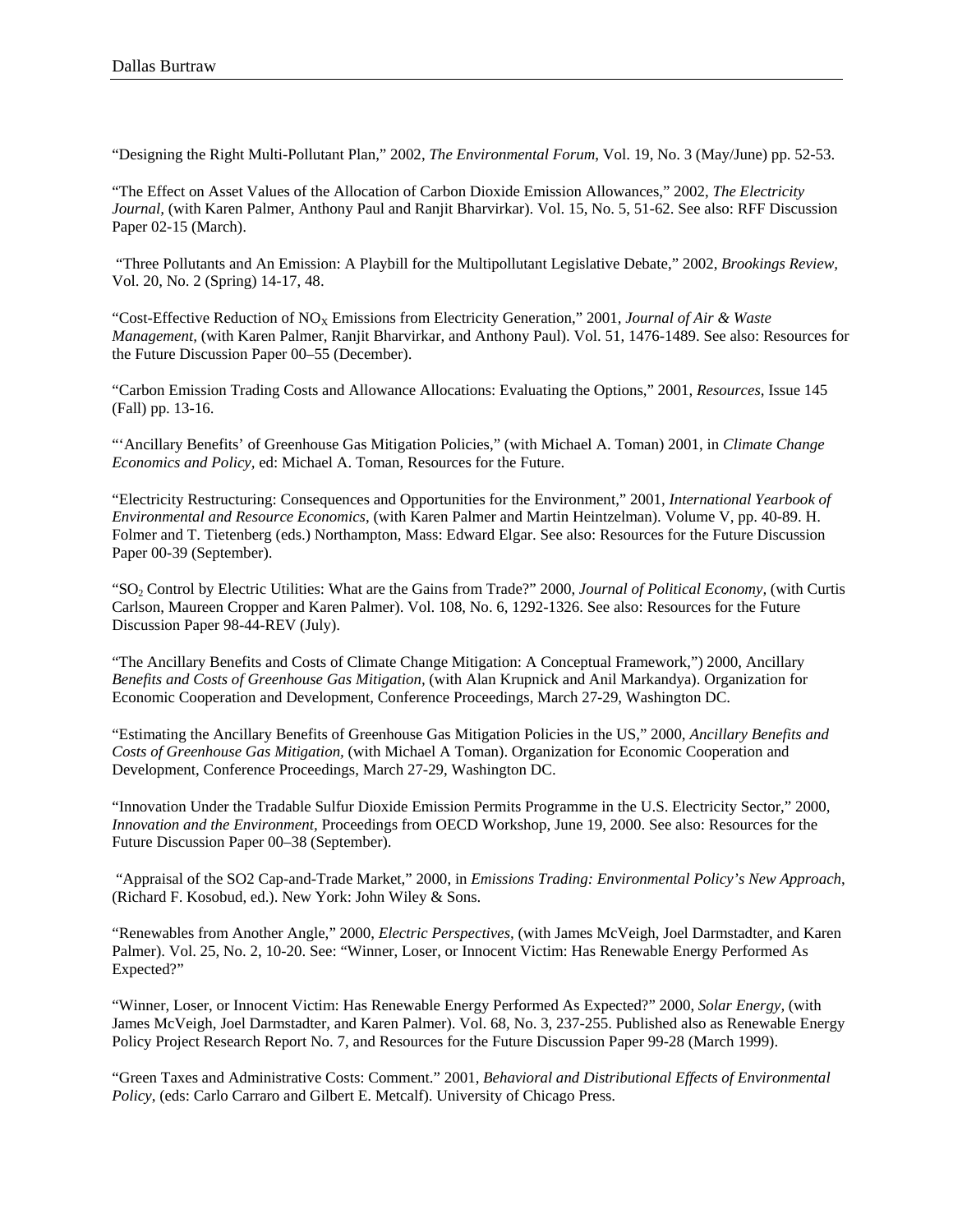“Designing the Right Multi-Pollutant Plan,” 2002, *The Environmental Forum*, Vol. 19, No. 3 (May/June) pp. 52-53.

“The Effect on Asset Values of the Allocation of Carbon Dioxide Emission Allowances,” 2002, *The Electricity Journal*, (with Karen Palmer, Anthony Paul and Ranjit Bharvirkar). Vol. 15, No. 5, 51-62. See also: RFF Discussion Paper 02-15 (March).

“Three Pollutants and An Emission: A Playbill for the Multipollutant Legislative Debate,” 2002, *Brookings Review*, Vol. 20, No. 2 (Spring) 14-17, 48.

“Cost-Effective Reduction of $NO_X$ Emissions from Electricity Generation,” 2001, *Journal of Air & Waste Management*, (with Karen Palmer, Ranjit Bharvirkar, and Anthony Paul). Vol. 51, 1476-1489. See also: Resources for the Future Discussion Paper 00–55 (December).

“Carbon Emission Trading Costs and Allowance Allocations: Evaluating the Options,” 2001, *Resources*, Issue 145 (Fall) pp. 13-16.

“‘Ancillary Benefits’ of Greenhouse Gas Mitigation Policies,” (with Michael A. Toman) 2001, in *Climate Change Economics and Policy*, ed: Michael A. Toman, Resources for the Future.

“Electricity Restructuring: Consequences and Opportunities for the Environment,” 2001, *International Yearbook of Environmental and Resource Economics*, (with Karen Palmer and Martin Heintzelman). Volume V, pp. 40-89. H. Folmer and T. Tietenberg (eds.) Northampton, Mass: Edward Elgar. See also: Resources for the Future Discussion Paper 00-39 (September).

“$SO_2$ Control by Electric Utilities: What are the Gains from Trade?” 2000, *Journal of Political Economy*, (with Curtis Carlson, Maureen Cropper and Karen Palmer). Vol. 108, No. 6, 1292-1326. See also: Resources for the Future Discussion Paper 98-44-REV (July).

“The Ancillary Benefits and Costs of Climate Change Mitigation: A Conceptual Framework,”) 2000, Ancillary *Benefits and Costs of Greenhouse Gas Mitigation*, (with Alan Krupnick and Anil Markandya). Organization for Economic Cooperation and Development, Conference Proceedings, March 27-29, Washington DC.

“Estimating the Ancillary Benefits of Greenhouse Gas Mitigation Policies in the US,” 2000, *Ancillary Benefits and Costs of Greenhouse Gas Mitigation*, (with Michael A Toman). Organization for Economic Cooperation and Development, Conference Proceedings, March 27-29, Washington DC.

“Innovation Under the Tradable Sulfur Dioxide Emission Permits Programme in the U.S. Electricity Sector,” 2000, *Innovation and the Environment*, Proceedings from OECD Workshop, June 19, 2000. See also: Resources for the Future Discussion Paper 00–38 (September).

“Appraisal of the SO2 Cap-and-Trade Market,” 2000, in *Emissions Trading: Environmental Policy’s New Approach*, (Richard F. Kosobud, ed.). New York: John Wiley & Sons.

“Renewables from Another Angle,” 2000, *Electric Perspectives*, (with James McVeigh, Joel Darmstadter, and Karen Palmer). Vol. 25, No. 2, 10-20. See: “Winner, Loser, or Innocent Victim: Has Renewable Energy Performed As Expected?”

“Winner, Loser, or Innocent Victim: Has Renewable Energy Performed As Expected?” 2000, *Solar Energy*, (with James McVeigh, Joel Darmstadter, and Karen Palmer). Vol. 68, No. 3, 237-255. Published also as Renewable Energy Policy Project Research Report No. 7, and Resources for the Future Discussion Paper 99-28 (March 1999).

“Green Taxes and Administrative Costs: Comment.” 2001, *Behavioral and Distributional Effects of Environmental Policy*, (eds: Carlo Carraro and Gilbert E. Metcalf). University of Chicago Press.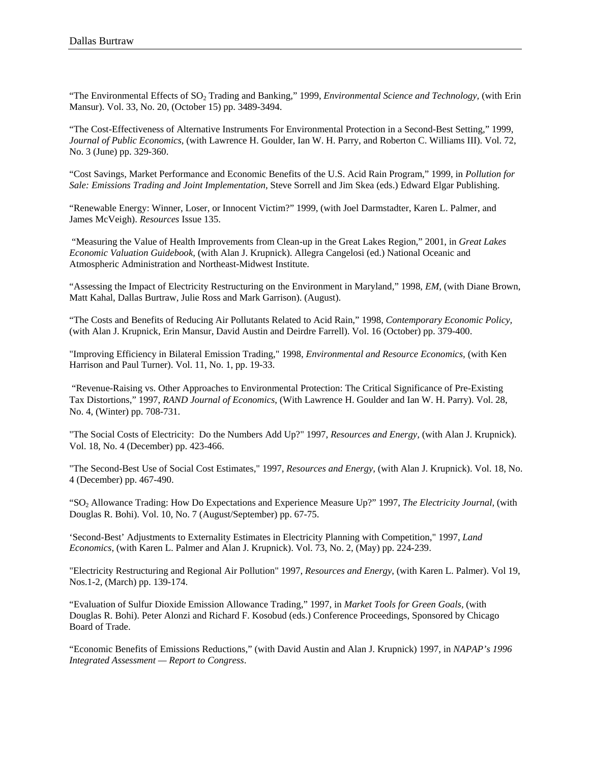“The Environmental Effects of $SO_2$ Trading and Banking,” 1999, *Environmental Science and Technology,* (with Erin Mansur). Vol. 33, No. 20, (October 15) pp. 3489-3494.

“The Cost-Effectiveness of Alternative Instruments For Environmental Protection in a Second-Best Setting,” 1999, *Journal of Public Economics,* (with Lawrence H. Goulder, Ian W. H. Parry, and Roberton C. Williams III). Vol. 72, No. 3 (June) pp. 329-360.

“Cost Savings, Market Performance and Economic Benefits of the U.S. Acid Rain Program,” 1999, in *Pollution for Sale: Emissions Trading and Joint Implementation,* Steve Sorrell and Jim Skea (eds.) Edward Elgar Publishing.

“Renewable Energy: Winner, Loser, or Innocent Victim?” 1999, (with Joel Darmstadter, Karen L. Palmer, and James McVeigh). *Resources* Issue 135.

“Measuring the Value of Health Improvements from Clean-up in the Great Lakes Region,” 2001, in *Great Lakes Economic Valuation Guidebook,* (with Alan J. Krupnick). Allegra Cangelosi (ed.) National Oceanic and Atmospheric Administration and Northeast-Midwest Institute.

“Assessing the Impact of Electricity Restructuring on the Environment in Maryland,” 1998, *EM,* (with Diane Brown, Matt Kahal, Dallas Burtraw, Julie Ross and Mark Garrison). (August).

“The Costs and Benefits of Reducing Air Pollutants Related to Acid Rain,” 1998, *Contemporary Economic Policy,* (with Alan J. Krupnick, Erin Mansur, David Austin and Deirdre Farrell). Vol. 16 (October) pp. 379-400.

"Improving Efficiency in Bilateral Emission Trading," 1998, *Environmental and Resource Economics,* (with Ken Harrison and Paul Turner). Vol. 11, No. 1, pp. 19-33.

“Revenue-Raising vs. Other Approaches to Environmental Protection: The Critical Significance of Pre-Existing Tax Distortions,” 1997, *RAND Journal of Economics*, (With Lawrence H. Goulder and Ian W. H. Parry). Vol. 28, No. 4, (Winter) pp. 708-731.

"The Social Costs of Electricity: Do the Numbers Add Up?" 1997, *Resources and Energy,* (with Alan J. Krupnick). Vol. 18, No. 4 (December) pp. 423-466.

"The Second-Best Use of Social Cost Estimates," 1997, *Resources and Energy,* (with Alan J. Krupnick). Vol. 18, No. 4 (December) pp. 467-490.

“$SO_2$ Allowance Trading: How Do Expectations and Experience Measure Up?” 1997, *The Electricity Journal,* (with Douglas R. Bohi). Vol. 10, No. 7 (August/September) pp. 67-75.

‘Second-Best’ Adjustments to Externality Estimates in Electricity Planning with Competition," 1997, *Land Economics*, (with Karen L. Palmer and Alan J. Krupnick). Vol. 73, No. 2, (May) pp. 224-239.

"Electricity Restructuring and Regional Air Pollution" 1997, *Resources and Energy*, (with Karen L. Palmer). Vol 19, Nos.1-2, (March) pp. 139-174.

“Evaluation of Sulfur Dioxide Emission Allowance Trading,” 1997, in *Market Tools for Green Goals,* (with Douglas R. Bohi). Peter Alonzi and Richard F. Kosobud (eds.) Conference Proceedings, Sponsored by Chicago Board of Trade.

“Economic Benefits of Emissions Reductions,” (with David Austin and Alan J. Krupnick) 1997, in *NAPAP’s 1996 Integrated Assessment — Report to Congress*.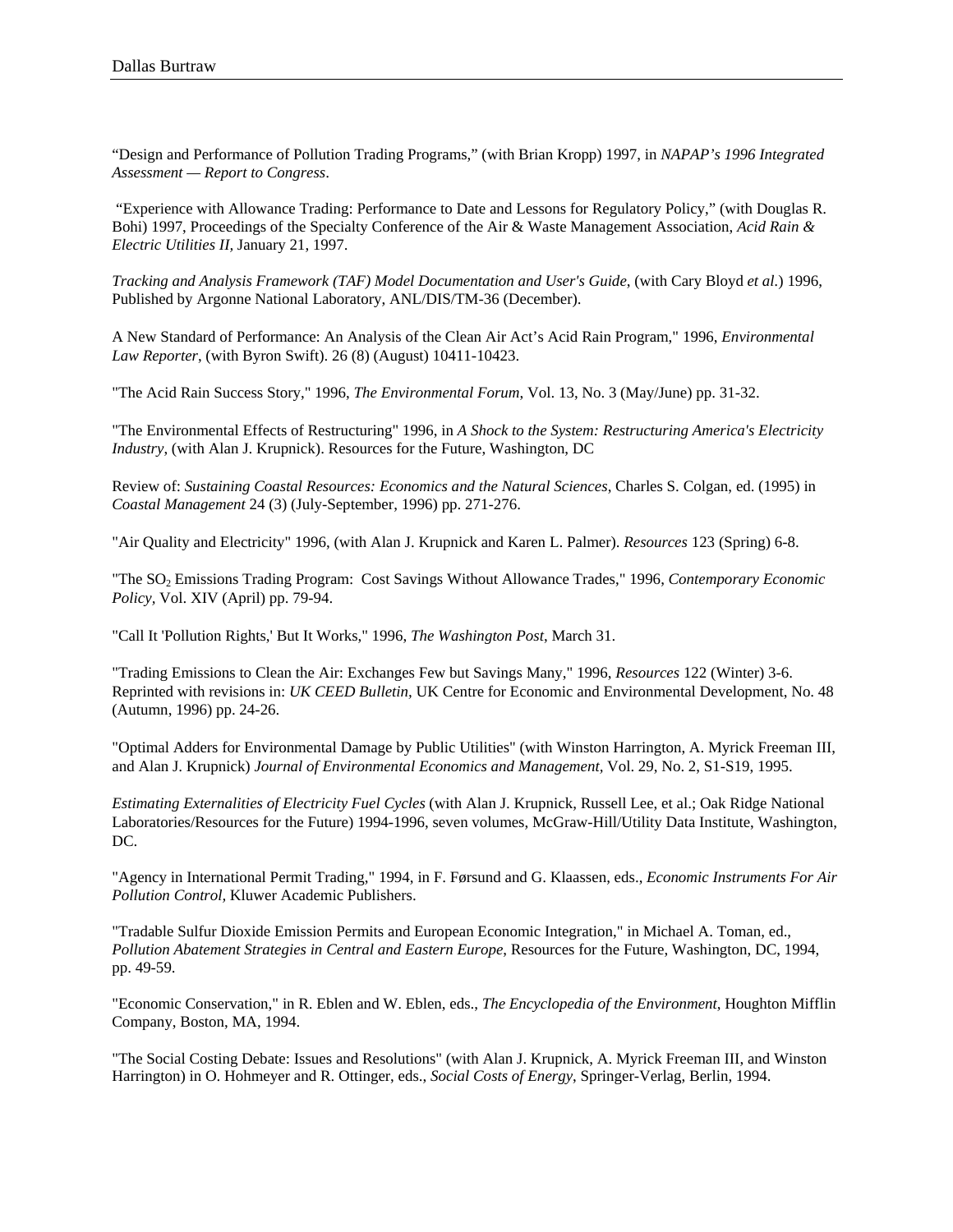"Design and Performance of Pollution Trading Programs," (with Brian Kropp) 1997, in *NAPAP's 1996 Integrated Assessment — Report to Congress*.

"Experience with Allowance Trading: Performance to Date and Lessons for Regulatory Policy," (with Douglas R. Bohi) 1997, Proceedings of the Specialty Conference of the Air & Waste Management Association, *Acid Rain & Electric Utilities II*, January 21, 1997.

*Tracking and Analysis Framework (TAF) Model Documentation and User's Guide*, (with Cary Bloyd *et al*.) 1996, Published by Argonne National Laboratory, ANL/DIS/TM-36 (December).

A New Standard of Performance: An Analysis of the Clean Air Act's Acid Rain Program," 1996, *Environmental Law Reporter*, (with Byron Swift). 26 (8) (August) 10411-10423.

"The Acid Rain Success Story," 1996, *The Environmental Forum*, Vol. 13, No. 3 (May/June) pp. 31-32.

"The Environmental Effects of Restructuring" 1996, in *A Shock to the System: Restructuring America's Electricity Industry*, (with Alan J. Krupnick). Resources for the Future, Washington, DC

Review of: *Sustaining Coastal Resources: Economics and the Natural Sciences*, Charles S. Colgan, ed. (1995) in *Coastal Management* 24 (3) (July-September, 1996) pp. 271-276.

"Air Quality and Electricity" 1996, (with Alan J. Krupnick and Karen L. Palmer). *Resources* 123 (Spring) 6-8.

"The $SO_2$ Emissions Trading Program: Cost Savings Without Allowance Trades," 1996, *Contemporary Economic Policy*, Vol. XIV (April) pp. 79-94.

"Call It 'Pollution Rights,' But It Works," 1996, *The Washington Post*, March 31.

"Trading Emissions to Clean the Air: Exchanges Few but Savings Many," 1996, *Resources* 122 (Winter) 3-6. Reprinted with revisions in: *UK CEED Bulletin*, UK Centre for Economic and Environmental Development, No. 48 (Autumn, 1996) pp. 24-26.

"Optimal Adders for Environmental Damage by Public Utilities" (with Winston Harrington, A. Myrick Freeman III, and Alan J. Krupnick) *Journal of Environmental Economics and Management*, Vol. 29, No. 2, S1-S19, 1995.

*Estimating Externalities of Electricity Fuel Cycles* (with Alan J. Krupnick, Russell Lee, et al.; Oak Ridge National Laboratories/Resources for the Future) 1994-1996, seven volumes, McGraw-Hill/Utility Data Institute, Washington, DC.

"Agency in International Permit Trading," 1994, in F. Førsund and G. Klaassen, eds., *Economic Instruments For Air Pollution Control*, Kluwer Academic Publishers.

"Tradable Sulfur Dioxide Emission Permits and European Economic Integration," in Michael A. Toman, ed., *Pollution Abatement Strategies in Central and Eastern Europe*, Resources for the Future, Washington, DC, 1994, pp. 49-59.

"Economic Conservation," in R. Eblen and W. Eblen, eds., *The Encyclopedia of the Environment*, Houghton Mifflin Company, Boston, MA, 1994.

"The Social Costing Debate: Issues and Resolutions" (with Alan J. Krupnick, A. Myrick Freeman III, and Winston Harrington) in O. Hohmeyer and R. Ottinger, eds., *Social Costs of Energy*, Springer-Verlag, Berlin, 1994.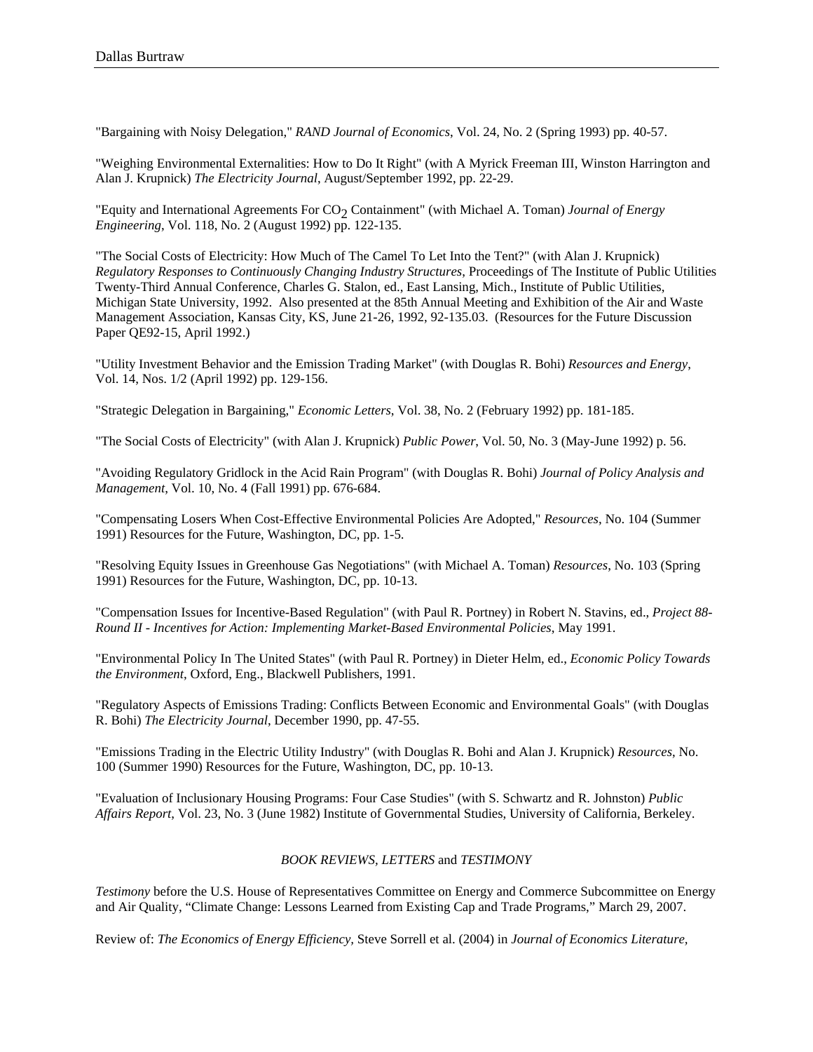"Bargaining with Noisy Delegation," *RAND Journal of Economics*, Vol. 24, No. 2 (Spring 1993) pp. 40-57.

"Weighing Environmental Externalities: How to Do It Right" (with A Myrick Freeman III, Winston Harrington and Alan J. Krupnick) *The Electricity Journal*, August/September 1992, pp. 22-29.

"Equity and International Agreements For $CO_2$ Containment" (with Michael A. Toman) *Journal of Energy Engineering*, Vol. 118, No. 2 (August 1992) pp. 122-135.

"The Social Costs of Electricity: How Much of The Camel To Let Into the Tent?" (with Alan J. Krupnick) *Regulatory Responses to Continuously Changing Industry Structures*, Proceedings of The Institute of Public Utilities Twenty-Third Annual Conference, Charles G. Stalon, ed., East Lansing, Mich., Institute of Public Utilities, Michigan State University, 1992. Also presented at the 85th Annual Meeting and Exhibition of the Air and Waste Management Association, Kansas City, KS, June 21-26, 1992, 92-135.03. (Resources for the Future Discussion Paper QE92-15, April 1992.)

"Utility Investment Behavior and the Emission Trading Market" (with Douglas R. Bohi) *Resources and Energy*, Vol. 14, Nos. 1/2 (April 1992) pp. 129-156.

"Strategic Delegation in Bargaining," *Economic Letters*, Vol. 38, No. 2 (February 1992) pp. 181-185.

"The Social Costs of Electricity" (with Alan J. Krupnick) *Public Power*, Vol. 50, No. 3 (May-June 1992) p. 56.

"Avoiding Regulatory Gridlock in the Acid Rain Program" (with Douglas R. Bohi) *Journal of Policy Analysis and Management*, Vol. 10, No. 4 (Fall 1991) pp. 676-684.

"Compensating Losers When Cost-Effective Environmental Policies Are Adopted," *Resources*, No. 104 (Summer 1991) Resources for the Future, Washington, DC, pp. 1-5.

"Resolving Equity Issues in Greenhouse Gas Negotiations" (with Michael A. Toman) *Resources*, No. 103 (Spring 1991) Resources for the Future, Washington, DC, pp. 10-13.

"Compensation Issues for Incentive-Based Regulation" (with Paul R. Portney) in Robert N. Stavins, ed., *Project 88-Round II - Incentives for Action: Implementing Market-Based Environmental Policies*, May 1991.

"Environmental Policy In The United States" (with Paul R. Portney) in Dieter Helm, ed., *Economic Policy Towards the Environment*, Oxford, Eng., Blackwell Publishers, 1991.

"Regulatory Aspects of Emissions Trading: Conflicts Between Economic and Environmental Goals" (with Douglas R. Bohi) *The Electricity Journal*, December 1990, pp. 47-55.

"Emissions Trading in the Electric Utility Industry" (with Douglas R. Bohi and Alan J. Krupnick) *Resources*, No. 100 (Summer 1990) Resources for the Future, Washington, DC, pp. 10-13.

"Evaluation of Inclusionary Housing Programs: Four Case Studies" (with S. Schwartz and R. Johnston) *Public Affairs Report*, Vol. 23, No. 3 (June 1982) Institute of Governmental Studies, University of California, Berkeley.

## *BOOK REVIEWS, LETTERS* and *TESTIMONY*

*Testimony* before the U.S. House of Representatives Committee on Energy and Commerce Subcommittee on Energy and Air Quality, "Climate Change: Lessons Learned from Existing Cap and Trade Programs," March 29, 2007.

Review of: *The Economics of Energy Efficiency*, Steve Sorrell et al. (2004) in *Journal of Economics Literature*,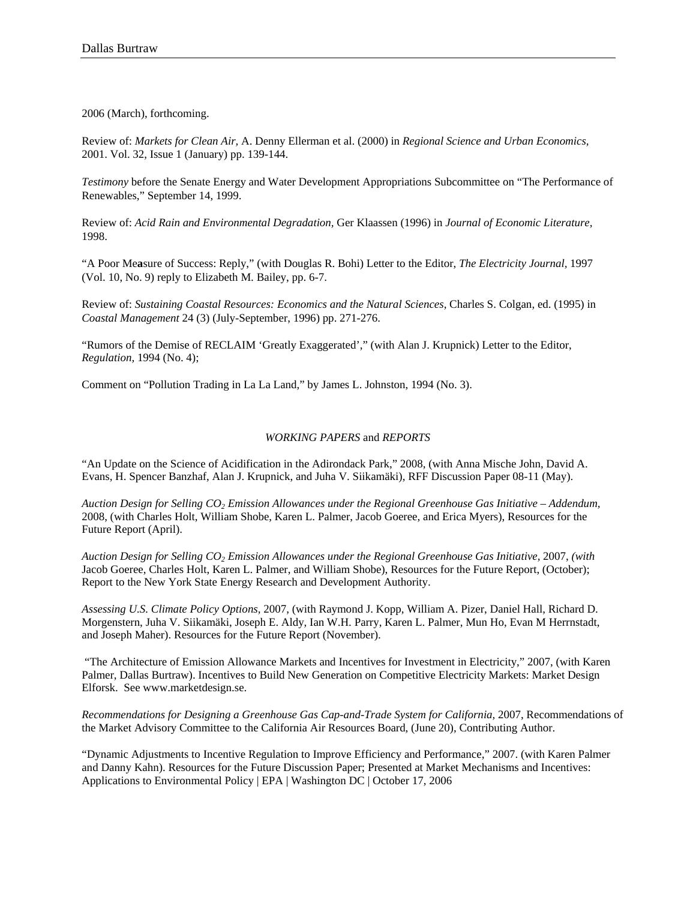2006 (March), forthcoming.

Review of: *Markets for Clean Air,* A. Denny Ellerman et al. (2000) in *Regional Science and Urban Economics,* 2001. Vol. 32, Issue 1 (January) pp. 139-144.

*Testimony* before the Senate Energy and Water Development Appropriations Subcommittee on "The Performance of Renewables," September 14, 1999.

Review of: *Acid Rain and Environmental Degradation,* Ger Klaassen (1996) in *Journal of Economic Literature*, 1998.

"A Poor Me**a**sure of Success: Reply," (with Douglas R. Bohi) Letter to the Editor, *The Electricity Journal,* 1997 (Vol. 10, No. 9) reply to Elizabeth M. Bailey, pp. 6-7.

Review of: *Sustaining Coastal Resources: Economics and the Natural Sciences*, Charles S. Colgan, ed. (1995) in *Coastal Management* 24 (3) (July-September, 1996) pp. 271-276.

"Rumors of the Demise of RECLAIM 'Greatly Exaggerated'," (with Alan J. Krupnick) Letter to the Editor, *Regulation*, 1994 (No. 4);

Comment on "Pollution Trading in La La Land," by James L. Johnston, 1994 (No. 3).

## *WORKING PAPERS* and *REPORTS*

"An Update on the Science of Acidification in the Adirondack Park," 2008, (with Anna Mische John, David A. Evans, H. Spencer Banzhaf, Alan J. Krupnick, and Juha V. Siikamäki), RFF Discussion Paper 08-11 (May).

*Auction Design for Selling $CO_2$ Emission Allowances under the Regional Greenhouse Gas Initiative – Addendum,* 2008, (with Charles Holt, William Shobe, Karen L. Palmer, Jacob Goeree, and Erica Myers), Resources for the Future Report (April).

*Auction Design for Selling $CO_2$ Emission Allowances under the Regional Greenhouse Gas Initiative,* 2007, *(with* Jacob Goeree, Charles Holt, Karen L. Palmer, and William Shobe), Resources for the Future Report, (October); Report to the New York State Energy Research and Development Authority.

*Assessing U.S. Climate Policy Options*, 2007, (with Raymond J. Kopp, William A. Pizer, Daniel Hall, Richard D. Morgenstern, Juha V. Siikamäki, Joseph E. Aldy, Ian W.H. Parry, Karen L. Palmer, Mun Ho, Evan M Herrnstadt, and Joseph Maher). Resources for the Future Report (November).

"The Architecture of Emission Allowance Markets and Incentives for Investment in Electricity," 2007, (with Karen Palmer, Dallas Burtraw). Incentives to Build New Generation on Competitive Electricity Markets: Market Design Elforsk. See www.marketdesign.se.

*Recommendations for Designing a Greenhouse Gas Cap-and-Trade System for California*, 2007, Recommendations of the Market Advisory Committee to the California Air Resources Board, (June 20), Contributing Author.

"Dynamic Adjustments to Incentive Regulation to Improve Efficiency and Performance," 2007. (with Karen Palmer and Danny Kahn). Resources for the Future Discussion Paper; Presented at Market Mechanisms and Incentives: Applications to Environmental Policy | EPA | Washington DC | October 17, 2006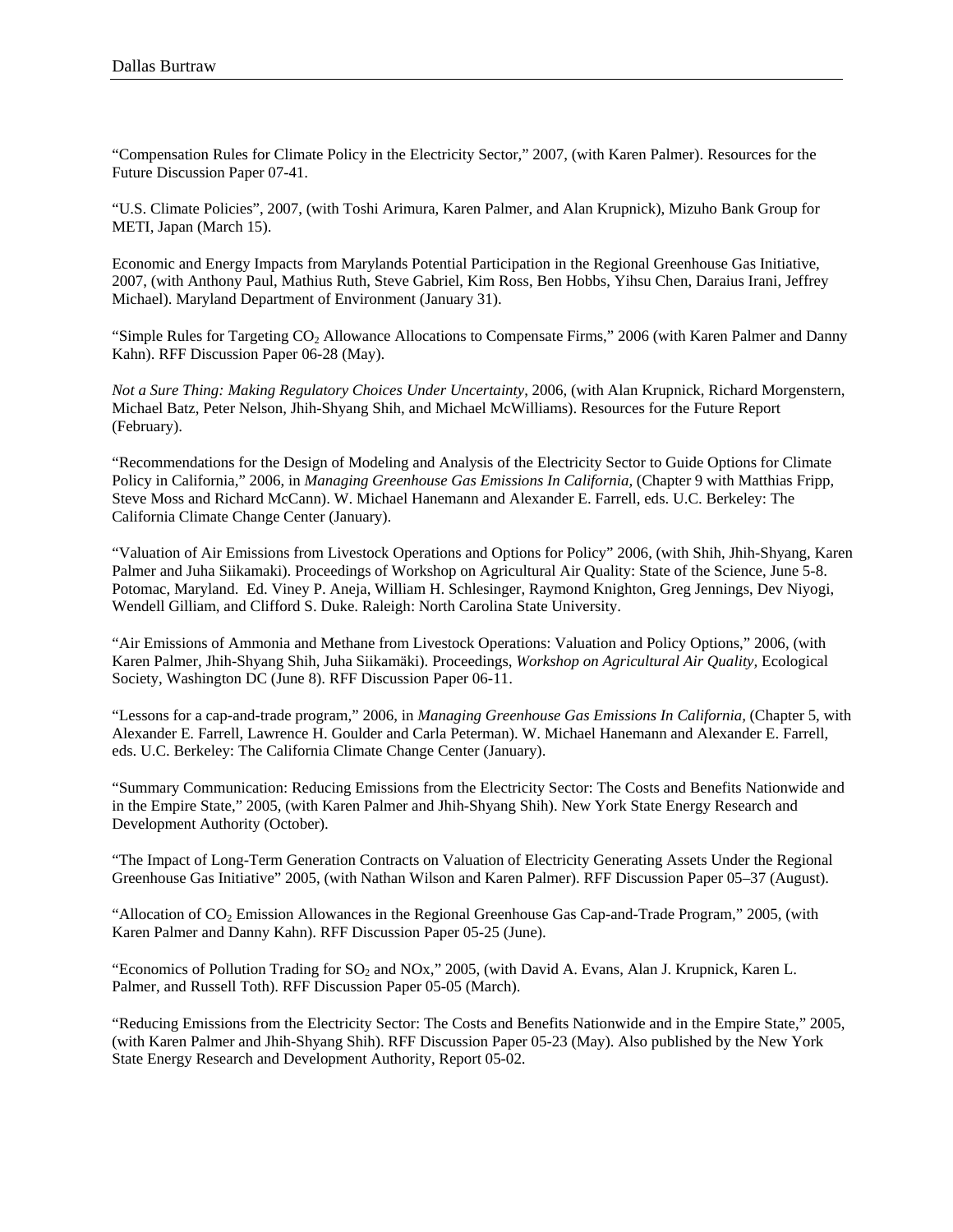"Compensation Rules for Climate Policy in the Electricity Sector," 2007, (with Karen Palmer). Resources for the Future Discussion Paper 07-41.

"U.S. Climate Policies", 2007, (with Toshi Arimura, Karen Palmer, and Alan Krupnick), Mizuho Bank Group for METI, Japan (March 15).

Economic and Energy Impacts from Marylands Potential Participation in the Regional Greenhouse Gas Initiative, 2007, (with Anthony Paul, Mathius Ruth, Steve Gabriel, Kim Ross, Ben Hobbs, Yihsu Chen, Daraius Irani, Jeffrey Michael). Maryland Department of Environment (January 31).

"Simple Rules for Targeting $CO_2$ Allowance Allocations to Compensate Firms," 2006 (with Karen Palmer and Danny Kahn). RFF Discussion Paper 06-28 (May).

*Not a Sure Thing: Making Regulatory Choices Under Uncertainty*, 2006, (with Alan Krupnick, Richard Morgenstern, Michael Batz, Peter Nelson, Jhih-Shyang Shih, and Michael McWilliams). Resources for the Future Report (February).

"Recommendations for the Design of Modeling and Analysis of the Electricity Sector to Guide Options for Climate Policy in California," 2006, in *Managing Greenhouse Gas Emissions In California*, (Chapter 9 with Matthias Fripp, Steve Moss and Richard McCann). W. Michael Hanemann and Alexander E. Farrell, eds. U.C. Berkeley: The California Climate Change Center (January).

"Valuation of Air Emissions from Livestock Operations and Options for Policy" 2006, (with Shih, Jhih-Shyang, Karen Palmer and Juha Siikamaki). Proceedings of Workshop on Agricultural Air Quality: State of the Science, June 5-8. Potomac, Maryland. Ed. Viney P. Aneja, William H. Schlesinger, Raymond Knighton, Greg Jennings, Dev Niyogi, Wendell Gilliam, and Clifford S. Duke. Raleigh: North Carolina State University.

"Air Emissions of Ammonia and Methane from Livestock Operations: Valuation and Policy Options," 2006, (with Karen Palmer, Jhih-Shyang Shih, Juha Siikamäki). Proceedings, *Workshop on Agricultural Air Quality,* Ecological Society, Washington DC (June 8). RFF Discussion Paper 06-11.

"Lessons for a cap-and-trade program," 2006, in *Managing Greenhouse Gas Emissions In California*, (Chapter 5, with Alexander E. Farrell, Lawrence H. Goulder and Carla Peterman). W. Michael Hanemann and Alexander E. Farrell, eds. U.C. Berkeley: The California Climate Change Center (January).

"Summary Communication: Reducing Emissions from the Electricity Sector: The Costs and Benefits Nationwide and in the Empire State," 2005, (with Karen Palmer and Jhih-Shyang Shih). New York State Energy Research and Development Authority (October).

"The Impact of Long-Term Generation Contracts on Valuation of Electricity Generating Assets Under the Regional Greenhouse Gas Initiative" 2005, (with Nathan Wilson and Karen Palmer). RFF Discussion Paper 05–37 (August).

"Allocation of $CO_2$ Emission Allowances in the Regional Greenhouse Gas Cap-and-Trade Program," 2005, (with Karen Palmer and Danny Kahn). RFF Discussion Paper 05-25 (June).

"Economics of Pollution Trading for $SO_2$ and NOx," 2005, (with David A. Evans, Alan J. Krupnick, Karen L. Palmer, and Russell Toth). RFF Discussion Paper 05-05 (March).

"Reducing Emissions from the Electricity Sector: The Costs and Benefits Nationwide and in the Empire State," 2005, (with Karen Palmer and Jhih-Shyang Shih). RFF Discussion Paper 05-23 (May). Also published by the New York State Energy Research and Development Authority, Report 05-02.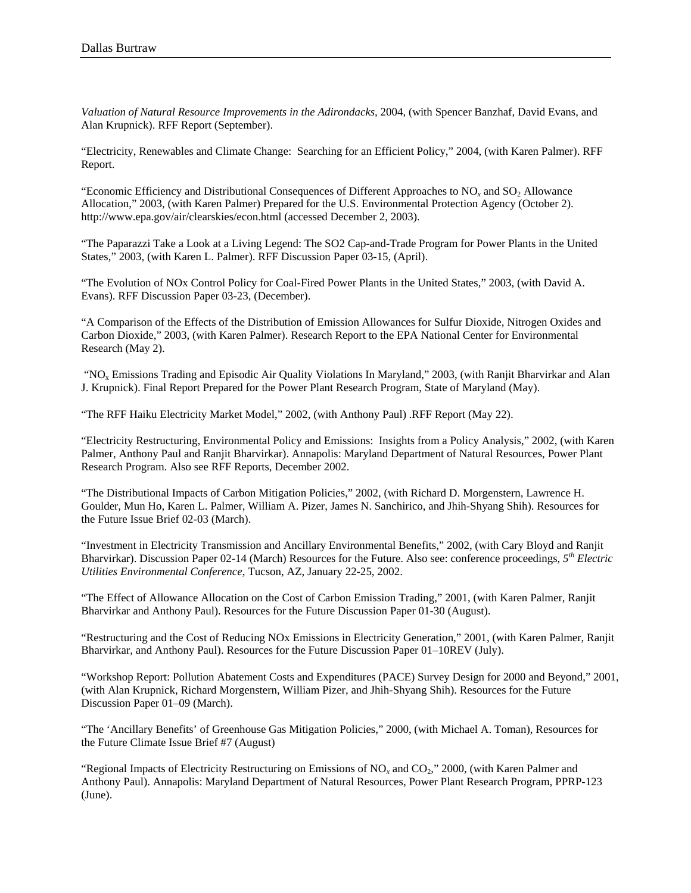*Valuation of Natural Resource Improvements in the Adirondacks*, 2004, (with Spencer Banzhaf, David Evans, and Alan Krupnick). RFF Report (September).

"Electricity, Renewables and Climate Change: Searching for an Efficient Policy," 2004, (with Karen Palmer). RFF Report.

"Economic Efficiency and Distributional Consequences of Different Approaches to $NO_x$ and $SO_2$ Allowance Allocation," 2003, (with Karen Palmer) Prepared for the U.S. Environmental Protection Agency (October 2). http://www.epa.gov/air/clearskies/econ.html (accessed December 2, 2003).

"The Paparazzi Take a Look at a Living Legend: The SO2 Cap-and-Trade Program for Power Plants in the United States," 2003, (with Karen L. Palmer). RFF Discussion Paper 03-15, (April).

"The Evolution of NOx Control Policy for Coal-Fired Power Plants in the United States," 2003, (with David A. Evans). RFF Discussion Paper 03-23, (December).

"A Comparison of the Effects of the Distribution of Emission Allowances for Sulfur Dioxide, Nitrogen Oxides and Carbon Dioxide," 2003, (with Karen Palmer). Research Report to the EPA National Center for Environmental Research (May 2).

"$NO_x$ Emissions Trading and Episodic Air Quality Violations In Maryland," 2003, (with Ranjit Bharvirkar and Alan J. Krupnick). Final Report Prepared for the Power Plant Research Program, State of Maryland (May).

"The RFF Haiku Electricity Market Model," 2002, (with Anthony Paul) .RFF Report (May 22).

"Electricity Restructuring, Environmental Policy and Emissions: Insights from a Policy Analysis," 2002, (with Karen Palmer, Anthony Paul and Ranjit Bharvirkar). Annapolis: Maryland Department of Natural Resources, Power Plant Research Program. Also see RFF Reports, December 2002.

"The Distributional Impacts of Carbon Mitigation Policies," 2002, (with Richard D. Morgenstern, Lawrence H. Goulder, Mun Ho, Karen L. Palmer, William A. Pizer, James N. Sanchirico, and Jhih-Shyang Shih). Resources for the Future Issue Brief 02-03 (March).

"Investment in Electricity Transmission and Ancillary Environmental Benefits," 2002, (with Cary Bloyd and Ranjit Bharvirkar). Discussion Paper 02-14 (March) Resources for the Future. Also see: conference proceedings, *5th Electric Utilities Environmental Conference*, Tucson, AZ, January 22-25, 2002.

"The Effect of Allowance Allocation on the Cost of Carbon Emission Trading," 2001, (with Karen Palmer, Ranjit Bharvirkar and Anthony Paul). Resources for the Future Discussion Paper 01-30 (August).

"Restructuring and the Cost of Reducing NOx Emissions in Electricity Generation," 2001, (with Karen Palmer, Ranjit Bharvirkar, and Anthony Paul). Resources for the Future Discussion Paper 01–10REV (July).

"Workshop Report: Pollution Abatement Costs and Expenditures (PACE) Survey Design for 2000 and Beyond," 2001, (with Alan Krupnick, Richard Morgenstern, William Pizer, and Jhih-Shyang Shih). Resources for the Future Discussion Paper 01–09 (March).

"The 'Ancillary Benefits' of Greenhouse Gas Mitigation Policies," 2000, (with Michael A. Toman), Resources for the Future Climate Issue Brief #7 (August)

"Regional Impacts of Electricity Restructuring on Emissions of $NO_x$ and $CO_2$," 2000, (with Karen Palmer and Anthony Paul). Annapolis: Maryland Department of Natural Resources, Power Plant Research Program, PPRP-123 (June).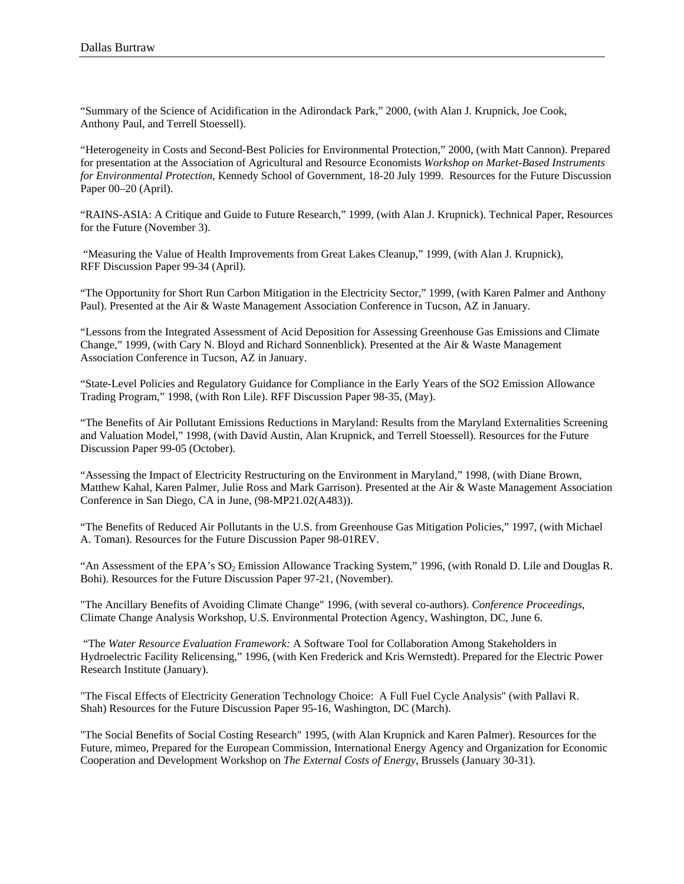"Summary of the Science of Acidification in the Adirondack Park," 2000, (with Alan J. Krupnick, Joe Cook, Anthony Paul, and Terrell Stoessell).

"Heterogeneity in Costs and Second-Best Policies for Environmental Protection," 2000, (with Matt Cannon). Prepared for presentation at the Association of Agricultural and Resource Economists *Workshop on Market-Based Instruments for Environmental Protection,* Kennedy School of Government, 18-20 July 1999. Resources for the Future Discussion Paper 00–20 (April).

"RAINS-ASIA: A Critique and Guide to Future Research," 1999, (with Alan J. Krupnick). Technical Paper, Resources for the Future (November 3).

"Measuring the Value of Health Improvements from Great Lakes Cleanup," 1999, (with Alan J. Krupnick), RFF Discussion Paper 99-34 (April).

"The Opportunity for Short Run Carbon Mitigation in the Electricity Sector," 1999, (with Karen Palmer and Anthony Paul). Presented at the Air & Waste Management Association Conference in Tucson, AZ in January.

"Lessons from the Integrated Assessment of Acid Deposition for Assessing Greenhouse Gas Emissions and Climate Change," 1999, (with Cary N. Bloyd and Richard Sonnenblick). Presented at the Air & Waste Management Association Conference in Tucson, AZ in January.

"State-Level Policies and Regulatory Guidance for Compliance in the Early Years of the SO2 Emission Allowance Trading Program," 1998, (with Ron Lile). RFF Discussion Paper 98-35, (May).

"The Benefits of Air Pollutant Emissions Reductions in Maryland: Results from the Maryland Externalities Screening and Valuation Model," 1998, (with David Austin, Alan Krupnick, and Terrell Stoessell). Resources for the Future Discussion Paper 99-05 (October).

"Assessing the Impact of Electricity Restructuring on the Environment in Maryland," 1998, (with Diane Brown, Matthew Kahal, Karen Palmer, Julie Ross and Mark Garrison). Presented at the Air & Waste Management Association Conference in San Diego, CA in June, (98-MP21.02(A483)).

"The Benefits of Reduced Air Pollutants in the U.S. from Greenhouse Gas Mitigation Policies," 1997, (with Michael A. Toman). Resources for the Future Discussion Paper 98-01REV.

"An Assessment of the EPA's $SO_2$ Emission Allowance Tracking System," 1996, (with Ronald D. Lile and Douglas R. Bohi). Resources for the Future Discussion Paper 97-21, (November).

"The Ancillary Benefits of Avoiding Climate Change" 1996, (with several co-authors). *Conference Proceedings*, Climate Change Analysis Workshop, U.S. Environmental Protection Agency, Washington, DC, June 6.

"The *Water Resource Evaluation Framework:* A Software Tool for Collaboration Among Stakeholders in Hydroelectric Facility Relicensing," 1996, (with Ken Frederick and Kris Wernstedt). Prepared for the Electric Power Research Institute (January).

"The Fiscal Effects of Electricity Generation Technology Choice: A Full Fuel Cycle Analysis" (with Pallavi R. Shah) Resources for the Future Discussion Paper 95-16, Washington, DC (March).

"The Social Benefits of Social Costing Research" 1995, (with Alan Krupnick and Karen Palmer). Resources for the Future, mimeo, Prepared for the European Commission, International Energy Agency and Organization for Economic Cooperation and Development Workshop on *The External Costs of Energy*, Brussels (January 30-31).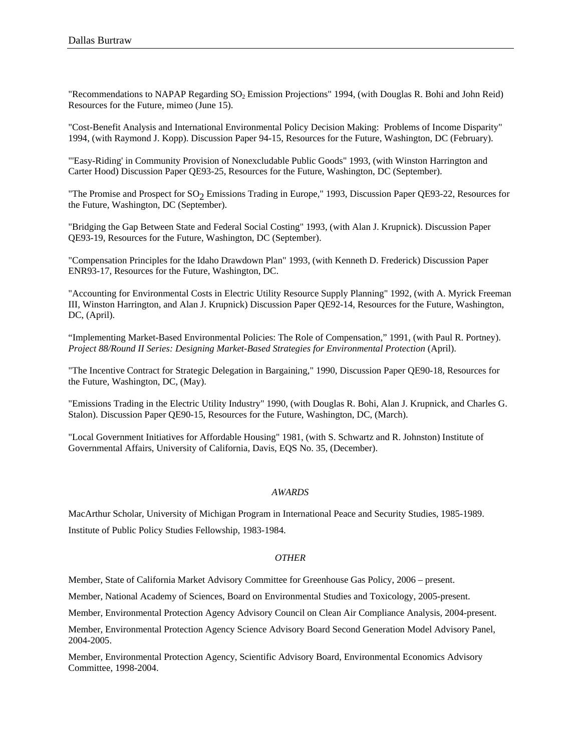"Recommendations to NAPAP Regarding $SO_2$ Emission Projections" 1994, (with Douglas R. Bohi and John Reid) Resources for the Future, mimeo (June 15).

"Cost-Benefit Analysis and International Environmental Policy Decision Making: Problems of Income Disparity" 1994, (with Raymond J. Kopp). Discussion Paper 94-15, Resources for the Future, Washington, DC (February).

"'Easy-Riding' in Community Provision of Nonexcludable Public Goods" 1993, (with Winston Harrington and Carter Hood) Discussion Paper QE93-25, Resources for the Future, Washington, DC (September).

"The Promise and Prospect for $SO_2$ Emissions Trading in Europe," 1993, Discussion Paper QE93-22, Resources for the Future, Washington, DC (September).

"Bridging the Gap Between State and Federal Social Costing" 1993, (with Alan J. Krupnick). Discussion Paper QE93-19, Resources for the Future, Washington, DC (September).

"Compensation Principles for the Idaho Drawdown Plan" 1993, (with Kenneth D. Frederick) Discussion Paper ENR93-17, Resources for the Future, Washington, DC.

"Accounting for Environmental Costs in Electric Utility Resource Supply Planning" 1992, (with A. Myrick Freeman III, Winston Harrington, and Alan J. Krupnick) Discussion Paper QE92-14, Resources for the Future, Washington, DC, (April).

"Implementing Market-Based Environmental Policies: The Role of Compensation," 1991, (with Paul R. Portney). *Project 88/Round II Series: Designing Market-Based Strategies for Environmental Protection* (April).

"The Incentive Contract for Strategic Delegation in Bargaining," 1990, Discussion Paper QE90-18, Resources for the Future, Washington, DC, (May).

"Emissions Trading in the Electric Utility Industry" 1990, (with Douglas R. Bohi, Alan J. Krupnick, and Charles G. Stalon). Discussion Paper QE90-15, Resources for the Future, Washington, DC, (March).

"Local Government Initiatives for Affordable Housing" 1981, (with S. Schwartz and R. Johnston) Institute of Governmental Affairs, University of California, Davis, EQS No. 35, (December).

### *AWARDS*

MacArthur Scholar, University of Michigan Program in International Peace and Security Studies, 1985-1989.

Institute of Public Policy Studies Fellowship, 1983-1984.

### *OTHER*

Member, State of California Market Advisory Committee for Greenhouse Gas Policy, 2006 – present.

Member, National Academy of Sciences, Board on Environmental Studies and Toxicology, 2005-present.

Member, Environmental Protection Agency Advisory Council on Clean Air Compliance Analysis, 2004-present.

Member, Environmental Protection Agency Science Advisory Board Second Generation Model Advisory Panel, 2004-2005.

Member, Environmental Protection Agency, Scientific Advisory Board, Environmental Economics Advisory Committee, 1998-2004.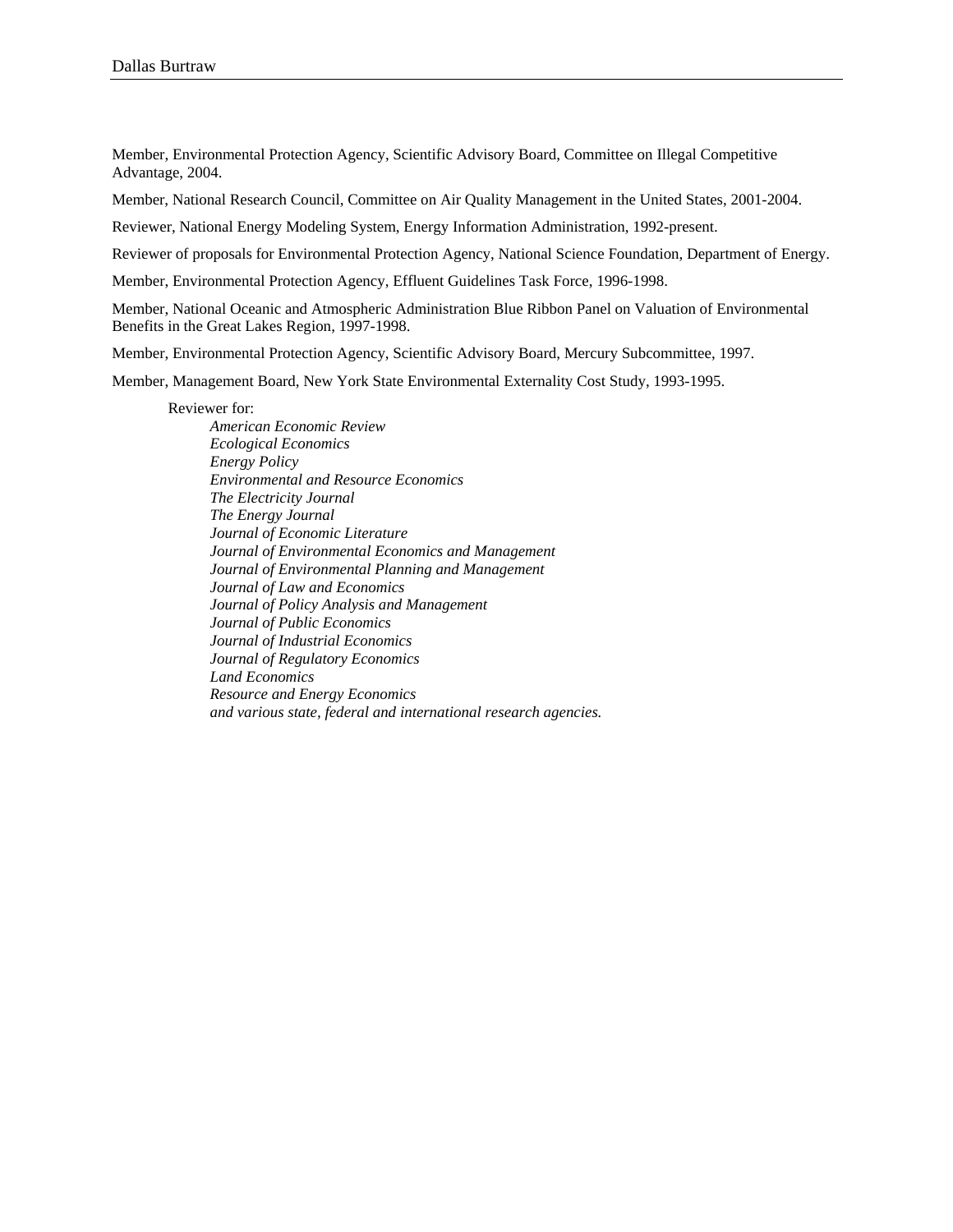Member, Environmental Protection Agency, Scientific Advisory Board, Committee on Illegal Competitive Advantage, 2004.

Member, National Research Council, Committee on Air Quality Management in the United States, 2001-2004.

Reviewer, National Energy Modeling System, Energy Information Administration, 1992-present.

Reviewer of proposals for Environmental Protection Agency, National Science Foundation, Department of Energy.

Member, Environmental Protection Agency, Effluent Guidelines Task Force, 1996-1998.

Member, National Oceanic and Atmospheric Administration Blue Ribbon Panel on Valuation of Environmental Benefits in the Great Lakes Region, 1997-1998.

Member, Environmental Protection Agency, Scientific Advisory Board, Mercury Subcommittee, 1997.

Member, Management Board, New York State Environmental Externality Cost Study, 1993-1995.

Reviewer for:

*American Economic Review*  
*Ecological Economics*  
*Energy Policy*  
*Environmental and Resource Economics*  
*The Electricity Journal*  
*The Energy Journal*  
*Journal of Economic Literature*  
*Journal of Environmental Economics and Management*  
*Journal of Environmental Planning and Management*  
*Journal of Law and Economics*  
*Journal of Policy Analysis and Management*  
*Journal of Public Economics*  
*Journal of Industrial Economics*  
*Journal of Regulatory Economics*  
*Land Economics*  
*Resource and Energy Economics*  
*and various state, federal and international research agencies.*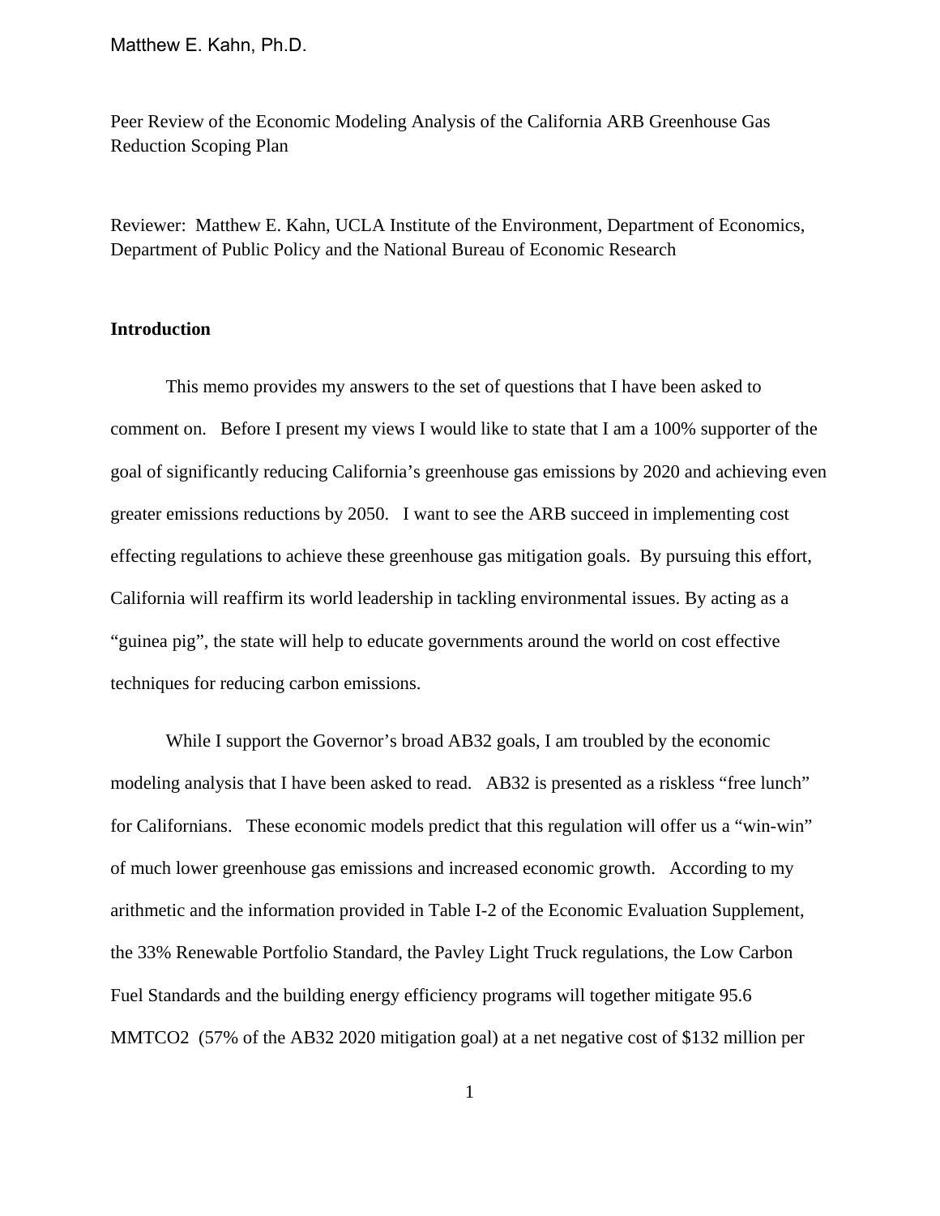Matthew E. Kahn, Ph.D.

Peer Review of the Economic Modeling Analysis of the California ARB Greenhouse Gas Reduction Scoping Plan

Reviewer: Matthew E. Kahn, UCLA Institute of the Environment, Department of Economics, Department of Public Policy and the National Bureau of Economic Research

**Introduction**

This memo provides my answers to the set of questions that I have been asked to comment on. Before I present my views I would like to state that I am a 100% supporter of the goal of significantly reducing California's greenhouse gas emissions by 2020 and achieving even greater emissions reductions by 2050. I want to see the ARB succeed in implementing cost effecting regulations to achieve these greenhouse gas mitigation goals. By pursuing this effort, California will reaffirm its world leadership in tackling environmental issues. By acting as a "guinea pig", the state will help to educate governments around the world on cost effective techniques for reducing carbon emissions.

While I support the Governor's broad AB32 goals, I am troubled by the economic modeling analysis that I have been asked to read. AB32 is presented as a riskless "free lunch" for Californians. These economic models predict that this regulation will offer us a "win-win" of much lower greenhouse gas emissions and increased economic growth. According to my arithmetic and the information provided in Table I-2 of the Economic Evaluation Supplement, the 33% Renewable Portfolio Standard, the Pavley Light Truck regulations, the Low Carbon Fuel Standards and the building energy efficiency programs will together mitigate 95.6 MMTCO2 (57% of the AB32 2020 mitigation goal) at a net negative cost of $132 million per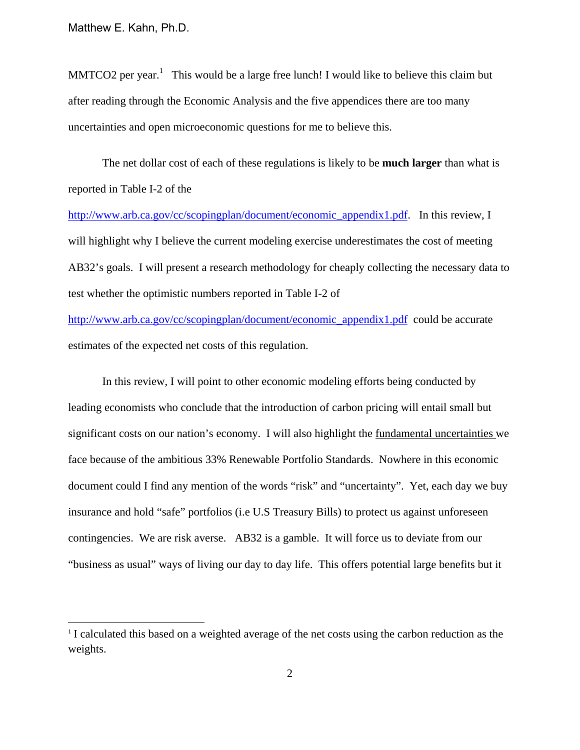MMTCO2 per year.[1] This would be a large free lunch! I would like to believe this claim but after reading through the Economic Analysis and the five appendices there are too many uncertainties and open microeconomic questions for me to believe this.

The net dollar cost of each of these regulations is likely to be **much larger** than what is reported in Table I-2 of the http://www.arb.ca.gov/cc/scopingplan/document/economic_appendix1.pdf. In this review, I will highlight why I believe the current modeling exercise underestimates the cost of meeting AB32's goals. I will present a research methodology for cheaply collecting the necessary data to test whether the optimistic numbers reported in Table I-2 of http://www.arb.ca.gov/cc/scopingplan/document/economic_appendix1.pdf could be accurate estimates of the expected net costs of this regulation.

In this review, I will point to other economic modeling efforts being conducted by leading economists who conclude that the introduction of carbon pricing will entail small but significant costs on our nation's economy. I will also highlight the fundamental uncertainties we face because of the ambitious 33% Renewable Portfolio Standards. Nowhere in this economic document could I find any mention of the words "risk" and "uncertainty". Yet, each day we buy insurance and hold "safe" portfolios (i.e U.S Treasury Bills) to protect us against unforeseen contingencies. We are risk averse. AB32 is a gamble. It will force us to deviate from our "business as usual" ways of living our day to day life. This offers potential large benefits but it

[1] I calculated this based on a weighted average of the net costs using the carbon reduction as the weights.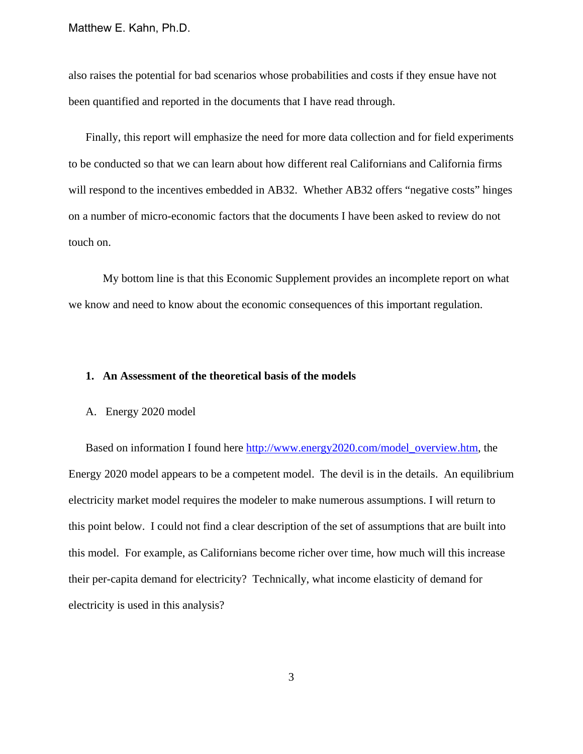also raises the potential for bad scenarios whose probabilities and costs if they ensue have not been quantified and reported in the documents that I have read through.

Finally, this report will emphasize the need for more data collection and for field experiments to be conducted so that we can learn about how different real Californians and California firms will respond to the incentives embedded in AB32. Whether AB32 offers "negative costs" hinges on a number of micro-economic factors that the documents I have been asked to review do not touch on.

My bottom line is that this Economic Supplement provides an incomplete report on what we know and need to know about the economic consequences of this important regulation.

## 1. An Assessment of the theoretical basis of the models

### A. Energy 2020 model

Based on information I found here http://www.energy2020.com/model_overview.htm, the Energy 2020 model appears to be a competent model. The devil is in the details. An equilibrium electricity market model requires the modeler to make numerous assumptions. I will return to this point below. I could not find a clear description of the set of assumptions that are built into this model. For example, as Californians become richer over time, how much will this increase their per-capita demand for electricity? Technically, what income elasticity of demand for electricity is used in this analysis?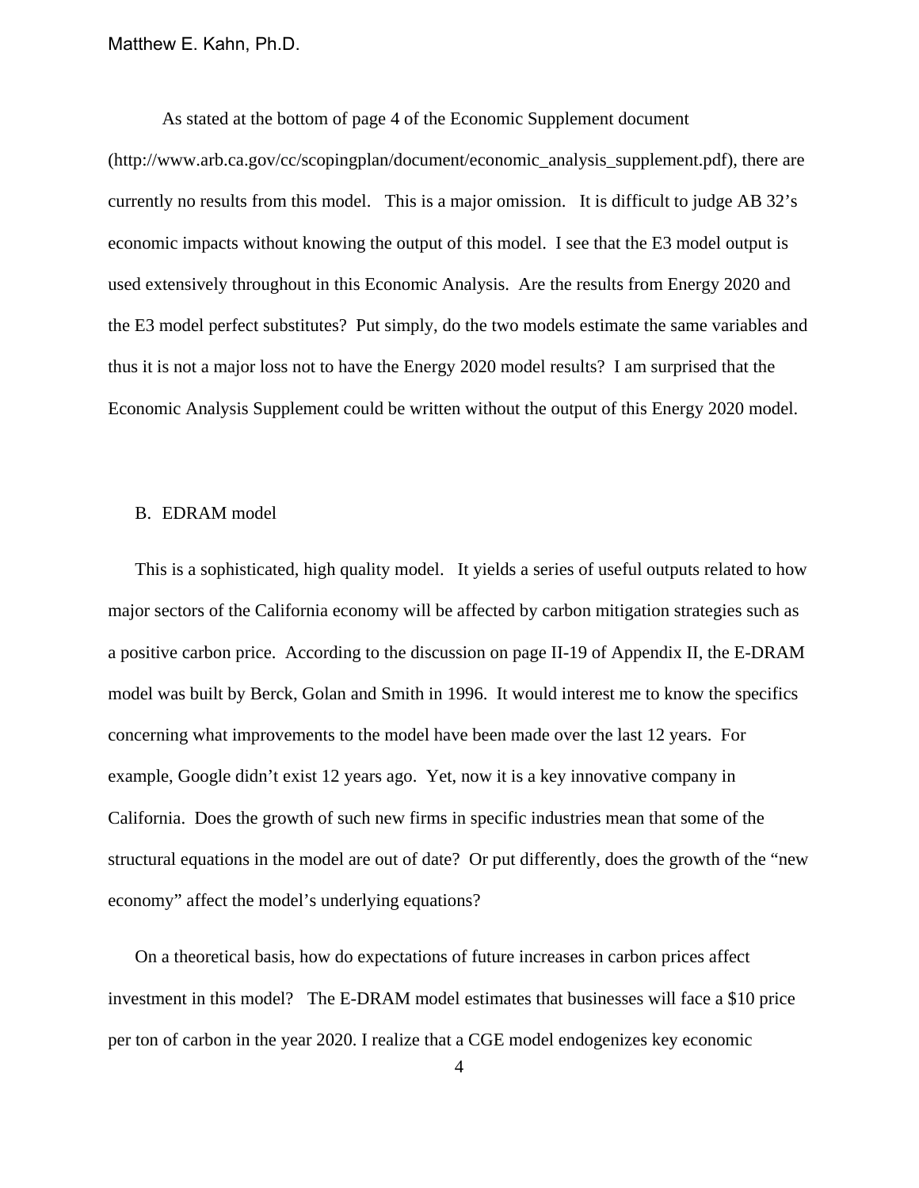As stated at the bottom of page 4 of the Economic Supplement document (http://www.arb.ca.gov/cc/scopingplan/document/economic_analysis_supplement.pdf), there are currently no results from this model. This is a major omission. It is difficult to judge AB 32's economic impacts without knowing the output of this model. I see that the E3 model output is used extensively throughout in this Economic Analysis. Are the results from Energy 2020 and the E3 model perfect substitutes? Put simply, do the two models estimate the same variables and thus it is not a major loss not to have the Energy 2020 model results? I am surprised that the Economic Analysis Supplement could be written without the output of this Energy 2020 model.

B. EDRAM model

This is a sophisticated, high quality model. It yields a series of useful outputs related to how major sectors of the California economy will be affected by carbon mitigation strategies such as a positive carbon price. According to the discussion on page II-19 of Appendix II, the E-DRAM model was built by Berck, Golan and Smith in 1996. It would interest me to know the specifics concerning what improvements to the model have been made over the last 12 years. For example, Google didn't exist 12 years ago. Yet, now it is a key innovative company in California. Does the growth of such new firms in specific industries mean that some of the structural equations in the model are out of date? Or put differently, does the growth of the "new economy" affect the model's underlying equations?

On a theoretical basis, how do expectations of future increases in carbon prices affect investment in this model? The E-DRAM model estimates that businesses will face a $10 price per ton of carbon in the year 2020. I realize that a CGE model endogenizes key economic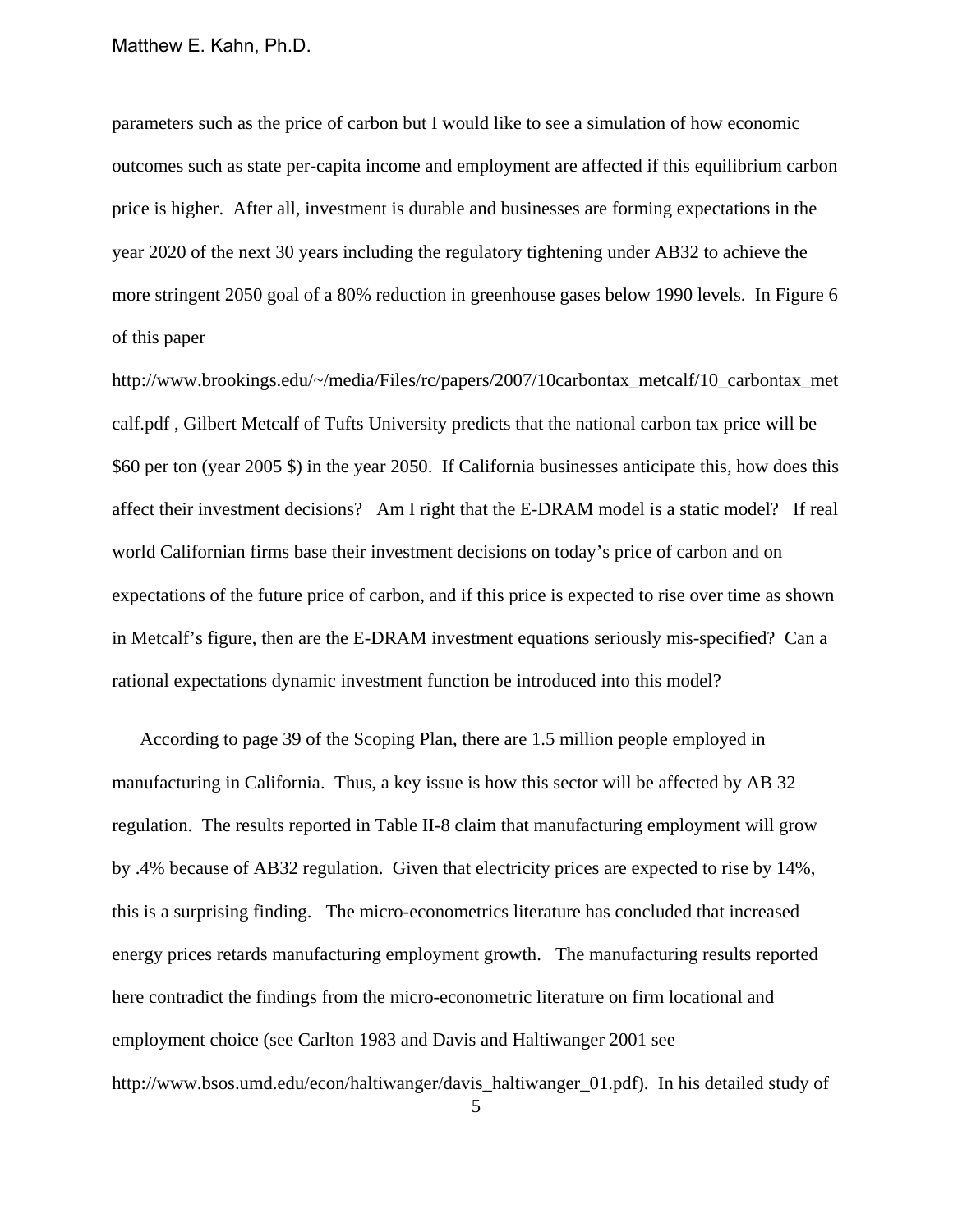parameters such as the price of carbon but I would like to see a simulation of how economic outcomes such as state per-capita income and employment are affected if this equilibrium carbon price is higher. After all, investment is durable and businesses are forming expectations in the year 2020 of the next 30 years including the regulatory tightening under AB32 to achieve the more stringent 2050 goal of a 80% reduction in greenhouse gases below 1990 levels. In Figure 6 of this paper http://www.brookings.edu/~/media/Files/rc/papers/2007/10carbontax_metcalf/10_carbontax_metcalf.pdf , Gilbert Metcalf of Tufts University predicts that the national carbon tax price will be $60 per ton (year 2005 $) in the year 2050. If California businesses anticipate this, how does this affect their investment decisions? Am I right that the E-DRAM model is a static model? If real world Californian firms base their investment decisions on today's price of carbon and on expectations of the future price of carbon, and if this price is expected to rise over time as shown in Metcalf's figure, then are the E-DRAM investment equations seriously mis-specified? Can a rational expectations dynamic investment function be introduced into this model?

According to page 39 of the Scoping Plan, there are 1.5 million people employed in manufacturing in California. Thus, a key issue is how this sector will be affected by AB 32 regulation. The results reported in Table II-8 claim that manufacturing employment will grow by .4% because of AB32 regulation. Given that electricity prices are expected to rise by 14%, this is a surprising finding. The micro-econometrics literature has concluded that increased energy prices retards manufacturing employment growth. The manufacturing results reported here contradict the findings from the micro-econometric literature on firm locational and employment choice (see Carlton 1983 and Davis and Haltiwanger 2001 see http://www.bsos.umd.edu/econ/haltiwanger/davis_haltiwanger_01.pdf). In his detailed study of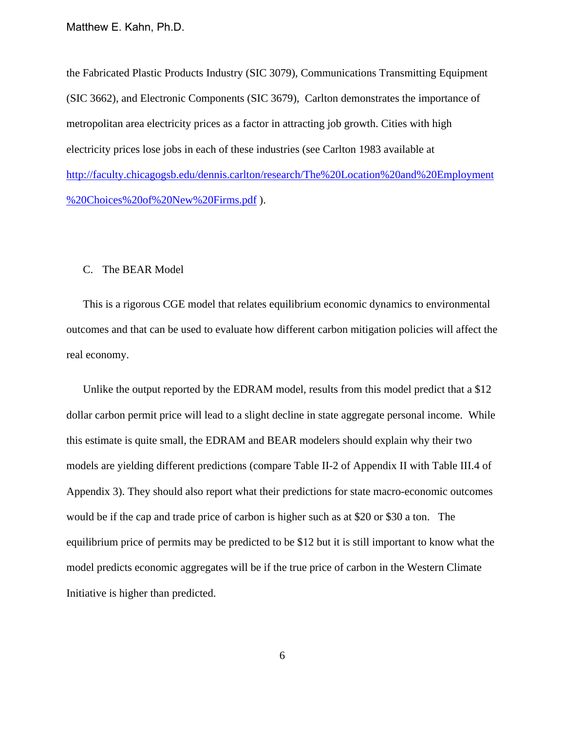the Fabricated Plastic Products Industry (SIC 3079), Communications Transmitting Equipment (SIC 3662), and Electronic Components (SIC 3679), Carlton demonstrates the importance of metropolitan area electricity prices as a factor in attracting job growth. Cities with high electricity prices lose jobs in each of these industries (see Carlton 1983 available at [http://faculty.chicagogsb.edu/dennis.carlton/research/The%20Location%20and%20Employment%20Choices%20of%20New%20Firms.pdf](http://faculty.chicagogsb.edu/dennis.carlton/research/The%20Location%20and%20Employment%20Choices%20of%20New%20Firms.pdf) ).

C. The BEAR Model

This is a rigorous CGE model that relates equilibrium economic dynamics to environmental outcomes and that can be used to evaluate how different carbon mitigation policies will affect the real economy.

Unlike the output reported by the EDRAM model, results from this model predict that a $12 dollar carbon permit price will lead to a slight decline in state aggregate personal income. While this estimate is quite small, the EDRAM and BEAR modelers should explain why their two models are yielding different predictions (compare Table II-2 of Appendix II with Table III.4 of Appendix 3). They should also report what their predictions for state macro-economic outcomes would be if the cap and trade price of carbon is higher such as at $20 or $30 a ton. The equilibrium price of permits may be predicted to be $12 but it is still important to know what the model predicts economic aggregates will be if the true price of carbon in the Western Climate Initiative is higher than predicted.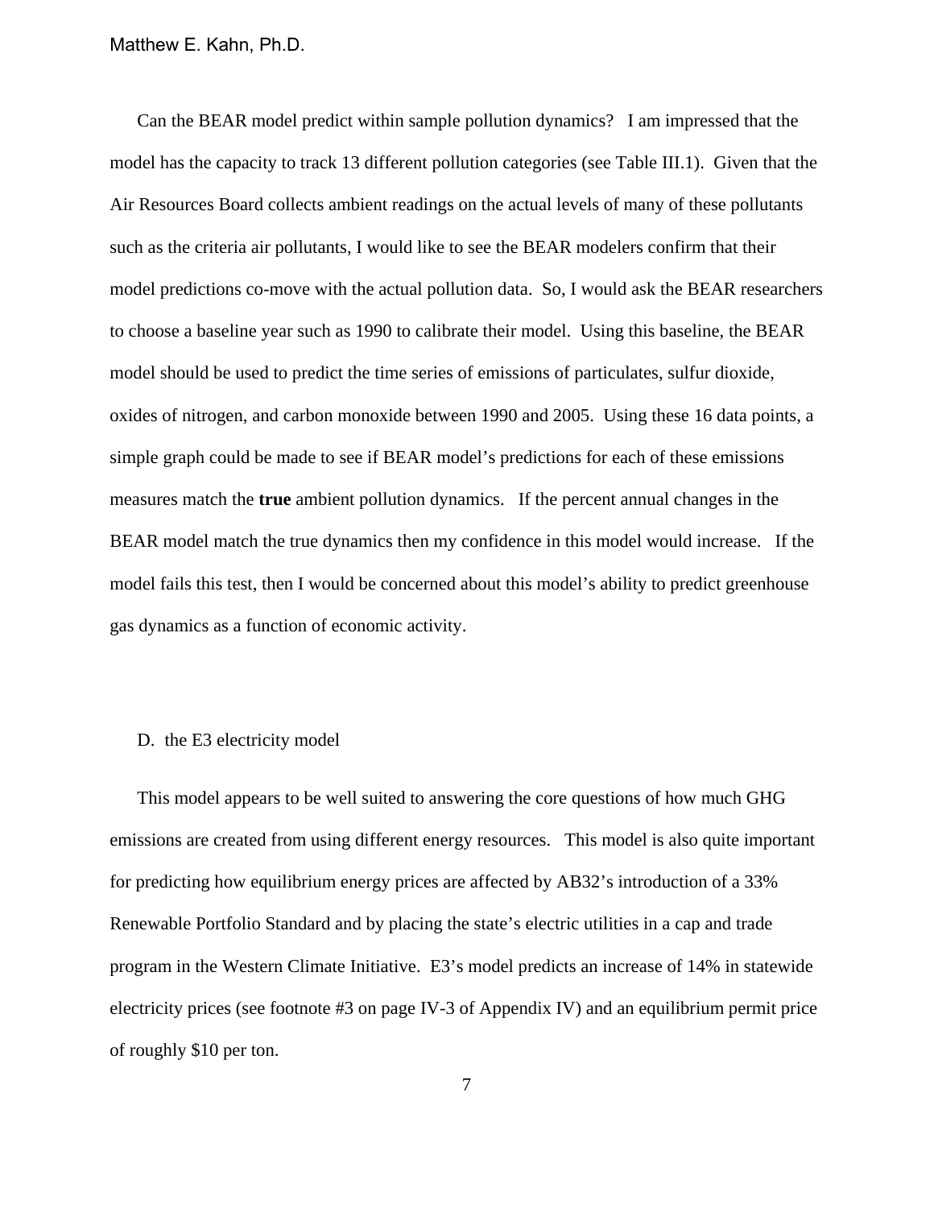Can the BEAR model predict within sample pollution dynamics? I am impressed that the model has the capacity to track 13 different pollution categories (see Table III.1). Given that the Air Resources Board collects ambient readings on the actual levels of many of these pollutants such as the criteria air pollutants, I would like to see the BEAR modelers confirm that their model predictions co-move with the actual pollution data. So, I would ask the BEAR researchers to choose a baseline year such as 1990 to calibrate their model. Using this baseline, the BEAR model should be used to predict the time series of emissions of particulates, sulfur dioxide, oxides of nitrogen, and carbon monoxide between 1990 and 2005. Using these 16 data points, a simple graph could be made to see if BEAR model's predictions for each of these emissions measures match the **true** ambient pollution dynamics. If the percent annual changes in the BEAR model match the true dynamics then my confidence in this model would increase. If the model fails this test, then I would be concerned about this model's ability to predict greenhouse gas dynamics as a function of economic activity.

D. the E3 electricity model

This model appears to be well suited to answering the core questions of how much GHG emissions are created from using different energy resources. This model is also quite important for predicting how equilibrium energy prices are affected by AB32's introduction of a 33% Renewable Portfolio Standard and by placing the state's electric utilities in a cap and trade program in the Western Climate Initiative. E3's model predicts an increase of 14% in statewide electricity prices (see footnote #3 on page IV-3 of Appendix IV) and an equilibrium permit price of roughly $10 per ton.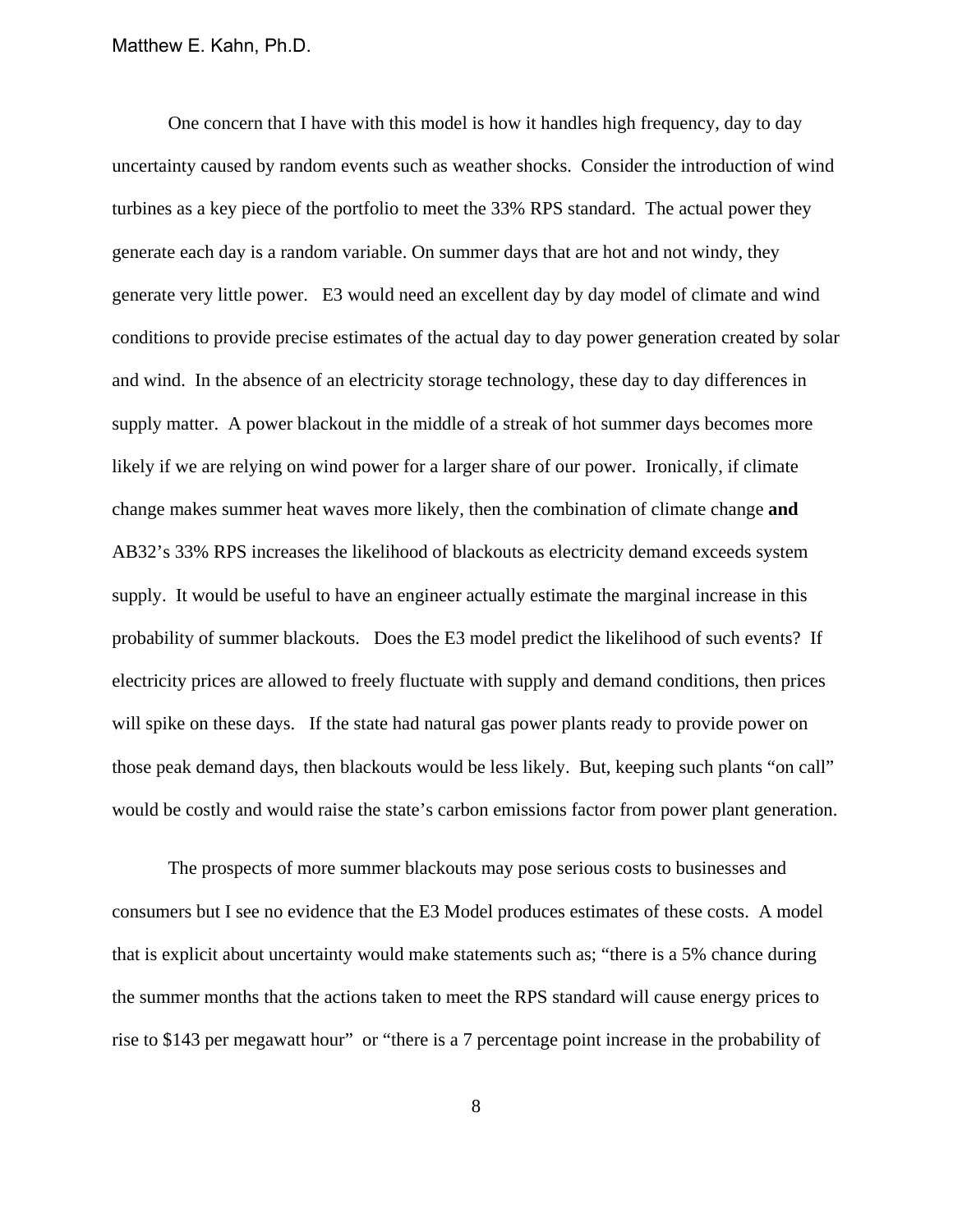One concern that I have with this model is how it handles high frequency, day to day uncertainty caused by random events such as weather shocks. Consider the introduction of wind turbines as a key piece of the portfolio to meet the 33% RPS standard. The actual power they generate each day is a random variable. On summer days that are hot and not windy, they generate very little power. E3 would need an excellent day by day model of climate and wind conditions to provide precise estimates of the actual day to day power generation created by solar and wind. In the absence of an electricity storage technology, these day to day differences in supply matter. A power blackout in the middle of a streak of hot summer days becomes more likely if we are relying on wind power for a larger share of our power. Ironically, if climate change makes summer heat waves more likely, then the combination of climate change **and** AB32's 33% RPS increases the likelihood of blackouts as electricity demand exceeds system supply. It would be useful to have an engineer actually estimate the marginal increase in this probability of summer blackouts. Does the E3 model predict the likelihood of such events? If electricity prices are allowed to freely fluctuate with supply and demand conditions, then prices will spike on these days. If the state had natural gas power plants ready to provide power on those peak demand days, then blackouts would be less likely. But, keeping such plants "on call" would be costly and would raise the state's carbon emissions factor from power plant generation.

The prospects of more summer blackouts may pose serious costs to businesses and consumers but I see no evidence that the E3 Model produces estimates of these costs. A model that is explicit about uncertainty would make statements such as; "there is a 5% chance during the summer months that the actions taken to meet the RPS standard will cause energy prices to rise to $143 per megawatt hour" or "there is a 7 percentage point increase in the probability of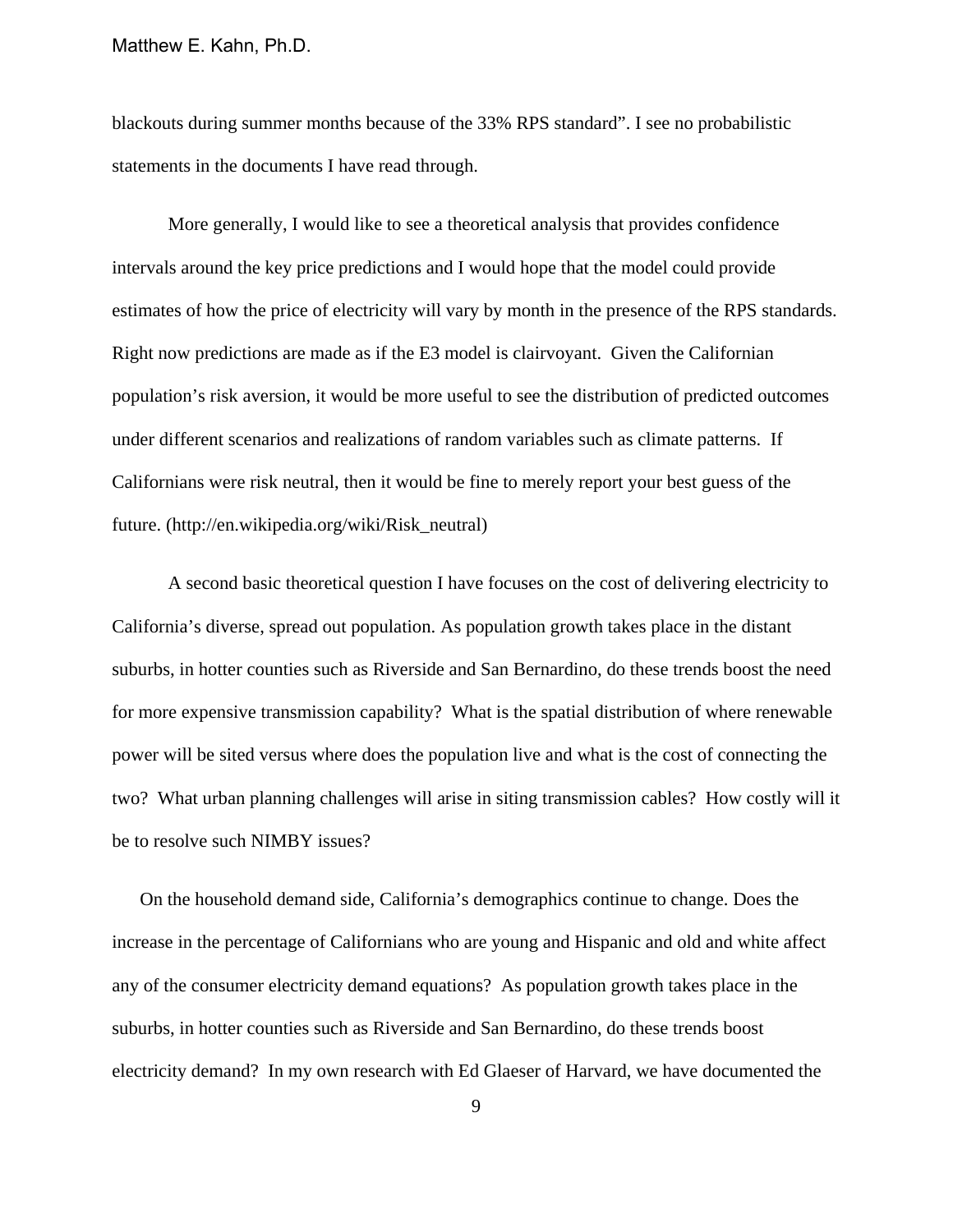blackouts during summer months because of the 33% RPS standard". I see no probabilistic statements in the documents I have read through.

More generally, I would like to see a theoretical analysis that provides confidence intervals around the key price predictions and I would hope that the model could provide estimates of how the price of electricity will vary by month in the presence of the RPS standards. Right now predictions are made as if the E3 model is clairvoyant. Given the Californian population's risk aversion, it would be more useful to see the distribution of predicted outcomes under different scenarios and realizations of random variables such as climate patterns. If Californians were risk neutral, then it would be fine to merely report your best guess of the future. (http://en.wikipedia.org/wiki/Risk_neutral)

A second basic theoretical question I have focuses on the cost of delivering electricity to California's diverse, spread out population. As population growth takes place in the distant suburbs, in hotter counties such as Riverside and San Bernardino, do these trends boost the need for more expensive transmission capability? What is the spatial distribution of where renewable power will be sited versus where does the population live and what is the cost of connecting the two? What urban planning challenges will arise in siting transmission cables? How costly will it be to resolve such NIMBY issues?

On the household demand side, California's demographics continue to change. Does the increase in the percentage of Californians who are young and Hispanic and old and white affect any of the consumer electricity demand equations? As population growth takes place in the suburbs, in hotter counties such as Riverside and San Bernardino, do these trends boost electricity demand? In my own research with Ed Glaeser of Harvard, we have documented the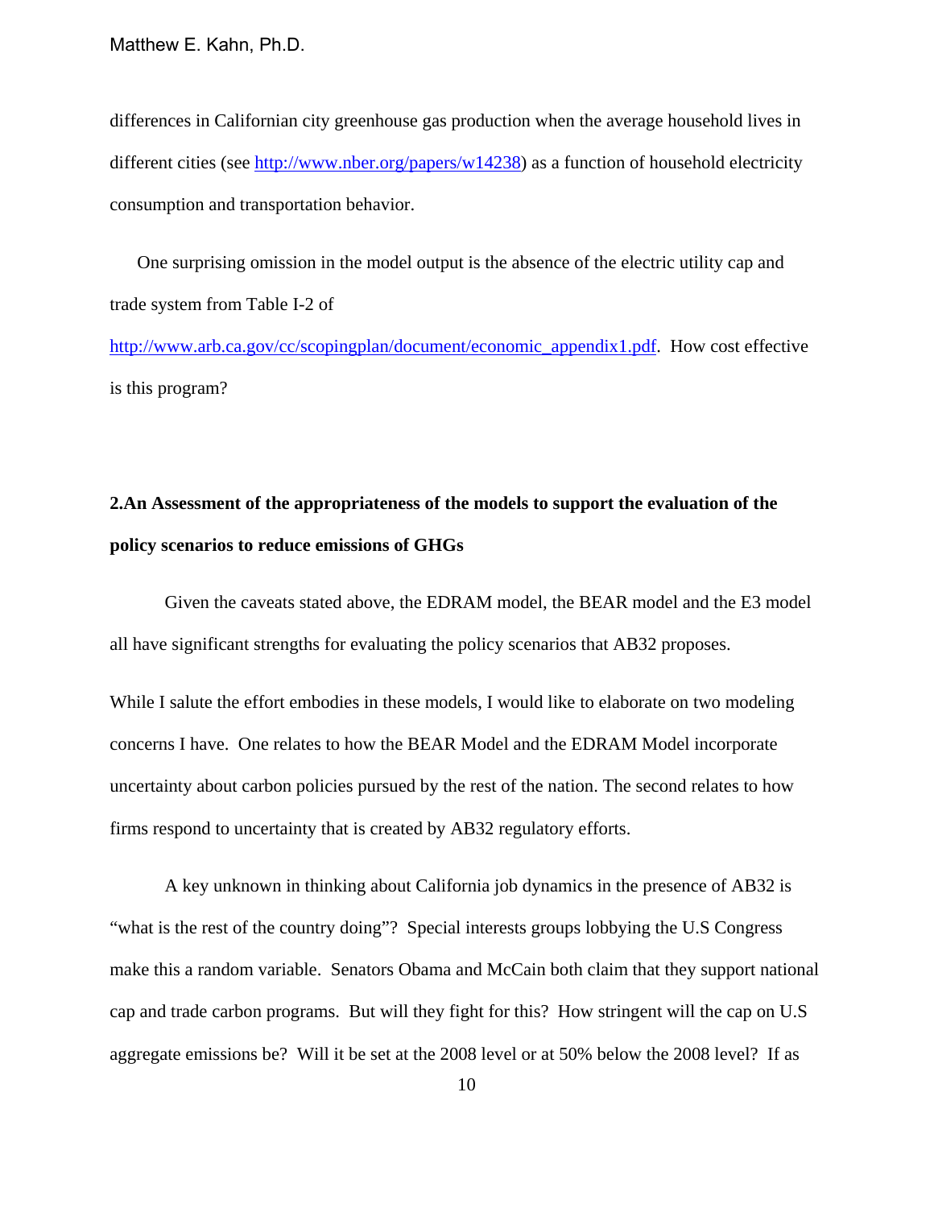differences in Californian city greenhouse gas production when the average household lives in different cities (see http://www.nber.org/papers/w14238) as a function of household electricity consumption and transportation behavior.

One surprising omission in the model output is the absence of the electric utility cap and trade system from Table I-2 of http://www.arb.ca.gov/cc/scopingplan/document/economic_appendix1.pdf. How cost effective is this program?

**2.An Assessment of the appropriateness of the models to support the evaluation of the policy scenarios to reduce emissions of GHGs**

Given the caveats stated above, the EDRAM model, the BEAR model and the E3 model all have significant strengths for evaluating the policy scenarios that AB32 proposes.

While I salute the effort embodies in these models, I would like to elaborate on two modeling concerns I have. One relates to how the BEAR Model and the EDRAM Model incorporate uncertainty about carbon policies pursued by the rest of the nation. The second relates to how firms respond to uncertainty that is created by AB32 regulatory efforts.

A key unknown in thinking about California job dynamics in the presence of AB32 is "what is the rest of the country doing"? Special interests groups lobbying the U.S Congress make this a random variable. Senators Obama and McCain both claim that they support national cap and trade carbon programs. But will they fight for this? How stringent will the cap on U.S aggregate emissions be? Will it be set at the 2008 level or at 50% below the 2008 level? If as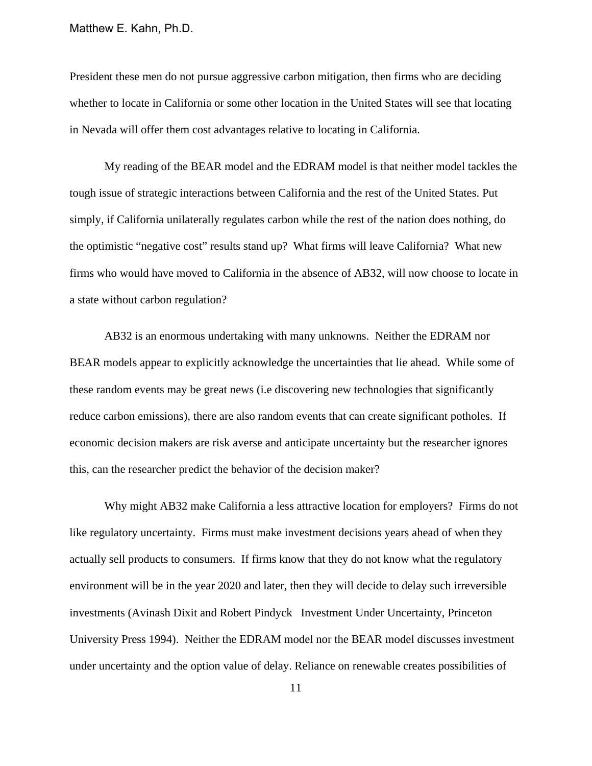President these men do not pursue aggressive carbon mitigation, then firms who are deciding whether to locate in California or some other location in the United States will see that locating in Nevada will offer them cost advantages relative to locating in California.

My reading of the BEAR model and the EDRAM model is that neither model tackles the tough issue of strategic interactions between California and the rest of the United States. Put simply, if California unilaterally regulates carbon while the rest of the nation does nothing, do the optimistic "negative cost" results stand up? What firms will leave California? What new firms who would have moved to California in the absence of AB32, will now choose to locate in a state without carbon regulation?

AB32 is an enormous undertaking with many unknowns. Neither the EDRAM nor BEAR models appear to explicitly acknowledge the uncertainties that lie ahead. While some of these random events may be great news (i.e discovering new technologies that significantly reduce carbon emissions), there are also random events that can create significant potholes. If economic decision makers are risk averse and anticipate uncertainty but the researcher ignores this, can the researcher predict the behavior of the decision maker?

Why might AB32 make California a less attractive location for employers? Firms do not like regulatory uncertainty. Firms must make investment decisions years ahead of when they actually sell products to consumers. If firms know that they do not know what the regulatory environment will be in the year 2020 and later, then they will decide to delay such irreversible investments (Avinash Dixit and Robert Pindyck Investment Under Uncertainty, Princeton University Press 1994). Neither the EDRAM model nor the BEAR model discusses investment under uncertainty and the option value of delay. Reliance on renewable creates possibilities of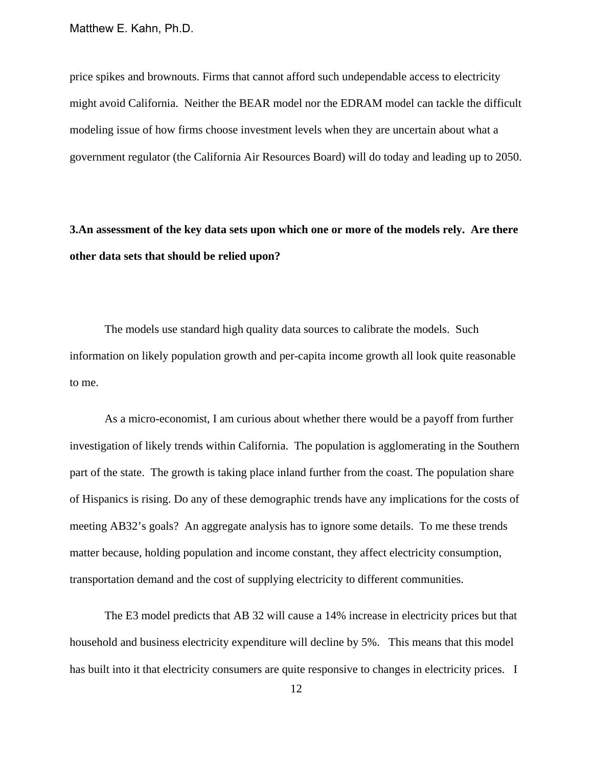price spikes and brownouts. Firms that cannot afford such undependable access to electricity might avoid California. Neither the BEAR model nor the EDRAM model can tackle the difficult modeling issue of how firms choose investment levels when they are uncertain about what a government regulator (the California Air Resources Board) will do today and leading up to 2050.

**3.An assessment of the key data sets upon which one or more of the models rely. Are there other data sets that should be relied upon?**

The models use standard high quality data sources to calibrate the models. Such information on likely population growth and per-capita income growth all look quite reasonable to me.

As a micro-economist, I am curious about whether there would be a payoff from further investigation of likely trends within California. The population is agglomerating in the Southern part of the state. The growth is taking place inland further from the coast. The population share of Hispanics is rising. Do any of these demographic trends have any implications for the costs of meeting AB32's goals? An aggregate analysis has to ignore some details. To me these trends matter because, holding population and income constant, they affect electricity consumption, transportation demand and the cost of supplying electricity to different communities.

The E3 model predicts that AB 32 will cause a 14% increase in electricity prices but that household and business electricity expenditure will decline by 5%. This means that this model has built into it that electricity consumers are quite responsive to changes in electricity prices. I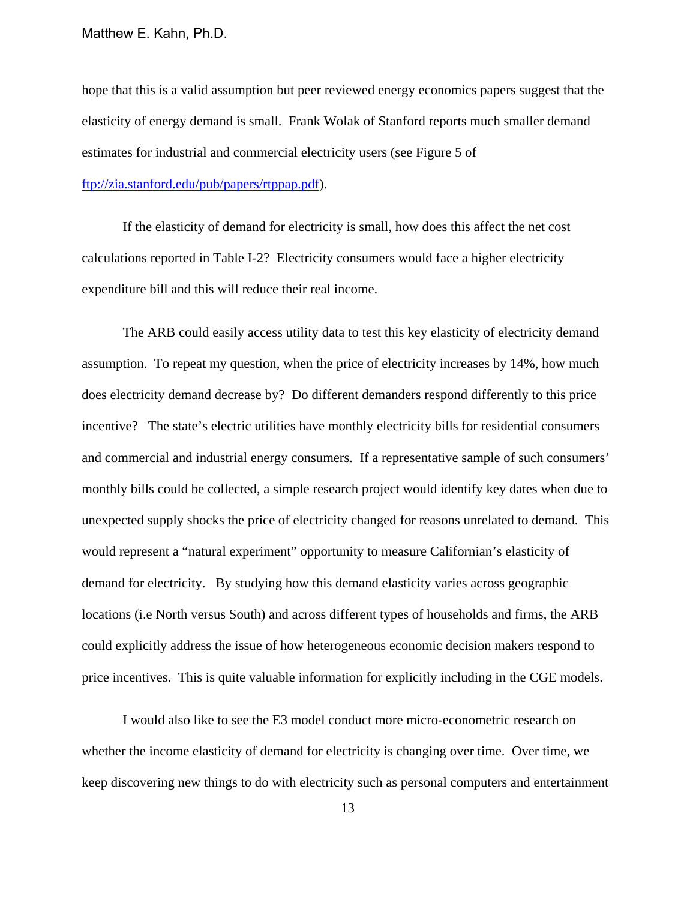hope that this is a valid assumption but peer reviewed energy economics papers suggest that the elasticity of energy demand is small. Frank Wolak of Stanford reports much smaller demand estimates for industrial and commercial electricity users (see Figure 5 of [ftp://zia.stanford.edu/pub/papers/rtppap.pdf](ftp://zia.stanford.edu/pub/papers/rtppap.pdf)).

If the elasticity of demand for electricity is small, how does this affect the net cost calculations reported in Table I-2? Electricity consumers would face a higher electricity expenditure bill and this will reduce their real income.

The ARB could easily access utility data to test this key elasticity of electricity demand assumption. To repeat my question, when the price of electricity increases by 14%, how much does electricity demand decrease by? Do different demanders respond differently to this price incentive? The state's electric utilities have monthly electricity bills for residential consumers and commercial and industrial energy consumers. If a representative sample of such consumers' monthly bills could be collected, a simple research project would identify key dates when due to unexpected supply shocks the price of electricity changed for reasons unrelated to demand. This would represent a "natural experiment" opportunity to measure Californian's elasticity of demand for electricity. By studying how this demand elasticity varies across geographic locations (i.e North versus South) and across different types of households and firms, the ARB could explicitly address the issue of how heterogeneous economic decision makers respond to price incentives. This is quite valuable information for explicitly including in the CGE models.

I would also like to see the E3 model conduct more micro-econometric research on whether the income elasticity of demand for electricity is changing over time. Over time, we keep discovering new things to do with electricity such as personal computers and entertainment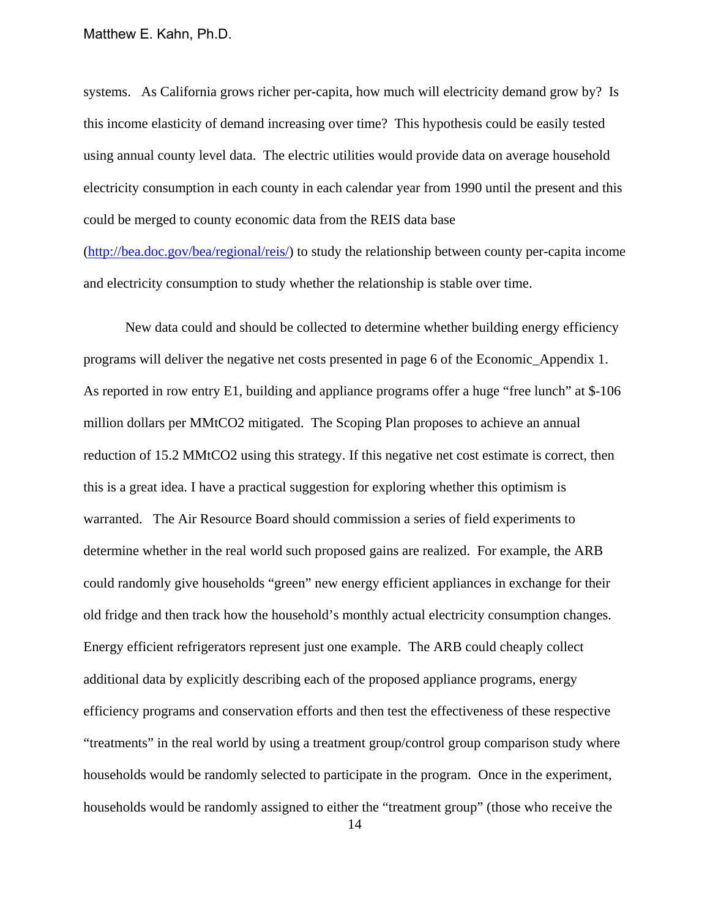systems. As California grows richer per-capita, how much will electricity demand grow by? Is this income elasticity of demand increasing over time? This hypothesis could be easily tested using annual county level data. The electric utilities would provide data on average household electricity consumption in each county in each calendar year from 1990 until the present and this could be merged to county economic data from the REIS data base ([http://bea.doc.gov/bea/regional/reis/](http://bea.doc.gov/bea/regional/reis/)) to study the relationship between county per-capita income and electricity consumption to study whether the relationship is stable over time.

New data could and should be collected to determine whether building energy efficiency programs will deliver the negative net costs presented in page 6 of the Economic_Appendix 1. As reported in row entry E1, building and appliance programs offer a huge "free lunch" at $-106 million dollars per MMtCO2 mitigated. The Scoping Plan proposes to achieve an annual reduction of 15.2 MMtCO2 using this strategy. If this negative net cost estimate is correct, then this is a great idea. I have a practical suggestion for exploring whether this optimism is warranted. The Air Resource Board should commission a series of field experiments to determine whether in the real world such proposed gains are realized. For example, the ARB could randomly give households "green" new energy efficient appliances in exchange for their old fridge and then track how the household's monthly actual electricity consumption changes. Energy efficient refrigerators represent just one example. The ARB could cheaply collect additional data by explicitly describing each of the proposed appliance programs, energy efficiency programs and conservation efforts and then test the effectiveness of these respective "treatments" in the real world by using a treatment group/control group comparison study where households would be randomly selected to participate in the program. Once in the experiment, households would be randomly assigned to either the "treatment group" (those who receive the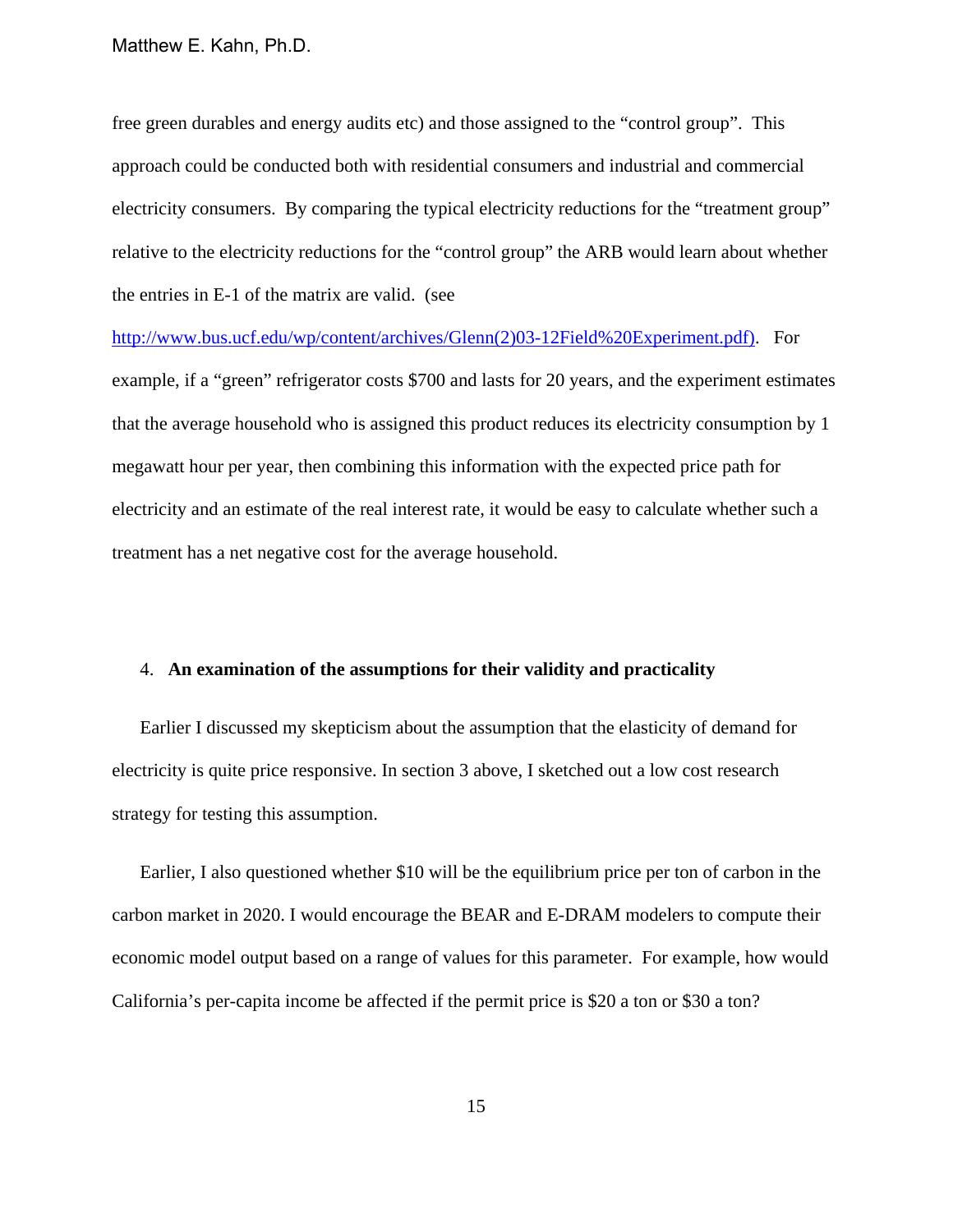free green durables and energy audits etc) and those assigned to the "control group". This approach could be conducted both with residential consumers and industrial and commercial electricity consumers. By comparing the typical electricity reductions for the "treatment group" relative to the electricity reductions for the "control group" the ARB would learn about whether the entries in E-1 of the matrix are valid. (see http://www.bus.ucf.edu/wp/content/archives/Glenn(2)03-12Field%20Experiment.pdf). For example, if a "green" refrigerator costs $700 and lasts for 20 years, and the experiment estimates that the average household who is assigned this product reduces its electricity consumption by 1 megawatt hour per year, then combining this information with the expected price path for electricity and an estimate of the real interest rate, it would be easy to calculate whether such a treatment has a net negative cost for the average household.

## 4. An examination of the assumptions for their validity and practicality

Earlier I discussed my skepticism about the assumption that the elasticity of demand for electricity is quite price responsive. In section 3 above, I sketched out a low cost research strategy for testing this assumption.

Earlier, I also questioned whether $10 will be the equilibrium price per ton of carbon in the carbon market in 2020. I would encourage the BEAR and E-DRAM modelers to compute their economic model output based on a range of values for this parameter. For example, how would California's per-capita income be affected if the permit price is $20 a ton or $30 a ton?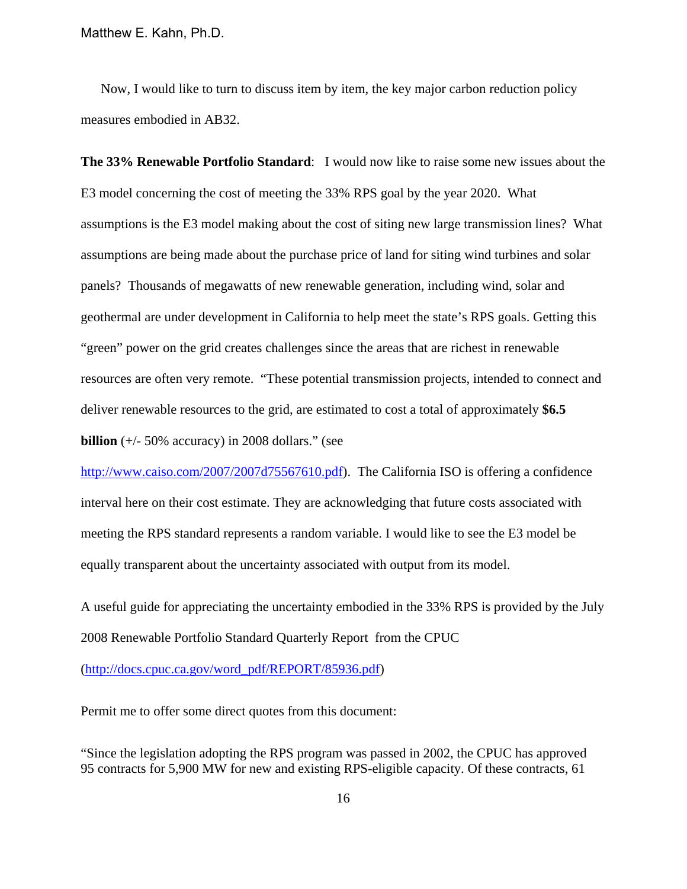Now, I would like to turn to discuss item by item, the key major carbon reduction policy measures embodied in AB32.

**The 33% Renewable Portfolio Standard**: I would now like to raise some new issues about the E3 model concerning the cost of meeting the 33% RPS goal by the year 2020. What assumptions is the E3 model making about the cost of siting new large transmission lines? What assumptions are being made about the purchase price of land for siting wind turbines and solar panels? Thousands of megawatts of new renewable generation, including wind, solar and geothermal are under development in California to help meet the state's RPS goals. Getting this "green" power on the grid creates challenges since the areas that are richest in renewable resources are often very remote. "These potential transmission projects, intended to connect and deliver renewable resources to the grid, are estimated to cost a total of approximately **$6.5 billion** (+/- 50% accuracy) in 2008 dollars." (see http://www.caiso.com/2007/2007d75567610.pdf). The California ISO is offering a confidence interval here on their cost estimate. They are acknowledging that future costs associated with meeting the RPS standard represents a random variable. I would like to see the E3 model be equally transparent about the uncertainty associated with output from its model.

A useful guide for appreciating the uncertainty embodied in the 33% RPS is provided by the July 2008 Renewable Portfolio Standard Quarterly Report from the CPUC (http://docs.cpuc.ca.gov/word_pdf/REPORT/85936.pdf)

Permit me to offer some direct quotes from this document:

"Since the legislation adopting the RPS program was passed in 2002, the CPUC has approved 95 contracts for 5,900 MW for new and existing RPS-eligible capacity. Of these contracts, 61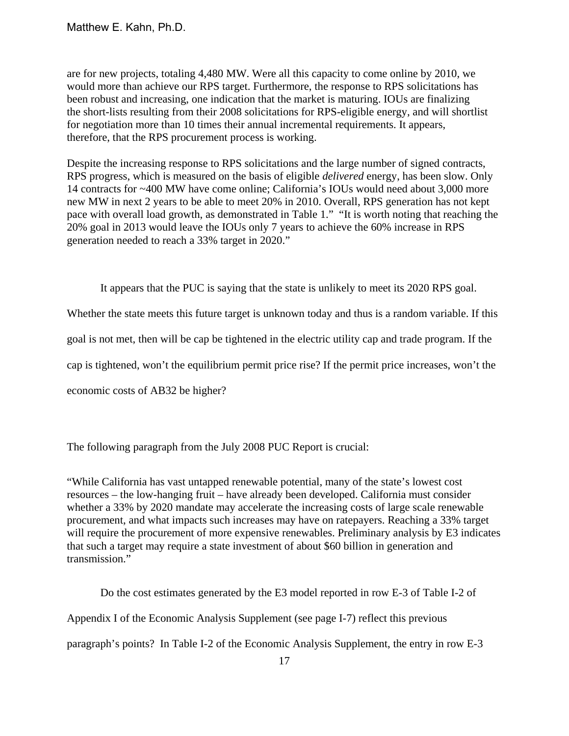are for new projects, totaling 4,480 MW. Were all this capacity to come online by 2010, we would more than achieve our RPS target. Furthermore, the response to RPS solicitations has been robust and increasing, one indication that the market is maturing. IOUs are finalizing the short-lists resulting from their 2008 solicitations for RPS-eligible energy, and will shortlist for negotiation more than 10 times their annual incremental requirements. It appears, therefore, that the RPS procurement process is working.

Despite the increasing response to RPS solicitations and the large number of signed contracts, RPS progress, which is measured on the basis of eligible *delivered* energy, has been slow. Only 14 contracts for ~400 MW have come online; California's IOUs would need about 3,000 more new MW in next 2 years to be able to meet 20% in 2010. Overall, RPS generation has not kept pace with overall load growth, as demonstrated in Table 1." "It is worth noting that reaching the 20% goal in 2013 would leave the IOUs only 7 years to achieve the 60% increase in RPS generation needed to reach a 33% target in 2020."

It appears that the PUC is saying that the state is unlikely to meet its 2020 RPS goal. Whether the state meets this future target is unknown today and thus is a random variable. If this goal is not met, then will be cap be tightened in the electric utility cap and trade program. If the cap is tightened, won't the equilibrium permit price rise? If the permit price increases, won't the economic costs of AB32 be higher?

The following paragraph from the July 2008 PUC Report is crucial:

"While California has vast untapped renewable potential, many of the state's lowest cost resources – the low-hanging fruit – have already been developed. California must consider whether a 33% by 2020 mandate may accelerate the increasing costs of large scale renewable procurement, and what impacts such increases may have on ratepayers. Reaching a 33% target will require the procurement of more expensive renewables. Preliminary analysis by E3 indicates that such a target may require a state investment of about $60 billion in generation and transmission."

Do the cost estimates generated by the E3 model reported in row E-3 of Table I-2 of Appendix I of the Economic Analysis Supplement (see page I-7) reflect this previous paragraph's points? In Table I-2 of the Economic Analysis Supplement, the entry in row E-3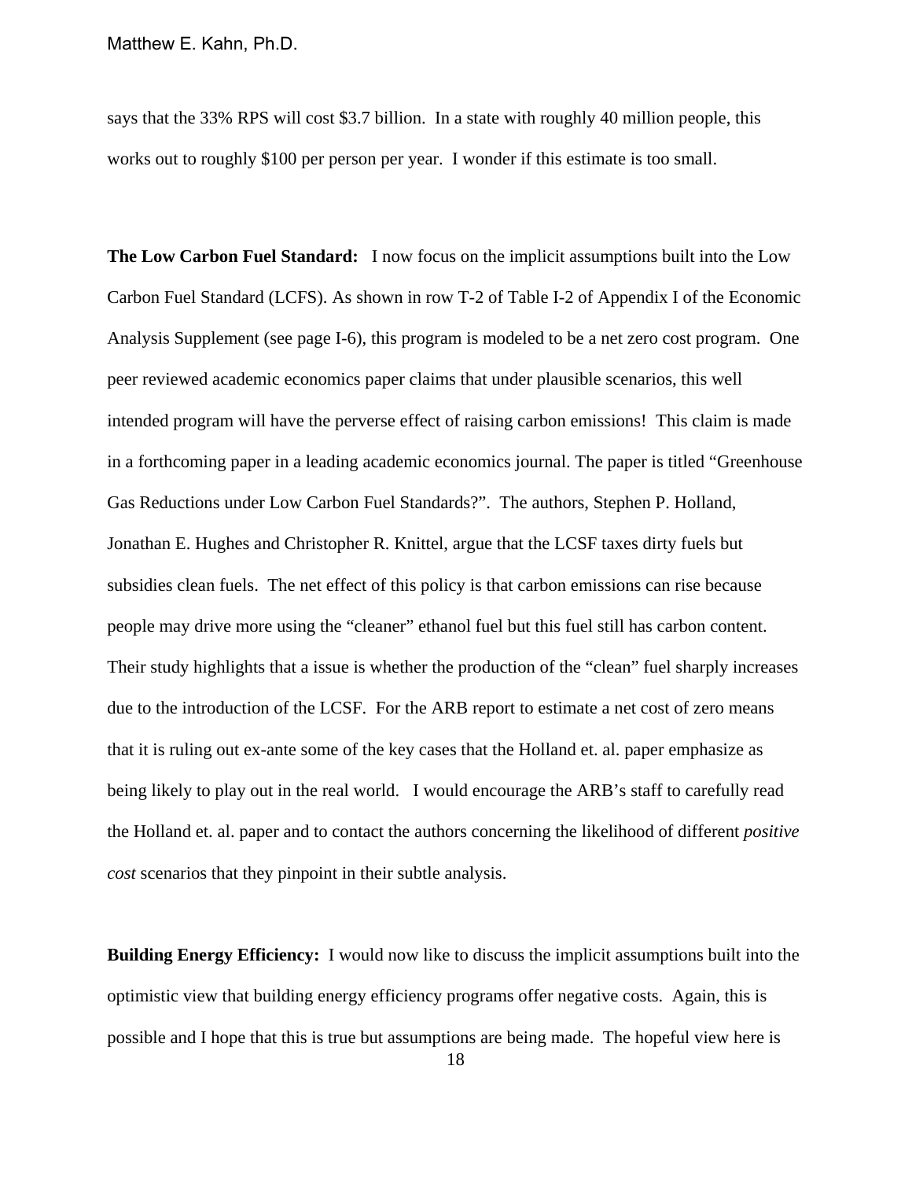says that the 33% RPS will cost $3.7 billion. In a state with roughly 40 million people, this works out to roughly $100 per person per year. I wonder if this estimate is too small.

**The Low Carbon Fuel Standard:** I now focus on the implicit assumptions built into the Low Carbon Fuel Standard (LCFS). As shown in row T-2 of Table I-2 of Appendix I of the Economic Analysis Supplement (see page I-6), this program is modeled to be a net zero cost program. One peer reviewed academic economics paper claims that under plausible scenarios, this well intended program will have the perverse effect of raising carbon emissions! This claim is made in a forthcoming paper in a leading academic economics journal. The paper is titled "Greenhouse Gas Reductions under Low Carbon Fuel Standards?". The authors, Stephen P. Holland, Jonathan E. Hughes and Christopher R. Knittel, argue that the LCSF taxes dirty fuels but subsidies clean fuels. The net effect of this policy is that carbon emissions can rise because people may drive more using the "cleaner" ethanol fuel but this fuel still has carbon content. Their study highlights that a issue is whether the production of the "clean" fuel sharply increases due to the introduction of the LCSF. For the ARB report to estimate a net cost of zero means that it is ruling out ex-ante some of the key cases that the Holland et. al. paper emphasize as being likely to play out in the real world. I would encourage the ARB's staff to carefully read the Holland et. al. paper and to contact the authors concerning the likelihood of different *positive cost* scenarios that they pinpoint in their subtle analysis.

**Building Energy Efficiency:** I would now like to discuss the implicit assumptions built into the optimistic view that building energy efficiency programs offer negative costs. Again, this is possible and I hope that this is true but assumptions are being made. The hopeful view here is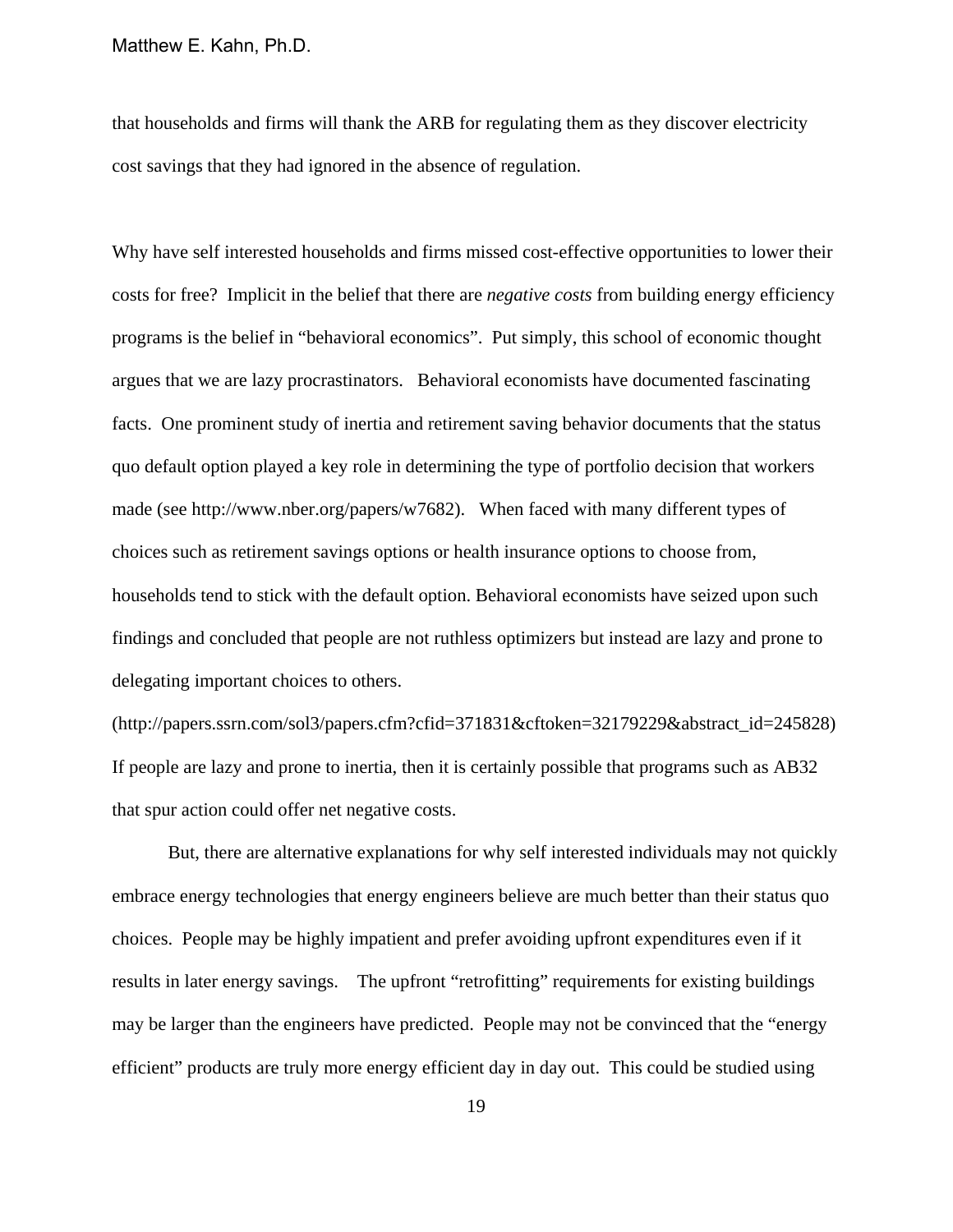that households and firms will thank the ARB for regulating them as they discover electricity cost savings that they had ignored in the absence of regulation.

Why have self interested households and firms missed cost-effective opportunities to lower their costs for free? Implicit in the belief that there are *negative costs* from building energy efficiency programs is the belief in "behavioral economics". Put simply, this school of economic thought argues that we are lazy procrastinators. Behavioral economists have documented fascinating facts. One prominent study of inertia and retirement saving behavior documents that the status quo default option played a key role in determining the type of portfolio decision that workers made (see http://www.nber.org/papers/w7682). When faced with many different types of choices such as retirement savings options or health insurance options to choose from, households tend to stick with the default option. Behavioral economists have seized upon such findings and concluded that people are not ruthless optimizers but instead are lazy and prone to delegating important choices to others. (http://papers.ssrn.com/sol3/papers.cfm?cfid=371831&cftoken=32179229&abstract_id=245828) If people are lazy and prone to inertia, then it is certainly possible that programs such as AB32 that spur action could offer net negative costs.

But, there are alternative explanations for why self interested individuals may not quickly embrace energy technologies that energy engineers believe are much better than their status quo choices. People may be highly impatient and prefer avoiding upfront expenditures even if it results in later energy savings. The upfront "retrofitting" requirements for existing buildings may be larger than the engineers have predicted. People may not be convinced that the "energy efficient" products are truly more energy efficient day in day out. This could be studied using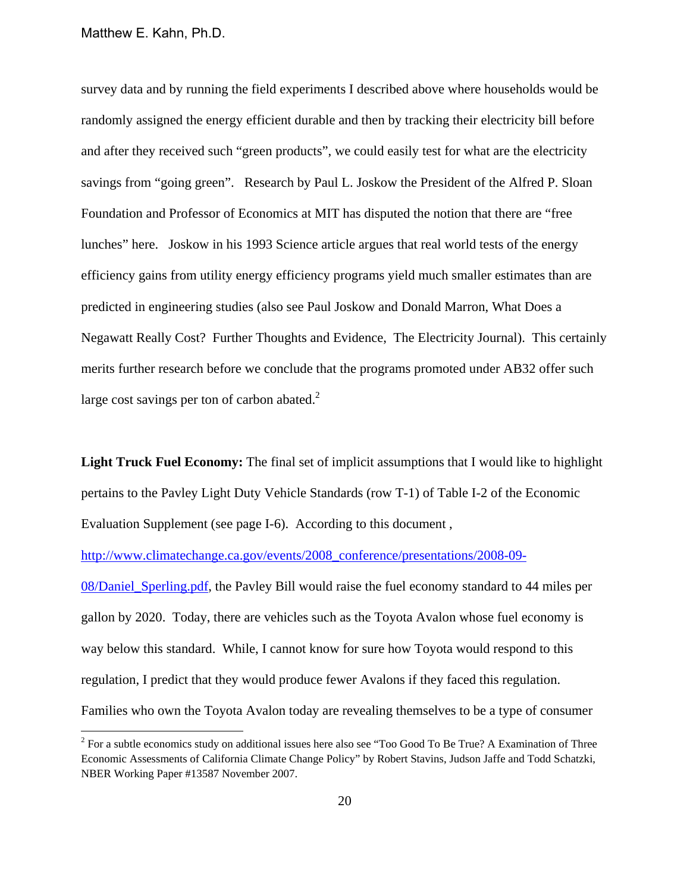survey data and by running the field experiments I described above where households would be randomly assigned the energy efficient durable and then by tracking their electricity bill before and after they received such "green products", we could easily test for what are the electricity savings from "going green". Research by Paul L. Joskow the President of the Alfred P. Sloan Foundation and Professor of Economics at MIT has disputed the notion that there are "free lunches" here. Joskow in his 1993 Science article argues that real world tests of the energy efficiency gains from utility energy efficiency programs yield much smaller estimates than are predicted in engineering studies (also see Paul Joskow and Donald Marron, What Does a Negawatt Really Cost? Further Thoughts and Evidence, The Electricity Journal). This certainly merits further research before we conclude that the programs promoted under AB32 offer such large cost savings per ton of carbon abated.[2]

**Light Truck Fuel Economy:** The final set of implicit assumptions that I would like to highlight pertains to the Pavley Light Duty Vehicle Standards (row T-1) of Table I-2 of the Economic Evaluation Supplement (see page I-6). According to this document , http://www.climatechange.ca.gov/events/2008_conference/presentations/2008-09-08/Daniel_Sperling.pdf, the Pavley Bill would raise the fuel economy standard to 44 miles per gallon by 2020. Today, there are vehicles such as the Toyota Avalon whose fuel economy is way below this standard. While, I cannot know for sure how Toyota would respond to this regulation, I predict that they would produce fewer Avalons if they faced this regulation. Families who own the Toyota Avalon today are revealing themselves to be a type of consumer

[2] For a subtle economics study on additional issues here also see "Too Good To Be True? A Examination of Three Economic Assessments of California Climate Change Policy" by Robert Stavins, Judson Jaffe and Todd Schatzki, NBER Working Paper #13587 November 2007.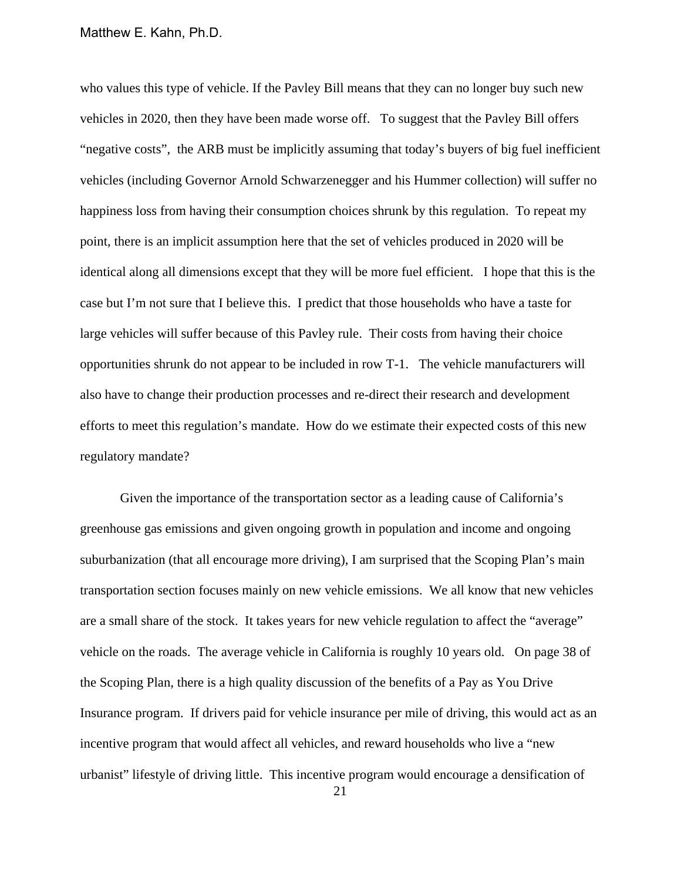who values this type of vehicle. If the Pavley Bill means that they can no longer buy such new vehicles in 2020, then they have been made worse off. To suggest that the Pavley Bill offers "negative costs", the ARB must be implicitly assuming that today's buyers of big fuel inefficient vehicles (including Governor Arnold Schwarzenegger and his Hummer collection) will suffer no happiness loss from having their consumption choices shrunk by this regulation. To repeat my point, there is an implicit assumption here that the set of vehicles produced in 2020 will be identical along all dimensions except that they will be more fuel efficient. I hope that this is the case but I'm not sure that I believe this. I predict that those households who have a taste for large vehicles will suffer because of this Pavley rule. Their costs from having their choice opportunities shrunk do not appear to be included in row T-1. The vehicle manufacturers will also have to change their production processes and re-direct their research and development efforts to meet this regulation's mandate. How do we estimate their expected costs of this new regulatory mandate?

Given the importance of the transportation sector as a leading cause of California's greenhouse gas emissions and given ongoing growth in population and income and ongoing suburbanization (that all encourage more driving), I am surprised that the Scoping Plan's main transportation section focuses mainly on new vehicle emissions. We all know that new vehicles are a small share of the stock. It takes years for new vehicle regulation to affect the "average" vehicle on the roads. The average vehicle in California is roughly 10 years old. On page 38 of the Scoping Plan, there is a high quality discussion of the benefits of a Pay as You Drive Insurance program. If drivers paid for vehicle insurance per mile of driving, this would act as an incentive program that would affect all vehicles, and reward households who live a "new urbanist" lifestyle of driving little. This incentive program would encourage a densification of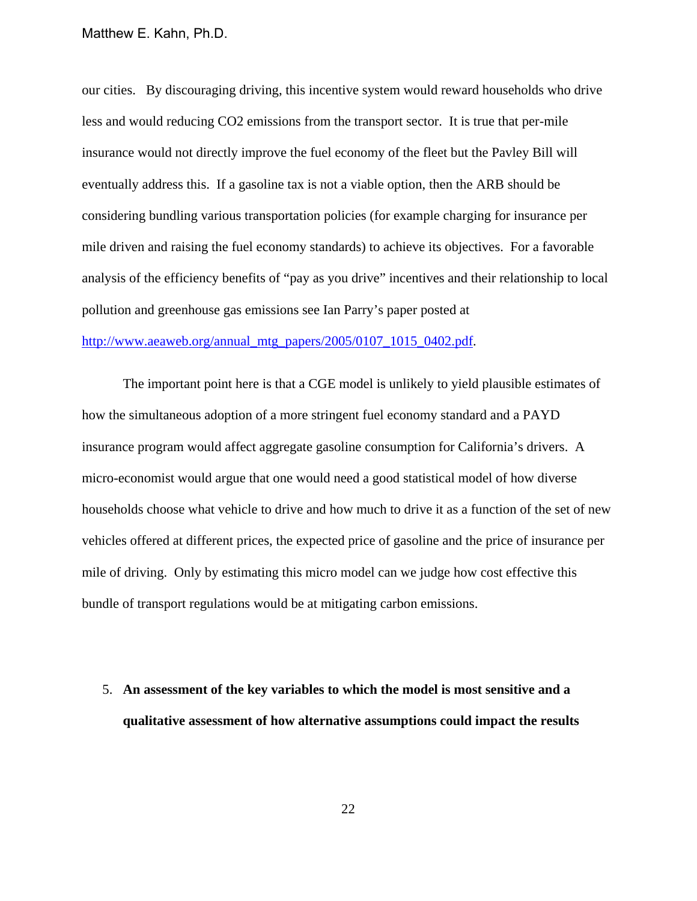our cities. By discouraging driving, this incentive system would reward households who drive less and would reducing $CO_2$ emissions from the transport sector. It is true that per-mile insurance would not directly improve the fuel economy of the fleet but the Pavley Bill will eventually address this. If a gasoline tax is not a viable option, then the ARB should be considering bundling various transportation policies (for example charging for insurance per mile driven and raising the fuel economy standards) to achieve its objectives. For a favorable analysis of the efficiency benefits of "pay as you drive" incentives and their relationship to local pollution and greenhouse gas emissions see Ian Parry's paper posted at http://www.aeaweb.org/annual_mtg_papers/2005/0107_1015_0402.pdf.

The important point here is that a CGE model is unlikely to yield plausible estimates of how the simultaneous adoption of a more stringent fuel economy standard and a PAYD insurance program would affect aggregate gasoline consumption for California's drivers. A micro-economist would argue that one would need a good statistical model of how diverse households choose what vehicle to drive and how much to drive it as a function of the set of new vehicles offered at different prices, the expected price of gasoline and the price of insurance per mile of driving. Only by estimating this micro model can we judge how cost effective this bundle of transport regulations would be at mitigating carbon emissions.

5. **An assessment of the key variables to which the model is most sensitive and a qualitative assessment of how alternative assumptions could impact the results**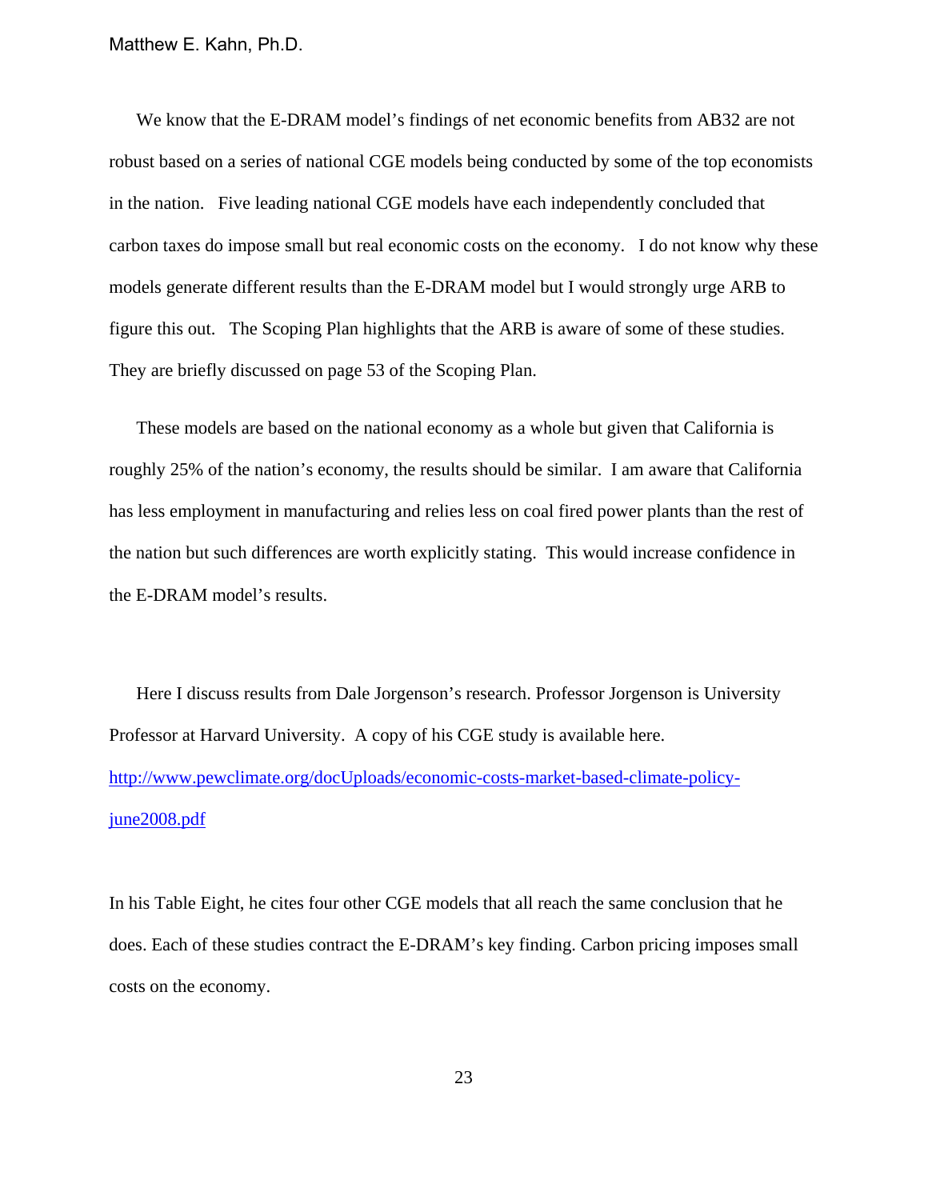We know that the E-DRAM model's findings of net economic benefits from AB32 are not robust based on a series of national CGE models being conducted by some of the top economists in the nation. Five leading national CGE models have each independently concluded that carbon taxes do impose small but real economic costs on the economy. I do not know why these models generate different results than the E-DRAM model but I would strongly urge ARB to figure this out. The Scoping Plan highlights that the ARB is aware of some of these studies. They are briefly discussed on page 53 of the Scoping Plan.

These models are based on the national economy as a whole but given that California is roughly 25% of the nation's economy, the results should be similar. I am aware that California has less employment in manufacturing and relies less on coal fired power plants than the rest of the nation but such differences are worth explicitly stating. This would increase confidence in the E-DRAM model's results.

Here I discuss results from Dale Jorgenson's research. Professor Jorgenson is University Professor at Harvard University. A copy of his CGE study is available here. [http://www.pewclimate.org/docUploads/economic-costs-market-based-climate-policy-june2008.pdf](http://www.pewclimate.org/docUploads/economic-costs-market-based-climate-policy-june2008.pdf)

In his Table Eight, he cites four other CGE models that all reach the same conclusion that he does. Each of these studies contract the E-DRAM's key finding. Carbon pricing imposes small costs on the economy.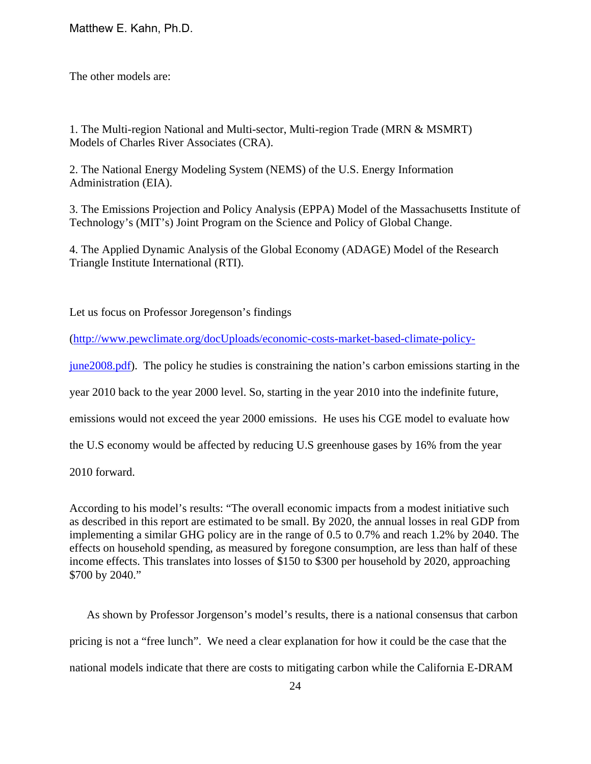The other models are:

1. The Multi-region National and Multi-sector, Multi-region Trade (MRN & MSMRT) Models of Charles River Associates (CRA).

2. The National Energy Modeling System (NEMS) of the U.S. Energy Information Administration (EIA).

3. The Emissions Projection and Policy Analysis (EPPA) Model of the Massachusetts Institute of Technology's (MIT's) Joint Program on the Science and Policy of Global Change.

4. The Applied Dynamic Analysis of the Global Economy (ADAGE) Model of the Research Triangle Institute International (RTI).

Let us focus on Professor Joregenson's findings

([http://www.pewclimate.org/docUploads/economic-costs-market-based-climate-policy-june2008.pdf](http://www.pewclimate.org/docUploads/economic-costs-market-based-climate-policy-june2008.pdf)). The policy he studies is constraining the nation's carbon emissions starting in the year 2010 back to the year 2000 level. So, starting in the year 2010 into the indefinite future, emissions would not exceed the year 2000 emissions. He uses his CGE model to evaluate how the U.S economy would be affected by reducing U.S greenhouse gases by 16% from the year 2010 forward.

According to his model's results: "The overall economic impacts from a modest initiative such as described in this report are estimated to be small. By 2020, the annual losses in real GDP from implementing a similar GHG policy are in the range of 0.5 to 0.7% and reach 1.2% by 2040. The effects on household spending, as measured by foregone consumption, are less than half of these income effects. This translates into losses of $150 to $300 per household by 2020, approaching $700 by 2040."

As shown by Professor Jorgenson's model's results, there is a national consensus that carbon pricing is not a "free lunch". We need a clear explanation for how it could be the case that the national models indicate that there are costs to mitigating carbon while the California E-DRAM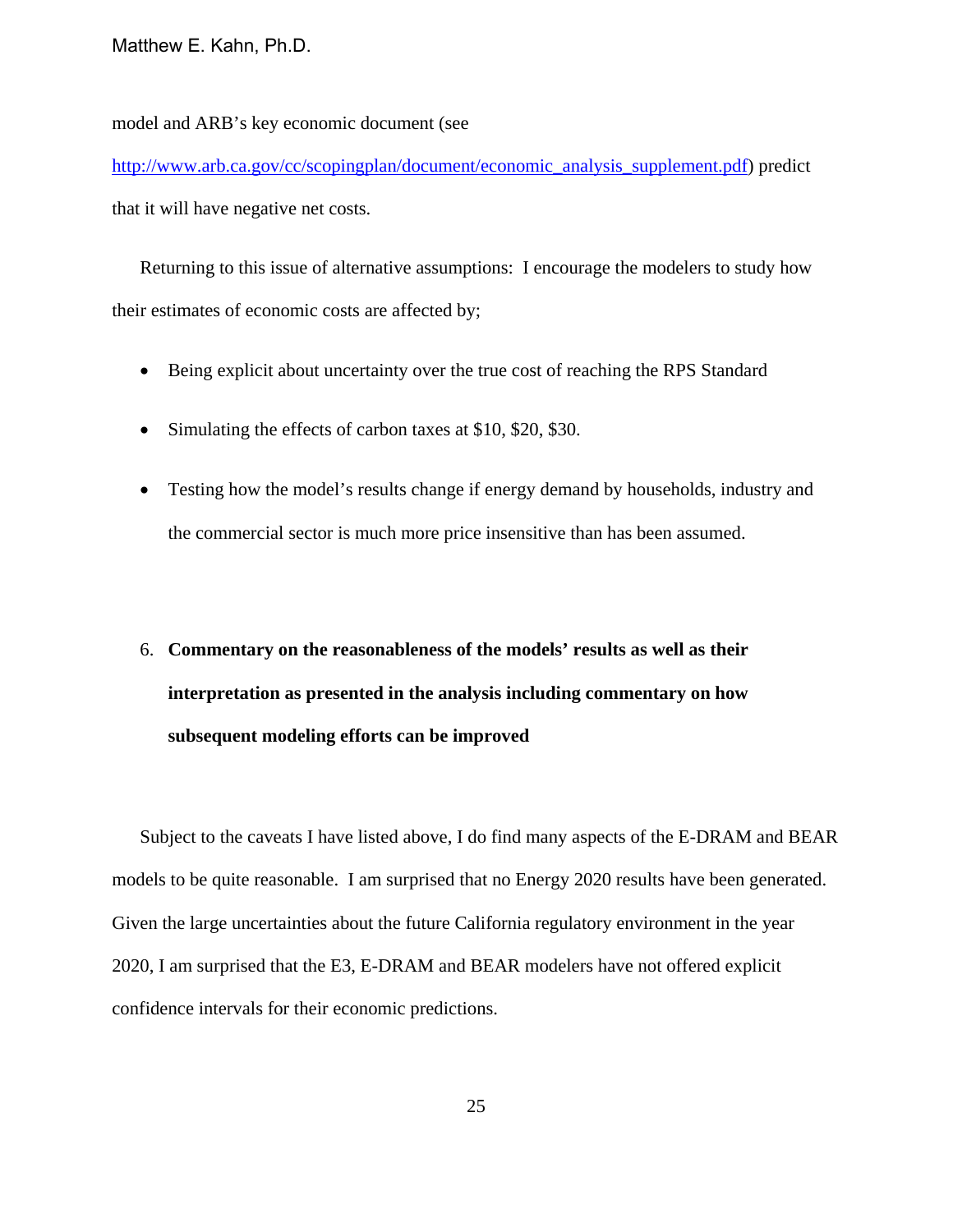model and ARB's key economic document (see [http://www.arb.ca.gov/cc/scopingplan/document/economic_analysis_supplement.pdf](http://www.arb.ca.gov/cc/scopingplan/document/economic_analysis_supplement.pdf)) predict that it will have negative net costs.

Returning to this issue of alternative assumptions: I encourage the modelers to study how their estimates of economic costs are affected by;

- Being explicit about uncertainty over the true cost of reaching the RPS Standard
- Simulating the effects of carbon taxes at $10, $20, $30.
- Testing how the model's results change if energy demand by households, industry and the commercial sector is much more price insensitive than has been assumed.

6. **Commentary on the reasonableness of the models' results as well as their interpretation as presented in the analysis including commentary on how subsequent modeling efforts can be improved**

Subject to the caveats I have listed above, I do find many aspects of the E-DRAM and BEAR models to be quite reasonable. I am surprised that no Energy 2020 results have been generated. Given the large uncertainties about the future California regulatory environment in the year 2020, I am surprised that the E3, E-DRAM and BEAR modelers have not offered explicit confidence intervals for their economic predictions.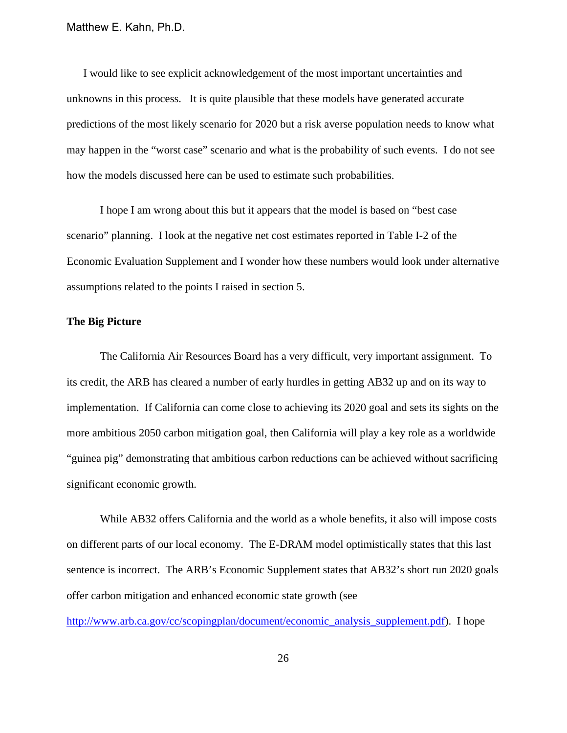I would like to see explicit acknowledgement of the most important uncertainties and unknowns in this process. It is quite plausible that these models have generated accurate predictions of the most likely scenario for 2020 but a risk averse population needs to know what may happen in the "worst case" scenario and what is the probability of such events. I do not see how the models discussed here can be used to estimate such probabilities.

I hope I am wrong about this but it appears that the model is based on "best case scenario" planning. I look at the negative net cost estimates reported in Table I-2 of the Economic Evaluation Supplement and I wonder how these numbers would look under alternative assumptions related to the points I raised in section 5.

**The Big Picture**

The California Air Resources Board has a very difficult, very important assignment. To its credit, the ARB has cleared a number of early hurdles in getting AB32 up and on its way to implementation. If California can come close to achieving its 2020 goal and sets its sights on the more ambitious 2050 carbon mitigation goal, then California will play a key role as a worldwide "guinea pig" demonstrating that ambitious carbon reductions can be achieved without sacrificing significant economic growth.

While AB32 offers California and the world as a whole benefits, it also will impose costs on different parts of our local economy. The E-DRAM model optimistically states that this last sentence is incorrect. The ARB's Economic Supplement states that AB32's short run 2020 goals offer carbon mitigation and enhanced economic state growth (see [http://www.arb.ca.gov/cc/scopingplan/document/economic_analysis_supplement.pdf](http://www.arb.ca.gov/cc/scopingplan/document/economic_analysis_supplement.pdf)). I hope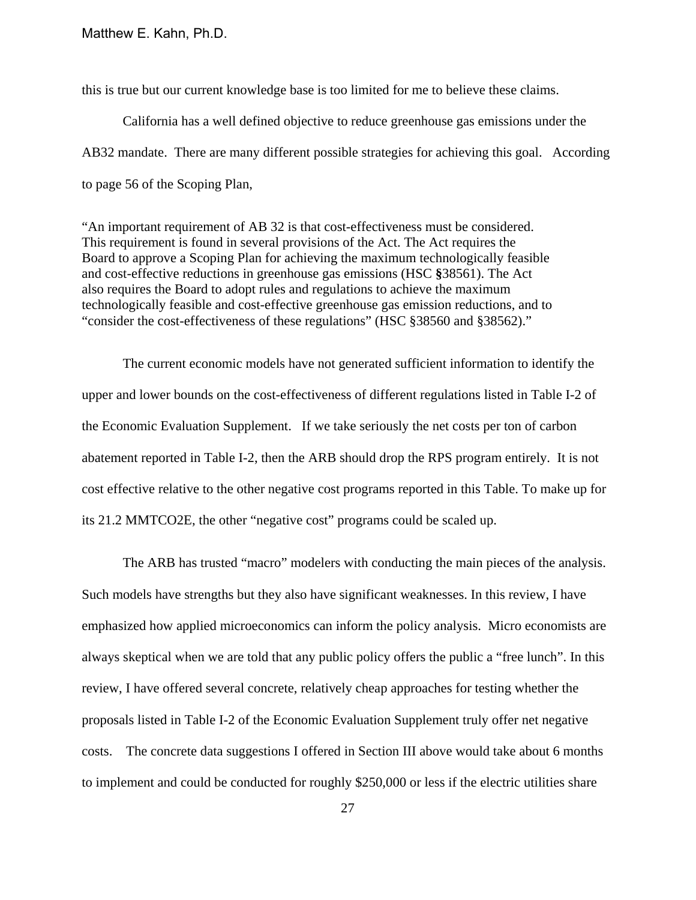this is true but our current knowledge base is too limited for me to believe these claims.

California has a well defined objective to reduce greenhouse gas emissions under the AB32 mandate. There are many different possible strategies for achieving this goal. According to page 56 of the Scoping Plan,

> "An important requirement of AB 32 is that cost-effectiveness must be considered. This requirement is found in several provisions of the Act. The Act requires the Board to approve a Scoping Plan for achieving the maximum technologically feasible and cost-effective reductions in greenhouse gas emissions (HSC **§**38561). The Act also requires the Board to adopt rules and regulations to achieve the maximum technologically feasible and cost-effective greenhouse gas emission reductions, and to "consider the cost-effectiveness of these regulations" (HSC §38560 and §38562)."

The current economic models have not generated sufficient information to identify the upper and lower bounds on the cost-effectiveness of different regulations listed in Table I-2 of the Economic Evaluation Supplement. If we take seriously the net costs per ton of carbon abatement reported in Table I-2, then the ARB should drop the RPS program entirely. It is not cost effective relative to the other negative cost programs reported in this Table. To make up for its 21.2 MMTCO2E, the other "negative cost" programs could be scaled up.

The ARB has trusted "macro" modelers with conducting the main pieces of the analysis. Such models have strengths but they also have significant weaknesses. In this review, I have emphasized how applied microeconomics can inform the policy analysis. Micro economists are always skeptical when we are told that any public policy offers the public a "free lunch". In this review, I have offered several concrete, relatively cheap approaches for testing whether the proposals listed in Table I-2 of the Economic Evaluation Supplement truly offer net negative costs. The concrete data suggestions I offered in Section III above would take about 6 months to implement and could be conducted for roughly $250,000 or less if the electric utilities share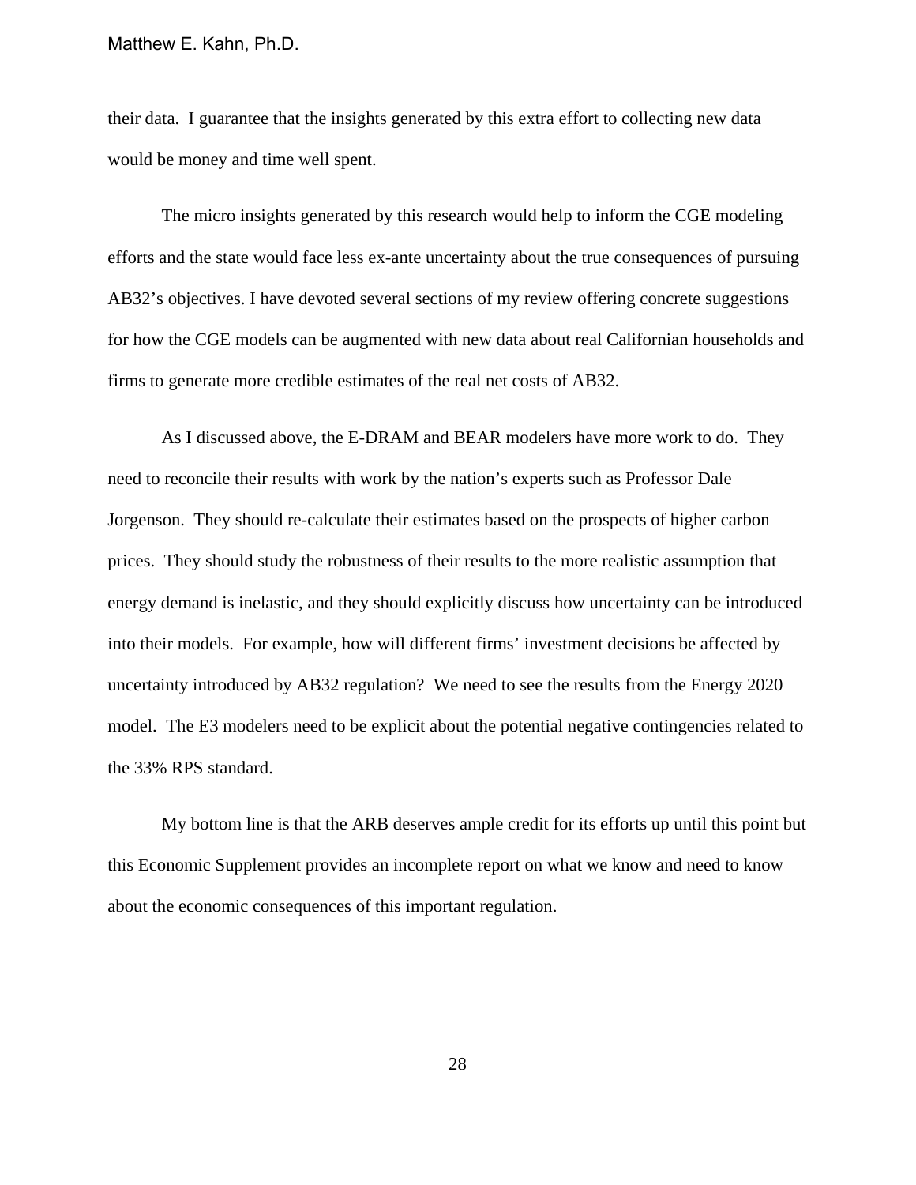their data. I guarantee that the insights generated by this extra effort to collecting new data would be money and time well spent.

The micro insights generated by this research would help to inform the CGE modeling efforts and the state would face less ex-ante uncertainty about the true consequences of pursuing AB32's objectives. I have devoted several sections of my review offering concrete suggestions for how the CGE models can be augmented with new data about real Californian households and firms to generate more credible estimates of the real net costs of AB32.

As I discussed above, the E-DRAM and BEAR modelers have more work to do. They need to reconcile their results with work by the nation's experts such as Professor Dale Jorgenson. They should re-calculate their estimates based on the prospects of higher carbon prices. They should study the robustness of their results to the more realistic assumption that energy demand is inelastic, and they should explicitly discuss how uncertainty can be introduced into their models. For example, how will different firms' investment decisions be affected by uncertainty introduced by AB32 regulation? We need to see the results from the Energy 2020 model. The E3 modelers need to be explicit about the potential negative contingencies related to the 33% RPS standard.

My bottom line is that the ARB deserves ample credit for its efforts up until this point but this Economic Supplement provides an incomplete report on what we know and need to know about the economic consequences of this important regulation.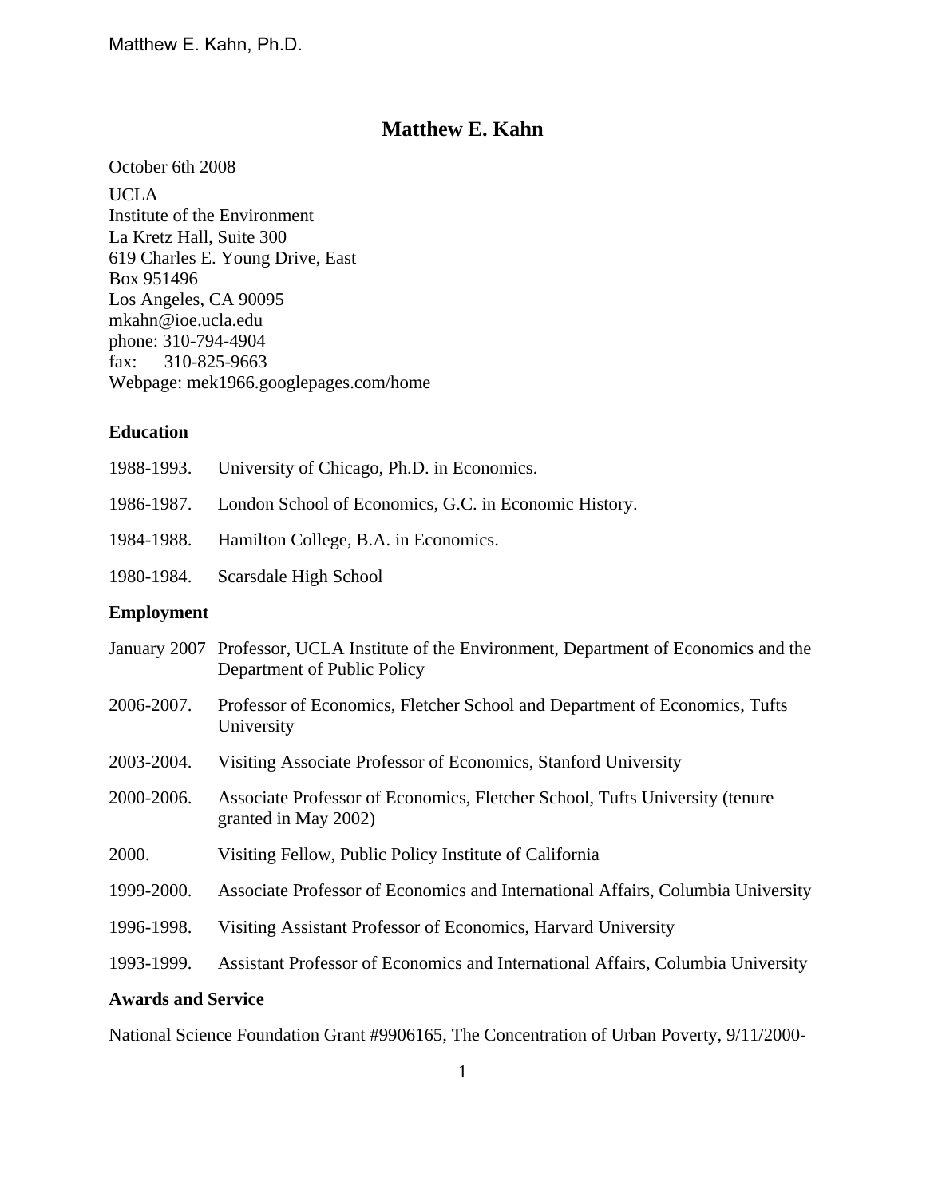# Matthew E. Kahn

October 6th 2008

UCLA
Institute of the Environment
La Kretz Hall, Suite 300
619 Charles E. Young Drive, East
Box 951496
Los Angeles, CA 90095
mkahn@ioe.ucla.edu
phone: 310-794-4904
fax: 310-825-9663
Webpage: mek1966.googlepages.com/home

## Education

1988-1993. University of Chicago, Ph.D. in Economics.

1986-1987. London School of Economics, G.C. in Economic History.

1984-1988. Hamilton College, B.A. in Economics.

1980-1984. Scarsdale High School

## Employment

January 2007 Professor, UCLA Institute of the Environment, Department of Economics and the Department of Public Policy

2006-2007. Professor of Economics, Fletcher School and Department of Economics, Tufts University

2003-2004. Visiting Associate Professor of Economics, Stanford University

2000-2006. Associate Professor of Economics, Fletcher School, Tufts University (tenure granted in May 2002)

2000. Visiting Fellow, Public Policy Institute of California

1999-2000. Associate Professor of Economics and International Affairs, Columbia University

1996-1998. Visiting Assistant Professor of Economics, Harvard University

1993-1999. Assistant Professor of Economics and International Affairs, Columbia University

## Awards and Service

National Science Foundation Grant #9906165, The Concentration of Urban Poverty, 9/11/2000-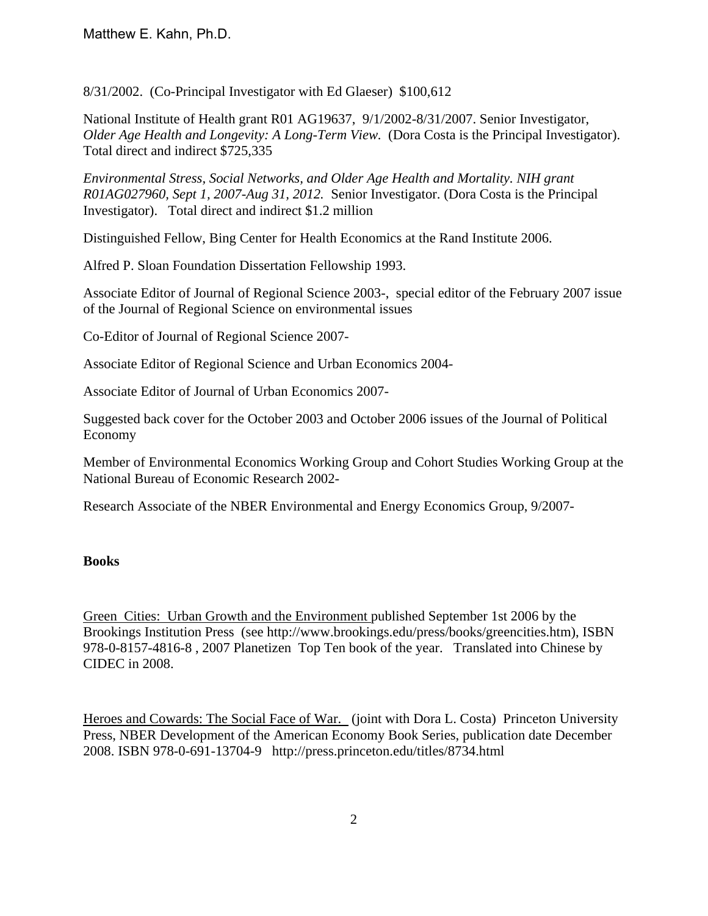8/31/2002. (Co-Principal Investigator with Ed Glaeser) $100,612

National Institute of Health grant R01 AG19637, 9/1/2002-8/31/2007. Senior Investigator, *Older Age Health and Longevity: A Long-Term View.* (Dora Costa is the Principal Investigator). Total direct and indirect $725,335

*Environmental Stress, Social Networks, and Older Age Health and Mortality. NIH grant R01AG027960, Sept 1, 2007-Aug 31, 2012.* Senior Investigator. (Dora Costa is the Principal Investigator). Total direct and indirect $1.2 million

Distinguished Fellow, Bing Center for Health Economics at the Rand Institute 2006.

Alfred P. Sloan Foundation Dissertation Fellowship 1993.

Associate Editor of Journal of Regional Science 2003-, special editor of the February 2007 issue of the Journal of Regional Science on environmental issues

Co-Editor of Journal of Regional Science 2007-

Associate Editor of Regional Science and Urban Economics 2004-

Associate Editor of Journal of Urban Economics 2007-

Suggested back cover for the October 2003 and October 2006 issues of the Journal of Political Economy

Member of Environmental Economics Working Group and Cohort Studies Working Group at the National Bureau of Economic Research 2002-

Research Associate of the NBER Environmental and Energy Economics Group, 9/2007-

**Books**

Green Cities: Urban Growth and the Environment published September 1st 2006 by the Brookings Institution Press (see http://www.brookings.edu/press/books/greencities.htm), ISBN 978-0-8157-4816-8 , 2007 Planetizen Top Ten book of the year. Translated into Chinese by CIDEC in 2008.

Heroes and Cowards: The Social Face of War. (joint with Dora L. Costa) Princeton University Press, NBER Development of the American Economy Book Series, publication date December 2008. ISBN 978-0-691-13704-9 http://press.princeton.edu/titles/8734.html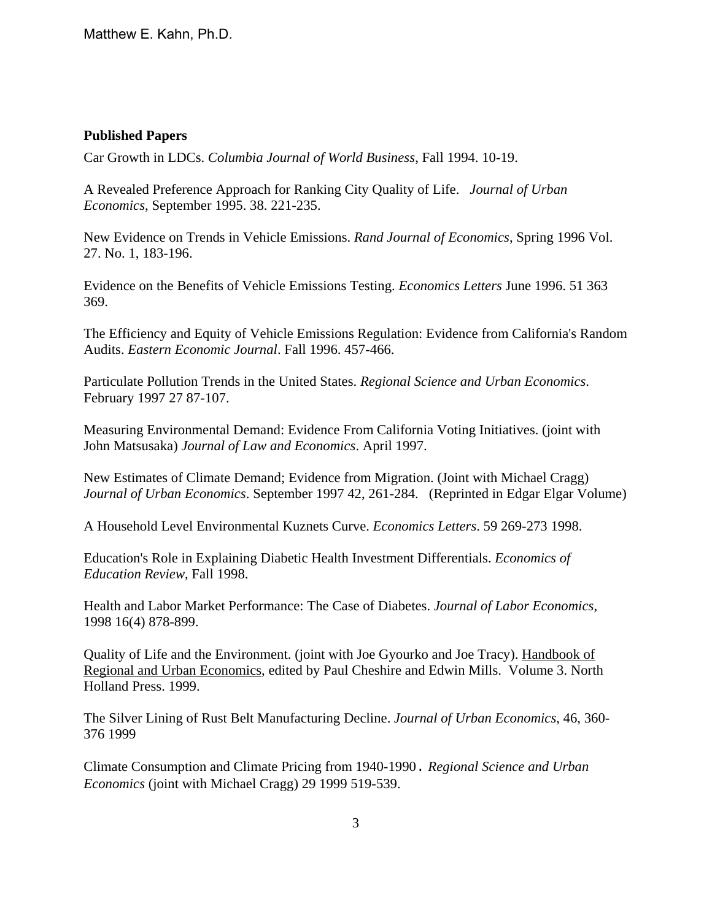**Published Papers**

Car Growth in LDCs. *Columbia Journal of World Business*, Fall 1994. 10-19.

A Revealed Preference Approach for Ranking City Quality of Life. *Journal of Urban Economics*, September 1995. 38. 221-235.

New Evidence on Trends in Vehicle Emissions. *Rand Journal of Economics*, Spring 1996 Vol. 27. No. 1, 183-196.

Evidence on the Benefits of Vehicle Emissions Testing. *Economics Letters* June 1996. 51 363 369.

The Efficiency and Equity of Vehicle Emissions Regulation: Evidence from California's Random Audits. *Eastern Economic Journal*. Fall 1996. 457-466.

Particulate Pollution Trends in the United States. *Regional Science and Urban Economics*. February 1997 27 87-107.

Measuring Environmental Demand: Evidence From California Voting Initiatives. (joint with John Matsusaka) *Journal of Law and Economics*. April 1997.

New Estimates of Climate Demand; Evidence from Migration. (Joint with Michael Cragg) *Journal of Urban Economics*. September 1997 42, 261-284. (Reprinted in Edgar Elgar Volume)

A Household Level Environmental Kuznets Curve. *Economics Letters*. 59 269-273 1998.

Education's Role in Explaining Diabetic Health Investment Differentials. *Economics of Education Review*, Fall 1998.

Health and Labor Market Performance: The Case of Diabetes. *Journal of Labor Economics*, 1998 16(4) 878-899.

Quality of Life and the Environment. (joint with Joe Gyourko and Joe Tracy). Handbook of Regional and Urban Economics, edited by Paul Cheshire and Edwin Mills. Volume 3. North Holland Press. 1999.

The Silver Lining of Rust Belt Manufacturing Decline. *Journal of Urban Economics*, 46, 360-376 1999

Climate Consumption and Climate Pricing from 1940-1990. *Regional Science and Urban Economics* (joint with Michael Cragg) 29 1999 519-539.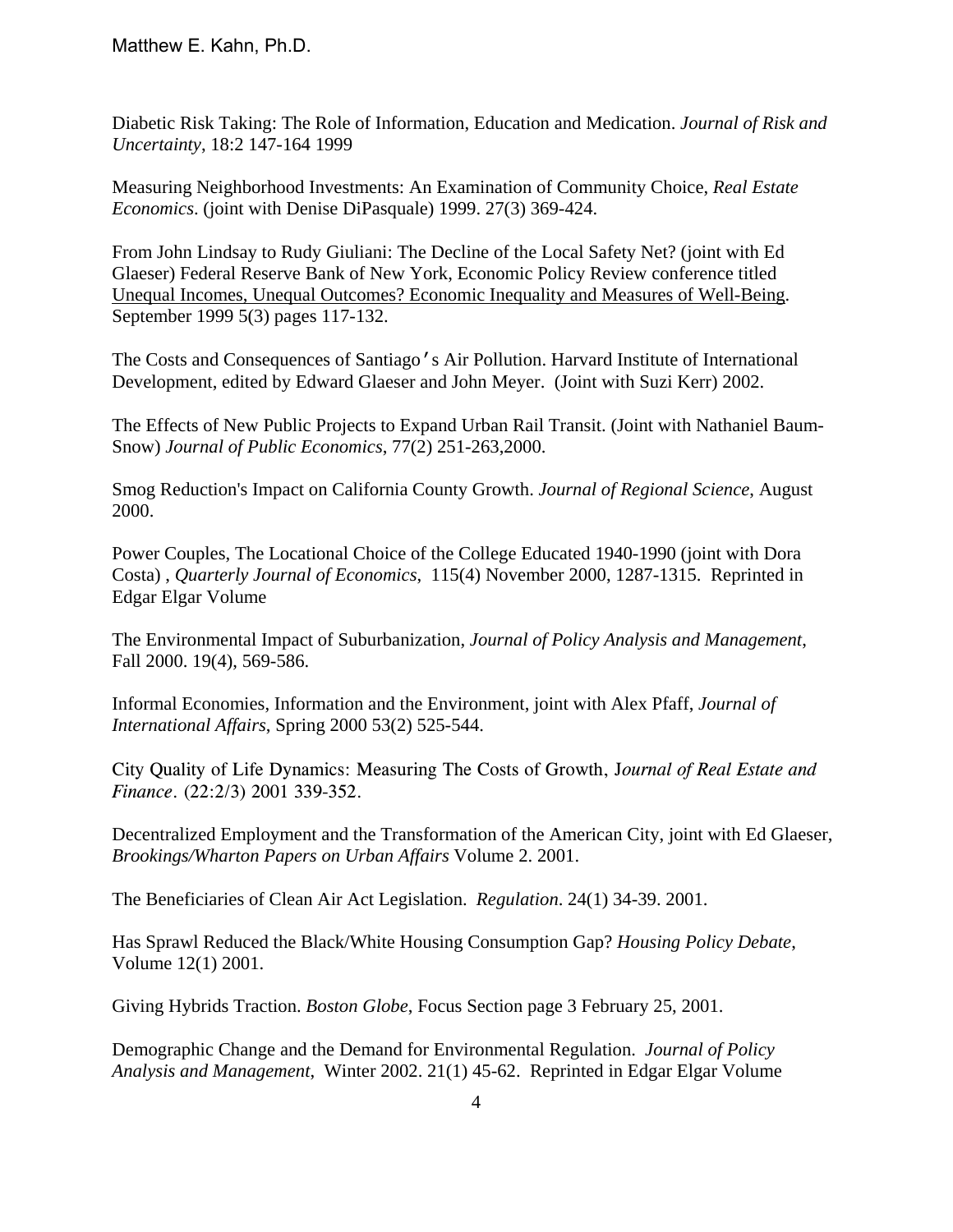Diabetic Risk Taking: The Role of Information, Education and Medication. *Journal of Risk and Uncertainty*, 18:2 147-164 1999

Measuring Neighborhood Investments: An Examination of Community Choice, *Real Estate Economics*. (joint with Denise DiPasquale) 1999. 27(3) 369-424.

From John Lindsay to Rudy Giuliani: The Decline of the Local Safety Net? (joint with Ed Glaeser) Federal Reserve Bank of New York, Economic Policy Review conference titled Unequal Incomes, Unequal Outcomes? Economic Inequality and Measures of Well-Being. September 1999 5(3) pages 117-132.

The Costs and Consequences of Santiago's Air Pollution. Harvard Institute of International Development, edited by Edward Glaeser and John Meyer. (Joint with Suzi Kerr) 2002.

The Effects of New Public Projects to Expand Urban Rail Transit. (Joint with Nathaniel Baum-Snow) *Journal of Public Economics*, 77(2) 251-263,2000.

Smog Reduction's Impact on California County Growth. *Journal of Regional Science*, August 2000.

Power Couples, The Locational Choice of the College Educated 1940-1990 (joint with Dora Costa) , *Quarterly Journal of Economics*, 115(4) November 2000, 1287-1315. Reprinted in Edgar Elgar Volume

The Environmental Impact of Suburbanization, *Journal of Policy Analysis and Management*, Fall 2000. 19(4), 569-586.

Informal Economies, Information and the Environment, joint with Alex Pfaff, *Journal of International Affairs*, Spring 2000 53(2) 525-544.

City Quality of Life Dynamics: Measuring The Costs of Growth, J*ournal of Real Estate and Finance*. (22:2/3) 2001 339-352.

Decentralized Employment and the Transformation of the American City, joint with Ed Glaeser, *Brookings/Wharton Papers on Urban Affairs* Volume 2. 2001.

The Beneficiaries of Clean Air Act Legislation. *Regulation*. 24(1) 34-39. 2001.

Has Sprawl Reduced the Black/White Housing Consumption Gap? *Housing Policy Debate*, Volume 12(1) 2001.

Giving Hybrids Traction. *Boston Globe*, Focus Section page 3 February 25, 2001.

Demographic Change and the Demand for Environmental Regulation. *Journal of Policy Analysis and Management*, Winter 2002. 21(1) 45-62. Reprinted in Edgar Elgar Volume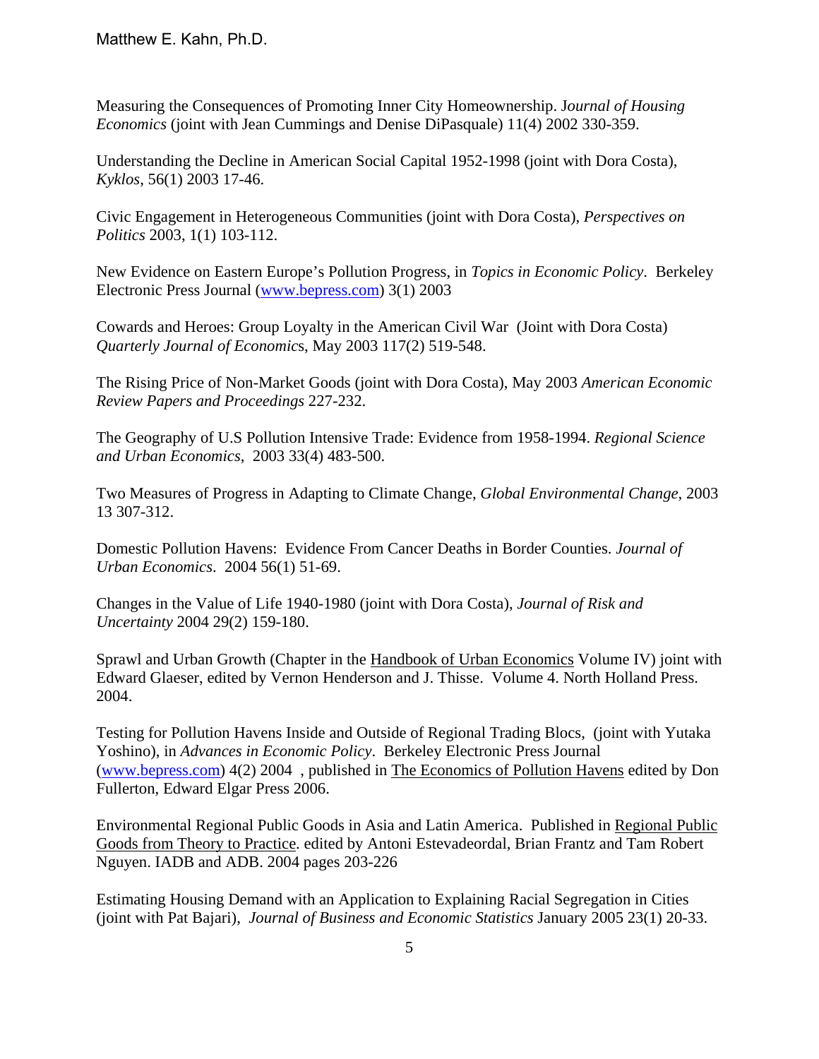Measuring the Consequences of Promoting Inner City Homeownership. J*ournal of Housing Economics* (joint with Jean Cummings and Denise DiPasquale) 11(4) 2002 330-359.

Understanding the Decline in American Social Capital 1952-1998 (joint with Dora Costa), *Kyklos*, 56(1) 2003 17-46.

Civic Engagement in Heterogeneous Communities (joint with Dora Costa), *Perspectives on Politics* 2003, 1(1) 103-112.

New Evidence on Eastern Europe's Pollution Progress, in *Topics in Economic Policy*. Berkeley Electronic Press Journal (www.bepress.com) 3(1) 2003

Cowards and Heroes: Group Loyalty in the American Civil War (Joint with Dora Costa) *Quarterly Journal of Economics*, May 2003 117(2) 519-548.

The Rising Price of Non-Market Goods (joint with Dora Costa), May 2003 *American Economic Review Papers and Proceedings* 227-232.

The Geography of U.S Pollution Intensive Trade: Evidence from 1958-1994. *Regional Science and Urban Economics*, 2003 33(4) 483-500.

Two Measures of Progress in Adapting to Climate Change, *Global Environmental Change*, 2003 13 307-312.

Domestic Pollution Havens: Evidence From Cancer Deaths in Border Counties. *Journal of Urban Economics*. 2004 56(1) 51-69.

Changes in the Value of Life 1940-1980 (joint with Dora Costa), *Journal of Risk and Uncertainty* 2004 29(2) 159-180.

Sprawl and Urban Growth (Chapter in the Handbook of Urban Economics Volume IV) joint with Edward Glaeser, edited by Vernon Henderson and J. Thisse. Volume 4. North Holland Press. 2004.

Testing for Pollution Havens Inside and Outside of Regional Trading Blocs, (joint with Yutaka Yoshino), in *Advances in Economic Policy*. Berkeley Electronic Press Journal (www.bepress.com) 4(2) 2004 , published in The Economics of Pollution Havens edited by Don Fullerton, Edward Elgar Press 2006.

Environmental Regional Public Goods in Asia and Latin America. Published in Regional Public Goods from Theory to Practice. edited by Antoni Estevadeordal, Brian Frantz and Tam Robert Nguyen. IADB and ADB. 2004 pages 203-226

Estimating Housing Demand with an Application to Explaining Racial Segregation in Cities (joint with Pat Bajari), *Journal of Business and Economic Statistics* January 2005 23(1) 20-33.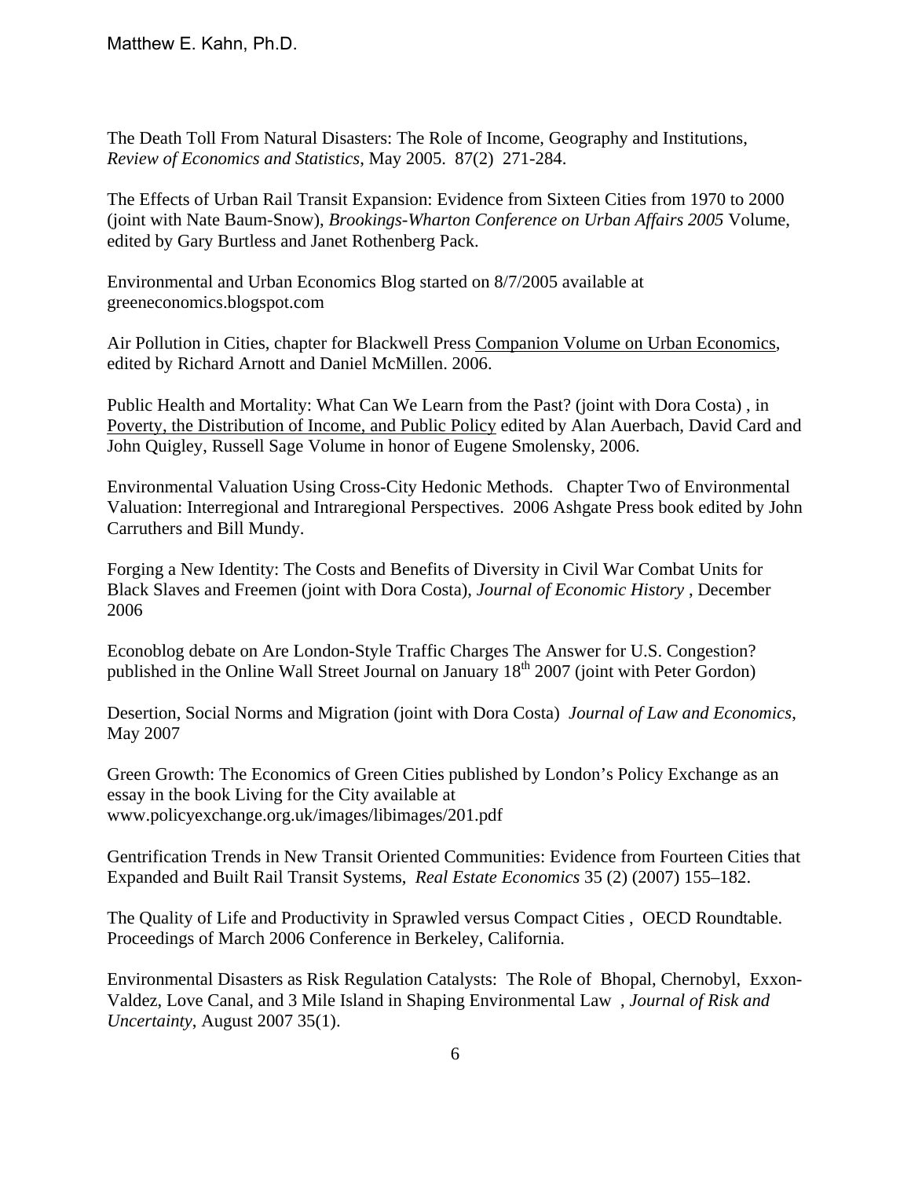The Death Toll From Natural Disasters: The Role of Income, Geography and Institutions, *Review of Economics and Statistics*, May 2005. 87(2) 271-284.

The Effects of Urban Rail Transit Expansion: Evidence from Sixteen Cities from 1970 to 2000 (joint with Nate Baum-Snow), *Brookings-Wharton Conference on Urban Affairs 2005* Volume, edited by Gary Burtless and Janet Rothenberg Pack.

Environmental and Urban Economics Blog started on 8/7/2005 available at greeneconomics.blogspot.com

Air Pollution in Cities, chapter for Blackwell Press Companion Volume on Urban Economics, edited by Richard Arnott and Daniel McMillen. 2006.

Public Health and Mortality: What Can We Learn from the Past? (joint with Dora Costa) , in Poverty, the Distribution of Income, and Public Policy edited by Alan Auerbach, David Card and John Quigley, Russell Sage Volume in honor of Eugene Smolensky, 2006.

Environmental Valuation Using Cross-City Hedonic Methods. Chapter Two of Environmental Valuation: Interregional and Intraregional Perspectives. 2006 Ashgate Press book edited by John Carruthers and Bill Mundy.

Forging a New Identity: The Costs and Benefits of Diversity in Civil War Combat Units for Black Slaves and Freemen (joint with Dora Costa), *Journal of Economic History* , December 2006

Econoblog debate on Are London-Style Traffic Charges The Answer for U.S. Congestion? published in the Online Wall Street Journal on January 18th 2007 (joint with Peter Gordon)

Desertion, Social Norms and Migration (joint with Dora Costa) *Journal of Law and Economics*, May 2007

Green Growth: The Economics of Green Cities published by London's Policy Exchange as an essay in the book Living for the City available at www.policyexchange.org.uk/images/libimages/201.pdf

Gentrification Trends in New Transit Oriented Communities: Evidence from Fourteen Cities that Expanded and Built Rail Transit Systems, *Real Estate Economics* 35 (2) (2007) 155–182.

The Quality of Life and Productivity in Sprawled versus Compact Cities , OECD Roundtable. Proceedings of March 2006 Conference in Berkeley, California.

Environmental Disasters as Risk Regulation Catalysts: The Role of Bhopal, Chernobyl, Exxon-Valdez, Love Canal, and 3 Mile Island in Shaping Environmental Law , *Journal of Risk and Uncertainty*, August 2007 35(1).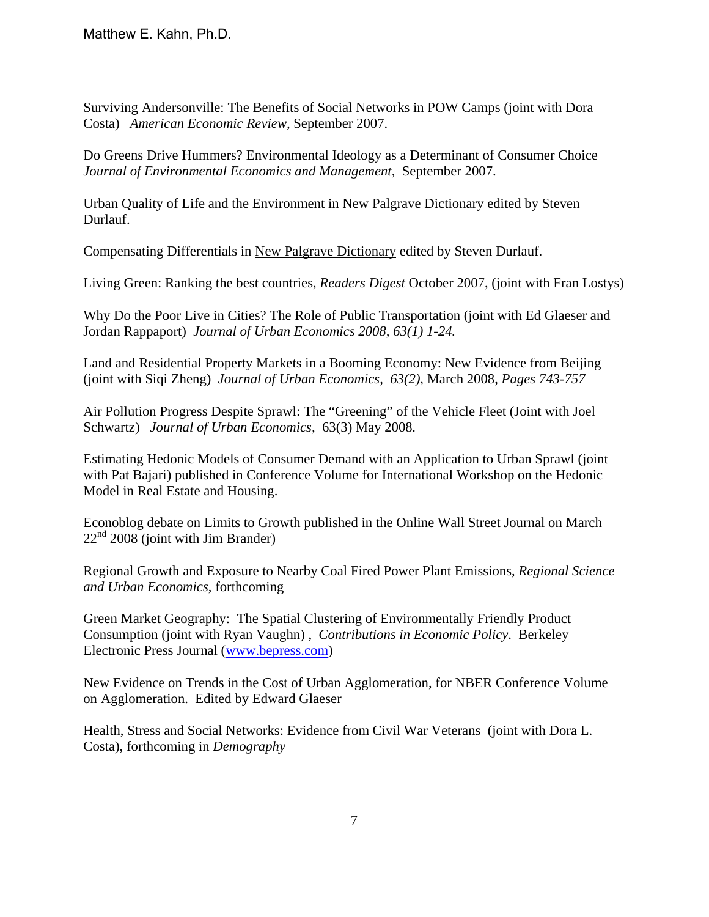Surviving Andersonville: The Benefits of Social Networks in POW Camps (joint with Dora Costa) *American Economic Review*, September 2007.

Do Greens Drive Hummers? Environmental Ideology as a Determinant of Consumer Choice *Journal of Environmental Economics and Management*, September 2007.

Urban Quality of Life and the Environment in New Palgrave Dictionary edited by Steven Durlauf.

Compensating Differentials in New Palgrave Dictionary edited by Steven Durlauf.

Living Green: Ranking the best countries, *Readers Digest* October 2007, (joint with Fran Lostys)

Why Do the Poor Live in Cities? The Role of Public Transportation (joint with Ed Glaeser and Jordan Rappaport) *Journal of Urban Economics 2008, 63(1) 1-24.*

Land and Residential Property Markets in a Booming Economy: New Evidence from Beijing (joint with Siqi Zheng) *Journal of Urban Economics*, *63(2)*, March 2008, *Pages 743-757*

Air Pollution Progress Despite Sprawl: The "Greening" of the Vehicle Fleet (Joint with Joel Schwartz) *Journal of Urban Economics*, 63(3) May 2008.

Estimating Hedonic Models of Consumer Demand with an Application to Urban Sprawl (joint with Pat Bajari) published in Conference Volume for International Workshop on the Hedonic Model in Real Estate and Housing.

Econoblog debate on Limits to Growth published in the Online Wall Street Journal on March 22nd 2008 (joint with Jim Brander)

Regional Growth and Exposure to Nearby Coal Fired Power Plant Emissions, *Regional Science and Urban Economics*, forthcoming

Green Market Geography: The Spatial Clustering of Environmentally Friendly Product Consumption (joint with Ryan Vaughn) , *Contributions in Economic Policy*. Berkeley Electronic Press Journal (www.bepress.com)

New Evidence on Trends in the Cost of Urban Agglomeration, for NBER Conference Volume on Agglomeration. Edited by Edward Glaeser

Health, Stress and Social Networks: Evidence from Civil War Veterans (joint with Dora L. Costa), forthcoming in *Demography*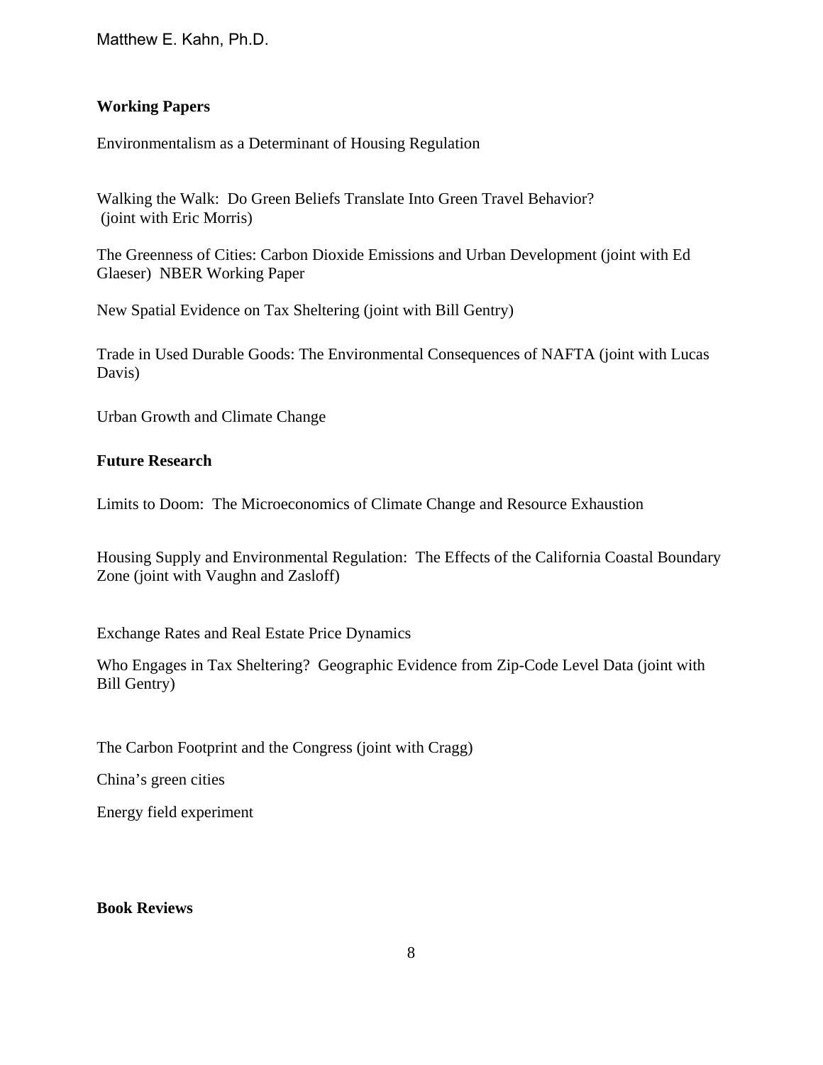**Working Papers**

Environmentalism as a Determinant of Housing Regulation

Walking the Walk: Do Green Beliefs Translate Into Green Travel Behavior? (joint with Eric Morris)

The Greenness of Cities: Carbon Dioxide Emissions and Urban Development (joint with Ed Glaeser) NBER Working Paper

New Spatial Evidence on Tax Sheltering (joint with Bill Gentry)

Trade in Used Durable Goods: The Environmental Consequences of NAFTA (joint with Lucas Davis)

Urban Growth and Climate Change

**Future Research**

Limits to Doom: The Microeconomics of Climate Change and Resource Exhaustion

Housing Supply and Environmental Regulation: The Effects of the California Coastal Boundary Zone (joint with Vaughn and Zasloff)

Exchange Rates and Real Estate Price Dynamics

Who Engages in Tax Sheltering? Geographic Evidence from Zip-Code Level Data (joint with Bill Gentry)

The Carbon Footprint and the Congress (joint with Cragg)

China's green cities

Energy field experiment

**Book Reviews**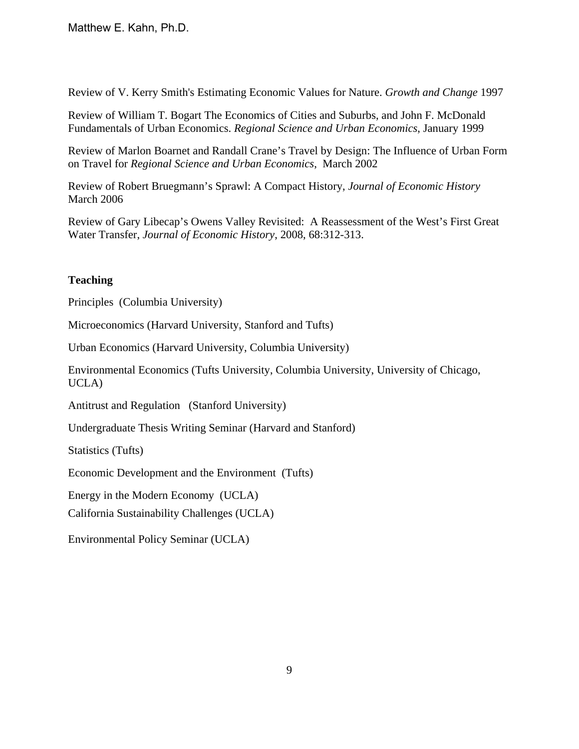Review of V. Kerry Smith's Estimating Economic Values for Nature. *Growth and Change* 1997

Review of William T. Bogart The Economics of Cities and Suburbs, and John F. McDonald Fundamentals of Urban Economics. *Regional Science and Urban Economics*, January 1999

Review of Marlon Boarnet and Randall Crane's Travel by Design: The Influence of Urban Form on Travel for *Regional Science and Urban Economics*, March 2002

Review of Robert Bruegmann's Sprawl: A Compact History, *Journal of Economic History* March 2006

Review of Gary Libecap's Owens Valley Revisited: A Reassessment of the West's First Great Water Transfer, *Journal of Economic History*, 2008, 68:312-313.

**Teaching**

Principles (Columbia University)

Microeconomics (Harvard University, Stanford and Tufts)

Urban Economics (Harvard University, Columbia University)

Environmental Economics (Tufts University, Columbia University, University of Chicago, UCLA)

Antitrust and Regulation (Stanford University)

Undergraduate Thesis Writing Seminar (Harvard and Stanford)

Statistics (Tufts)

Economic Development and the Environment (Tufts)

Energy in the Modern Economy (UCLA)

California Sustainability Challenges (UCLA)

Environmental Policy Seminar (UCLA)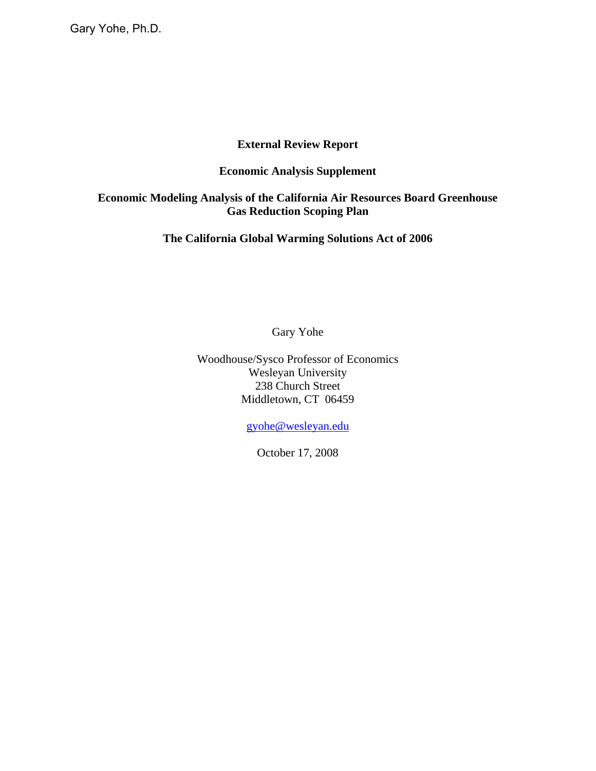**External Review Report**

**Economic Analysis Supplement**

**Economic Modeling Analysis of the California Air Resources Board Greenhouse Gas Reduction Scoping Plan**

**The California Global Warming Solutions Act of 2006**

Gary Yohe

Woodhouse/Sysco Professor of Economics
Wesleyan University
238 Church Street
Middletown, CT 06459

gyohe@wesleyan.edu

October 17, 2008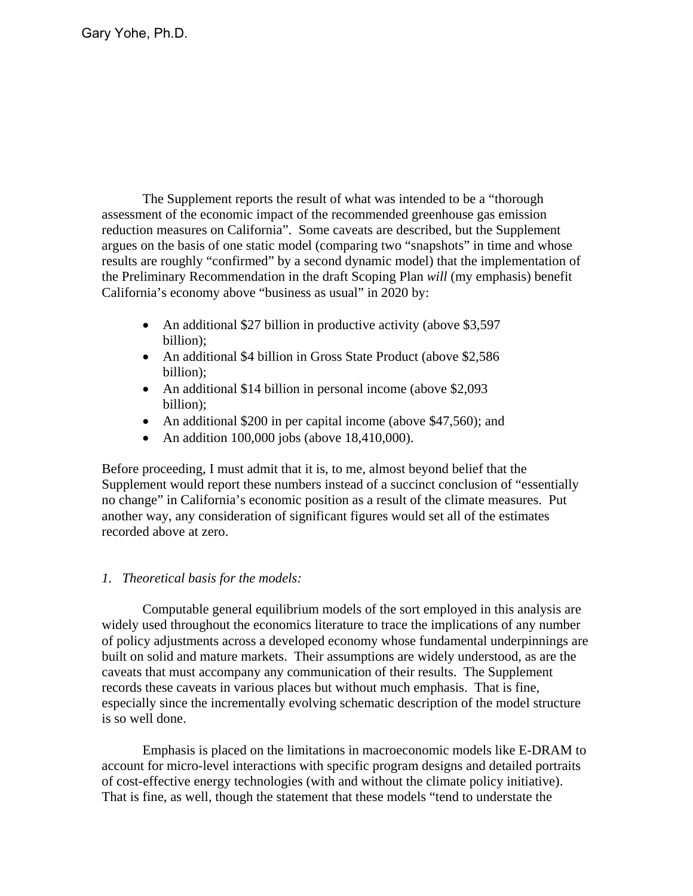The Supplement reports the result of what was intended to be a “thorough assessment of the economic impact of the recommended greenhouse gas emission reduction measures on California”. Some caveats are described, but the Supplement argues on the basis of one static model (comparing two “snapshots” in time and whose results are roughly “confirmed” by a second dynamic model) that the implementation of the Preliminary Recommendation in the draft Scoping Plan *will* (my emphasis) benefit California’s economy above “business as usual” in 2020 by:

- An additional $27 billion in productive activity (above $3,597 billion);
- An additional $4 billion in Gross State Product (above $2,586 billion);
- An additional $14 billion in personal income (above $2,093 billion);
- An additional $200 in per capital income (above $47,560); and
- An addition 100,000 jobs (above 18,410,000).

Before proceeding, I must admit that it is, to me, almost beyond belief that the Supplement would report these numbers instead of a succinct conclusion of “essentially no change” in California’s economic position as a result of the climate measures. Put another way, any consideration of significant figures would set all of the estimates recorded above at zero.

*1. Theoretical basis for the models:*

Computable general equilibrium models of the sort employed in this analysis are widely used throughout the economics literature to trace the implications of any number of policy adjustments across a developed economy whose fundamental underpinnings are built on solid and mature markets. Their assumptions are widely understood, as are the caveats that must accompany any communication of their results. The Supplement records these caveats in various places but without much emphasis. That is fine, especially since the incrementally evolving schematic description of the model structure is so well done.

Emphasis is placed on the limitations in macroeconomic models like E-DRAM to account for micro-level interactions with specific program designs and detailed portraits of cost-effective energy technologies (with and without the climate policy initiative). That is fine, as well, though the statement that these models “tend to understate the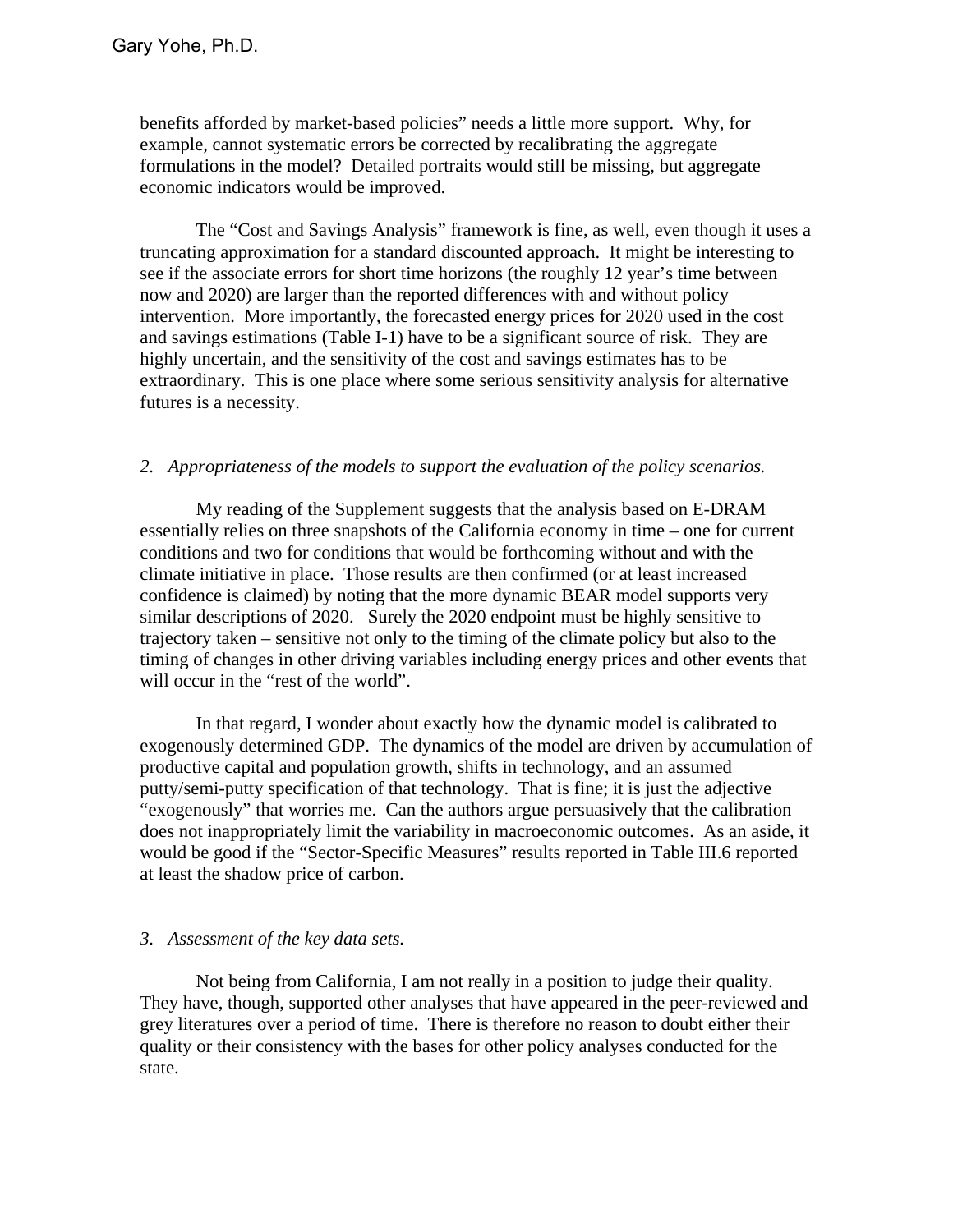benefits afforded by market-based policies" needs a little more support. Why, for example, cannot systematic errors be corrected by recalibrating the aggregate formulations in the model? Detailed portraits would still be missing, but aggregate economic indicators would be improved.

The "Cost and Savings Analysis" framework is fine, as well, even though it uses a truncating approximation for a standard discounted approach. It might be interesting to see if the associate errors for short time horizons (the roughly 12 year's time between now and 2020) are larger than the reported differences with and without policy intervention. More importantly, the forecasted energy prices for 2020 used in the cost and savings estimations (Table I-1) have to be a significant source of risk. They are highly uncertain, and the sensitivity of the cost and savings estimates has to be extraordinary. This is one place where some serious sensitivity analysis for alternative futures is a necessity.

*2. Appropriateness of the models to support the evaluation of the policy scenarios.*

My reading of the Supplement suggests that the analysis based on E-DRAM essentially relies on three snapshots of the California economy in time – one for current conditions and two for conditions that would be forthcoming without and with the climate initiative in place. Those results are then confirmed (or at least increased confidence is claimed) by noting that the more dynamic BEAR model supports very similar descriptions of 2020. Surely the 2020 endpoint must be highly sensitive to trajectory taken – sensitive not only to the timing of the climate policy but also to the timing of changes in other driving variables including energy prices and other events that will occur in the "rest of the world".

In that regard, I wonder about exactly how the dynamic model is calibrated to exogenously determined GDP. The dynamics of the model are driven by accumulation of productive capital and population growth, shifts in technology, and an assumed putty/semi-putty specification of that technology. That is fine; it is just the adjective "exogenously" that worries me. Can the authors argue persuasively that the calibration does not inappropriately limit the variability in macroeconomic outcomes. As an aside, it would be good if the "Sector-Specific Measures" results reported in Table III.6 reported at least the shadow price of carbon.

*3. Assessment of the key data sets.*

Not being from California, I am not really in a position to judge their quality. They have, though, supported other analyses that have appeared in the peer-reviewed and grey literatures over a period of time. There is therefore no reason to doubt either their quality or their consistency with the bases for other policy analyses conducted for the state.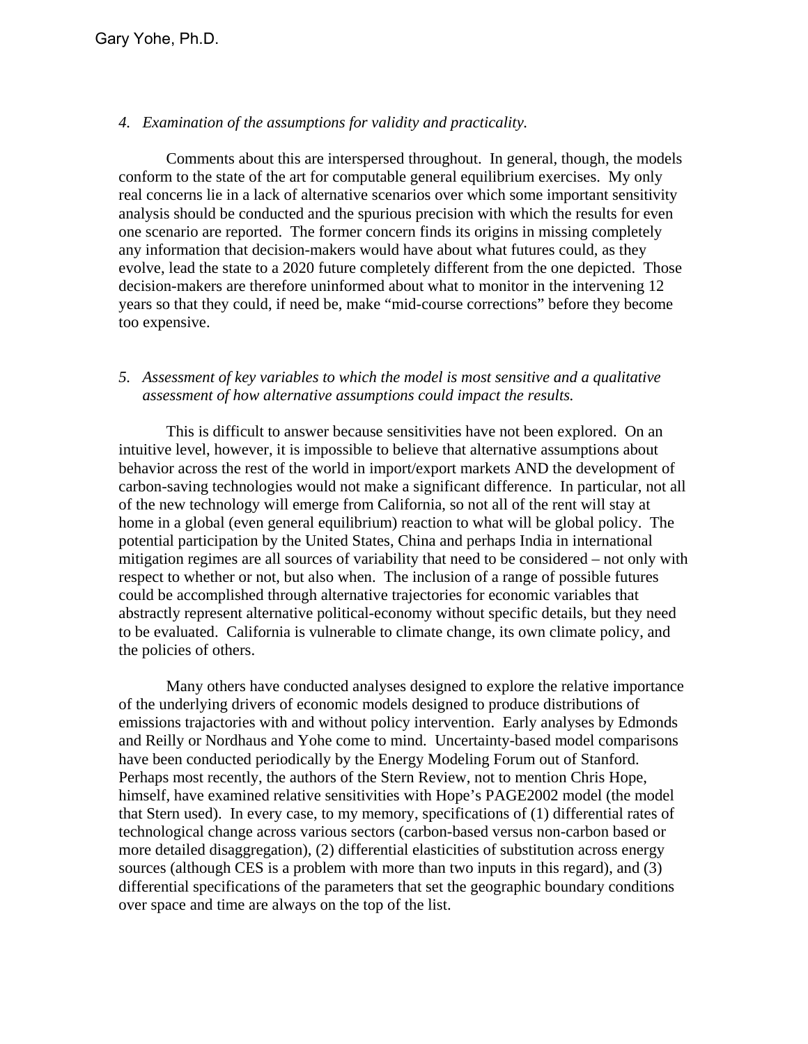*4. Examination of the assumptions for validity and practicality.*

Comments about this are interspersed throughout. In general, though, the models conform to the state of the art for computable general equilibrium exercises. My only real concerns lie in a lack of alternative scenarios over which some important sensitivity analysis should be conducted and the spurious precision with which the results for even one scenario are reported. The former concern finds its origins in missing completely any information that decision-makers would have about what futures could, as they evolve, lead the state to a 2020 future completely different from the one depicted. Those decision-makers are therefore uninformed about what to monitor in the intervening 12 years so that they could, if need be, make "mid-course corrections" before they become too expensive.

*5. Assessment of key variables to which the model is most sensitive and a qualitative assessment of how alternative assumptions could impact the results.*

This is difficult to answer because sensitivities have not been explored. On an intuitive level, however, it is impossible to believe that alternative assumptions about behavior across the rest of the world in import/export markets AND the development of carbon-saving technologies would not make a significant difference. In particular, not all of the new technology will emerge from California, so not all of the rent will stay at home in a global (even general equilibrium) reaction to what will be global policy. The potential participation by the United States, China and perhaps India in international mitigation regimes are all sources of variability that need to be considered – not only with respect to whether or not, but also when. The inclusion of a range of possible futures could be accomplished through alternative trajectories for economic variables that abstractly represent alternative political-economy without specific details, but they need to be evaluated. California is vulnerable to climate change, its own climate policy, and the policies of others.

Many others have conducted analyses designed to explore the relative importance of the underlying drivers of economic models designed to produce distributions of emissions trajectories with and without policy intervention. Early analyses by Edmonds and Reilly or Nordhaus and Yohe come to mind. Uncertainty-based model comparisons have been conducted periodically by the Energy Modeling Forum out of Stanford. Perhaps most recently, the authors of the Stern Review, not to mention Chris Hope, himself, have examined relative sensitivities with Hope's PAGE2002 model (the model that Stern used). In every case, to my memory, specifications of (1) differential rates of technological change across various sectors (carbon-based versus non-carbon based or more detailed disaggregation), (2) differential elasticities of substitution across energy sources (although CES is a problem with more than two inputs in this regard), and (3) differential specifications of the parameters that set the geographic boundary conditions over space and time are always on the top of the list.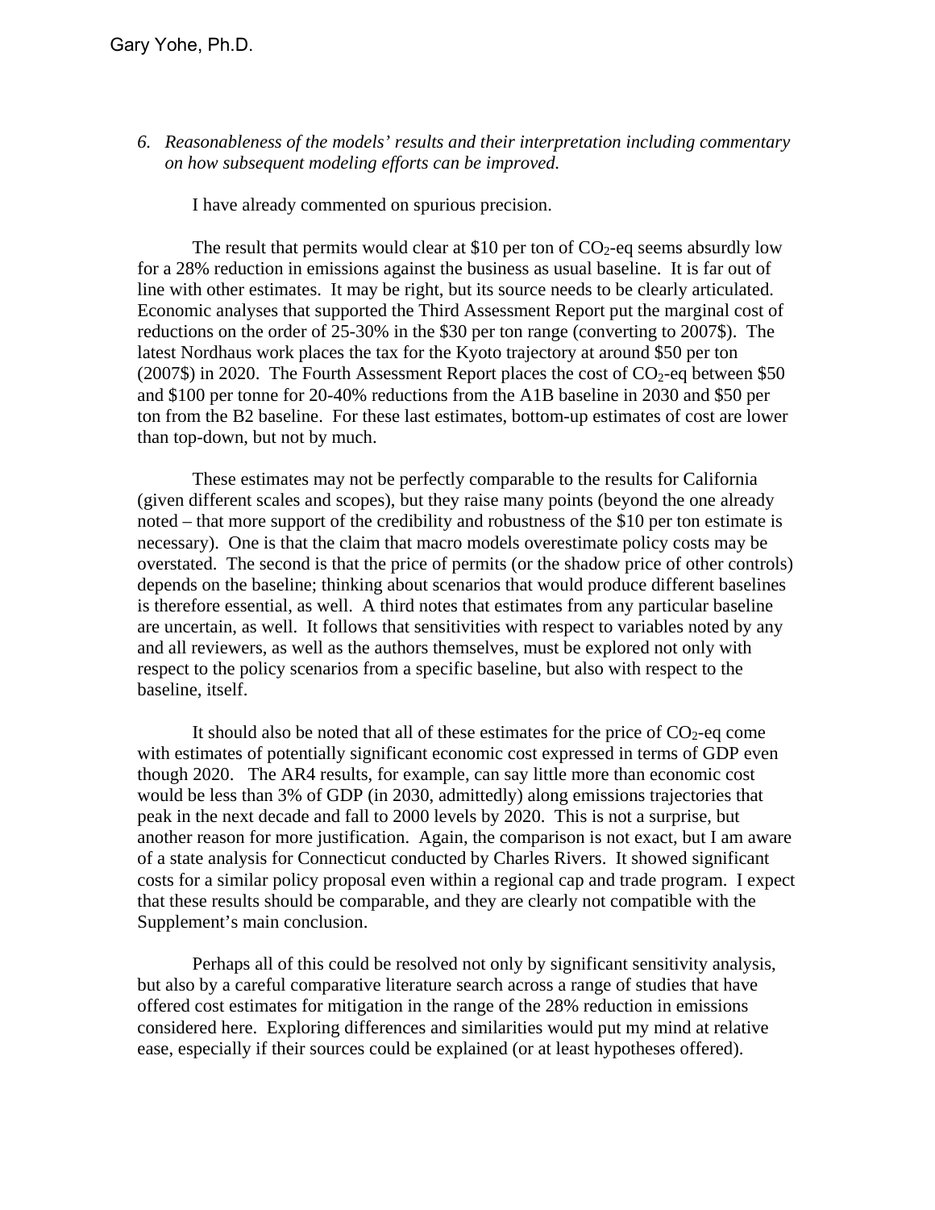6. *Reasonableness of the models' results and their interpretation including commentary on how subsequent modeling efforts can be improved.*

I have already commented on spurious precision.

The result that permits would clear at $10 per ton of $CO_2$-eq seems absurdly low for a 28% reduction in emissions against the business as usual baseline. It is far out of line with other estimates. It may be right, but its source needs to be clearly articulated. Economic analyses that supported the Third Assessment Report put the marginal cost of reductions on the order of 25-30% in the $30 per ton range (converting to 2007$). The latest Nordhaus work places the tax for the Kyoto trajectory at around $50 per ton (2007$) in 2020. The Fourth Assessment Report places the cost of $CO_2$-eq between $50 and $100 per tonne for 20-40% reductions from the A1B baseline in 2030 and $50 per ton from the B2 baseline. For these last estimates, bottom-up estimates of cost are lower than top-down, but not by much.

These estimates may not be perfectly comparable to the results for California (given different scales and scopes), but they raise many points (beyond the one already noted – that more support of the credibility and robustness of the $10 per ton estimate is necessary). One is that the claim that macro models overestimate policy costs may be overstated. The second is that the price of permits (or the shadow price of other controls) depends on the baseline; thinking about scenarios that would produce different baselines is therefore essential, as well. A third notes that estimates from any particular baseline are uncertain, as well. It follows that sensitivities with respect to variables noted by any and all reviewers, as well as the authors themselves, must be explored not only with respect to the policy scenarios from a specific baseline, but also with respect to the baseline, itself.

It should also be noted that all of these estimates for the price of $CO_2$-eq come with estimates of potentially significant economic cost expressed in terms of GDP even though 2020. The AR4 results, for example, can say little more than economic cost would be less than 3% of GDP (in 2030, admittedly) along emissions trajectories that peak in the next decade and fall to 2000 levels by 2020. This is not a surprise, but another reason for more justification. Again, the comparison is not exact, but I am aware of a state analysis for Connecticut conducted by Charles Rivers. It showed significant costs for a similar policy proposal even within a regional cap and trade program. I expect that these results should be comparable, and they are clearly not compatible with the Supplement's main conclusion.

Perhaps all of this could be resolved not only by significant sensitivity analysis, but also by a careful comparative literature search across a range of studies that have offered cost estimates for mitigation in the range of the 28% reduction in emissions considered here. Exploring differences and similarities would put my mind at relative ease, especially if their sources could be explained (or at least hypotheses offered).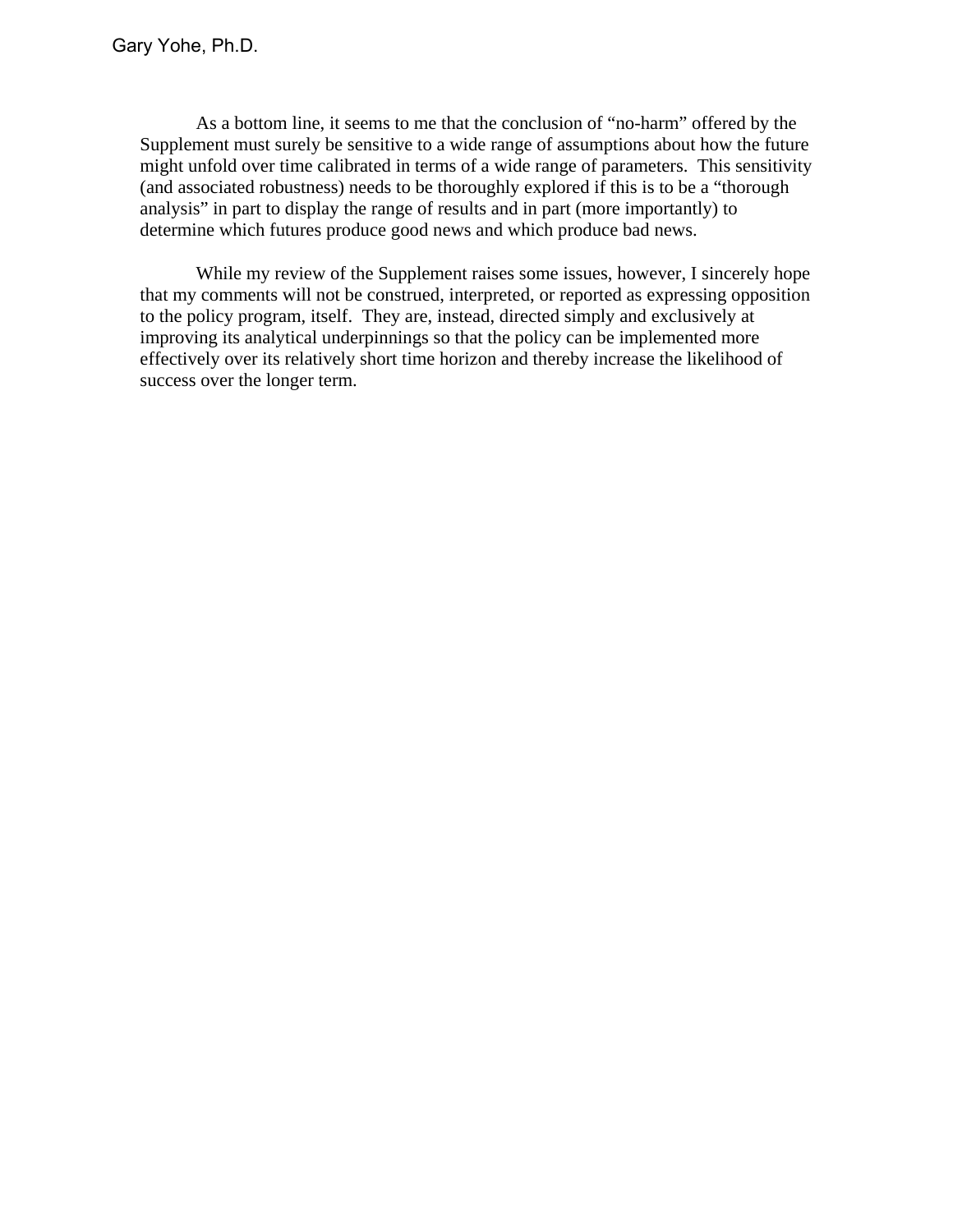As a bottom line, it seems to me that the conclusion of "no-harm" offered by the Supplement must surely be sensitive to a wide range of assumptions about how the future might unfold over time calibrated in terms of a wide range of parameters. This sensitivity (and associated robustness) needs to be thoroughly explored if this is to be a "thorough analysis" in part to display the range of results and in part (more importantly) to determine which futures produce good news and which produce bad news.

While my review of the Supplement raises some issues, however, I sincerely hope that my comments will not be construed, interpreted, or reported as expressing opposition to the policy program, itself. They are, instead, directed simply and exclusively at improving its analytical underpinnings so that the policy can be implemented more effectively over its relatively short time horizon and thereby increase the likelihood of success over the longer term.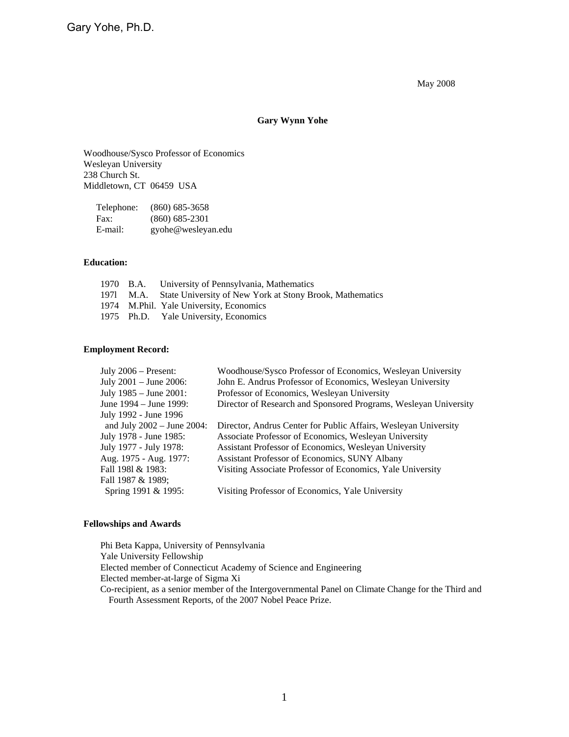Gary Yohe, Ph.D.

May 2008

**Gary Wynn Yohe**

Woodhouse/Sysco Professor of Economics
Wesleyan University
238 Church St.
Middletown, CT 06459 USA

Telephone: (860) 685-3658
Fax: (860) 685-2301
E-mail: gyohe@wesleyan.edu

**Education:**

1970 B.A. University of Pennsylvania, Mathematics
197l M.A. State University of New York at Stony Brook, Mathematics
1974 M.Phil. Yale University, Economics
1975 Ph.D. Yale University, Economics

**Employment Record:**

| | |
|---|---|
| July 2006 – Present: | Woodhouse/Sysco Professor of Economics, Wesleyan University |
| July 2001 – June 2006: | John E. Andrus Professor of Economics, Wesleyan University |
| July 1985 – June 2001: | Professor of Economics, Wesleyan University |
| June 1994 – June 1999: | Director of Research and Sponsored Programs, Wesleyan University |
| July 1992 - June 1996 and July 2002 – June 2004: | Director, Andrus Center for Public Affairs, Wesleyan University |
| July 1978 - June 1985: | Associate Professor of Economics, Wesleyan University |
| July 1977 - July 1978: | Assistant Professor of Economics, Wesleyan University |
| Aug. 1975 - Aug. 1977: | Assistant Professor of Economics, SUNY Albany |
| Fall 198l & 1983: | Visiting Associate Professor of Economics, Yale University |
| Fall 1987 & 1989; Spring 1991 & 1995: | Visiting Professor of Economics, Yale University |

**Fellowships and Awards**

Phi Beta Kappa, University of Pennsylvania
Yale University Fellowship
Elected member of Connecticut Academy of Science and Engineering
Elected member-at-large of Sigma Xi
Co-recipient, as a senior member of the Intergovernmental Panel on Climate Change for the Third and Fourth Assessment Reports, of the 2007 Nobel Peace Prize.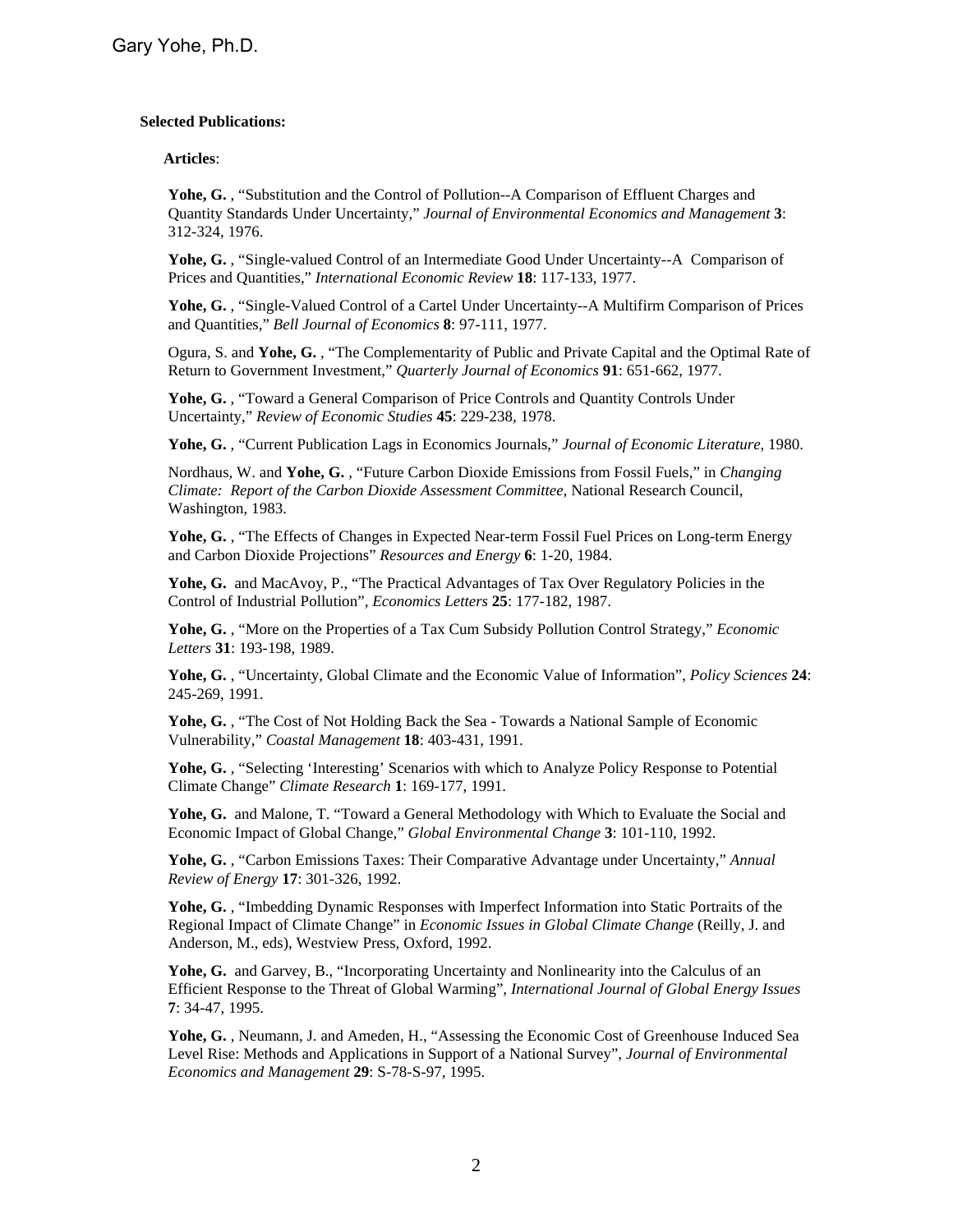**Selected Publications:**

**Articles**:

**Yohe, G.** , "Substitution and the Control of Pollution--A Comparison of Effluent Charges and Quantity Standards Under Uncertainty," *Journal of Environmental Economics and Management* **3**: 312-324, 1976.

**Yohe, G.** , "Single-valued Control of an Intermediate Good Under Uncertainty--A Comparison of Prices and Quantities," *International Economic Review* **18**: 117-133, 1977.

**Yohe, G.** , "Single-Valued Control of a Cartel Under Uncertainty--A Multifirm Comparison of Prices and Quantities," *Bell Journal of Economics* **8**: 97-111, 1977.

Ogura, S. and **Yohe, G.** , "The Complementarity of Public and Private Capital and the Optimal Rate of Return to Government Investment," *Quarterly Journal of Economics* **91**: 651-662, 1977.

**Yohe, G.** , "Toward a General Comparison of Price Controls and Quantity Controls Under Uncertainty," *Review of Economic Studies* **45**: 229-238, 1978.

**Yohe, G.** , "Current Publication Lags in Economics Journals," *Journal of Economic Literature*, 1980.

Nordhaus, W. and **Yohe, G.** , "Future Carbon Dioxide Emissions from Fossil Fuels," in *Changing Climate: Report of the Carbon Dioxide Assessment Committee*, National Research Council, Washington, 1983.

**Yohe, G.** , "The Effects of Changes in Expected Near-term Fossil Fuel Prices on Long-term Energy and Carbon Dioxide Projections" *Resources and Energy* **6**: 1-20, 1984.

**Yohe, G.** and MacAvoy, P., "The Practical Advantages of Tax Over Regulatory Policies in the Control of Industrial Pollution", *Economics Letters* **25**: 177-182, 1987.

**Yohe, G.** , "More on the Properties of a Tax Cum Subsidy Pollution Control Strategy," *Economic Letters* **31**: 193-198, 1989.

**Yohe, G.** , "Uncertainty, Global Climate and the Economic Value of Information", *Policy Sciences* **24**: 245-269, 1991.

**Yohe, G.** , "The Cost of Not Holding Back the Sea - Towards a National Sample of Economic Vulnerability," *Coastal Management* **18**: 403-431, 1991.

**Yohe, G.** , "Selecting 'Interesting' Scenarios with which to Analyze Policy Response to Potential Climate Change" *Climate Research* **1**: 169-177, 1991.

**Yohe, G.** and Malone, T. "Toward a General Methodology with Which to Evaluate the Social and Economic Impact of Global Change," *Global Environmental Change* **3**: 101-110, 1992.

**Yohe, G.** , "Carbon Emissions Taxes: Their Comparative Advantage under Uncertainty," *Annual Review of Energy* **17**: 301-326, 1992.

**Yohe, G.** , "Imbedding Dynamic Responses with Imperfect Information into Static Portraits of the Regional Impact of Climate Change" in *Economic Issues in Global Climate Change* (Reilly, J. and Anderson, M., eds), Westview Press, Oxford, 1992.

**Yohe, G.** and Garvey, B., "Incorporating Uncertainty and Nonlinearity into the Calculus of an Efficient Response to the Threat of Global Warming", *International Journal of Global Energy Issues* **7**: 34-47, 1995.

**Yohe, G.** , Neumann, J. and Ameden, H., "Assessing the Economic Cost of Greenhouse Induced Sea Level Rise: Methods and Applications in Support of a National Survey", *Journal of Environmental Economics and Management* **29**: S-78-S-97, 1995.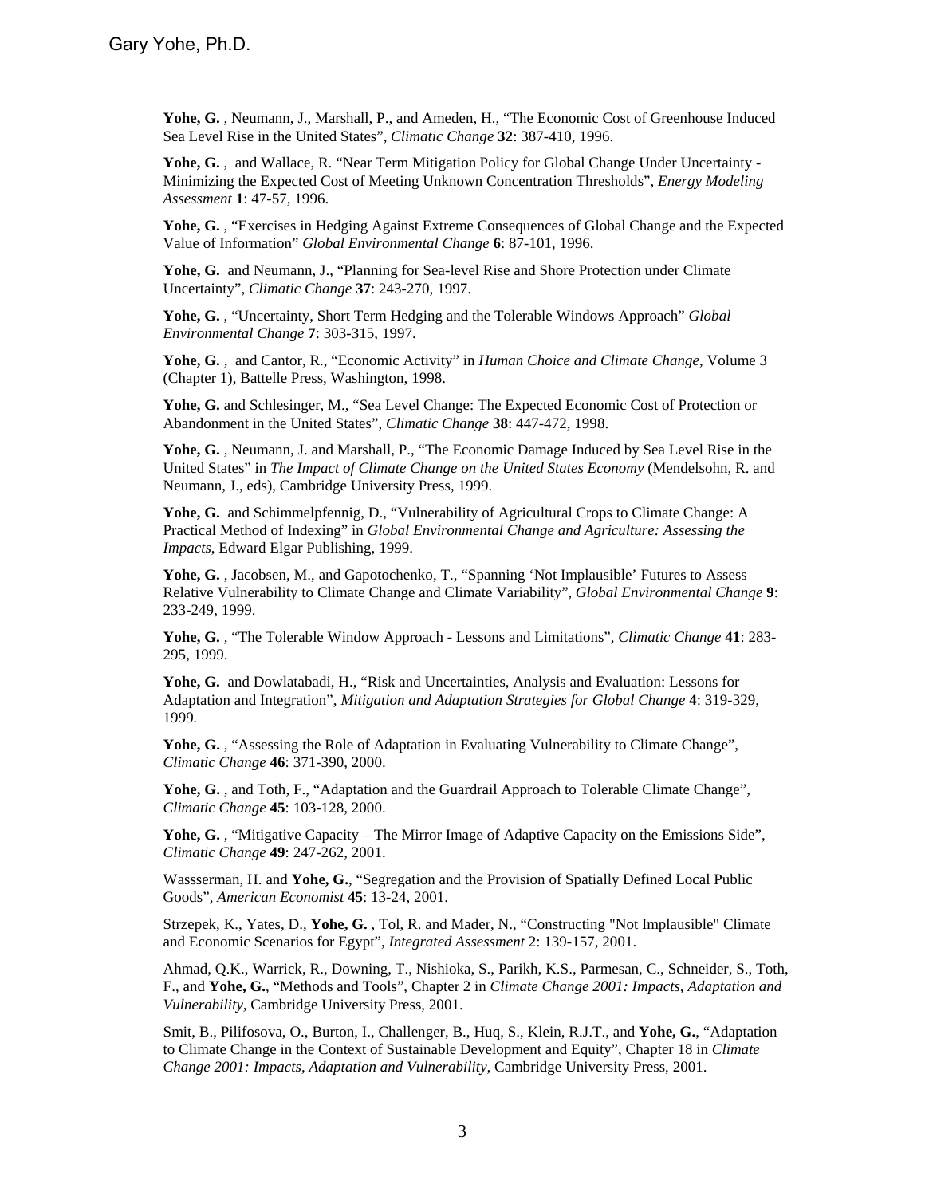**Yohe, G.** , Neumann, J., Marshall, P., and Ameden, H., "The Economic Cost of Greenhouse Induced Sea Level Rise in the United States", *Climatic Change* **32**: 387-410, 1996.

**Yohe, G.** , and Wallace, R. "Near Term Mitigation Policy for Global Change Under Uncertainty - Minimizing the Expected Cost of Meeting Unknown Concentration Thresholds", *Energy Modeling Assessment* **1**: 47-57, 1996.

**Yohe, G.** , "Exercises in Hedging Against Extreme Consequences of Global Change and the Expected Value of Information" *Global Environmental Change* **6**: 87-101, 1996.

**Yohe, G.** and Neumann, J., "Planning for Sea-level Rise and Shore Protection under Climate Uncertainty", *Climatic Change* **37**: 243-270, 1997.

**Yohe, G.** , "Uncertainty, Short Term Hedging and the Tolerable Windows Approach" *Global Environmental Change* **7**: 303-315, 1997.

**Yohe, G.** , and Cantor, R., "Economic Activity" in *Human Choice and Climate Change*, Volume 3 (Chapter 1), Battelle Press, Washington, 1998.

**Yohe, G.** and Schlesinger, M., "Sea Level Change: The Expected Economic Cost of Protection or Abandonment in the United States", *Climatic Change* **38**: 447-472, 1998.

**Yohe, G.** , Neumann, J. and Marshall, P., "The Economic Damage Induced by Sea Level Rise in the United States" in *The Impact of Climate Change on the United States Economy* (Mendelsohn, R. and Neumann, J., eds), Cambridge University Press, 1999.

**Yohe, G.** and Schimmelpfennig, D., "Vulnerability of Agricultural Crops to Climate Change: A Practical Method of Indexing" in *Global Environmental Change and Agriculture: Assessing the Impacts*, Edward Elgar Publishing, 1999.

**Yohe, G.** , Jacobsen, M., and Gapotochenko, T., "Spanning 'Not Implausible' Futures to Assess Relative Vulnerability to Climate Change and Climate Variability", *Global Environmental Change* **9**: 233-249, 1999.

**Yohe, G.** , "The Tolerable Window Approach - Lessons and Limitations", *Climatic Change* **41**: 283-295, 1999.

**Yohe, G.** and Dowlatabadi, H., "Risk and Uncertainties, Analysis and Evaluation: Lessons for Adaptation and Integration", *Mitigation and Adaptation Strategies for Global Change* **4**: 319-329, 1999.

**Yohe, G.** , "Assessing the Role of Adaptation in Evaluating Vulnerability to Climate Change", *Climatic Change* **46**: 371-390, 2000.

**Yohe, G.** , and Toth, F., "Adaptation and the Guardrail Approach to Tolerable Climate Change", *Climatic Change* **45**: 103-128, 2000.

**Yohe, G.** , "Mitigative Capacity – The Mirror Image of Adaptive Capacity on the Emissions Side", *Climatic Change* **49**: 247-262, 2001.

Wassserman, H. and **Yohe, G.**, "Segregation and the Provision of Spatially Defined Local Public Goods", *American Economist* **45**: 13-24, 2001.

Strzepek, K., Yates, D., **Yohe, G.** , Tol, R. and Mader, N., "Constructing "Not Implausible" Climate and Economic Scenarios for Egypt", *Integrated Assessment* 2: 139-157, 2001.

Ahmad, Q.K., Warrick, R., Downing, T., Nishioka, S., Parikh, K.S., Parmesan, C., Schneider, S., Toth, F., and **Yohe, G.**, "Methods and Tools", Chapter 2 in *Climate Change 2001: Impacts, Adaptation and Vulnerability*, Cambridge University Press, 2001.

Smit, B., Pilifosova, O., Burton, I., Challenger, B., Huq, S., Klein, R.J.T., and **Yohe, G.**, "Adaptation to Climate Change in the Context of Sustainable Development and Equity", Chapter 18 in *Climate Change 2001: Impacts, Adaptation and Vulnerability*, Cambridge University Press, 2001.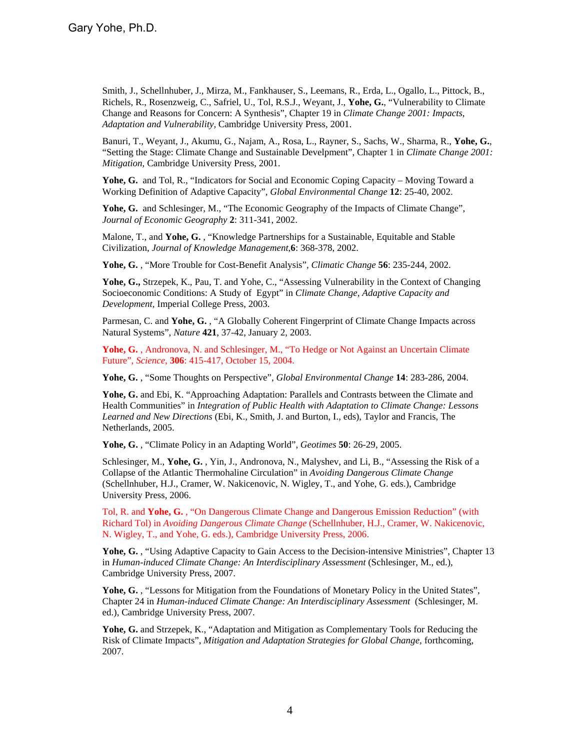Smith, J., Schellnhuber, J., Mirza, M., Fankhauser, S., Leemans, R., Erda, L., Ogallo, L., Pittock, B., Richels, R., Rosenzweig, C., Safriel, U., Tol, R.S.J., Weyant, J., **Yohe, G.**, "Vulnerability to Climate Change and Reasons for Concern: A Synthesis", Chapter 19 in *Climate Change 2001: Impacts, Adaptation and Vulnerability*, Cambridge University Press, 2001.

Banuri, T., Weyant, J., Akumu, G., Najam, A., Rosa, L., Rayner, S., Sachs, W., Sharma, R., **Yohe, G.**, "Setting the Stage: Climate Change and Sustainable Develpment", Chapter 1 in *Climate Change 2001: Mitigation,* Cambridge University Press, 2001.

**Yohe, G.** and Tol, R., "Indicators for Social and Economic Coping Capacity – Moving Toward a Working Definition of Adaptive Capacity", *Global Environmental Change* **12**: 25-40, 2002.

**Yohe, G.** and Schlesinger, M., "The Economic Geography of the Impacts of Climate Change", *Journal of Economic Geography* **2**: 311-341, 2002.

Malone, T., and **Yohe, G.** , "Knowledge Partnerships for a Sustainable, Equitable and Stable Civilization, *Journal of Knowledge Management*,**6**: 368-378, 2002.

**Yohe, G.** , "More Trouble for Cost-Benefit Analysis", *Climatic Change* **56**: 235-244, 2002.

**Yohe, G.,** Strzepek, K., Pau, T. and Yohe, C., "Assessing Vulnerability in the Context of Changing Socioeconomic Conditions: A Study of Egypt" in *Climate Change, Adaptive Capacity and Development,* Imperial College Press, 2003.

Parmesan, C. and **Yohe, G.** , "A Globally Coherent Fingerprint of Climate Change Impacts across Natural Systems", *Nature* **421**, 37-42, January 2, 2003.

**Yohe, G.** , Andronova, N. and Schlesinger, M., "To Hedge or Not Against an Uncertain Climate Future", *Science,* **306**: 415-417, October 15, 2004.

**Yohe, G.** , "Some Thoughts on Perspective", *Global Environmental Change* **14**: 283-286, 2004.

**Yohe, G.** and Ebi, K. "Approaching Adaptation: Parallels and Contrasts between the Climate and Health Communities" in *Integration of Public Health with Adaptation to Climate Change: Lessons Learned and New Directions* (Ebi, K., Smith, J. and Burton, I., eds), Taylor and Francis, The Netherlands, 2005.

**Yohe, G.** , "Climate Policy in an Adapting World", *Geotimes* **50**: 26-29, 2005.

Schlesinger, M., **Yohe, G.** , Yin, J., Andronova, N., Malyshev, and Li, B., "Assessing the Risk of a Collapse of the Atlantic Thermohaline Circulation" in *Avoiding Dangerous Climate Change* (Schellnhuber, H.J., Cramer, W. Nakicenovic, N. Wigley, T., and Yohe, G. eds.), Cambridge University Press, 2006.

Tol, R. and **Yohe, G.** , "On Dangerous Climate Change and Dangerous Emission Reduction" (with Richard Tol) in *Avoiding Dangerous Climate Change* (Schellnhuber, H.J., Cramer, W. Nakicenovic, N. Wigley, T., and Yohe, G. eds.), Cambridge University Press, 2006.

**Yohe, G.** , "Using Adaptive Capacity to Gain Access to the Decision-intensive Ministries", Chapter 13 in *Human-induced Climate Change: An Interdisciplinary Assessment* (Schlesinger, M., ed.), Cambridge University Press, 2007.

**Yohe, G.** , "Lessons for Mitigation from the Foundations of Monetary Policy in the United States", Chapter 24 in *Human-induced Climate Change: An Interdisciplinary Assessment* (Schlesinger, M. ed.), Cambridge University Press, 2007.

**Yohe, G.** and Strzepek, K., "Adaptation and Mitigation as Complementary Tools for Reducing the Risk of Climate Impacts", *Mitigation and Adaptation Strategies for Global Change,* forthcoming, 2007.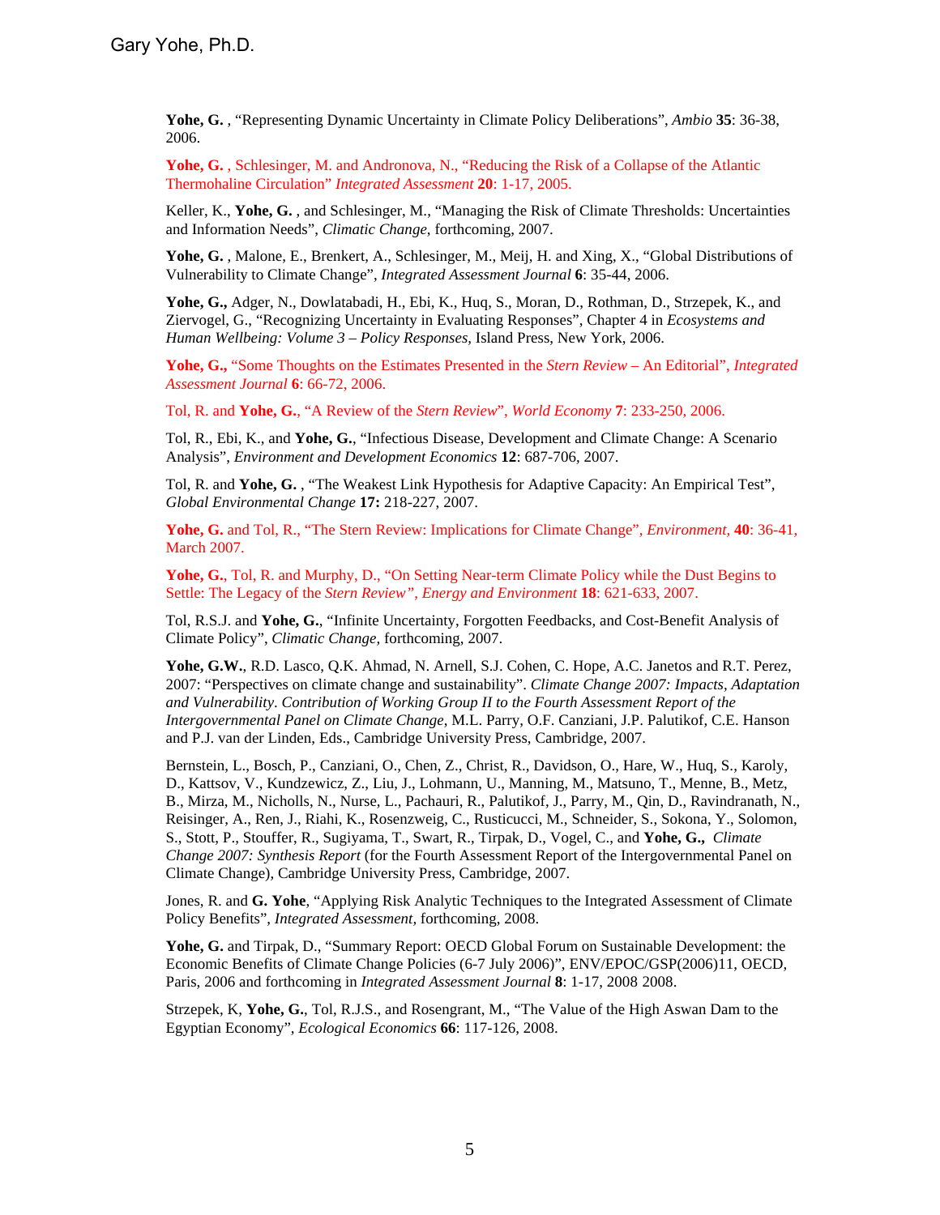**Yohe, G.** , “Representing Dynamic Uncertainty in Climate Policy Deliberations”, *Ambio* **35**: 36-38, 2006.

**Yohe, G.** , Schlesinger, M. and Andronova, N., “Reducing the Risk of a Collapse of the Atlantic Thermohaline Circulation” *Integrated Assessment* **20**: 1-17, 2005.

Keller, K., **Yohe, G.** , and Schlesinger, M., “Managing the Risk of Climate Thresholds: Uncertainties and Information Needs”, *Climatic Change*, forthcoming, 2007.

**Yohe, G.** , Malone, E., Brenkert, A., Schlesinger, M., Meij, H. and Xing, X., “Global Distributions of Vulnerability to Climate Change”, *Integrated Assessment Journal* **6**: 35-44, 2006.

**Yohe, G.,** Adger, N., Dowlatabadi, H., Ebi, K., Huq, S., Moran, D., Rothman, D., Strzepek, K., and Ziervogel, G., “Recognizing Uncertainty in Evaluating Responses”, Chapter 4 in *Ecosystems and Human Wellbeing: Volume 3 – Policy Responses*, Island Press, New York, 2006.

**Yohe, G.,** “Some Thoughts on the Estimates Presented in the *Stern Review* – An Editorial”, *Integrated Assessment Journal* **6**: 66-72, 2006.

Tol, R. and **Yohe, G.**, “A Review of the *Stern Review*”, *World Economy* **7**: 233-250, 2006.

Tol, R., Ebi, K., and **Yohe, G.**, “Infectious Disease, Development and Climate Change: A Scenario Analysis”, *Environment and Development Economics* **12**: 687-706, 2007.

Tol, R. and **Yohe, G.** , “The Weakest Link Hypothesis for Adaptive Capacity: An Empirical Test”, *Global Environmental Change* **17:** 218-227, 2007.

**Yohe, G.** and Tol, R., “The Stern Review: Implications for Climate Change”, *Environment*, **40**: 36-41, March 2007.

**Yohe, G.**, Tol, R. and Murphy, D., “On Setting Near-term Climate Policy while the Dust Begins to Settle: The Legacy of the *Stern Review*”, *Energy and Environment* **18**: 621-633, 2007.

Tol, R.S.J. and **Yohe, G.**, “Infinite Uncertainty, Forgotten Feedbacks, and Cost-Benefit Analysis of Climate Policy”, *Climatic Change*, forthcoming, 2007.

**Yohe, G.W.**, R.D. Lasco, Q.K. Ahmad, N. Arnell, S.J. Cohen, C. Hope, A.C. Janetos and R.T. Perez, 2007: “Perspectives on climate change and sustainability”. *Climate Change 2007: Impacts, Adaptation and Vulnerability. Contribution of Working Group II to the Fourth Assessment Report of the Intergovernmental Panel on Climate Change*, M.L. Parry, O.F. Canziani, J.P. Palutikof, C.E. Hanson and P.J. van der Linden, Eds., Cambridge University Press, Cambridge, 2007.

Bernstein, L., Bosch, P., Canziani, O., Chen, Z., Christ, R., Davidson, O., Hare, W., Huq, S., Karoly, D., Kattsov, V., Kundzewicz, Z., Liu, J., Lohmann, U., Manning, M., Matsuno, T., Menne, B., Metz, B., Mirza, M., Nicholls, N., Nurse, L., Pachauri, R., Palutikof, J., Parry, M., Qin, D., Ravindranath, N., Reisinger, A., Ren, J., Riahi, K., Rosenzweig, C., Rusticucci, M., Schneider, S., Sokona, Y., Solomon, S., Stott, P., Stouffer, R., Sugiyama, T., Swart, R., Tirpak, D., Vogel, C., and **Yohe, G.,** *Climate Change 2007: Synthesis Report* (for the Fourth Assessment Report of the Intergovernmental Panel on Climate Change), Cambridge University Press, Cambridge, 2007.

Jones, R. and **G. Yohe**, “Applying Risk Analytic Techniques to the Integrated Assessment of Climate Policy Benefits”, *Integrated Assessment*, forthcoming, 2008.

**Yohe, G.** and Tirpak, D., “Summary Report: OECD Global Forum on Sustainable Development: the Economic Benefits of Climate Change Policies (6-7 July 2006)”, ENV/EPOC/GSP(2006)11, OECD, Paris, 2006 and forthcoming in *Integrated Assessment Journal* **8**: 1-17, 2008 2008.

Strzepek, K, **Yohe, G.**, Tol, R.J.S., and Rosengrant, M., “The Value of the High Aswan Dam to the Egyptian Economy”, *Ecological Economics* **66**: 117-126, 2008.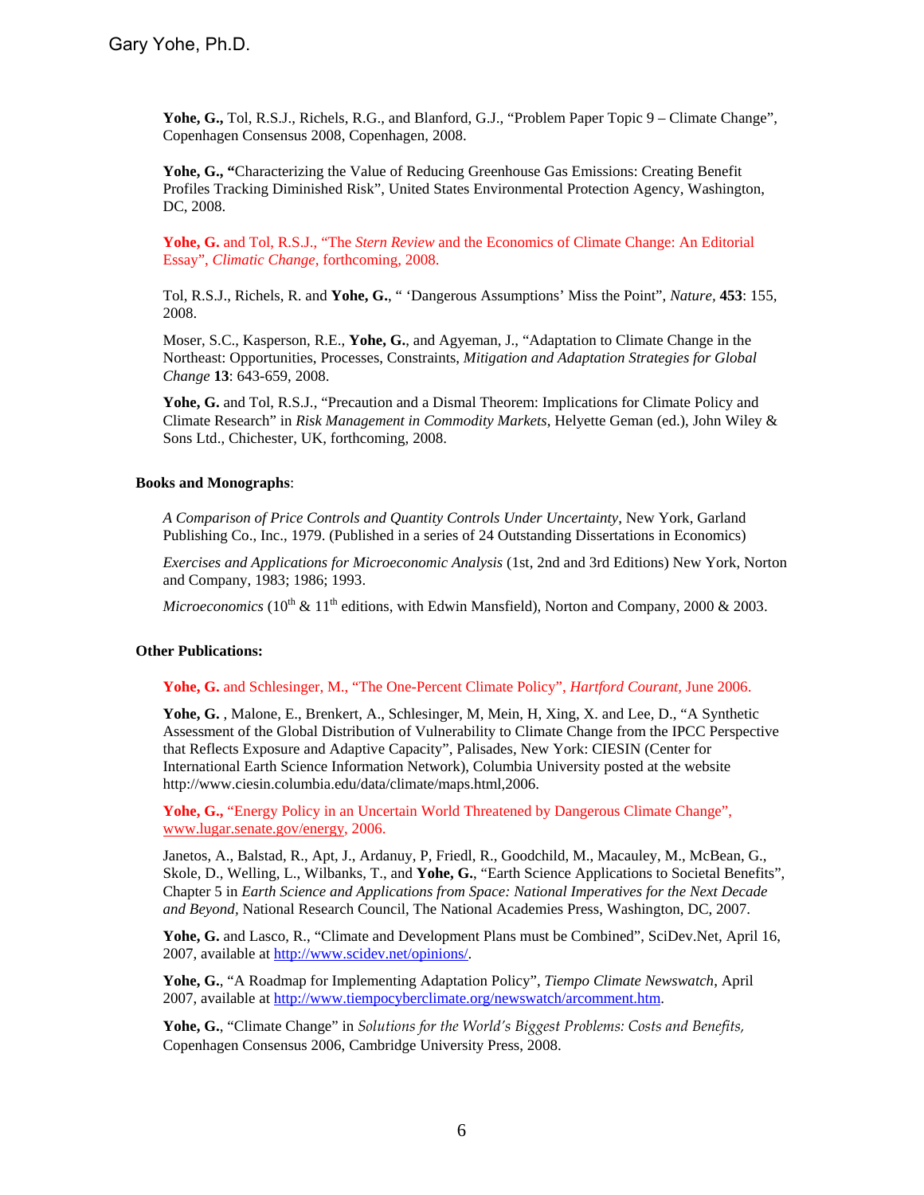**Yohe, G.,** Tol, R.S.J., Richels, R.G., and Blanford, G.J., "Problem Paper Topic 9 – Climate Change", Copenhagen Consensus 2008, Copenhagen, 2008.

**Yohe, G., "**Characterizing the Value of Reducing Greenhouse Gas Emissions: Creating Benefit Profiles Tracking Diminished Risk", United States Environmental Protection Agency, Washington, DC, 2008.

**Yohe, G.** and Tol, R.S.J., "The *Stern Review* and the Economics of Climate Change: An Editorial Essay", *Climatic Change*, forthcoming, 2008.

Tol, R.S.J., Richels, R. and **Yohe, G.**, " 'Dangerous Assumptions' Miss the Point", *Nature*, **453**: 155, 2008.

Moser, S.C., Kasperson, R.E., **Yohe, G.**, and Agyeman, J., "Adaptation to Climate Change in the Northeast: Opportunities, Processes, Constraints, *Mitigation and Adaptation Strategies for Global Change* **13**: 643-659, 2008.

**Yohe, G.** and Tol, R.S.J., "Precaution and a Dismal Theorem: Implications for Climate Policy and Climate Research" in *Risk Management in Commodity Markets*, Helyette Geman (ed.), John Wiley & Sons Ltd., Chichester, UK, forthcoming, 2008.

**Books and Monographs**:

*A Comparison of Price Controls and Quantity Controls Under Uncertainty*, New York, Garland Publishing Co., Inc., 1979. (Published in a series of 24 Outstanding Dissertations in Economics)

*Exercises and Applications for Microeconomic Analysis* (1st, 2nd and 3rd Editions) New York, Norton and Company, 1983; 1986; 1993.

*Microeconomics* (10th & 11th editions, with Edwin Mansfield), Norton and Company, 2000 & 2003.

**Other Publications:**

**Yohe, G.** and Schlesinger, M., "The One-Percent Climate Policy", *Hartford Courant*, June 2006.

**Yohe, G.** , Malone, E., Brenkert, A., Schlesinger, M, Mein, H, Xing, X. and Lee, D., "A Synthetic Assessment of the Global Distribution of Vulnerability to Climate Change from the IPCC Perspective that Reflects Exposure and Adaptive Capacity", Palisades, New York: CIESIN (Center for International Earth Science Information Network), Columbia University posted at the website http://www.ciesin.columbia.edu/data/climate/maps.html,2006.

**Yohe, G.,** "Energy Policy in an Uncertain World Threatened by Dangerous Climate Change", www.lugar.senate.gov/energy, 2006.

Janetos, A., Balstad, R., Apt, J., Ardanuy, P, Friedl, R., Goodchild, M., Macauley, M., McBean, G., Skole, D., Welling, L., Wilbanks, T., and **Yohe, G.**, "Earth Science Applications to Societal Benefits", Chapter 5 in *Earth Science and Applications from Space: National Imperatives for the Next Decade and Beyond*, National Research Council, The National Academies Press, Washington, DC, 2007.

**Yohe, G.** and Lasco, R., "Climate and Development Plans must be Combined", SciDev.Net, April 16, 2007, available at http://www.scidev.net/opinions/.

**Yohe, G.**, "A Roadmap for Implementing Adaptation Policy", *Tiempo Climate Newswatch*, April 2007, available at http://www.tiempocyberclimate.org/newswatch/arcomment.htm.

**Yohe, G.**, "Climate Change" in *Solutions for the World's Biggest Problems: Costs and Benefits*, Copenhagen Consensus 2006, Cambridge University Press, 2008.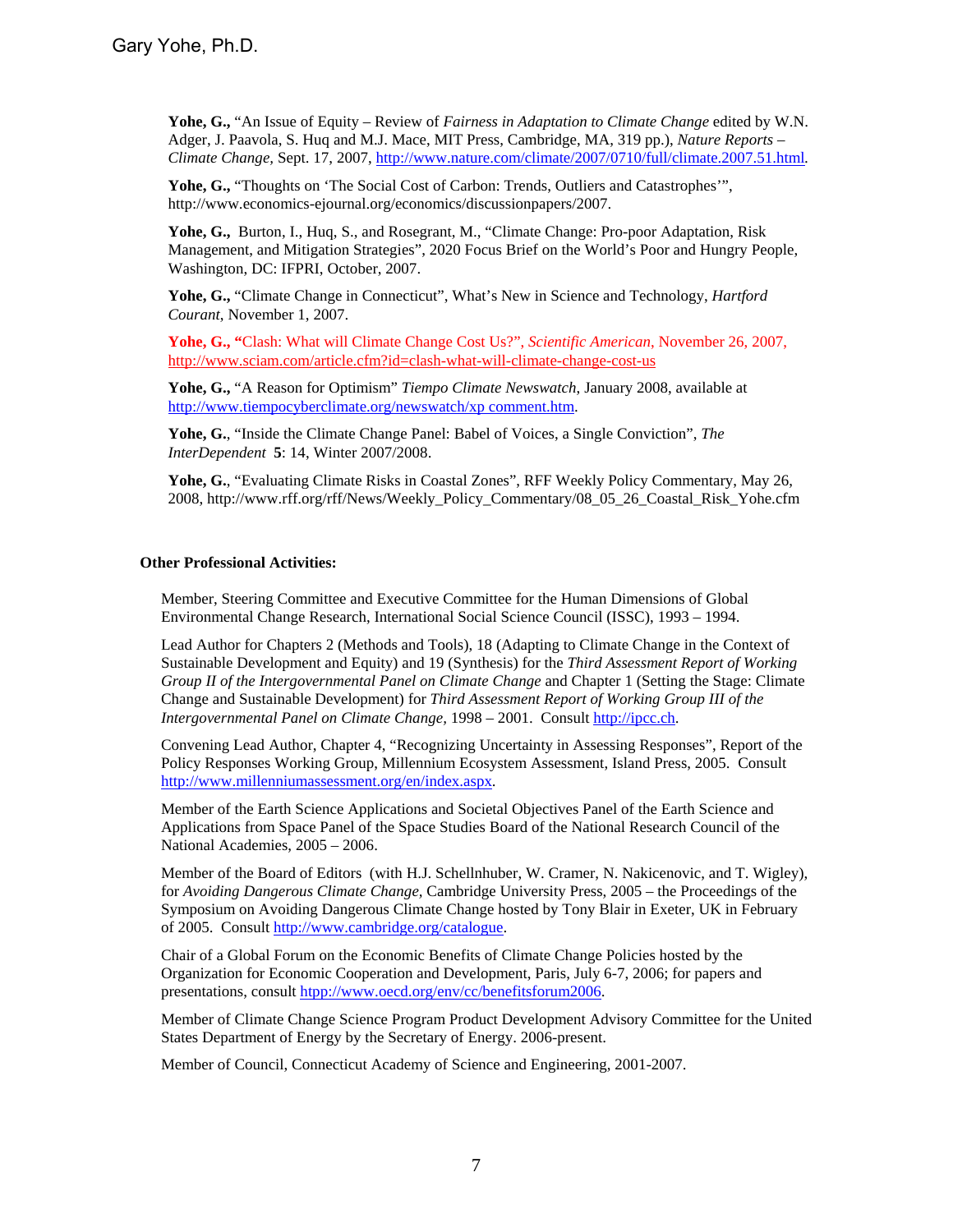**Yohe, G.,** "An Issue of Equity – Review of *Fairness in Adaptation to Climate Change* edited by W.N. Adger, J. Paavola, S. Huq and M.J. Mace, MIT Press, Cambridge, MA, 319 pp.), *Nature Reports – Climate Change,* Sept. 17, 2007, http://www.nature.com/climate/2007/0710/full/climate.2007.51.html.

**Yohe, G.,** "Thoughts on 'The Social Cost of Carbon: Trends, Outliers and Catastrophes'", http://www.economics-ejournal.org/economics/discussionpapers/2007.

**Yohe, G.,** Burton, I., Huq, S., and Rosegrant, M., "Climate Change: Pro-poor Adaptation, Risk Management, and Mitigation Strategies", 2020 Focus Brief on the World's Poor and Hungry People, Washington, DC: IFPRI, October, 2007.

**Yohe, G.,** "Climate Change in Connecticut", What's New in Science and Technology, *Hartford Courant*, November 1, 2007.

**Yohe, G., "**Clash: What will Climate Change Cost Us?", *Scientific American*, November 26, 2007, http://www.sciam.com/article.cfm?id=clash-what-will-climate-change-cost-us

**Yohe, G.,** "A Reason for Optimism" *Tiempo Climate Newswatch*, January 2008, available at http://www.tiempocyberclimate.org/newswatch/xp comment.htm.

**Yohe, G.**, "Inside the Climate Change Panel: Babel of Voices, a Single Conviction", *The InterDependent* **5**: 14, Winter 2007/2008.

**Yohe, G.**, "Evaluating Climate Risks in Coastal Zones", RFF Weekly Policy Commentary, May 26, 2008, http://www.rff.org/rff/News/Weekly_Policy_Commentary/08_05_26_Coastal_Risk_Yohe.cfm

**Other Professional Activities:**

Member, Steering Committee and Executive Committee for the Human Dimensions of Global Environmental Change Research, International Social Science Council (ISSC), 1993 – 1994.

Lead Author for Chapters 2 (Methods and Tools), 18 (Adapting to Climate Change in the Context of Sustainable Development and Equity) and 19 (Synthesis) for the *Third Assessment Report of Working Group II of the Intergovernmental Panel on Climate Change* and Chapter 1 (Setting the Stage: Climate Change and Sustainable Development) for *Third Assessment Report of Working Group III of the Intergovernmental Panel on Climate Change,* 1998 – 2001. Consult http://ipcc.ch.

Convening Lead Author, Chapter 4, "Recognizing Uncertainty in Assessing Responses", Report of the Policy Responses Working Group, Millennium Ecosystem Assessment, Island Press, 2005. Consult http://www.millenniumassessment.org/en/index.aspx.

Member of the Earth Science Applications and Societal Objectives Panel of the Earth Science and Applications from Space Panel of the Space Studies Board of the National Research Council of the National Academies, 2005 – 2006.

Member of the Board of Editors (with H.J. Schellnhuber, W. Cramer, N. Nakicenovic, and T. Wigley), for *Avoiding Dangerous Climate Change,* Cambridge University Press, 2005 – the Proceedings of the Symposium on Avoiding Dangerous Climate Change hosted by Tony Blair in Exeter, UK in February of 2005. Consult http://www.cambridge.org/catalogue.

Chair of a Global Forum on the Economic Benefits of Climate Change Policies hosted by the Organization for Economic Cooperation and Development, Paris, July 6-7, 2006; for papers and presentations, consult htpp://www.oecd.org/env/cc/benefitsforum2006.

Member of Climate Change Science Program Product Development Advisory Committee for the United States Department of Energy by the Secretary of Energy. 2006-present.

Member of Council, Connecticut Academy of Science and Engineering, 2001-2007.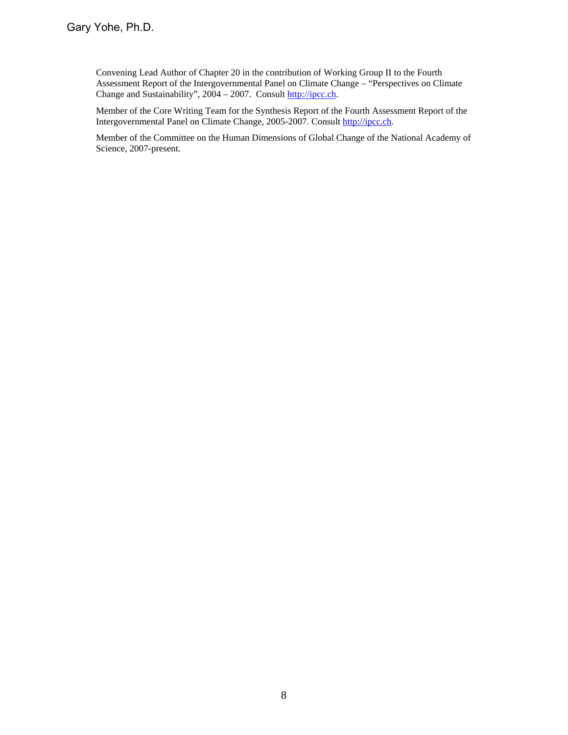Convening Lead Author of Chapter 20 in the contribution of Working Group II to the Fourth Assessment Report of the Intergovernmental Panel on Climate Change – "Perspectives on Climate Change and Sustainability", 2004 – 2007. Consult http://ipcc.ch.

Member of the Core Writing Team for the Synthesis Report of the Fourth Assessment Report of the Intergovernmental Panel on Climate Change, 2005-2007. Consult http://ipcc.ch.

Member of the Committee on the Human Dimensions of Global Change of the National Academy of Science, 2007-present.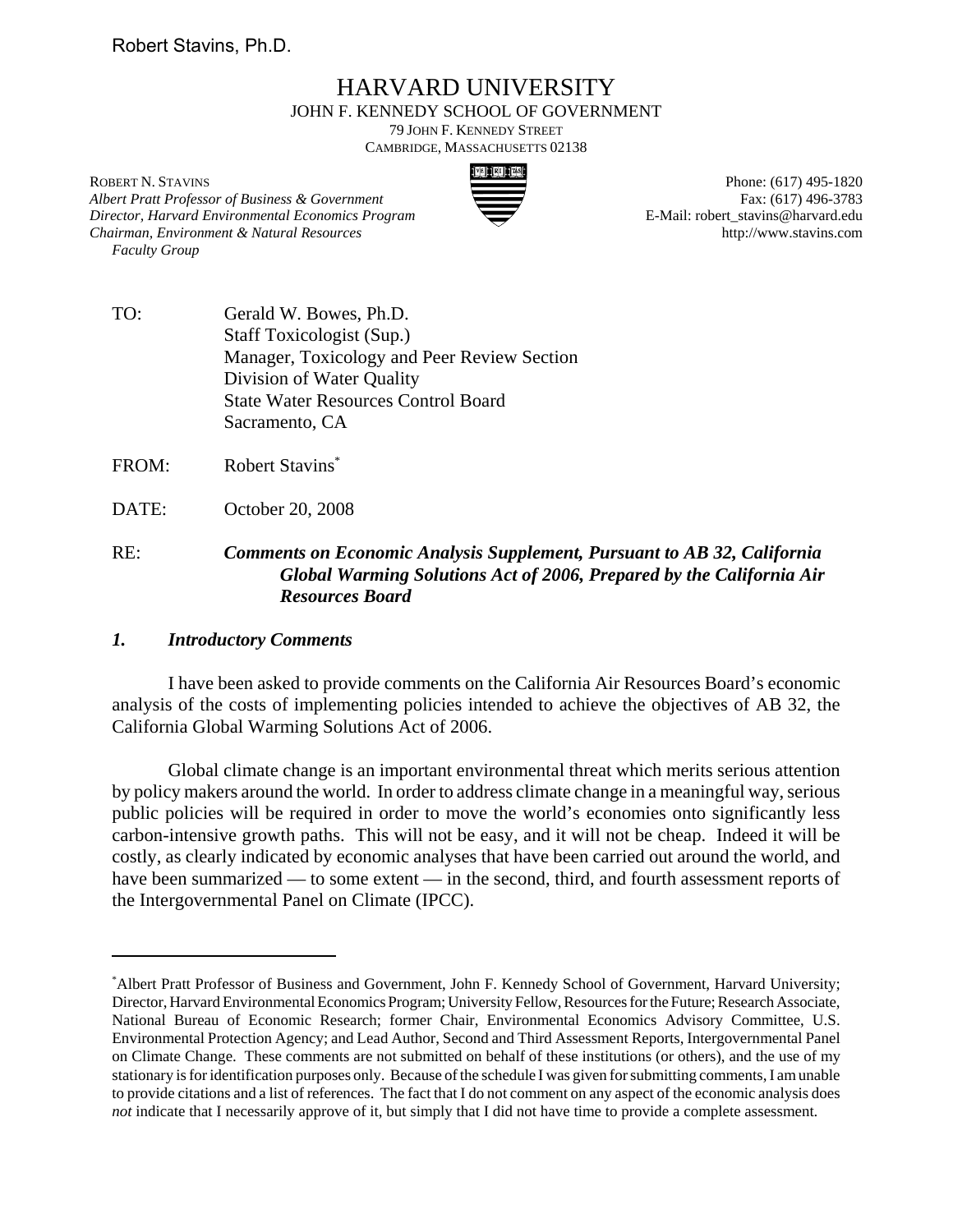Robert Stavins, Ph.D.

# HARVARD UNIVERSITY

JOHN F. KENNEDY SCHOOL OF GOVERNMENT
79 JOHN F. KENNEDY STREET
CAMBRIDGE, MASSACHUSETTS 02138

ROBERT N. STAVINS
*Albert Pratt Professor of Business & Government*
*Director, Harvard Environmental Economics Program*
*Chairman, Environment & Natural Resources Faculty Group*

Phone: (617) 495-1820
Fax: (617) 496-3783
E-Mail: robert_stavins@harvard.edu
http://www.stavins.com

TO: Gerald W. Bowes, Ph.D.
Staff Toxicologist (Sup.)
Manager, Toxicology and Peer Review Section
Division of Water Quality
State Water Resources Control Board
Sacramento, CA

FROM: Robert Stavins*

DATE: October 20, 2008

RE: ***Comments on Economic Analysis Supplement, Pursuant to AB 32, California Global Warming Solutions Act of 2006, Prepared by the California Air Resources Board***

## *1. Introductory Comments*

I have been asked to provide comments on the California Air Resources Board's economic analysis of the costs of implementing policies intended to achieve the objectives of AB 32, the California Global Warming Solutions Act of 2006.

Global climate change is an important environmental threat which merits serious attention by policy makers around the world. In order to address climate change in a meaningful way, serious public policies will be required in order to move the world's economies onto significantly less carbon-intensive growth paths. This will not be easy, and it will not be cheap. Indeed it will be costly, as clearly indicated by economic analyses that have been carried out around the world, and have been summarized — to some extent — in the second, third, and fourth assessment reports of the Intergovernmental Panel on Climate (IPCC).

---

*Albert Pratt Professor of Business and Government, John F. Kennedy School of Government, Harvard University; Director, Harvard Environmental Economics Program; University Fellow, Resources for the Future; Research Associate, National Bureau of Economic Research; former Chair, Environmental Economics Advisory Committee, U.S. Environmental Protection Agency; and Lead Author, Second and Third Assessment Reports, Intergovernmental Panel on Climate Change. These comments are not submitted on behalf of these institutions (or others), and the use of my stationary is for identification purposes only. Because of the schedule I was given for submitting comments, I am unable to provide citations and a list of references. The fact that I do not comment on any aspect of the economic analysis does *not* indicate that I necessarily approve of it, but simply that I did not have time to provide a complete assessment.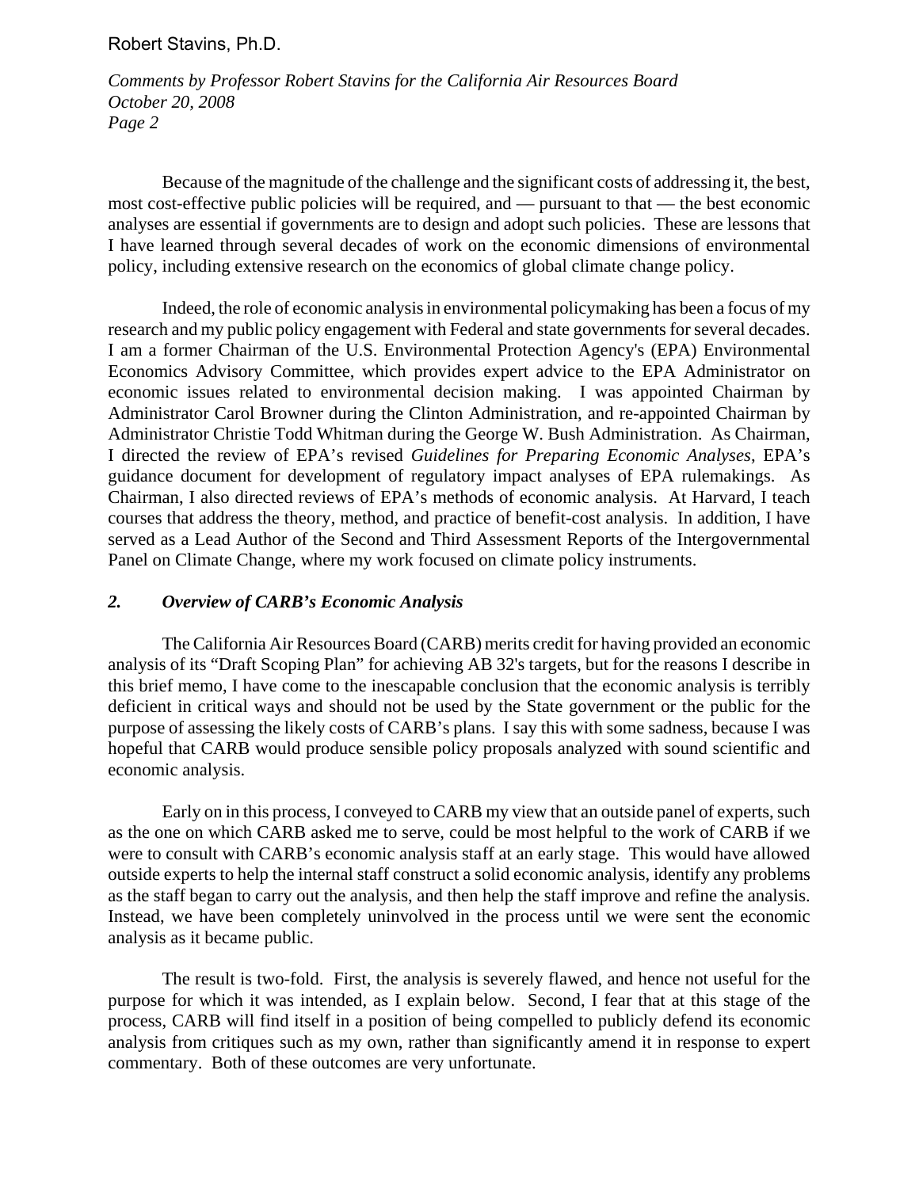Because of the magnitude of the challenge and the significant costs of addressing it, the best, most cost-effective public policies will be required, and — pursuant to that — the best economic analyses are essential if governments are to design and adopt such policies. These are lessons that I have learned through several decades of work on the economic dimensions of environmental policy, including extensive research on the economics of global climate change policy.

Indeed, the role of economic analysis in environmental policymaking has been a focus of my research and my public policy engagement with Federal and state governments for several decades. I am a former Chairman of the U.S. Environmental Protection Agency's (EPA) Environmental Economics Advisory Committee, which provides expert advice to the EPA Administrator on economic issues related to environmental decision making. I was appointed Chairman by Administrator Carol Browner during the Clinton Administration, and re-appointed Chairman by Administrator Christie Todd Whitman during the George W. Bush Administration. As Chairman, I directed the review of EPA's revised *Guidelines for Preparing Economic Analyses*, EPA's guidance document for development of regulatory impact analyses of EPA rulemakings. As Chairman, I also directed reviews of EPA's methods of economic analysis. At Harvard, I teach courses that address the theory, method, and practice of benefit-cost analysis. In addition, I have served as a Lead Author of the Second and Third Assessment Reports of the Intergovernmental Panel on Climate Change, where my work focused on climate policy instruments.

## *2. Overview of CARB's Economic Analysis*

The California Air Resources Board (CARB) merits credit for having provided an economic analysis of its "Draft Scoping Plan" for achieving AB 32's targets, but for the reasons I describe in this brief memo, I have come to the inescapable conclusion that the economic analysis is terribly deficient in critical ways and should not be used by the State government or the public for the purpose of assessing the likely costs of CARB's plans. I say this with some sadness, because I was hopeful that CARB would produce sensible policy proposals analyzed with sound scientific and economic analysis.

Early on in this process, I conveyed to CARB my view that an outside panel of experts, such as the one on which CARB asked me to serve, could be most helpful to the work of CARB if we were to consult with CARB's economic analysis staff at an early stage. This would have allowed outside experts to help the internal staff construct a solid economic analysis, identify any problems as the staff began to carry out the analysis, and then help the staff improve and refine the analysis. Instead, we have been completely uninvolved in the process until we were sent the economic analysis as it became public.

The result is two-fold. First, the analysis is severely flawed, and hence not useful for the purpose for which it was intended, as I explain below. Second, I fear that at this stage of the process, CARB will find itself in a position of being compelled to publicly defend its economic analysis from critiques such as my own, rather than significantly amend it in response to expert commentary. Both of these outcomes are very unfortunate.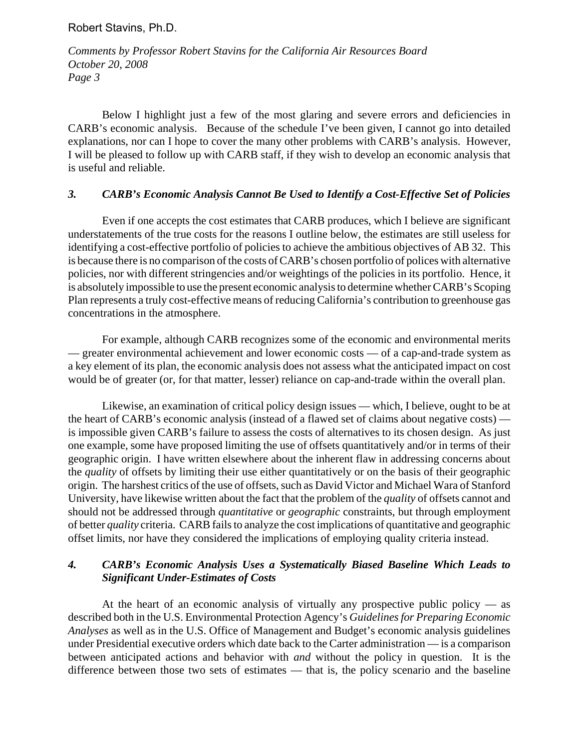Below I highlight just a few of the most glaring and severe errors and deficiencies in CARB's economic analysis. Because of the schedule I've been given, I cannot go into detailed explanations, nor can I hope to cover the many other problems with CARB's analysis. However, I will be pleased to follow up with CARB staff, if they wish to develop an economic analysis that is useful and reliable.

### *3. CARB's Economic Analysis Cannot Be Used to Identify a Cost-Effective Set of Policies*

Even if one accepts the cost estimates that CARB produces, which I believe are significant understatements of the true costs for the reasons I outline below, the estimates are still useless for identifying a cost-effective portfolio of policies to achieve the ambitious objectives of AB 32. This is because there is no comparison of the costs of CARB's chosen portfolio of polices with alternative policies, nor with different stringencies and/or weightings of the policies in its portfolio. Hence, it is absolutely impossible to use the present economic analysis to determine whether CARB's Scoping Plan represents a truly cost-effective means of reducing California's contribution to greenhouse gas concentrations in the atmosphere.

For example, although CARB recognizes some of the economic and environmental merits — greater environmental achievement and lower economic costs — of a cap-and-trade system as a key element of its plan, the economic analysis does not assess what the anticipated impact on cost would be of greater (or, for that matter, lesser) reliance on cap-and-trade within the overall plan.

Likewise, an examination of critical policy design issues — which, I believe, ought to be at the heart of CARB's economic analysis (instead of a flawed set of claims about negative costs) — is impossible given CARB's failure to assess the costs of alternatives to its chosen design. As just one example, some have proposed limiting the use of offsets quantitatively and/or in terms of their geographic origin. I have written elsewhere about the inherent flaw in addressing concerns about the *quality* of offsets by limiting their use either quantitatively or on the basis of their geographic origin. The harshest critics of the use of offsets, such as David Victor and Michael Wara of Stanford University, have likewise written about the fact that the problem of the *quality* of offsets cannot and should not be addressed through *quantitative* or *geographic* constraints, but through employment of better *quality* criteria. CARB fails to analyze the cost implications of quantitative and geographic offset limits, nor have they considered the implications of employing quality criteria instead.

### *4. CARB's Economic Analysis Uses a Systematically Biased Baseline Which Leads to Significant Under-Estimates of Costs*

At the heart of an economic analysis of virtually any prospective public policy — as described both in the U.S. Environmental Protection Agency's *Guidelines for Preparing Economic Analyses* as well as in the U.S. Office of Management and Budget's economic analysis guidelines under Presidential executive orders which date back to the Carter administration — is a comparison between anticipated actions and behavior with *and* without the policy in question. It is the difference between those two sets of estimates — that is, the policy scenario and the baseline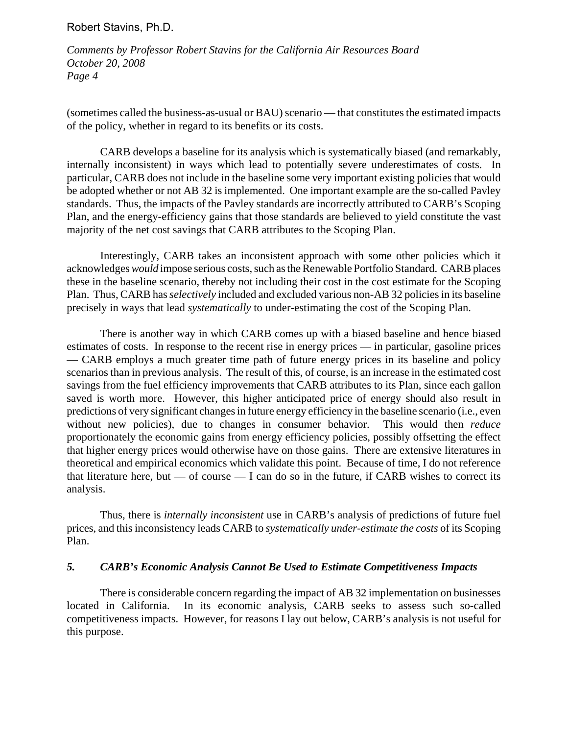(sometimes called the business-as-usual or BAU) scenario — that constitutes the estimated impacts of the policy, whether in regard to its benefits or its costs.

CARB develops a baseline for its analysis which is systematically biased (and remarkably, internally inconsistent) in ways which lead to potentially severe underestimates of costs. In particular, CARB does not include in the baseline some very important existing policies that would be adopted whether or not AB 32 is implemented. One important example are the so-called Pavley standards. Thus, the impacts of the Pavley standards are incorrectly attributed to CARB's Scoping Plan, and the energy-efficiency gains that those standards are believed to yield constitute the vast majority of the net cost savings that CARB attributes to the Scoping Plan.

Interestingly, CARB takes an inconsistent approach with some other policies which it acknowledges *would* impose serious costs, such as the Renewable Portfolio Standard. CARB places these in the baseline scenario, thereby not including their cost in the cost estimate for the Scoping Plan. Thus, CARB has *selectively* included and excluded various non-AB 32 policies in its baseline precisely in ways that lead *systematically* to under-estimating the cost of the Scoping Plan.

There is another way in which CARB comes up with a biased baseline and hence biased estimates of costs. In response to the recent rise in energy prices — in particular, gasoline prices — CARB employs a much greater time path of future energy prices in its baseline and policy scenarios than in previous analysis. The result of this, of course, is an increase in the estimated cost savings from the fuel efficiency improvements that CARB attributes to its Plan, since each gallon saved is worth more. However, this higher anticipated price of energy should also result in predictions of very significant changes in future energy efficiency in the baseline scenario (i.e., even without new policies), due to changes in consumer behavior. This would then *reduce* proportionately the economic gains from energy efficiency policies, possibly offsetting the effect that higher energy prices would otherwise have on those gains. There are extensive literatures in theoretical and empirical economics which validate this point. Because of time, I do not reference that literature here, but — of course — I can do so in the future, if CARB wishes to correct its analysis.

Thus, there is *internally inconsistent* use in CARB's analysis of predictions of future fuel prices, and this inconsistency leads CARB to *systematically under-estimate the costs* of its Scoping Plan.

### *5. CARB's Economic Analysis Cannot Be Used to Estimate Competitiveness Impacts*

There is considerable concern regarding the impact of AB 32 implementation on businesses located in California. In its economic analysis, CARB seeks to assess such so-called competitiveness impacts. However, for reasons I lay out below, CARB's analysis is not useful for this purpose.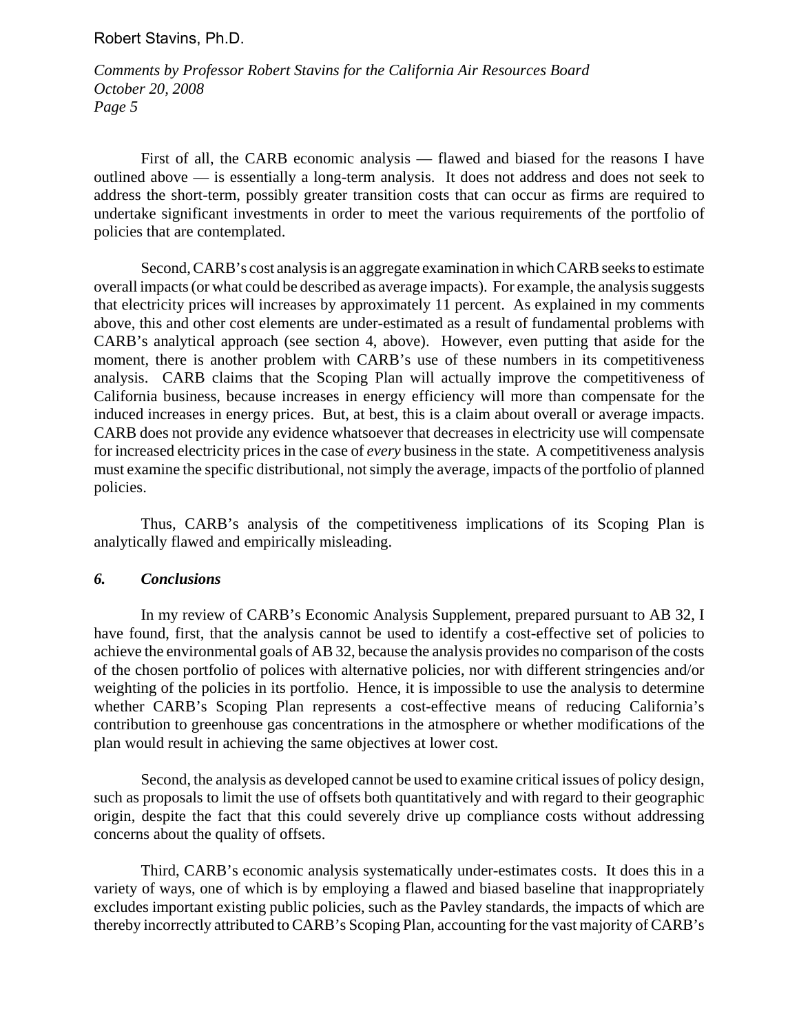First of all, the CARB economic analysis — flawed and biased for the reasons I have outlined above — is essentially a long-term analysis. It does not address and does not seek to address the short-term, possibly greater transition costs that can occur as firms are required to undertake significant investments in order to meet the various requirements of the portfolio of policies that are contemplated.

Second, CARB's cost analysis is an aggregate examination in which CARB seeks to estimate overall impacts (or what could be described as average impacts). For example, the analysis suggests that electricity prices will increases by approximately 11 percent. As explained in my comments above, this and other cost elements are under-estimated as a result of fundamental problems with CARB's analytical approach (see section 4, above). However, even putting that aside for the moment, there is another problem with CARB's use of these numbers in its competitiveness analysis. CARB claims that the Scoping Plan will actually improve the competitiveness of California business, because increases in energy efficiency will more than compensate for the induced increases in energy prices. But, at best, this is a claim about overall or average impacts. CARB does not provide any evidence whatsoever that decreases in electricity use will compensate for increased electricity prices in the case of *every* business in the state. A competitiveness analysis must examine the specific distributional, not simply the average, impacts of the portfolio of planned policies.

Thus, CARB's analysis of the competitiveness implications of its Scoping Plan is analytically flawed and empirically misleading.

### *6. Conclusions*

In my review of CARB's Economic Analysis Supplement, prepared pursuant to AB 32, I have found, first, that the analysis cannot be used to identify a cost-effective set of policies to achieve the environmental goals of AB 32, because the analysis provides no comparison of the costs of the chosen portfolio of polices with alternative policies, nor with different stringencies and/or weighting of the policies in its portfolio. Hence, it is impossible to use the analysis to determine whether CARB's Scoping Plan represents a cost-effective means of reducing California's contribution to greenhouse gas concentrations in the atmosphere or whether modifications of the plan would result in achieving the same objectives at lower cost.

Second, the analysis as developed cannot be used to examine critical issues of policy design, such as proposals to limit the use of offsets both quantitatively and with regard to their geographic origin, despite the fact that this could severely drive up compliance costs without addressing concerns about the quality of offsets.

Third, CARB's economic analysis systematically under-estimates costs. It does this in a variety of ways, one of which is by employing a flawed and biased baseline that inappropriately excludes important existing public policies, such as the Pavley standards, the impacts of which are thereby incorrectly attributed to CARB's Scoping Plan, accounting for the vast majority of CARB's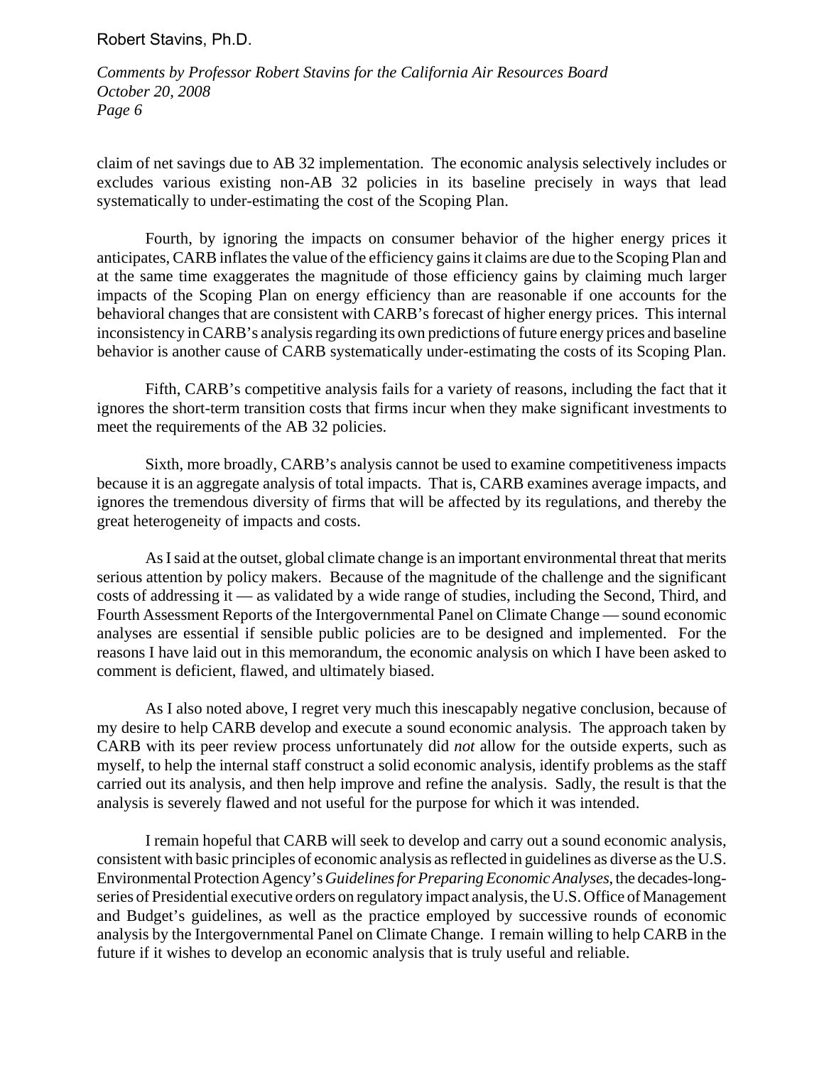claim of net savings due to AB 32 implementation. The economic analysis selectively includes or excludes various existing non-AB 32 policies in its baseline precisely in ways that lead systematically to under-estimating the cost of the Scoping Plan.

Fourth, by ignoring the impacts on consumer behavior of the higher energy prices it anticipates, CARB inflates the value of the efficiency gains it claims are due to the Scoping Plan and at the same time exaggerates the magnitude of those efficiency gains by claiming much larger impacts of the Scoping Plan on energy efficiency than are reasonable if one accounts for the behavioral changes that are consistent with CARB's forecast of higher energy prices. This internal inconsistency in CARB's analysis regarding its own predictions of future energy prices and baseline behavior is another cause of CARB systematically under-estimating the costs of its Scoping Plan.

Fifth, CARB's competitive analysis fails for a variety of reasons, including the fact that it ignores the short-term transition costs that firms incur when they make significant investments to meet the requirements of the AB 32 policies.

Sixth, more broadly, CARB's analysis cannot be used to examine competitiveness impacts because it is an aggregate analysis of total impacts. That is, CARB examines average impacts, and ignores the tremendous diversity of firms that will be affected by its regulations, and thereby the great heterogeneity of impacts and costs.

As I said at the outset, global climate change is an important environmental threat that merits serious attention by policy makers. Because of the magnitude of the challenge and the significant costs of addressing it — as validated by a wide range of studies, including the Second, Third, and Fourth Assessment Reports of the Intergovernmental Panel on Climate Change — sound economic analyses are essential if sensible public policies are to be designed and implemented. For the reasons I have laid out in this memorandum, the economic analysis on which I have been asked to comment is deficient, flawed, and ultimately biased.

As I also noted above, I regret very much this inescapably negative conclusion, because of my desire to help CARB develop and execute a sound economic analysis. The approach taken by CARB with its peer review process unfortunately did *not* allow for the outside experts, such as myself, to help the internal staff construct a solid economic analysis, identify problems as the staff carried out its analysis, and then help improve and refine the analysis. Sadly, the result is that the analysis is severely flawed and not useful for the purpose for which it was intended.

I remain hopeful that CARB will seek to develop and carry out a sound economic analysis, consistent with basic principles of economic analysis as reflected in guidelines as diverse as the U.S. Environmental Protection Agency's *Guidelines for Preparing Economic Analyses*, the decades-long-series of Presidential executive orders on regulatory impact analysis, the U.S. Office of Management and Budget's guidelines, as well as the practice employed by successive rounds of economic analysis by the Intergovernmental Panel on Climate Change. I remain willing to help CARB in the future if it wishes to develop an economic analysis that is truly useful and reliable.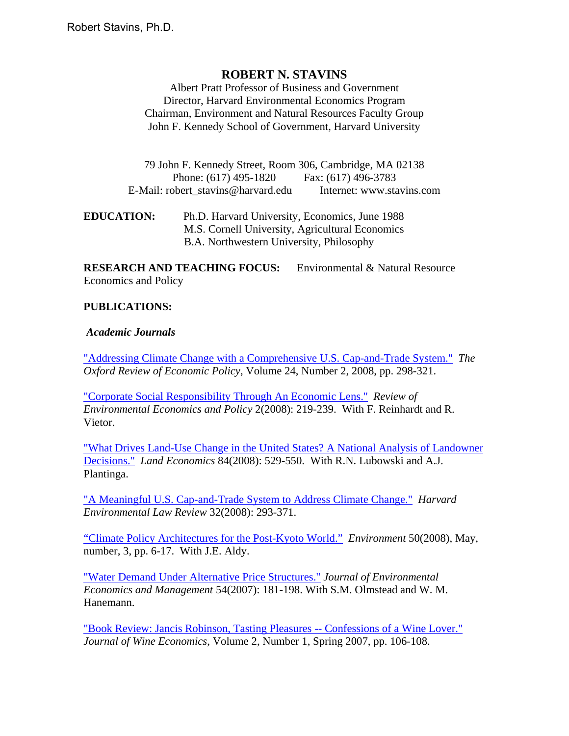# ROBERT N. STAVINS

Albert Pratt Professor of Business and Government
Director, Harvard Environmental Economics Program
Chairman, Environment and Natural Resources Faculty Group
John F. Kennedy School of Government, Harvard University

79 John F. Kennedy Street, Room 306, Cambridge, MA 02138
Phone: (617) 495-1820 Fax: (617) 496-3783
E-Mail: robert_stavins@harvard.edu Internet: www.stavins.com

**EDUCATION:** Ph.D. Harvard University, Economics, June 1988
M.S. Cornell University, Agricultural Economics
B.A. Northwestern University, Philosophy

**RESEARCH AND TEACHING FOCUS:** Environmental & Natural Resource Economics and Policy

**PUBLICATIONS:**

***Academic Journals***

"Addressing Climate Change with a Comprehensive U.S. Cap-and-Trade System." *The Oxford Review of Economic Policy*, Volume 24, Number 2, 2008, pp. 298-321.

"Corporate Social Responsibility Through An Economic Lens." *Review of Environmental Economics and Policy* 2(2008): 219-239. With F. Reinhardt and R. Vietor.

"What Drives Land-Use Change in the United States? A National Analysis of Landowner Decisions." *Land Economics* 84(2008): 529-550. With R.N. Lubowski and A.J. Plantinga.

"A Meaningful U.S. Cap-and-Trade System to Address Climate Change." *Harvard Environmental Law Review* 32(2008): 293-371.

"Climate Policy Architectures for the Post-Kyoto World." *Environment* 50(2008), May, number, 3, pp. 6-17. With J.E. Aldy.

"Water Demand Under Alternative Price Structures." *Journal of Environmental Economics and Management* 54(2007): 181-198. With S.M. Olmstead and W. M. Hanemann.

"Book Review: Jancis Robinson, Tasting Pleasures -- Confessions of a Wine Lover." *Journal of Wine Economics*, Volume 2, Number 1, Spring 2007, pp. 106-108.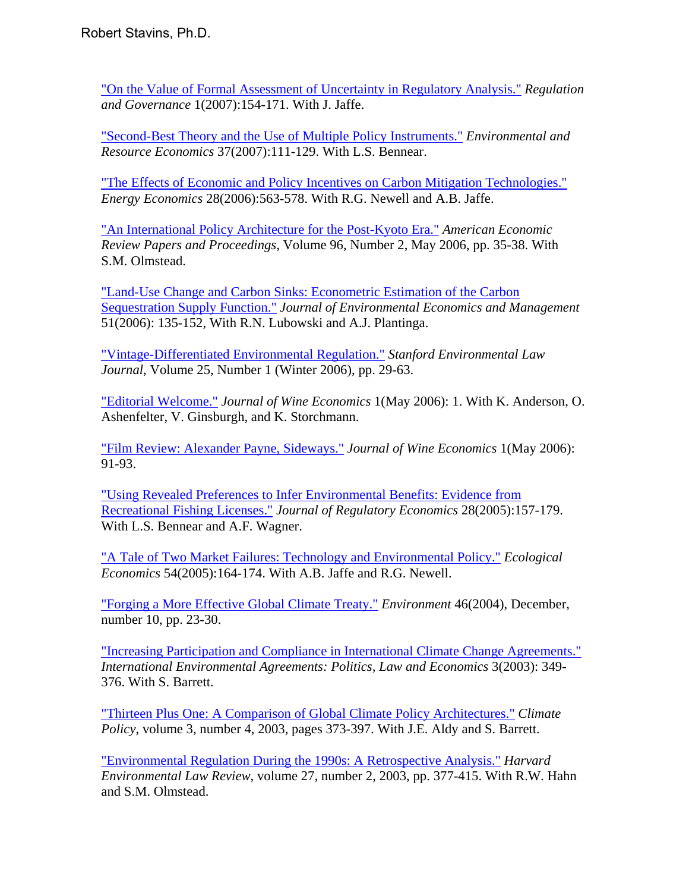"On the Value of Formal Assessment of Uncertainty in Regulatory Analysis." *Regulation and Governance* 1(2007):154-171. With J. Jaffe.

"Second-Best Theory and the Use of Multiple Policy Instruments." *Environmental and Resource Economics* 37(2007):111-129. With L.S. Bennear.

"The Effects of Economic and Policy Incentives on Carbon Mitigation Technologies." *Energy Economics* 28(2006):563-578. With R.G. Newell and A.B. Jaffe.

"An International Policy Architecture for the Post-Kyoto Era." *American Economic Review Papers and Proceedings*, Volume 96, Number 2, May 2006, pp. 35-38. With S.M. Olmstead.

"Land-Use Change and Carbon Sinks: Econometric Estimation of the Carbon Sequestration Supply Function." *Journal of Environmental Economics and Management* 51(2006): 135-152, With R.N. Lubowski and A.J. Plantinga.

"Vintage-Differentiated Environmental Regulation." *Stanford Environmental Law Journal*, Volume 25, Number 1 (Winter 2006), pp. 29-63.

"Editorial Welcome." *Journal of Wine Economics* 1(May 2006): 1. With K. Anderson, O. Ashenfelter, V. Ginsburgh, and K. Storchmann.

"Film Review: Alexander Payne, Sideways." *Journal of Wine Economics* 1(May 2006): 91-93.

"Using Revealed Preferences to Infer Environmental Benefits: Evidence from Recreational Fishing Licenses." *Journal of Regulatory Economics* 28(2005):157-179. With L.S. Bennear and A.F. Wagner.

"A Tale of Two Market Failures: Technology and Environmental Policy." *Ecological Economics* 54(2005):164-174. With A.B. Jaffe and R.G. Newell.

"Forging a More Effective Global Climate Treaty." *Environment* 46(2004), December, number 10, pp. 23-30.

"Increasing Participation and Compliance in International Climate Change Agreements." *International Environmental Agreements: Politics, Law and Economics* 3(2003): 349-376. With S. Barrett.

"Thirteen Plus One: A Comparison of Global Climate Policy Architectures." *Climate Policy*, volume 3, number 4, 2003, pages 373-397. With J.E. Aldy and S. Barrett.

"Environmental Regulation During the 1990s: A Retrospective Analysis." *Harvard Environmental Law Review*, volume 27, number 2, 2003, pp. 377-415. With R.W. Hahn and S.M. Olmstead.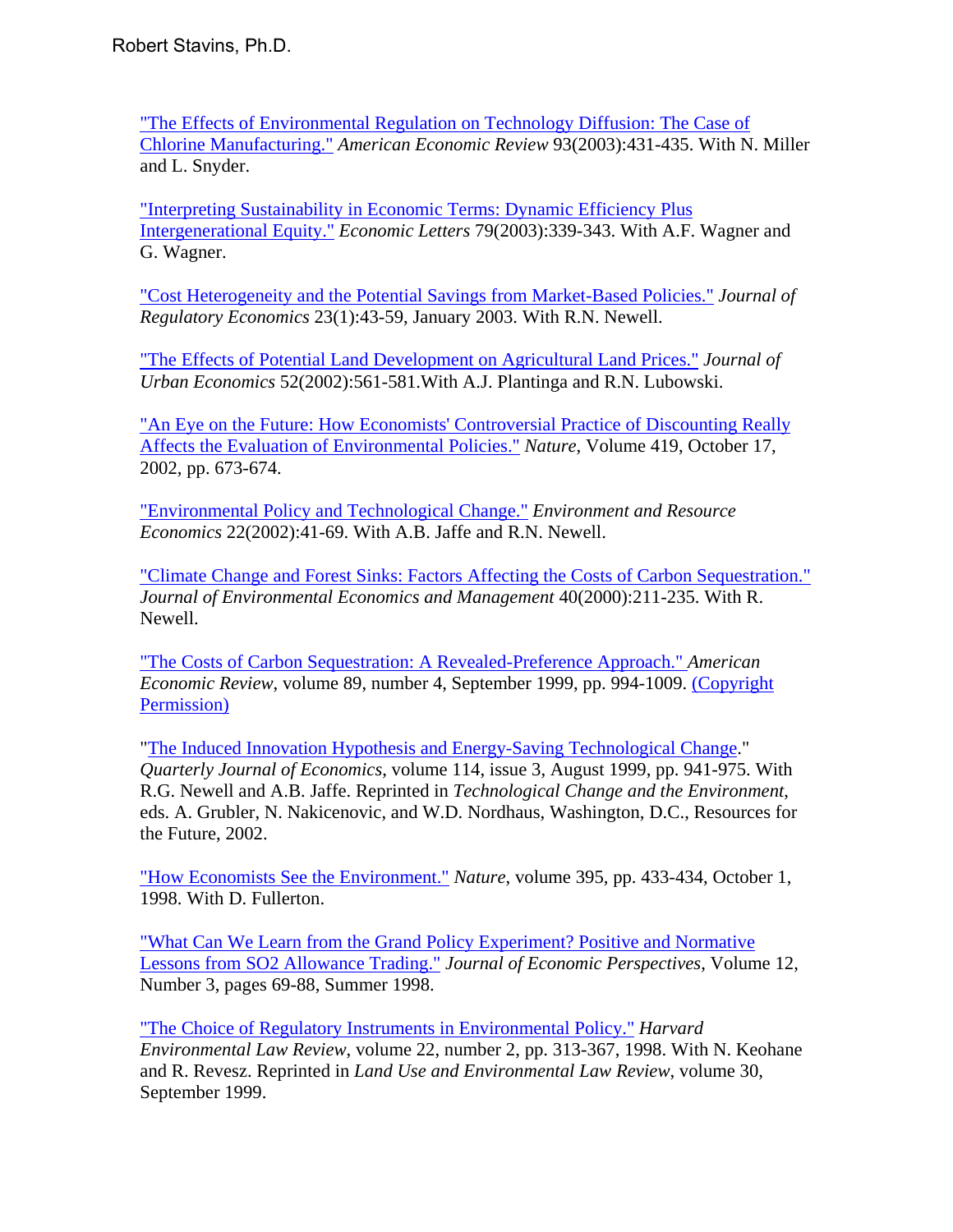"The Effects of Environmental Regulation on Technology Diffusion: The Case of Chlorine Manufacturing." *American Economic Review* 93(2003):431-435. With N. Miller and L. Snyder.

"Interpreting Sustainability in Economic Terms: Dynamic Efficiency Plus Intergenerational Equity." *Economic Letters* 79(2003):339-343. With A.F. Wagner and G. Wagner.

"Cost Heterogeneity and the Potential Savings from Market-Based Policies." *Journal of Regulatory Economics* 23(1):43-59, January 2003. With R.N. Newell.

"The Effects of Potential Land Development on Agricultural Land Prices." *Journal of Urban Economics* 52(2002):561-581.With A.J. Plantinga and R.N. Lubowski.

"An Eye on the Future: How Economists' Controversial Practice of Discounting Really Affects the Evaluation of Environmental Policies." *Nature*, Volume 419, October 17, 2002, pp. 673-674.

"Environmental Policy and Technological Change." *Environment and Resource Economics* 22(2002):41-69. With A.B. Jaffe and R.N. Newell.

"Climate Change and Forest Sinks: Factors Affecting the Costs of Carbon Sequestration." *Journal of Environmental Economics and Management* 40(2000):211-235. With R. Newell.

"The Costs of Carbon Sequestration: A Revealed-Preference Approach." *American Economic Review*, volume 89, number 4, September 1999, pp. 994-1009. (Copyright Permission)

"The Induced Innovation Hypothesis and Energy-Saving Technological Change." *Quarterly Journal of Economics*, volume 114, issue 3, August 1999, pp. 941-975. With R.G. Newell and A.B. Jaffe. Reprinted in *Technological Change and the Environment*, eds. A. Grubler, N. Nakicenovic, and W.D. Nordhaus, Washington, D.C., Resources for the Future, 2002.

"How Economists See the Environment." *Nature*, volume 395, pp. 433-434, October 1, 1998. With D. Fullerton.

"What Can We Learn from the Grand Policy Experiment? Positive and Normative Lessons from SO2 Allowance Trading." *Journal of Economic Perspectives*, Volume 12, Number 3, pages 69-88, Summer 1998.

"The Choice of Regulatory Instruments in Environmental Policy." *Harvard Environmental Law Review*, volume 22, number 2, pp. 313-367, 1998. With N. Keohane and R. Revesz. Reprinted in *Land Use and Environmental Law Review*, volume 30, September 1999.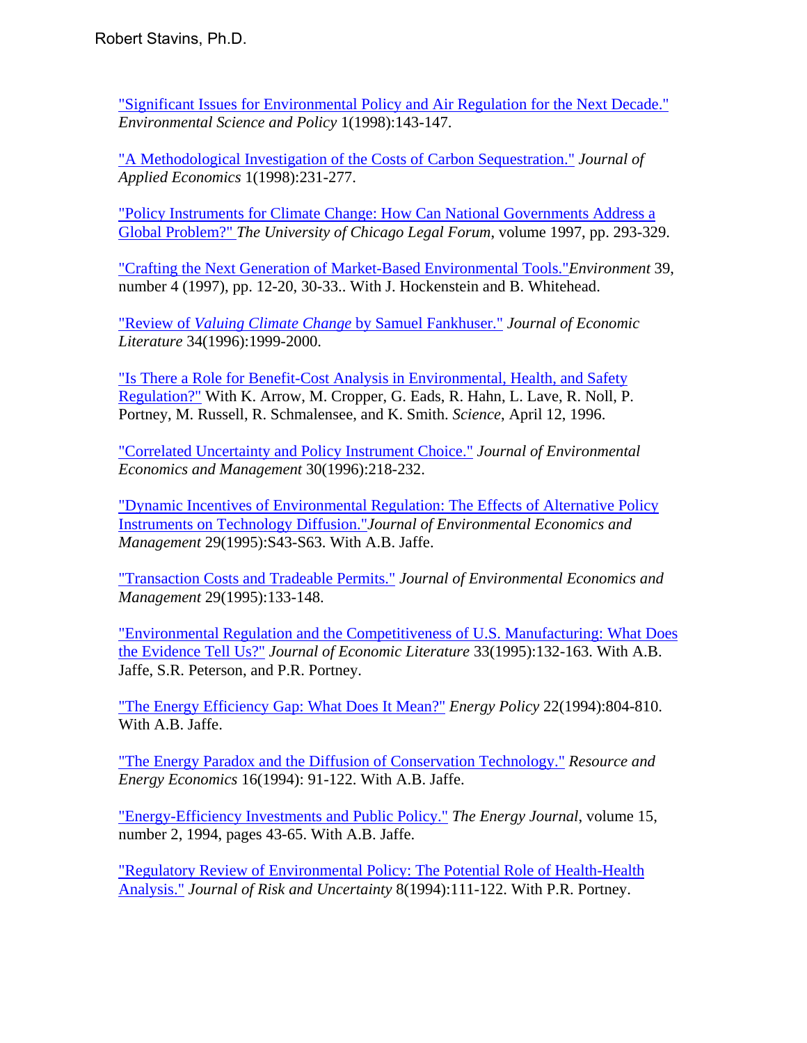"Significant Issues for Environmental Policy and Air Regulation for the Next Decade." *Environmental Science and Policy* 1(1998):143-147.

"A Methodological Investigation of the Costs of Carbon Sequestration." *Journal of Applied Economics* 1(1998):231-277.

"Policy Instruments for Climate Change: How Can National Governments Address a Global Problem?" *The University of Chicago Legal Forum*, volume 1997, pp. 293-329.

"Crafting the Next Generation of Market-Based Environmental Tools."*Environment* 39, number 4 (1997), pp. 12-20, 30-33.. With J. Hockenstein and B. Whitehead.

"Review of *Valuing Climate Change* by Samuel Fankhuser." *Journal of Economic Literature* 34(1996):1999-2000.

"Is There a Role for Benefit-Cost Analysis in Environmental, Health, and Safety Regulation?" With K. Arrow, M. Cropper, G. Eads, R. Hahn, L. Lave, R. Noll, P. Portney, M. Russell, R. Schmalensee, and K. Smith. *Science*, April 12, 1996.

"Correlated Uncertainty and Policy Instrument Choice." *Journal of Environmental Economics and Management* 30(1996):218-232.

"Dynamic Incentives of Environmental Regulation: The Effects of Alternative Policy Instruments on Technology Diffusion."*Journal of Environmental Economics and Management* 29(1995):S43-S63. With A.B. Jaffe.

"Transaction Costs and Tradeable Permits." *Journal of Environmental Economics and Management* 29(1995):133-148.

"Environmental Regulation and the Competitiveness of U.S. Manufacturing: What Does the Evidence Tell Us?" *Journal of Economic Literature* 33(1995):132-163. With A.B. Jaffe, S.R. Peterson, and P.R. Portney.

"The Energy Efficiency Gap: What Does It Mean?" *Energy Policy* 22(1994):804-810. With A.B. Jaffe.

"The Energy Paradox and the Diffusion of Conservation Technology." *Resource and Energy Economics* 16(1994): 91-122. With A.B. Jaffe.

"Energy-Efficiency Investments and Public Policy." *The Energy Journal*, volume 15, number 2, 1994, pages 43-65. With A.B. Jaffe.

"Regulatory Review of Environmental Policy: The Potential Role of Health-Health Analysis." *Journal of Risk and Uncertainty* 8(1994):111-122. With P.R. Portney.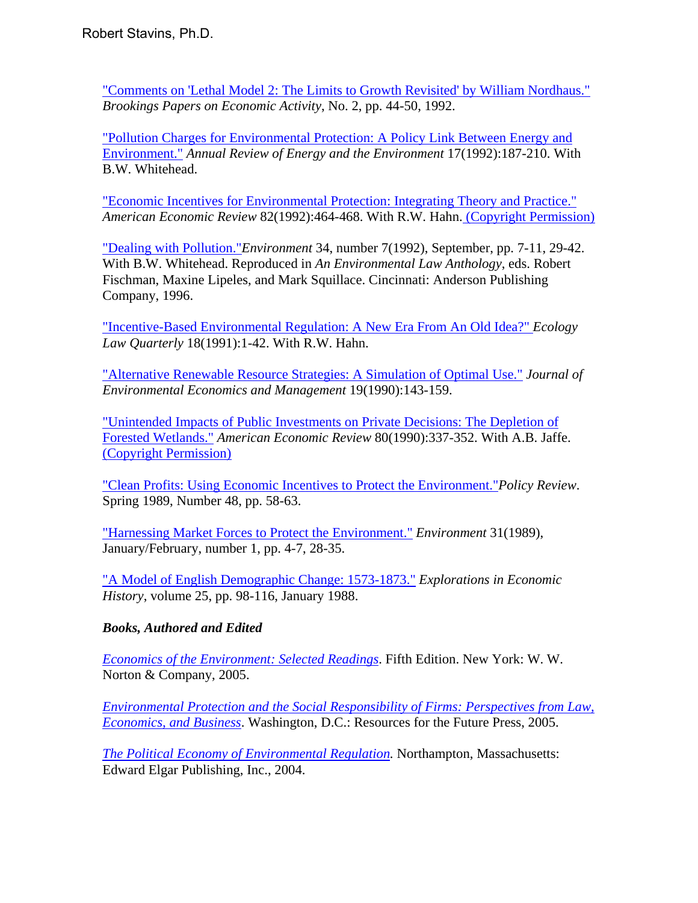"Comments on 'Lethal Model 2: The Limits to Growth Revisited' by William Nordhaus." *Brookings Papers on Economic Activity*, No. 2, pp. 44-50, 1992.

"Pollution Charges for Environmental Protection: A Policy Link Between Energy and Environment." *Annual Review of Energy and the Environment* 17(1992):187-210. With B.W. Whitehead.

"Economic Incentives for Environmental Protection: Integrating Theory and Practice." *American Economic Review* 82(1992):464-468. With R.W. Hahn. (Copyright Permission)

"Dealing with Pollution." *Environment* 34, number 7(1992), September, pp. 7-11, 29-42. With B.W. Whitehead. Reproduced in *An Environmental Law Anthology*, eds. Robert Fischman, Maxine Lipeles, and Mark Squillace. Cincinnati: Anderson Publishing Company, 1996.

"Incentive-Based Environmental Regulation: A New Era From An Old Idea?" *Ecology Law Quarterly* 18(1991):1-42. With R.W. Hahn.

"Alternative Renewable Resource Strategies: A Simulation of Optimal Use." *Journal of Environmental Economics and Management* 19(1990):143-159.

"Unintended Impacts of Public Investments on Private Decisions: The Depletion of Forested Wetlands." *American Economic Review* 80(1990):337-352. With A.B. Jaffe. (Copyright Permission)

"Clean Profits: Using Economic Incentives to Protect the Environment." *Policy Review*. Spring 1989, Number 48, pp. 58-63.

"Harnessing Market Forces to Protect the Environment." *Environment* 31(1989), January/February, number 1, pp. 4-7, 28-35.

"A Model of English Demographic Change: 1573-1873." *Explorations in Economic History*, volume 25, pp. 98-116, January 1988.

***Books, Authored and Edited***

*Economics of the Environment: Selected Readings*. Fifth Edition. New York: W. W. Norton & Company, 2005.

*Environmental Protection and the Social Responsibility of Firms: Perspectives from Law, Economics, and Business*. Washington, D.C.: Resources for the Future Press, 2005.

*The Political Economy of Environmental Regulation*. Northampton, Massachusetts: Edward Elgar Publishing, Inc., 2004.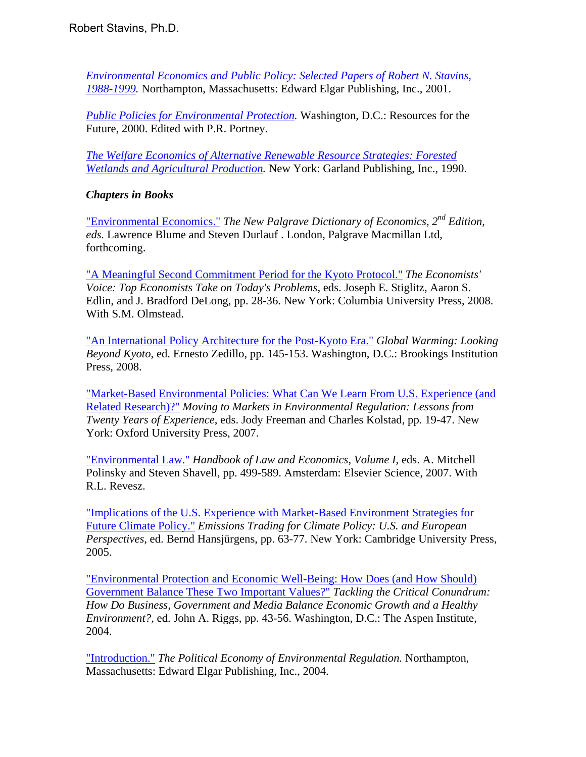*Environmental Economics and Public Policy: Selected Papers of Robert N. Stavins, 1988-1999.* Northampton, Massachusetts: Edward Elgar Publishing, Inc., 2001.

*Public Policies for Environmental Protection.* Washington, D.C.: Resources for the Future, 2000. Edited with P.R. Portney.

*The Welfare Economics of Alternative Renewable Resource Strategies: Forested Wetlands and Agricultural Production.* New York: Garland Publishing, Inc., 1990.

***Chapters in Books***

"Environmental Economics." *The New Palgrave Dictionary of Economics, 2nd Edition, eds.* Lawrence Blume and Steven Durlauf . London, Palgrave Macmillan Ltd, forthcoming.

"A Meaningful Second Commitment Period for the Kyoto Protocol." *The Economists' Voice: Top Economists Take on Today's Problems*, eds. Joseph E. Stiglitz, Aaron S. Edlin, and J. Bradford DeLong, pp. 28-36. New York: Columbia University Press, 2008. With S.M. Olmstead.

"An International Policy Architecture for the Post-Kyoto Era." *Global Warming: Looking Beyond Kyoto*, ed. Ernesto Zedillo, pp. 145-153. Washington, D.C.: Brookings Institution Press, 2008.

"Market-Based Environmental Policies: What Can We Learn From U.S. Experience (and Related Research)?" *Moving to Markets in Environmental Regulation: Lessons from Twenty Years of Experience*, eds. Jody Freeman and Charles Kolstad, pp. 19-47. New York: Oxford University Press, 2007.

"Environmental Law." *Handbook of Law and Economics, Volume I*, eds. A. Mitchell Polinsky and Steven Shavell, pp. 499-589. Amsterdam: Elsevier Science, 2007. With R.L. Revesz.

"Implications of the U.S. Experience with Market-Based Environment Strategies for Future Climate Policy." *Emissions Trading for Climate Policy: U.S. and European Perspectives*, ed. Bernd Hansjürgens, pp. 63-77. New York: Cambridge University Press, 2005.

"Environmental Protection and Economic Well-Being: How Does (and How Should) Government Balance These Two Important Values?" *Tackling the Critical Conundrum: How Do Business, Government and Media Balance Economic Growth and a Healthy Environment?*, ed. John A. Riggs, pp. 43-56. Washington, D.C.: The Aspen Institute, 2004.

"Introduction." *The Political Economy of Environmental Regulation.* Northampton, Massachusetts: Edward Elgar Publishing, Inc., 2004.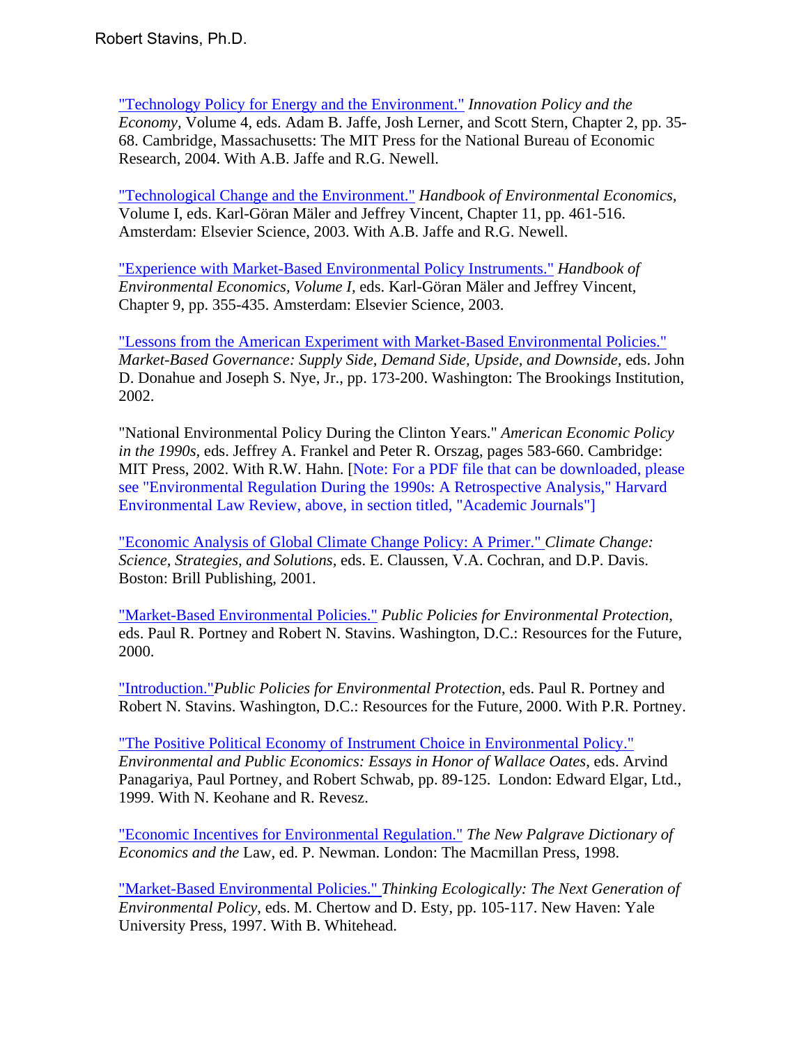"Technology Policy for Energy and the Environment." *Innovation Policy and the Economy,* Volume 4, eds. Adam B. Jaffe, Josh Lerner, and Scott Stern, Chapter 2, pp. 35-68. Cambridge, Massachusetts: The MIT Press for the National Bureau of Economic Research, 2004. With A.B. Jaffe and R.G. Newell.

"Technological Change and the Environment." *Handbook of Environmental Economics,* Volume I, eds. Karl-Göran Mäler and Jeffrey Vincent, Chapter 11, pp. 461-516. Amsterdam: Elsevier Science, 2003. With A.B. Jaffe and R.G. Newell.

"Experience with Market-Based Environmental Policy Instruments." *Handbook of Environmental Economics, Volume I,* eds. Karl-Göran Mäler and Jeffrey Vincent, Chapter 9, pp. 355-435. Amsterdam: Elsevier Science, 2003.

"Lessons from the American Experiment with Market-Based Environmental Policies." *Market-Based Governance: Supply Side, Demand Side, Upside, and Downside,* eds. John D. Donahue and Joseph S. Nye, Jr., pp. 173-200. Washington: The Brookings Institution, 2002.

"National Environmental Policy During the Clinton Years." *American Economic Policy in the 1990s*, eds. Jeffrey A. Frankel and Peter R. Orszag, pages 583-660. Cambridge: MIT Press, 2002. With R.W. Hahn. [Note: For a PDF file that can be downloaded, please see "Environmental Regulation During the 1990s: A Retrospective Analysis," Harvard Environmental Law Review, above, in section titled, "Academic Journals"]

"Economic Analysis of Global Climate Change Policy: A Primer." *Climate Change: Science, Strategies, and Solutions,* eds. E. Claussen, V.A. Cochran, and D.P. Davis. Boston: Brill Publishing, 2001.

"Market-Based Environmental Policies." *Public Policies for Environmental Protection,* eds. Paul R. Portney and Robert N. Stavins. Washington, D.C.: Resources for the Future, 2000.

"Introduction."*Public Policies for Environmental Protection*, eds. Paul R. Portney and Robert N. Stavins. Washington, D.C.: Resources for the Future, 2000. With P.R. Portney.

"The Positive Political Economy of Instrument Choice in Environmental Policy." *Environmental and Public Economics: Essays in Honor of Wallace Oates*, eds. Arvind Panagariya, Paul Portney, and Robert Schwab, pp. 89-125. London: Edward Elgar, Ltd., 1999. With N. Keohane and R. Revesz.

"Economic Incentives for Environmental Regulation." *The New Palgrave Dictionary of Economics and the* Law, ed. P. Newman. London: The Macmillan Press, 1998.

"Market-Based Environmental Policies." *Thinking Ecologically: The Next Generation of Environmental Policy*, eds. M. Chertow and D. Esty, pp. 105-117. New Haven: Yale University Press, 1997. With B. Whitehead.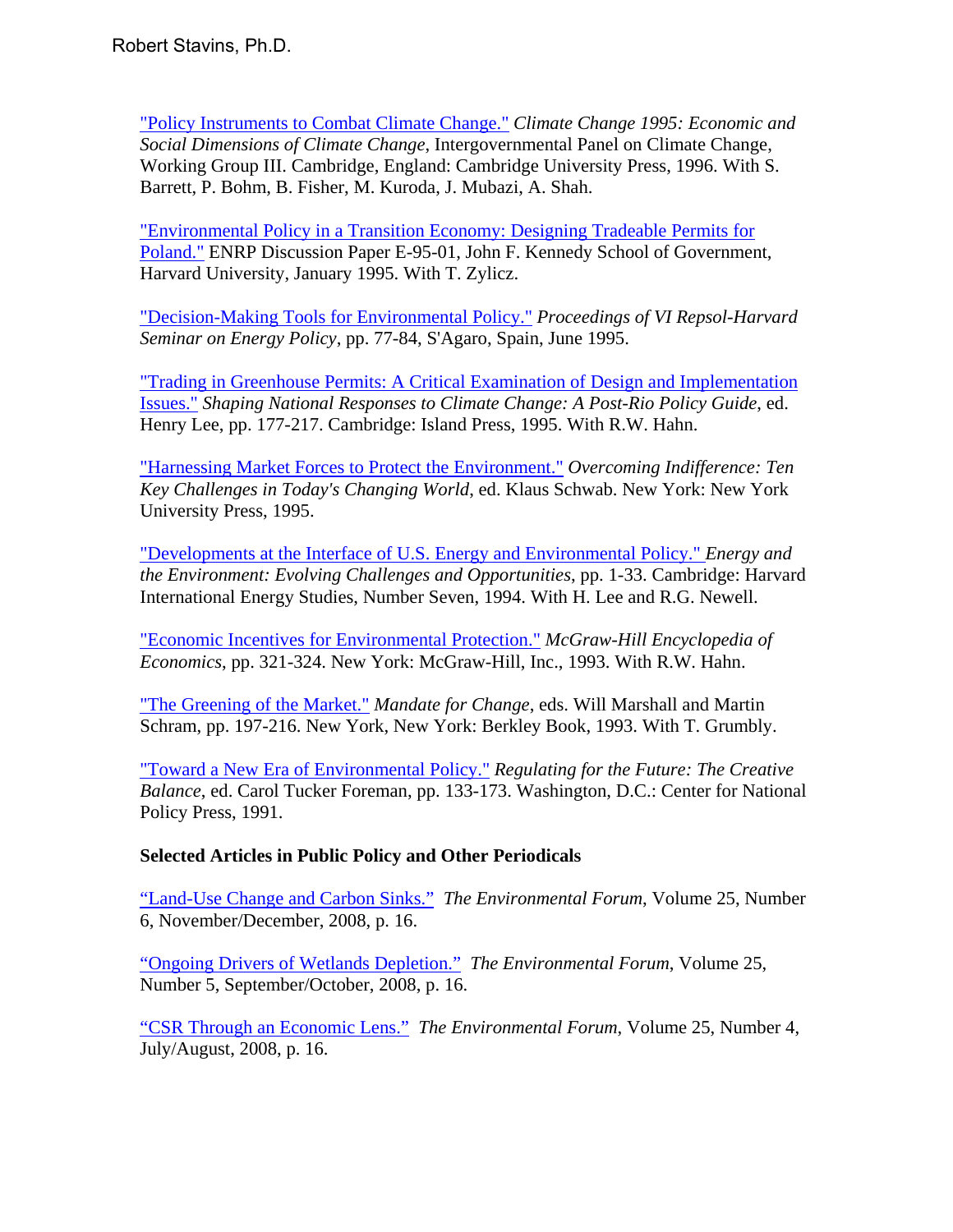"Policy Instruments to Combat Climate Change." *Climate Change 1995: Economic and Social Dimensions of Climate Change*, Intergovernmental Panel on Climate Change, Working Group III. Cambridge, England: Cambridge University Press, 1996. With S. Barrett, P. Bohm, B. Fisher, M. Kuroda, J. Mubazi, A. Shah.

"Environmental Policy in a Transition Economy: Designing Tradeable Permits for Poland." ENRP Discussion Paper E-95-01, John F. Kennedy School of Government, Harvard University, January 1995. With T. Zylicz.

"Decision-Making Tools for Environmental Policy." *Proceedings of VI Repsol-Harvard Seminar on Energy Policy*, pp. 77-84, S'Agaro, Spain, June 1995.

"Trading in Greenhouse Permits: A Critical Examination of Design and Implementation Issues." *Shaping National Responses to Climate Change: A Post-Rio Policy Guide*, ed. Henry Lee, pp. 177-217. Cambridge: Island Press, 1995. With R.W. Hahn.

"Harnessing Market Forces to Protect the Environment." *Overcoming Indifference: Ten Key Challenges in Today's Changing World*, ed. Klaus Schwab. New York: New York University Press, 1995.

"Developments at the Interface of U.S. Energy and Environmental Policy." *Energy and the Environment: Evolving Challenges and Opportunities*, pp. 1-33. Cambridge: Harvard International Energy Studies, Number Seven, 1994. With H. Lee and R.G. Newell.

"Economic Incentives for Environmental Protection." *McGraw-Hill Encyclopedia of Economics*, pp. 321-324. New York: McGraw-Hill, Inc., 1993. With R.W. Hahn.

"The Greening of the Market." *Mandate for Change*, eds. Will Marshall and Martin Schram, pp. 197-216. New York, New York: Berkley Book, 1993. With T. Grumbly.

"Toward a New Era of Environmental Policy." *Regulating for the Future: The Creative Balance*, ed. Carol Tucker Foreman, pp. 133-173. Washington, D.C.: Center for National Policy Press, 1991.

**Selected Articles in Public Policy and Other Periodicals**

"Land-Use Change and Carbon Sinks." *The Environmental Forum*, Volume 25, Number 6, November/December, 2008, p. 16.

"Ongoing Drivers of Wetlands Depletion." *The Environmental Forum*, Volume 25, Number 5, September/October, 2008, p. 16.

"CSR Through an Economic Lens." *The Environmental Forum*, Volume 25, Number 4, July/August, 2008, p. 16.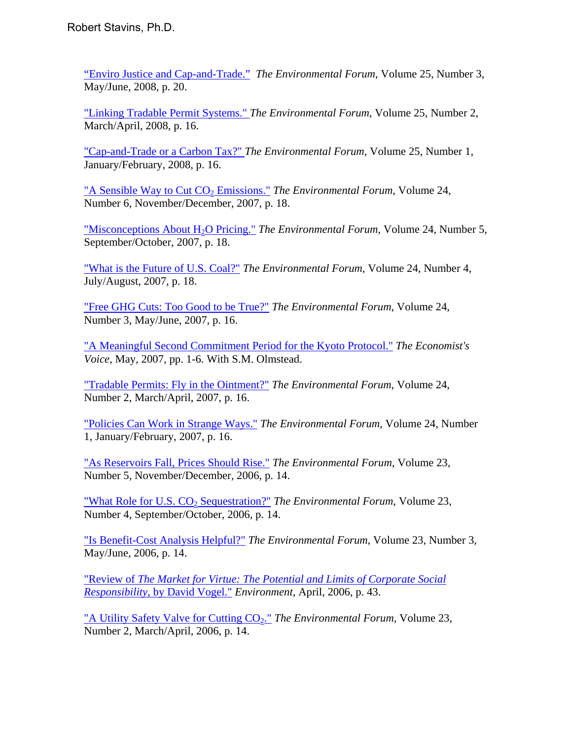"Enviro Justice and Cap-and-Trade." *The Environmental Forum*, Volume 25, Number 3, May/June, 2008, p. 20.

"Linking Tradable Permit Systems." *The Environmental Forum*, Volume 25, Number 2, March/April, 2008, p. 16.

"Cap-and-Trade or a Carbon Tax?" *The Environmental Forum*, Volume 25, Number 1, January/February, 2008, p. 16.

"A Sensible Way to Cut $CO_2$ Emissions." *The Environmental Forum*, Volume 24, Number 6, November/December, 2007, p. 18.

"Misconceptions About $H_2O$ Pricing." *The Environmental Forum*, Volume 24, Number 5, September/October, 2007, p. 18.

"What is the Future of U.S. Coal?" *The Environmental Forum*, Volume 24, Number 4, July/August, 2007, p. 18.

"Free GHG Cuts: Too Good to be True?" *The Environmental Forum*, Volume 24, Number 3, May/June, 2007, p. 16.

"A Meaningful Second Commitment Period for the Kyoto Protocol." *The Economist's Voice*, May, 2007, pp. 1-6. With S.M. Olmstead.

"Tradable Permits: Fly in the Ointment?" *The Environmental Forum*, Volume 24, Number 2, March/April, 2007, p. 16.

"Policies Can Work in Strange Ways." *The Environmental Forum*, Volume 24, Number 1, January/February, 2007, p. 16.

"As Reservoirs Fall, Prices Should Rise." *The Environmental Forum*, Volume 23, Number 5, November/December, 2006, p. 14.

"What Role for U.S. $CO_2$ Sequestration?" *The Environmental Forum*, Volume 23, Number 4, September/October, 2006, p. 14.

"Is Benefit-Cost Analysis Helpful?" *The Environmental Forum*, Volume 23, Number 3, May/June, 2006, p. 14.

"Review of *The Market for Virtue: The Potential and Limits of Corporate Social Responsibility*, by David Vogel." *Environment*, April, 2006, p. 43.

"A Utility Safety Valve for Cutting $CO_2$." *The Environmental Forum*, Volume 23, Number 2, March/April, 2006, p. 14.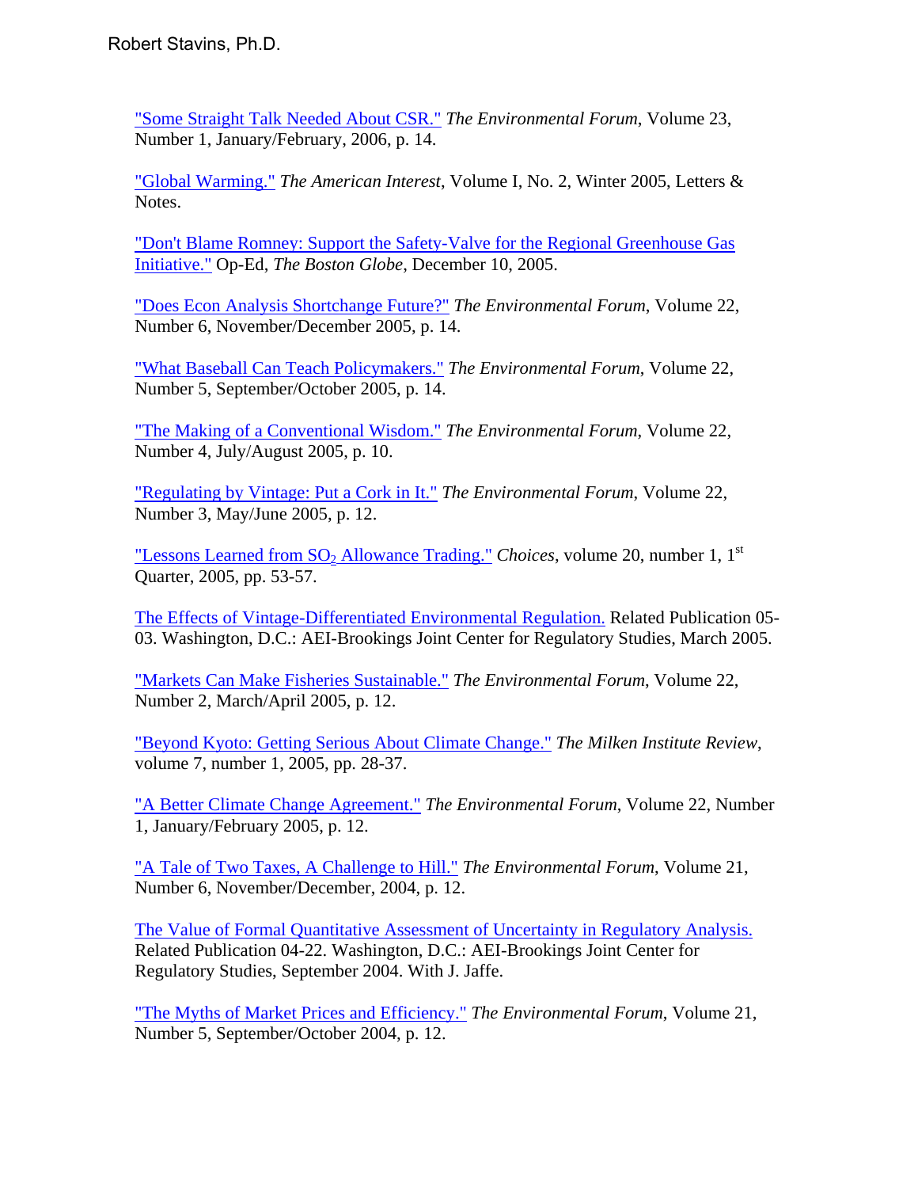"Some Straight Talk Needed About CSR." *The Environmental Forum*, Volume 23, Number 1, January/February, 2006, p. 14.

"Global Warming." *The American Interest*, Volume I, No. 2, Winter 2005, Letters & Notes.

"Don't Blame Romney: Support the Safety-Valve for the Regional Greenhouse Gas Initiative." Op-Ed, *The Boston Globe*, December 10, 2005.

"Does Econ Analysis Shortchange Future?" *The Environmental Forum*, Volume 22, Number 6, November/December 2005, p. 14.

"What Baseball Can Teach Policymakers." *The Environmental Forum*, Volume 22, Number 5, September/October 2005, p. 14.

"The Making of a Conventional Wisdom." *The Environmental Forum*, Volume 22, Number 4, July/August 2005, p. 10.

"Regulating by Vintage: Put a Cork in It." *The Environmental Forum*, Volume 22, Number 3, May/June 2005, p. 12.

"Lessons Learned from $SO_2$ Allowance Trading." *Choices*, volume 20, number 1, 1st Quarter, 2005, pp. 53-57.

The Effects of Vintage-Differentiated Environmental Regulation. Related Publication 05-03. Washington, D.C.: AEI-Brookings Joint Center for Regulatory Studies, March 2005.

"Markets Can Make Fisheries Sustainable." *The Environmental Forum*, Volume 22, Number 2, March/April 2005, p. 12.

"Beyond Kyoto: Getting Serious About Climate Change." *The Milken Institute Review*, volume 7, number 1, 2005, pp. 28-37.

"A Better Climate Change Agreement." *The Environmental Forum*, Volume 22, Number 1, January/February 2005, p. 12.

"A Tale of Two Taxes, A Challenge to Hill." *The Environmental Forum*, Volume 21, Number 6, November/December, 2004, p. 12.

The Value of Formal Quantitative Assessment of Uncertainty in Regulatory Analysis. Related Publication 04-22. Washington, D.C.: AEI-Brookings Joint Center for Regulatory Studies, September 2004. With J. Jaffe.

"The Myths of Market Prices and Efficiency." *The Environmental Forum*, Volume 21, Number 5, September/October 2004, p. 12.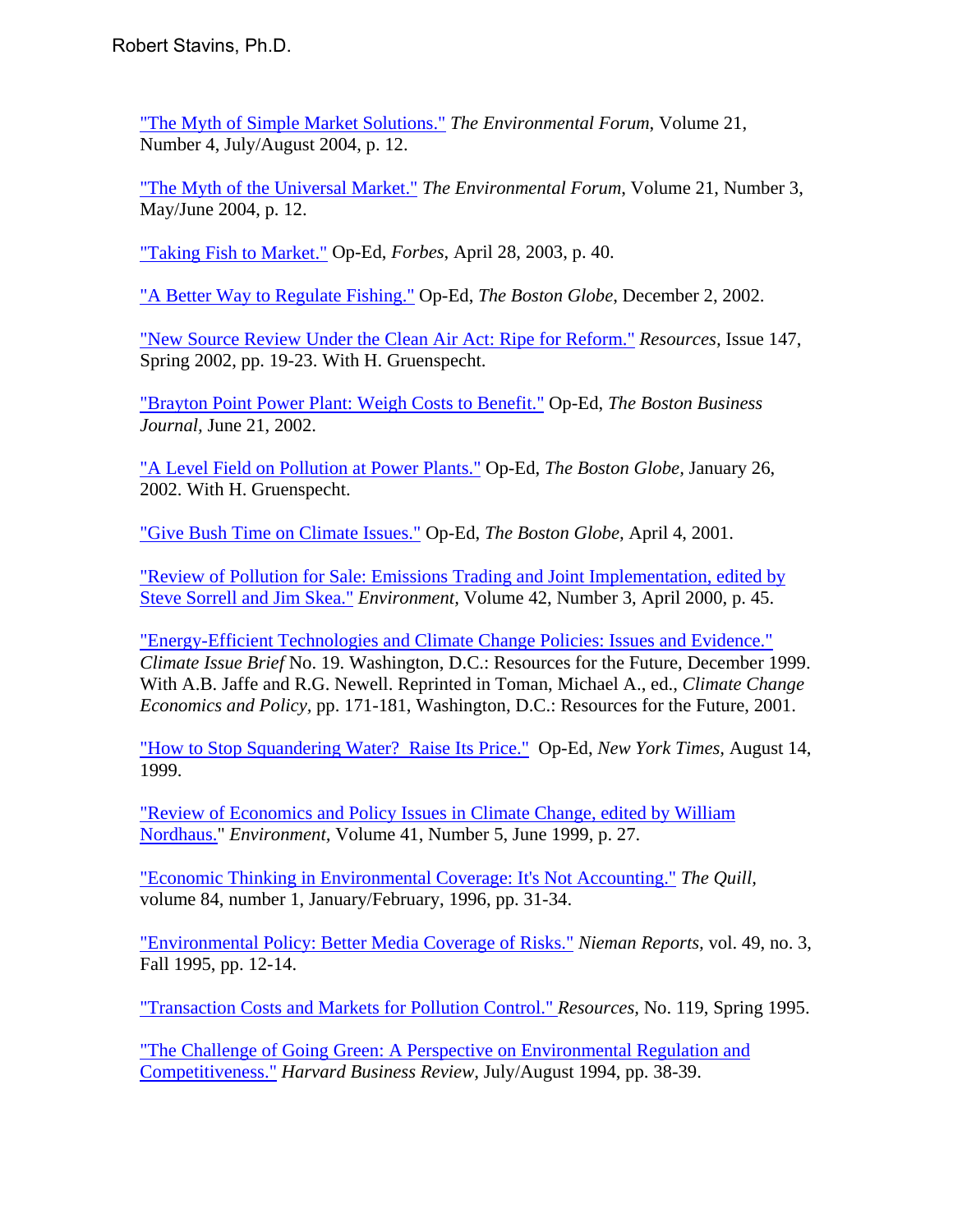"The Myth of Simple Market Solutions." *The Environmental Forum*, Volume 21, Number 4, July/August 2004, p. 12.

"The Myth of the Universal Market." *The Environmental Forum*, Volume 21, Number 3, May/June 2004, p. 12.

"Taking Fish to Market." Op-Ed, *Forbes*, April 28, 2003, p. 40.

"A Better Way to Regulate Fishing." Op-Ed, *The Boston Globe*, December 2, 2002.

"New Source Review Under the Clean Air Act: Ripe for Reform." *Resources*, Issue 147, Spring 2002, pp. 19-23. With H. Gruenspecht.

"Brayton Point Power Plant: Weigh Costs to Benefit." Op-Ed, *The Boston Business Journal*, June 21, 2002.

"A Level Field on Pollution at Power Plants." Op-Ed, *The Boston Globe*, January 26, 2002. With H. Gruenspecht.

"Give Bush Time on Climate Issues." Op-Ed, *The Boston Globe*, April 4, 2001.

"Review of Pollution for Sale: Emissions Trading and Joint Implementation, edited by Steve Sorrell and Jim Skea." *Environment*, Volume 42, Number 3, April 2000, p. 45.

"Energy-Efficient Technologies and Climate Change Policies: Issues and Evidence." *Climate Issue Brief* No. 19. Washington, D.C.: Resources for the Future, December 1999. With A.B. Jaffe and R.G. Newell. Reprinted in Toman, Michael A., ed., *Climate Change Economics and Policy*, pp. 171-181, Washington, D.C.: Resources for the Future, 2001.

"How to Stop Squandering Water? Raise Its Price." Op-Ed, *New York Times*, August 14, 1999.

"Review of Economics and Policy Issues in Climate Change, edited by William Nordhaus." *Environment*, Volume 41, Number 5, June 1999, p. 27.

"Economic Thinking in Environmental Coverage: It's Not Accounting." *The Quill*, volume 84, number 1, January/February, 1996, pp. 31-34.

"Environmental Policy: Better Media Coverage of Risks." *Nieman Reports*, vol. 49, no. 3, Fall 1995, pp. 12-14.

"Transaction Costs and Markets for Pollution Control." *Resources*, No. 119, Spring 1995.

"The Challenge of Going Green: A Perspective on Environmental Regulation and Competitiveness." *Harvard Business Review*, July/August 1994, pp. 38-39.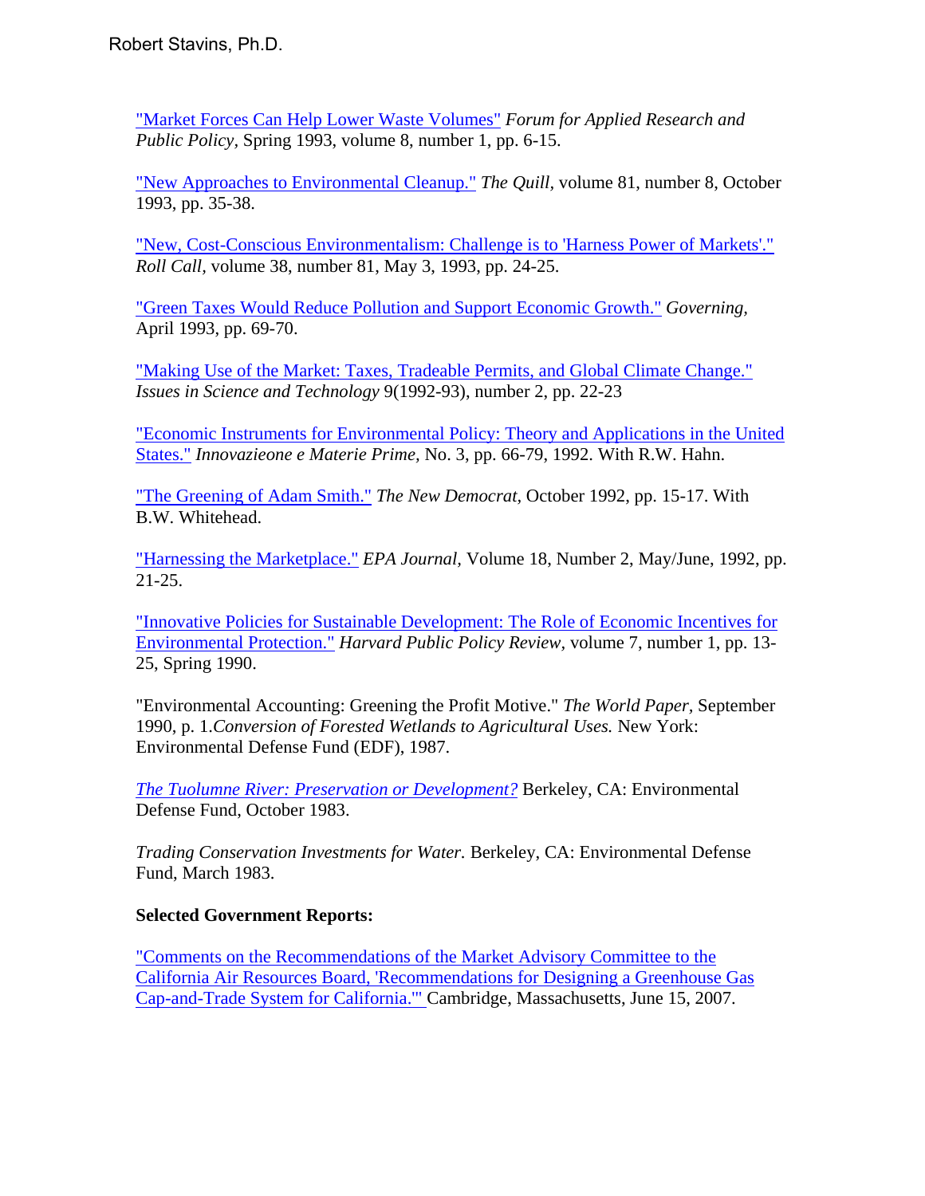"Market Forces Can Help Lower Waste Volumes" *Forum for Applied Research and Public Policy*, Spring 1993, volume 8, number 1, pp. 6-15.

"New Approaches to Environmental Cleanup." *The Quill*, volume 81, number 8, October 1993, pp. 35-38.

"New, Cost-Conscious Environmentalism: Challenge is to 'Harness Power of Markets'." *Roll Call*, volume 38, number 81, May 3, 1993, pp. 24-25.

"Green Taxes Would Reduce Pollution and Support Economic Growth." *Governing*, April 1993, pp. 69-70.

"Making Use of the Market: Taxes, Tradeable Permits, and Global Climate Change." *Issues in Science and Technology* 9(1992-93), number 2, pp. 22-23

"Economic Instruments for Environmental Policy: Theory and Applications in the United States." *Innovazieone e Materie Prime*, No. 3, pp. 66-79, 1992. With R.W. Hahn.

"The Greening of Adam Smith." *The New Democrat*, October 1992, pp. 15-17. With B.W. Whitehead.

"Harnessing the Marketplace." *EPA Journal*, Volume 18, Number 2, May/June, 1992, pp. 21-25.

"Innovative Policies for Sustainable Development: The Role of Economic Incentives for Environmental Protection." *Harvard Public Policy Review*, volume 7, number 1, pp. 13-25, Spring 1990.

"Environmental Accounting: Greening the Profit Motive." *The World Paper*, September 1990, p. 1.*Conversion of Forested Wetlands to Agricultural Uses.* New York: Environmental Defense Fund (EDF), 1987.

*The Tuolumne River: Preservation or Development?* Berkeley, CA: Environmental Defense Fund, October 1983.

*Trading Conservation Investments for Water.* Berkeley, CA: Environmental Defense Fund, March 1983.

**Selected Government Reports:**

"Comments on the Recommendations of the Market Advisory Committee to the California Air Resources Board, 'Recommendations for Designing a Greenhouse Gas Cap-and-Trade System for California.'" Cambridge, Massachusetts, June 15, 2007.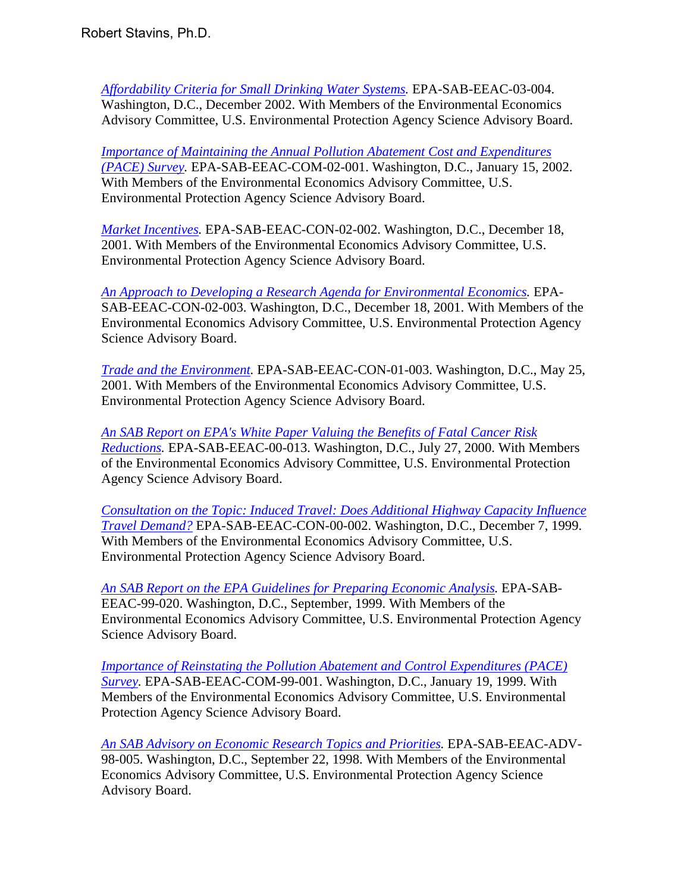*Affordability Criteria for Small Drinking Water Systems.* EPA-SAB-EEAC-03-004. Washington, D.C., December 2002. With Members of the Environmental Economics Advisory Committee, U.S. Environmental Protection Agency Science Advisory Board.

*Importance of Maintaining the Annual Pollution Abatement Cost and Expenditures (PACE) Survey.* EPA-SAB-EEAC-COM-02-001. Washington, D.C., January 15, 2002. With Members of the Environmental Economics Advisory Committee, U.S. Environmental Protection Agency Science Advisory Board.

*Market Incentives.* EPA-SAB-EEAC-CON-02-002. Washington, D.C., December 18, 2001. With Members of the Environmental Economics Advisory Committee, U.S. Environmental Protection Agency Science Advisory Board.

*An Approach to Developing a Research Agenda for Environmental Economics.* EPA-SAB-EEAC-CON-02-003. Washington, D.C., December 18, 2001. With Members of the Environmental Economics Advisory Committee, U.S. Environmental Protection Agency Science Advisory Board.

*Trade and the Environment.* EPA-SAB-EEAC-CON-01-003. Washington, D.C., May 25, 2001. With Members of the Environmental Economics Advisory Committee, U.S. Environmental Protection Agency Science Advisory Board.

*An SAB Report on EPA's White Paper Valuing the Benefits of Fatal Cancer Risk Reductions.* EPA-SAB-EEAC-00-013. Washington, D.C., July 27, 2000. With Members of the Environmental Economics Advisory Committee, U.S. Environmental Protection Agency Science Advisory Board.

*Consultation on the Topic: Induced Travel: Does Additional Highway Capacity Influence Travel Demand?* EPA-SAB-EEAC-CON-00-002. Washington, D.C., December 7, 1999. With Members of the Environmental Economics Advisory Committee, U.S. Environmental Protection Agency Science Advisory Board.

*An SAB Report on the EPA Guidelines for Preparing Economic Analysis.* EPA-SAB-EEAC-99-020. Washington, D.C., September, 1999. With Members of the Environmental Economics Advisory Committee, U.S. Environmental Protection Agency Science Advisory Board.

*Importance of Reinstating the Pollution Abatement and Control Expenditures (PACE) Survey.* EPA-SAB-EEAC-COM-99-001. Washington, D.C., January 19, 1999. With Members of the Environmental Economics Advisory Committee, U.S. Environmental Protection Agency Science Advisory Board.

*An SAB Advisory on Economic Research Topics and Priorities.* EPA-SAB-EEAC-ADV-98-005. Washington, D.C., September 22, 1998. With Members of the Environmental Economics Advisory Committee, U.S. Environmental Protection Agency Science Advisory Board.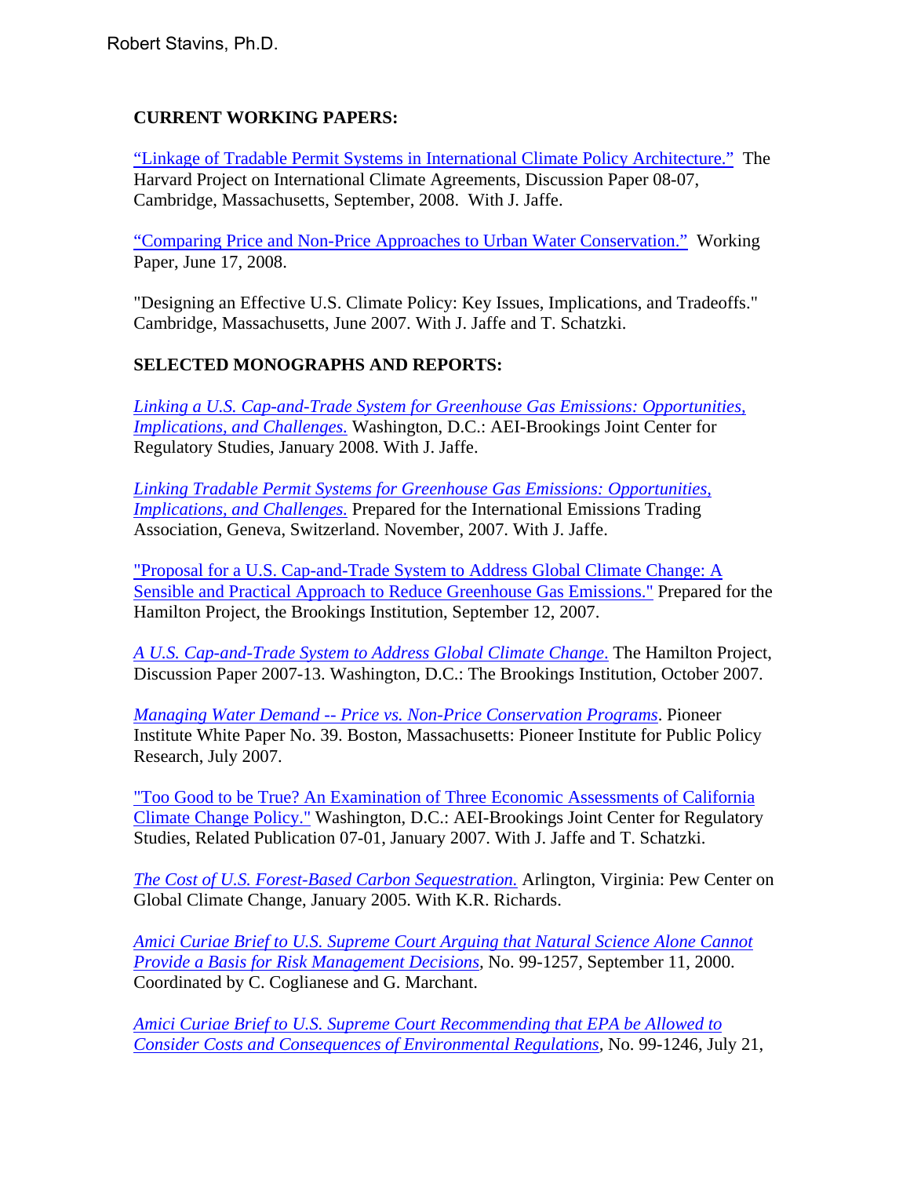### CURRENT WORKING PAPERS:

"Linkage of Tradable Permit Systems in International Climate Policy Architecture." The Harvard Project on International Climate Agreements, Discussion Paper 08-07, Cambridge, Massachusetts, September, 2008. With J. Jaffe.

"Comparing Price and Non-Price Approaches to Urban Water Conservation." Working Paper, June 17, 2008.

"Designing an Effective U.S. Climate Policy: Key Issues, Implications, and Tradeoffs." Cambridge, Massachusetts, June 2007. With J. Jaffe and T. Schatzki.

### SELECTED MONOGRAPHS AND REPORTS:

*Linking a U.S. Cap-and-Trade System for Greenhouse Gas Emissions: Opportunities, Implications, and Challenges.* Washington, D.C.: AEI-Brookings Joint Center for Regulatory Studies, January 2008. With J. Jaffe.

*Linking Tradable Permit Systems for Greenhouse Gas Emissions: Opportunities, Implications, and Challenges.* Prepared for the International Emissions Trading Association, Geneva, Switzerland. November, 2007. With J. Jaffe.

"Proposal for a U.S. Cap-and-Trade System to Address Global Climate Change: A Sensible and Practical Approach to Reduce Greenhouse Gas Emissions." Prepared for the Hamilton Project, the Brookings Institution, September 12, 2007.

*A U.S. Cap-and-Trade System to Address Global Climate Change.* The Hamilton Project, Discussion Paper 2007-13. Washington, D.C.: The Brookings Institution, October 2007.

*Managing Water Demand -- Price vs. Non-Price Conservation Programs*. Pioneer Institute White Paper No. 39. Boston, Massachusetts: Pioneer Institute for Public Policy Research, July 2007.

"Too Good to be True? An Examination of Three Economic Assessments of California Climate Change Policy." Washington, D.C.: AEI-Brookings Joint Center for Regulatory Studies, Related Publication 07-01, January 2007. With J. Jaffe and T. Schatzki.

*The Cost of U.S. Forest-Based Carbon Sequestration.* Arlington, Virginia: Pew Center on Global Climate Change, January 2005. With K.R. Richards.

*Amici Curiae Brief to U.S. Supreme Court Arguing that Natural Science Alone Cannot Provide a Basis for Risk Management Decisions*, No. 99-1257, September 11, 2000. Coordinated by C. Coglianese and G. Marchant.

*Amici Curiae Brief to U.S. Supreme Court Recommending that EPA be Allowed to Consider Costs and Consequences of Environmental Regulations*, No. 99-1246, July 21,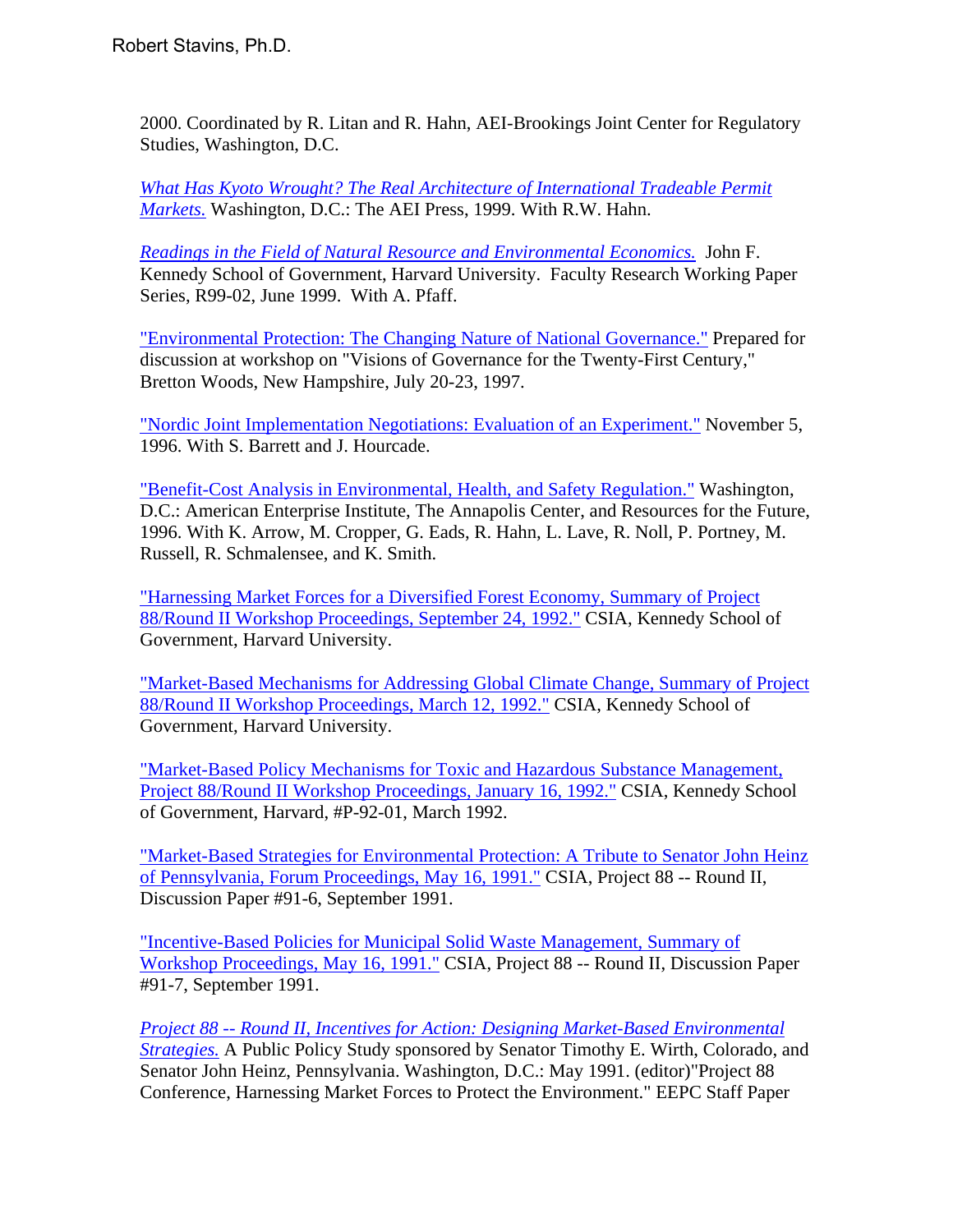2000. Coordinated by R. Litan and R. Hahn, AEI-Brookings Joint Center for Regulatory Studies, Washington, D.C.

*What Has Kyoto Wrought? The Real Architecture of International Tradeable Permit Markets.* Washington, D.C.: The AEI Press, 1999. With R.W. Hahn.

*Readings in the Field of Natural Resource and Environmental Economics.* John F. Kennedy School of Government, Harvard University. Faculty Research Working Paper Series, R99-02, June 1999. With A. Pfaff.

"Environmental Protection: The Changing Nature of National Governance." Prepared for discussion at workshop on "Visions of Governance for the Twenty-First Century," Bretton Woods, New Hampshire, July 20-23, 1997.

"Nordic Joint Implementation Negotiations: Evaluation of an Experiment." November 5, 1996. With S. Barrett and J. Hourcade.

"Benefit-Cost Analysis in Environmental, Health, and Safety Regulation." Washington, D.C.: American Enterprise Institute, The Annapolis Center, and Resources for the Future, 1996. With K. Arrow, M. Cropper, G. Eads, R. Hahn, L. Lave, R. Noll, P. Portney, M. Russell, R. Schmalensee, and K. Smith.

"Harnessing Market Forces for a Diversified Forest Economy, Summary of Project 88/Round II Workshop Proceedings, September 24, 1992." CSIA, Kennedy School of Government, Harvard University.

"Market-Based Mechanisms for Addressing Global Climate Change, Summary of Project 88/Round II Workshop Proceedings, March 12, 1992." CSIA, Kennedy School of Government, Harvard University.

"Market-Based Policy Mechanisms for Toxic and Hazardous Substance Management, Project 88/Round II Workshop Proceedings, January 16, 1992." CSIA, Kennedy School of Government, Harvard, #P-92-01, March 1992.

"Market-Based Strategies for Environmental Protection: A Tribute to Senator John Heinz of Pennsylvania, Forum Proceedings, May 16, 1991." CSIA, Project 88 -- Round II, Discussion Paper #91-6, September 1991.

"Incentive-Based Policies for Municipal Solid Waste Management, Summary of Workshop Proceedings, May 16, 1991." CSIA, Project 88 -- Round II, Discussion Paper #91-7, September 1991.

*Project 88 -- Round II, Incentives for Action: Designing Market-Based Environmental Strategies.* A Public Policy Study sponsored by Senator Timothy E. Wirth, Colorado, and Senator John Heinz, Pennsylvania. Washington, D.C.: May 1991. (editor)"Project 88 Conference, Harnessing Market Forces to Protect the Environment." EEPC Staff Paper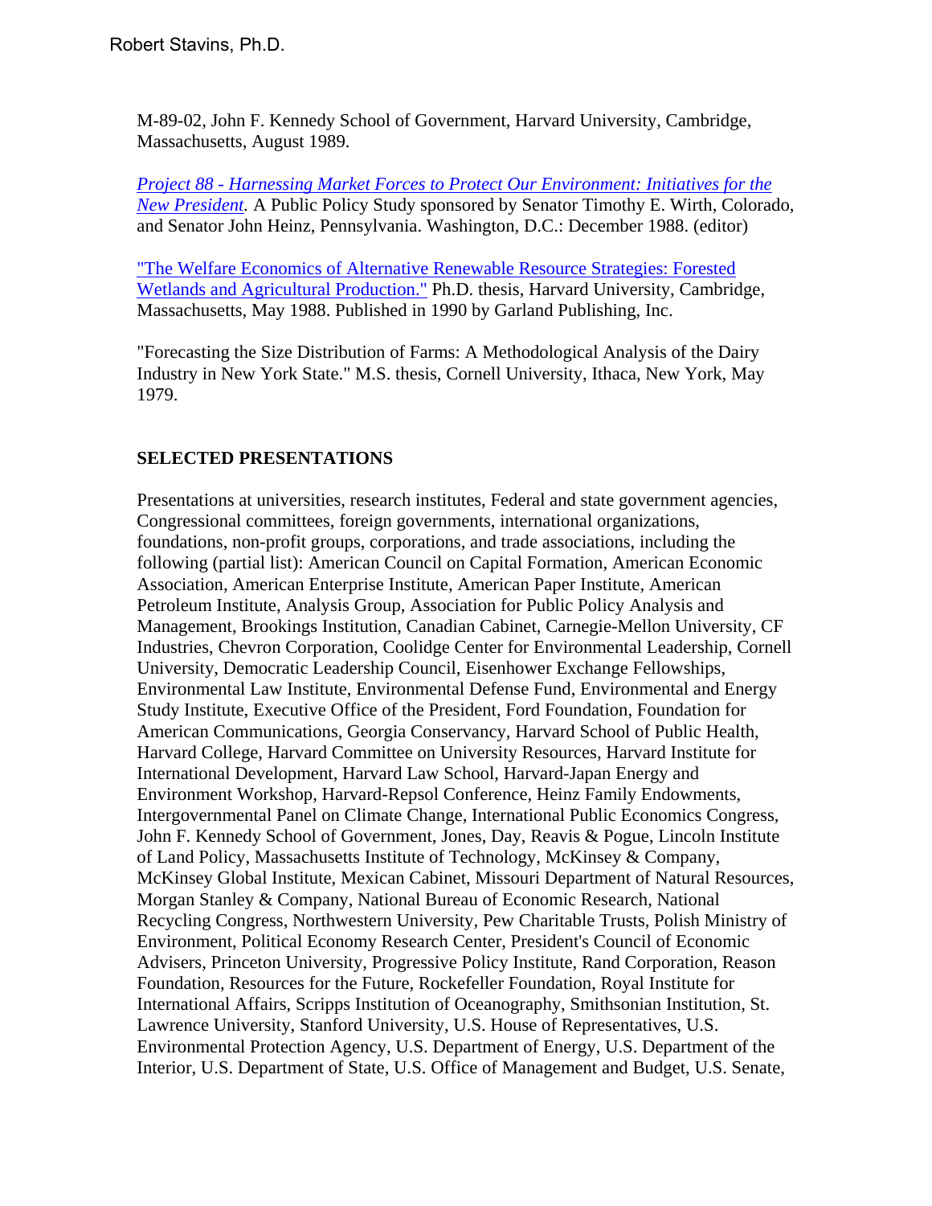M-89-02, John F. Kennedy School of Government, Harvard University, Cambridge, Massachusetts, August 1989.

*Project 88 - Harnessing Market Forces to Protect Our Environment: Initiatives for the New President.* A Public Policy Study sponsored by Senator Timothy E. Wirth, Colorado, and Senator John Heinz, Pennsylvania. Washington, D.C.: December 1988. (editor)

"The Welfare Economics of Alternative Renewable Resource Strategies: Forested Wetlands and Agricultural Production." Ph.D. thesis, Harvard University, Cambridge, Massachusetts, May 1988. Published in 1990 by Garland Publishing, Inc.

"Forecasting the Size Distribution of Farms: A Methodological Analysis of the Dairy Industry in New York State." M.S. thesis, Cornell University, Ithaca, New York, May 1979.

## SELECTED PRESENTATIONS

Presentations at universities, research institutes, Federal and state government agencies, Congressional committees, foreign governments, international organizations, foundations, non-profit groups, corporations, and trade associations, including the following (partial list): American Council on Capital Formation, American Economic Association, American Enterprise Institute, American Paper Institute, American Petroleum Institute, Analysis Group, Association for Public Policy Analysis and Management, Brookings Institution, Canadian Cabinet, Carnegie-Mellon University, CF Industries, Chevron Corporation, Coolidge Center for Environmental Leadership, Cornell University, Democratic Leadership Council, Eisenhower Exchange Fellowships, Environmental Law Institute, Environmental Defense Fund, Environmental and Energy Study Institute, Executive Office of the President, Ford Foundation, Foundation for American Communications, Georgia Conservancy, Harvard School of Public Health, Harvard College, Harvard Committee on University Resources, Harvard Institute for International Development, Harvard Law School, Harvard-Japan Energy and Environment Workshop, Harvard-Repsol Conference, Heinz Family Endowments, Intergovernmental Panel on Climate Change, International Public Economics Congress, John F. Kennedy School of Government, Jones, Day, Reavis & Pogue, Lincoln Institute of Land Policy, Massachusetts Institute of Technology, McKinsey & Company, McKinsey Global Institute, Mexican Cabinet, Missouri Department of Natural Resources, Morgan Stanley & Company, National Bureau of Economic Research, National Recycling Congress, Northwestern University, Pew Charitable Trusts, Polish Ministry of Environment, Political Economy Research Center, President's Council of Economic Advisers, Princeton University, Progressive Policy Institute, Rand Corporation, Reason Foundation, Resources for the Future, Rockefeller Foundation, Royal Institute for International Affairs, Scripps Institution of Oceanography, Smithsonian Institution, St. Lawrence University, Stanford University, U.S. House of Representatives, U.S. Environmental Protection Agency, U.S. Department of Energy, U.S. Department of the Interior, U.S. Department of State, U.S. Office of Management and Budget, U.S. Senate,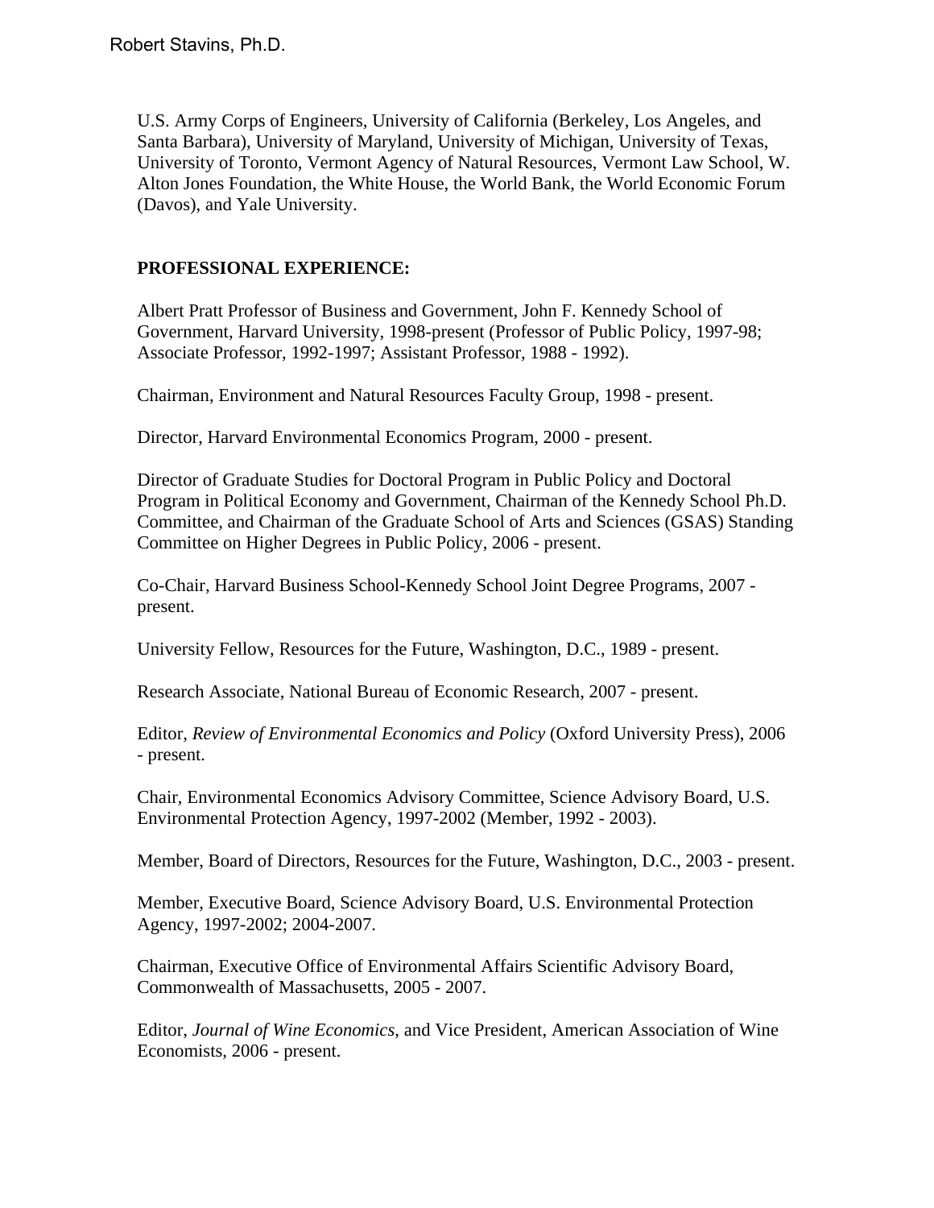U.S. Army Corps of Engineers, University of California (Berkeley, Los Angeles, and Santa Barbara), University of Maryland, University of Michigan, University of Texas, University of Toronto, Vermont Agency of Natural Resources, Vermont Law School, W. Alton Jones Foundation, the White House, the World Bank, the World Economic Forum (Davos), and Yale University.

**PROFESSIONAL EXPERIENCE:**

Albert Pratt Professor of Business and Government, John F. Kennedy School of Government, Harvard University, 1998-present (Professor of Public Policy, 1997-98; Associate Professor, 1992-1997; Assistant Professor, 1988 - 1992).

Chairman, Environment and Natural Resources Faculty Group, 1998 - present.

Director, Harvard Environmental Economics Program, 2000 - present.

Director of Graduate Studies for Doctoral Program in Public Policy and Doctoral Program in Political Economy and Government, Chairman of the Kennedy School Ph.D. Committee, and Chairman of the Graduate School of Arts and Sciences (GSAS) Standing Committee on Higher Degrees in Public Policy, 2006 - present.

Co-Chair, Harvard Business School-Kennedy School Joint Degree Programs, 2007 - present.

University Fellow, Resources for the Future, Washington, D.C., 1989 - present.

Research Associate, National Bureau of Economic Research, 2007 - present.

Editor, *Review of Environmental Economics and Policy* (Oxford University Press), 2006 - present.

Chair, Environmental Economics Advisory Committee, Science Advisory Board, U.S. Environmental Protection Agency, 1997-2002 (Member, 1992 - 2003).

Member, Board of Directors, Resources for the Future, Washington, D.C., 2003 - present.

Member, Executive Board, Science Advisory Board, U.S. Environmental Protection Agency, 1997-2002; 2004-2007.

Chairman, Executive Office of Environmental Affairs Scientific Advisory Board, Commonwealth of Massachusetts, 2005 - 2007.

Editor, *Journal of Wine Economics*, and Vice President, American Association of Wine Economists, 2006 - present.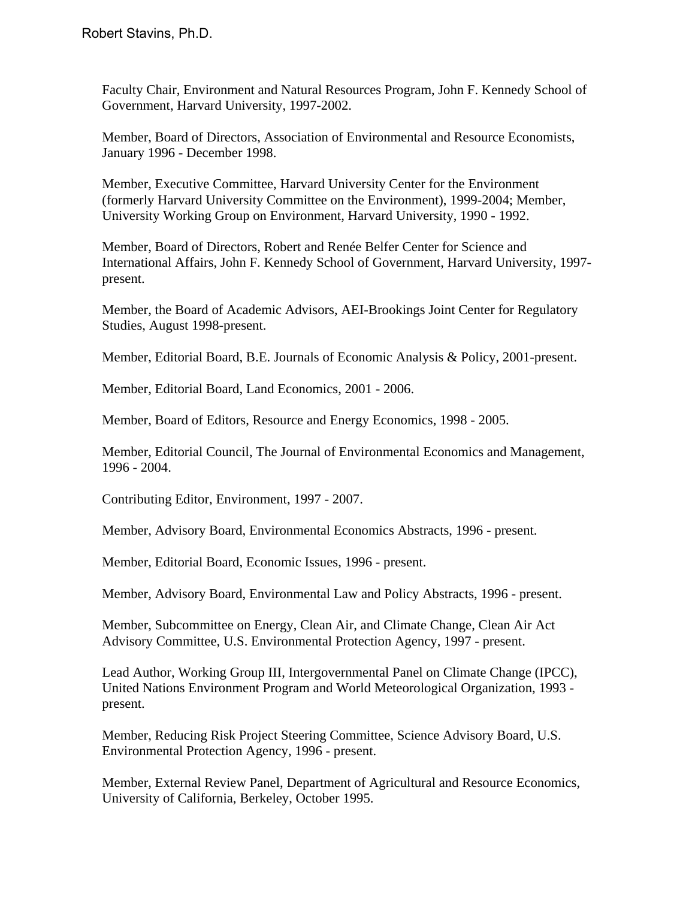Faculty Chair, Environment and Natural Resources Program, John F. Kennedy School of Government, Harvard University, 1997-2002.

Member, Board of Directors, Association of Environmental and Resource Economists, January 1996 - December 1998.

Member, Executive Committee, Harvard University Center for the Environment (formerly Harvard University Committee on the Environment), 1999-2004; Member, University Working Group on Environment, Harvard University, 1990 - 1992.

Member, Board of Directors, Robert and Renée Belfer Center for Science and International Affairs, John F. Kennedy School of Government, Harvard University, 1997-present.

Member, the Board of Academic Advisors, AEI-Brookings Joint Center for Regulatory Studies, August 1998-present.

Member, Editorial Board, B.E. Journals of Economic Analysis & Policy, 2001-present.

Member, Editorial Board, Land Economics, 2001 - 2006.

Member, Board of Editors, Resource and Energy Economics, 1998 - 2005.

Member, Editorial Council, The Journal of Environmental Economics and Management, 1996 - 2004.

Contributing Editor, Environment, 1997 - 2007.

Member, Advisory Board, Environmental Economics Abstracts, 1996 - present.

Member, Editorial Board, Economic Issues, 1996 - present.

Member, Advisory Board, Environmental Law and Policy Abstracts, 1996 - present.

Member, Subcommittee on Energy, Clean Air, and Climate Change, Clean Air Act Advisory Committee, U.S. Environmental Protection Agency, 1997 - present.

Lead Author, Working Group III, Intergovernmental Panel on Climate Change (IPCC), United Nations Environment Program and World Meteorological Organization, 1993 - present.

Member, Reducing Risk Project Steering Committee, Science Advisory Board, U.S. Environmental Protection Agency, 1996 - present.

Member, External Review Panel, Department of Agricultural and Resource Economics, University of California, Berkeley, October 1995.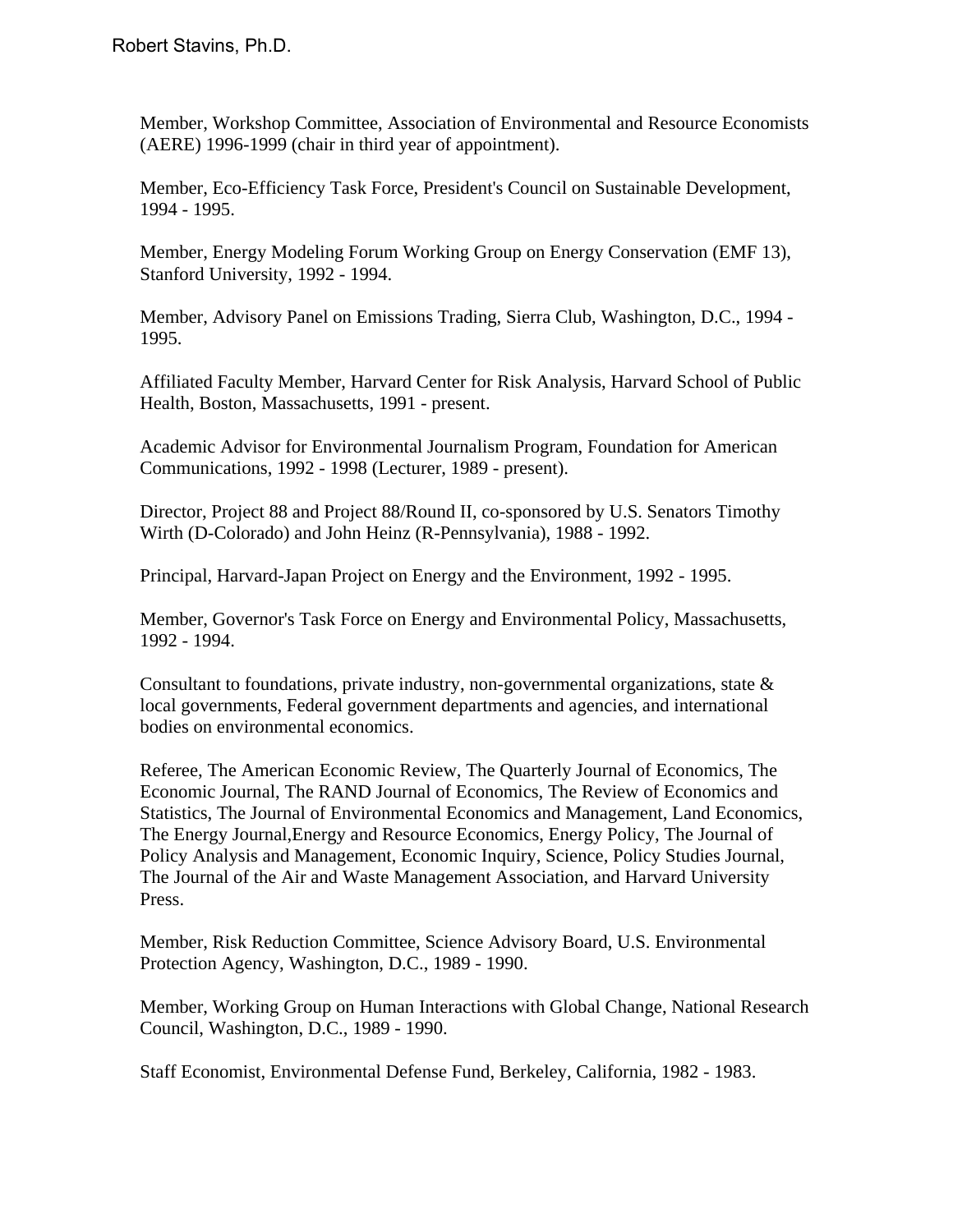Member, Workshop Committee, Association of Environmental and Resource Economists (AERE) 1996-1999 (chair in third year of appointment).

Member, Eco-Efficiency Task Force, President's Council on Sustainable Development, 1994 - 1995.

Member, Energy Modeling Forum Working Group on Energy Conservation (EMF 13), Stanford University, 1992 - 1994.

Member, Advisory Panel on Emissions Trading, Sierra Club, Washington, D.C., 1994 - 1995.

Affiliated Faculty Member, Harvard Center for Risk Analysis, Harvard School of Public Health, Boston, Massachusetts, 1991 - present.

Academic Advisor for Environmental Journalism Program, Foundation for American Communications, 1992 - 1998 (Lecturer, 1989 - present).

Director, Project 88 and Project 88/Round II, co-sponsored by U.S. Senators Timothy Wirth (D-Colorado) and John Heinz (R-Pennsylvania), 1988 - 1992.

Principal, Harvard-Japan Project on Energy and the Environment, 1992 - 1995.

Member, Governor's Task Force on Energy and Environmental Policy, Massachusetts, 1992 - 1994.

Consultant to foundations, private industry, non-governmental organizations, state & local governments, Federal government departments and agencies, and international bodies on environmental economics.

Referee, The American Economic Review, The Quarterly Journal of Economics, The Economic Journal, The RAND Journal of Economics, The Review of Economics and Statistics, The Journal of Environmental Economics and Management, Land Economics, The Energy Journal,Energy and Resource Economics, Energy Policy, The Journal of Policy Analysis and Management, Economic Inquiry, Science, Policy Studies Journal, The Journal of the Air and Waste Management Association, and Harvard University Press.

Member, Risk Reduction Committee, Science Advisory Board, U.S. Environmental Protection Agency, Washington, D.C., 1989 - 1990.

Member, Working Group on Human Interactions with Global Change, National Research Council, Washington, D.C., 1989 - 1990.

Staff Economist, Environmental Defense Fund, Berkeley, California, 1982 - 1983.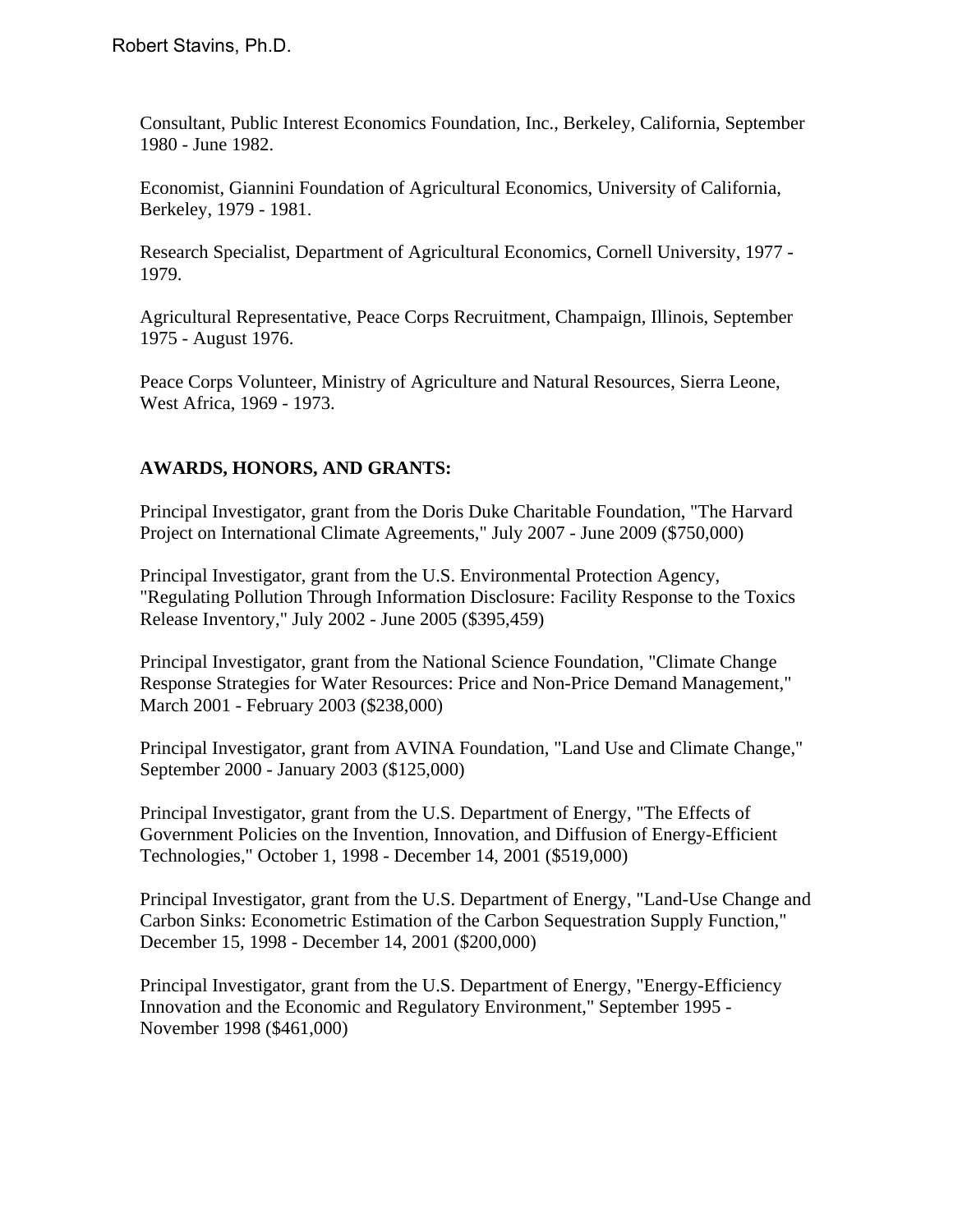Consultant, Public Interest Economics Foundation, Inc., Berkeley, California, September 1980 - June 1982.

Economist, Giannini Foundation of Agricultural Economics, University of California, Berkeley, 1979 - 1981.

Research Specialist, Department of Agricultural Economics, Cornell University, 1977 - 1979.

Agricultural Representative, Peace Corps Recruitment, Champaign, Illinois, September 1975 - August 1976.

Peace Corps Volunteer, Ministry of Agriculture and Natural Resources, Sierra Leone, West Africa, 1969 - 1973.

**AWARDS, HONORS, AND GRANTS:**

Principal Investigator, grant from the Doris Duke Charitable Foundation, "The Harvard Project on International Climate Agreements," July 2007 - June 2009 ($750,000)

Principal Investigator, grant from the U.S. Environmental Protection Agency, "Regulating Pollution Through Information Disclosure: Facility Response to the Toxics Release Inventory," July 2002 - June 2005 ($395,459)

Principal Investigator, grant from the National Science Foundation, "Climate Change Response Strategies for Water Resources: Price and Non-Price Demand Management," March 2001 - February 2003 ($238,000)

Principal Investigator, grant from AVINA Foundation, "Land Use and Climate Change," September 2000 - January 2003 ($125,000)

Principal Investigator, grant from the U.S. Department of Energy, "The Effects of Government Policies on the Invention, Innovation, and Diffusion of Energy-Efficient Technologies," October 1, 1998 - December 14, 2001 ($519,000)

Principal Investigator, grant from the U.S. Department of Energy, "Land-Use Change and Carbon Sinks: Econometric Estimation of the Carbon Sequestration Supply Function," December 15, 1998 - December 14, 2001 ($200,000)

Principal Investigator, grant from the U.S. Department of Energy, "Energy-Efficiency Innovation and the Economic and Regulatory Environment," September 1995 - November 1998 ($461,000)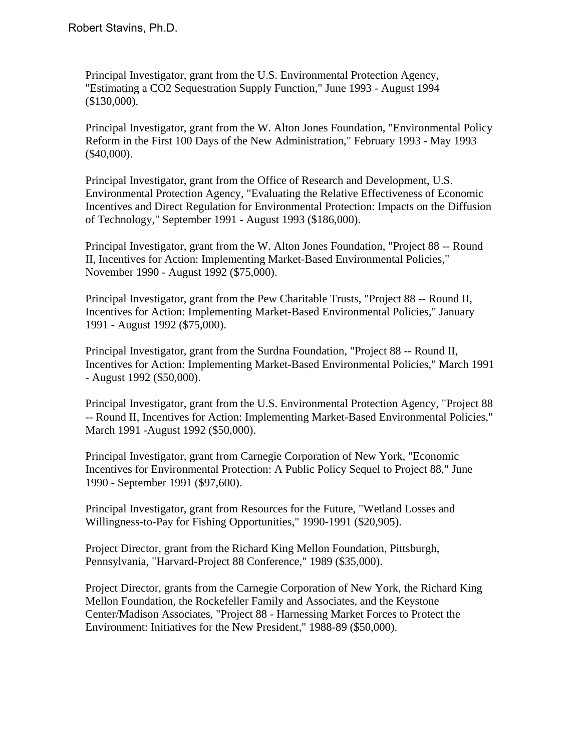Principal Investigator, grant from the U.S. Environmental Protection Agency, "Estimating a $CO_2$ Sequestration Supply Function," June 1993 - August 1994 ($130,000).

Principal Investigator, grant from the W. Alton Jones Foundation, "Environmental Policy Reform in the First 100 Days of the New Administration," February 1993 - May 1993 ($40,000).

Principal Investigator, grant from the Office of Research and Development, U.S. Environmental Protection Agency, "Evaluating the Relative Effectiveness of Economic Incentives and Direct Regulation for Environmental Protection: Impacts on the Diffusion of Technology," September 1991 - August 1993 ($186,000).

Principal Investigator, grant from the W. Alton Jones Foundation, "Project 88 -- Round II, Incentives for Action: Implementing Market-Based Environmental Policies," November 1990 - August 1992 ($75,000).

Principal Investigator, grant from the Pew Charitable Trusts, "Project 88 -- Round II, Incentives for Action: Implementing Market-Based Environmental Policies," January 1991 - August 1992 ($75,000).

Principal Investigator, grant from the Surdna Foundation, "Project 88 -- Round II, Incentives for Action: Implementing Market-Based Environmental Policies," March 1991 - August 1992 ($50,000).

Principal Investigator, grant from the U.S. Environmental Protection Agency, "Project 88 -- Round II, Incentives for Action: Implementing Market-Based Environmental Policies," March 1991 -August 1992 ($50,000).

Principal Investigator, grant from Carnegie Corporation of New York, "Economic Incentives for Environmental Protection: A Public Policy Sequel to Project 88," June 1990 - September 1991 ($97,600).

Principal Investigator, grant from Resources for the Future, "Wetland Losses and Willingness-to-Pay for Fishing Opportunities," 1990-1991 ($20,905).

Project Director, grant from the Richard King Mellon Foundation, Pittsburgh, Pennsylvania, "Harvard-Project 88 Conference," 1989 ($35,000).

Project Director, grants from the Carnegie Corporation of New York, the Richard King Mellon Foundation, the Rockefeller Family and Associates, and the Keystone Center/Madison Associates, "Project 88 - Harnessing Market Forces to Protect the Environment: Initiatives for the New President," 1988-89 ($50,000).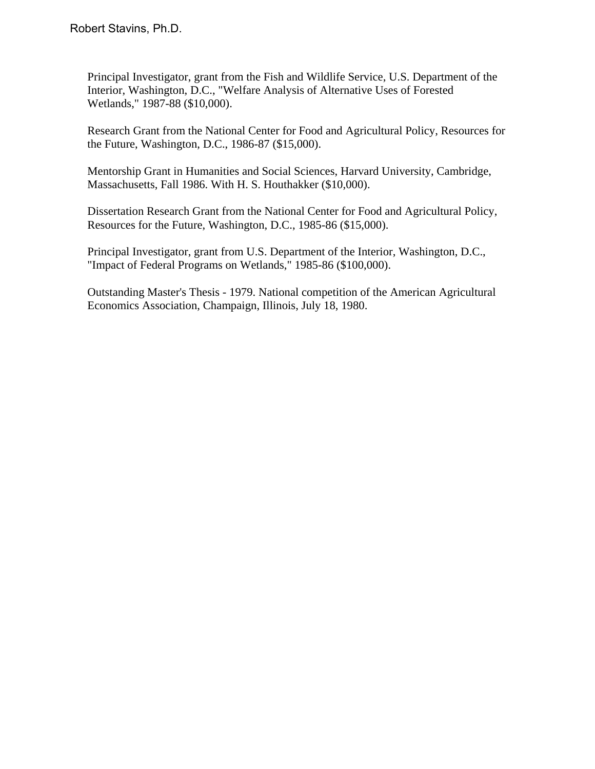Principal Investigator, grant from the Fish and Wildlife Service, U.S. Department of the Interior, Washington, D.C., "Welfare Analysis of Alternative Uses of Forested Wetlands," 1987-88 ($10,000).

Research Grant from the National Center for Food and Agricultural Policy, Resources for the Future, Washington, D.C., 1986-87 ($15,000).

Mentorship Grant in Humanities and Social Sciences, Harvard University, Cambridge, Massachusetts, Fall 1986. With H. S. Houthakker ($10,000).

Dissertation Research Grant from the National Center for Food and Agricultural Policy, Resources for the Future, Washington, D.C., 1985-86 ($15,000).

Principal Investigator, grant from U.S. Department of the Interior, Washington, D.C., "Impact of Federal Programs on Wetlands," 1985-86 ($100,000).

Outstanding Master's Thesis - 1979. National competition of the American Agricultural Economics Association, Champaign, Illinois, July 18, 1980.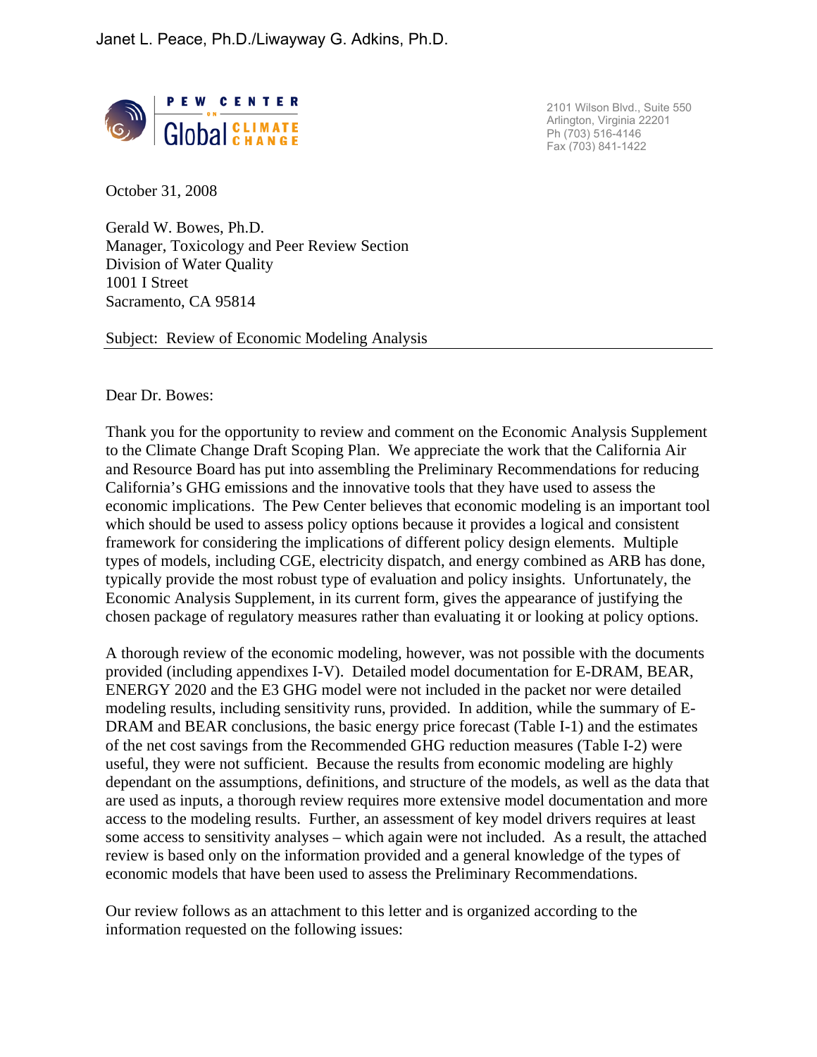Janet L. Peace, Ph.D./Liwayway G. Adkins, Ph.D.

PEW CENTER ON Global CLIMATE CHANGE

2101 Wilson Blvd., Suite 550
Arlington, Virginia 22201
Ph (703) 516-4146
Fax (703) 841-1422

October 31, 2008

Gerald W. Bowes, Ph.D.
Manager, Toxicology and Peer Review Section
Division of Water Quality
1001 I Street
Sacramento, CA 95814

Subject: Review of Economic Modeling Analysis

Dear Dr. Bowes:

Thank you for the opportunity to review and comment on the Economic Analysis Supplement to the Climate Change Draft Scoping Plan. We appreciate the work that the California Air and Resource Board has put into assembling the Preliminary Recommendations for reducing California's GHG emissions and the innovative tools that they have used to assess the economic implications. The Pew Center believes that economic modeling is an important tool which should be used to assess policy options because it provides a logical and consistent framework for considering the implications of different policy design elements. Multiple types of models, including CGE, electricity dispatch, and energy combined as ARB has done, typically provide the most robust type of evaluation and policy insights. Unfortunately, the Economic Analysis Supplement, in its current form, gives the appearance of justifying the chosen package of regulatory measures rather than evaluating it or looking at policy options.

A thorough review of the economic modeling, however, was not possible with the documents provided (including appendixes I-V). Detailed model documentation for E-DRAM, BEAR, ENERGY 2020 and the E3 GHG model were not included in the packet nor were detailed modeling results, including sensitivity runs, provided. In addition, while the summary of E-DRAM and BEAR conclusions, the basic energy price forecast (Table I-1) and the estimates of the net cost savings from the Recommended GHG reduction measures (Table I-2) were useful, they were not sufficient. Because the results from economic modeling are highly dependant on the assumptions, definitions, and structure of the models, as well as the data that are used as inputs, a thorough review requires more extensive model documentation and more access to the modeling results. Further, an assessment of key model drivers requires at least some access to sensitivity analyses – which again were not included. As a result, the attached review is based only on the information provided and a general knowledge of the types of economic models that have been used to assess the Preliminary Recommendations.

Our review follows as an attachment to this letter and is organized according to the information requested on the following issues: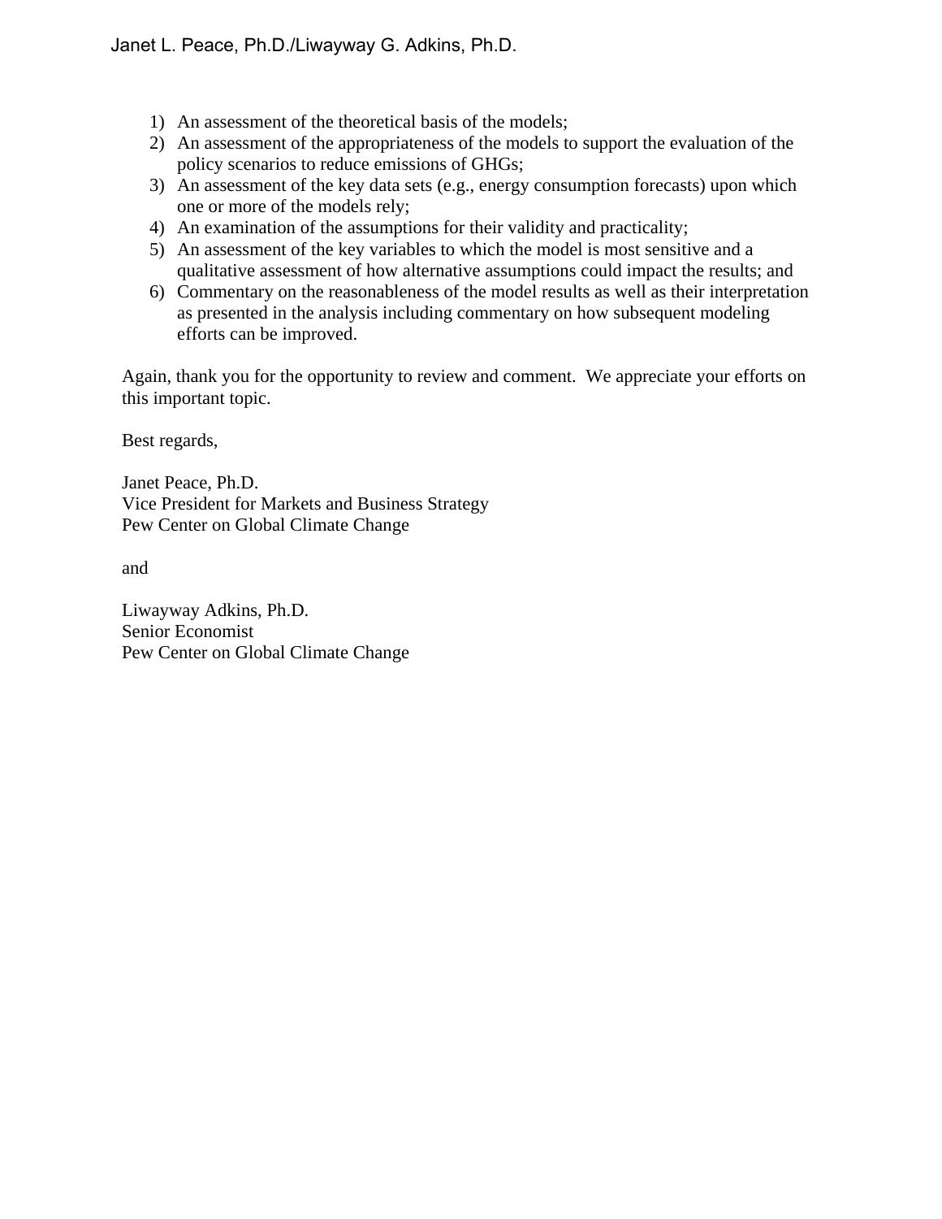1) An assessment of the theoretical basis of the models;
2) An assessment of the appropriateness of the models to support the evaluation of the policy scenarios to reduce emissions of GHGs;
3) An assessment of the key data sets (e.g., energy consumption forecasts) upon which one or more of the models rely;
4) An examination of the assumptions for their validity and practicality;
5) An assessment of the key variables to which the model is most sensitive and a qualitative assessment of how alternative assumptions could impact the results; and
6) Commentary on the reasonableness of the model results as well as their interpretation as presented in the analysis including commentary on how subsequent modeling efforts can be improved.

Again, thank you for the opportunity to review and comment. We appreciate your efforts on this important topic.

Best regards,

Janet Peace, Ph.D.
Vice President for Markets and Business Strategy
Pew Center on Global Climate Change

and

Liwayway Adkins, Ph.D.
Senior Economist
Pew Center on Global Climate Change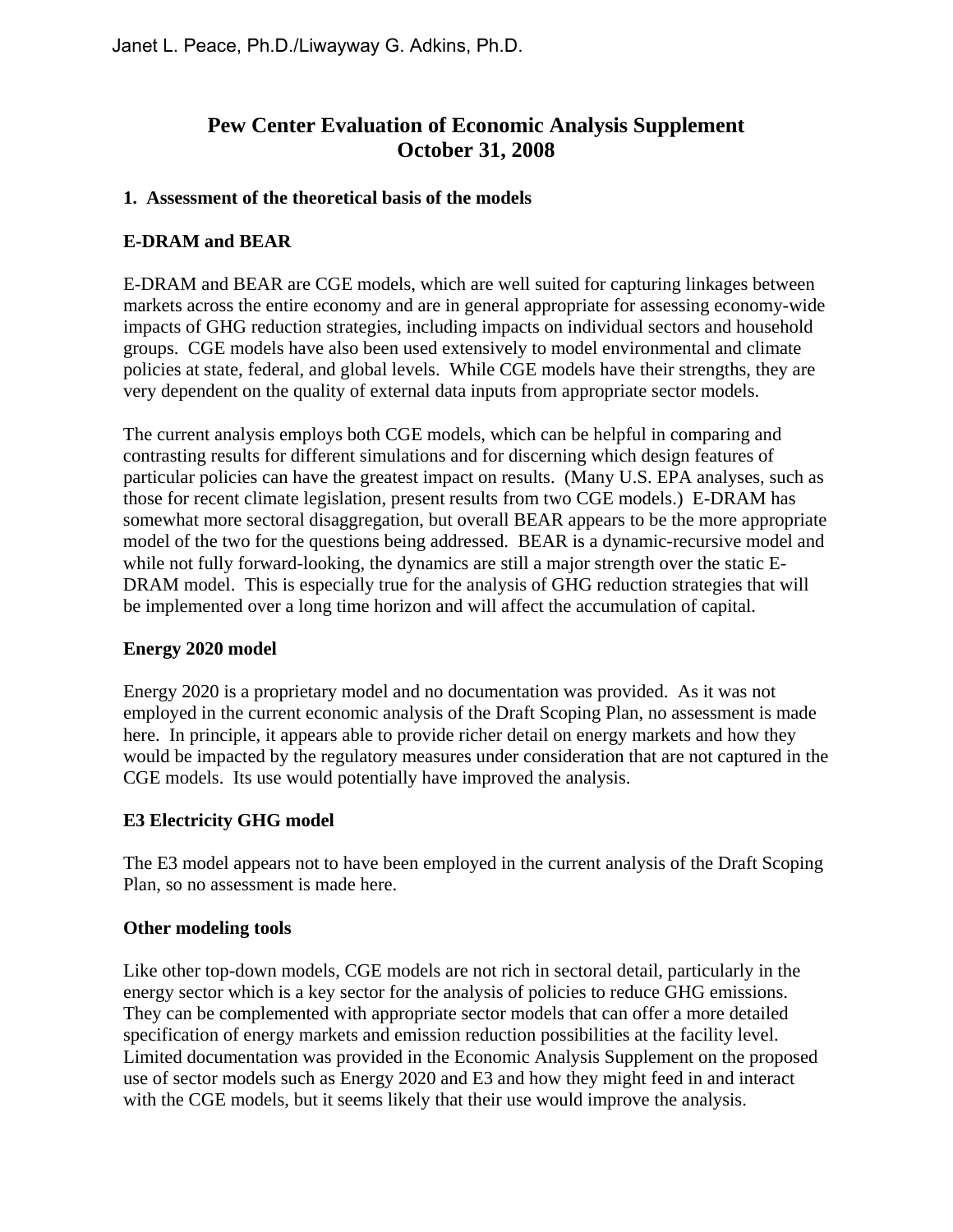Janet L. Peace, Ph.D./Liwayway G. Adkins, Ph.D.

# Pew Center Evaluation of Economic Analysis Supplement
# October 31, 2008

## 1. Assessment of the theoretical basis of the models

### E-DRAM and BEAR

E-DRAM and BEAR are CGE models, which are well suited for capturing linkages between markets across the entire economy and are in general appropriate for assessing economy-wide impacts of GHG reduction strategies, including impacts on individual sectors and household groups. CGE models have also been used extensively to model environmental and climate policies at state, federal, and global levels. While CGE models have their strengths, they are very dependent on the quality of external data inputs from appropriate sector models.

The current analysis employs both CGE models, which can be helpful in comparing and contrasting results for different simulations and for discerning which design features of particular policies can have the greatest impact on results. (Many U.S. EPA analyses, such as those for recent climate legislation, present results from two CGE models.) E-DRAM has somewhat more sectoral disaggregation, but overall BEAR appears to be the more appropriate model of the two for the questions being addressed. BEAR is a dynamic-recursive model and while not fully forward-looking, the dynamics are still a major strength over the static E-DRAM model. This is especially true for the analysis of GHG reduction strategies that will be implemented over a long time horizon and will affect the accumulation of capital.

### Energy 2020 model

Energy 2020 is a proprietary model and no documentation was provided. As it was not employed in the current economic analysis of the Draft Scoping Plan, no assessment is made here. In principle, it appears able to provide richer detail on energy markets and how they would be impacted by the regulatory measures under consideration that are not captured in the CGE models. Its use would potentially have improved the analysis.

### E3 Electricity GHG model

The E3 model appears not to have been employed in the current analysis of the Draft Scoping Plan, so no assessment is made here.

### Other modeling tools

Like other top-down models, CGE models are not rich in sectoral detail, particularly in the energy sector which is a key sector for the analysis of policies to reduce GHG emissions. They can be complemented with appropriate sector models that can offer a more detailed specification of energy markets and emission reduction possibilities at the facility level. Limited documentation was provided in the Economic Analysis Supplement on the proposed use of sector models such as Energy 2020 and E3 and how they might feed in and interact with the CGE models, but it seems likely that their use would improve the analysis.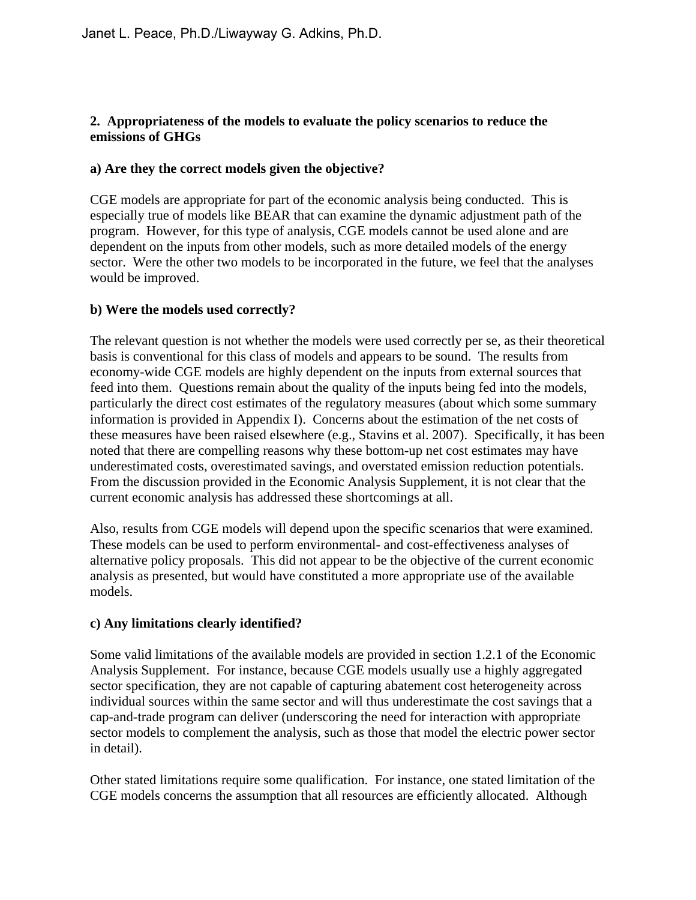## 2. Appropriateness of the models to evaluate the policy scenarios to reduce the emissions of GHGs

### a) Are they the correct models given the objective?

CGE models are appropriate for part of the economic analysis being conducted. This is especially true of models like BEAR that can examine the dynamic adjustment path of the program. However, for this type of analysis, CGE models cannot be used alone and are dependent on the inputs from other models, such as more detailed models of the energy sector. Were the other two models to be incorporated in the future, we feel that the analyses would be improved.

### b) Were the models used correctly?

The relevant question is not whether the models were used correctly per se, as their theoretical basis is conventional for this class of models and appears to be sound. The results from economy-wide CGE models are highly dependent on the inputs from external sources that feed into them. Questions remain about the quality of the inputs being fed into the models, particularly the direct cost estimates of the regulatory measures (about which some summary information is provided in Appendix I). Concerns about the estimation of the net costs of these measures have been raised elsewhere (e.g., Stavins et al. 2007). Specifically, it has been noted that there are compelling reasons why these bottom-up net cost estimates may have underestimated costs, overestimated savings, and overstated emission reduction potentials. From the discussion provided in the Economic Analysis Supplement, it is not clear that the current economic analysis has addressed these shortcomings at all.

Also, results from CGE models will depend upon the specific scenarios that were examined. These models can be used to perform environmental- and cost-effectiveness analyses of alternative policy proposals. This did not appear to be the objective of the current economic analysis as presented, but would have constituted a more appropriate use of the available models.

### c) Any limitations clearly identified?

Some valid limitations of the available models are provided in section 1.2.1 of the Economic Analysis Supplement. For instance, because CGE models usually use a highly aggregated sector specification, they are not capable of capturing abatement cost heterogeneity across individual sources within the same sector and will thus underestimate the cost savings that a cap-and-trade program can deliver (underscoring the need for interaction with appropriate sector models to complement the analysis, such as those that model the electric power sector in detail).

Other stated limitations require some qualification. For instance, one stated limitation of the CGE models concerns the assumption that all resources are efficiently allocated. Although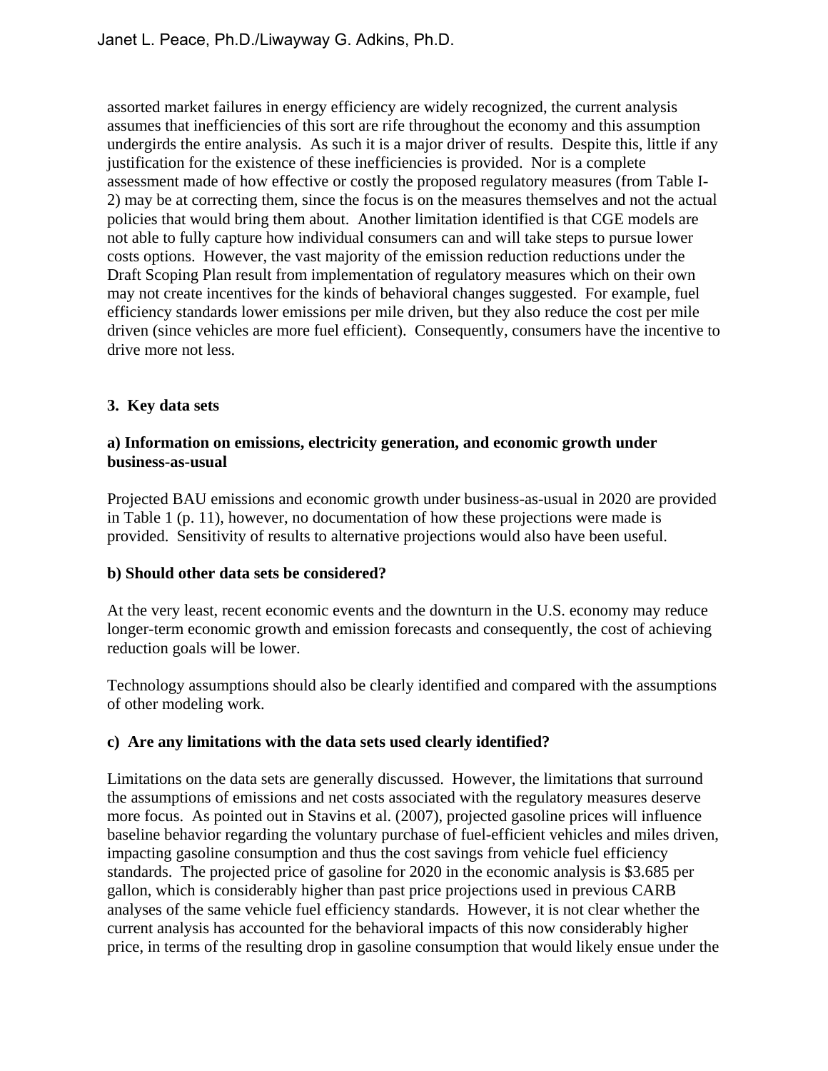assorted market failures in energy efficiency are widely recognized, the current analysis assumes that inefficiencies of this sort are rife throughout the economy and this assumption undergirds the entire analysis. As such it is a major driver of results. Despite this, little if any justification for the existence of these inefficiencies is provided. Nor is a complete assessment made of how effective or costly the proposed regulatory measures (from Table I-2) may be at correcting them, since the focus is on the measures themselves and not the actual policies that would bring them about. Another limitation identified is that CGE models are not able to fully capture how individual consumers can and will take steps to pursue lower costs options. However, the vast majority of the emission reduction reductions under the Draft Scoping Plan result from implementation of regulatory measures which on their own may not create incentives for the kinds of behavioral changes suggested. For example, fuel efficiency standards lower emissions per mile driven, but they also reduce the cost per mile driven (since vehicles are more fuel efficient). Consequently, consumers have the incentive to drive more not less.

**3. Key data sets**

**a) Information on emissions, electricity generation, and economic growth under business-as-usual**

Projected BAU emissions and economic growth under business-as-usual in 2020 are provided in Table 1 (p. 11), however, no documentation of how these projections were made is provided. Sensitivity of results to alternative projections would also have been useful.

**b) Should other data sets be considered?**

At the very least, recent economic events and the downturn in the U.S. economy may reduce longer-term economic growth and emission forecasts and consequently, the cost of achieving reduction goals will be lower.

Technology assumptions should also be clearly identified and compared with the assumptions of other modeling work.

**c) Are any limitations with the data sets used clearly identified?**

Limitations on the data sets are generally discussed. However, the limitations that surround the assumptions of emissions and net costs associated with the regulatory measures deserve more focus. As pointed out in Stavins et al. (2007), projected gasoline prices will influence baseline behavior regarding the voluntary purchase of fuel-efficient vehicles and miles driven, impacting gasoline consumption and thus the cost savings from vehicle fuel efficiency standards. The projected price of gasoline for 2020 in the economic analysis is $3.685 per gallon, which is considerably higher than past price projections used in previous CARB analyses of the same vehicle fuel efficiency standards. However, it is not clear whether the current analysis has accounted for the behavioral impacts of this now considerably higher price, in terms of the resulting drop in gasoline consumption that would likely ensue under the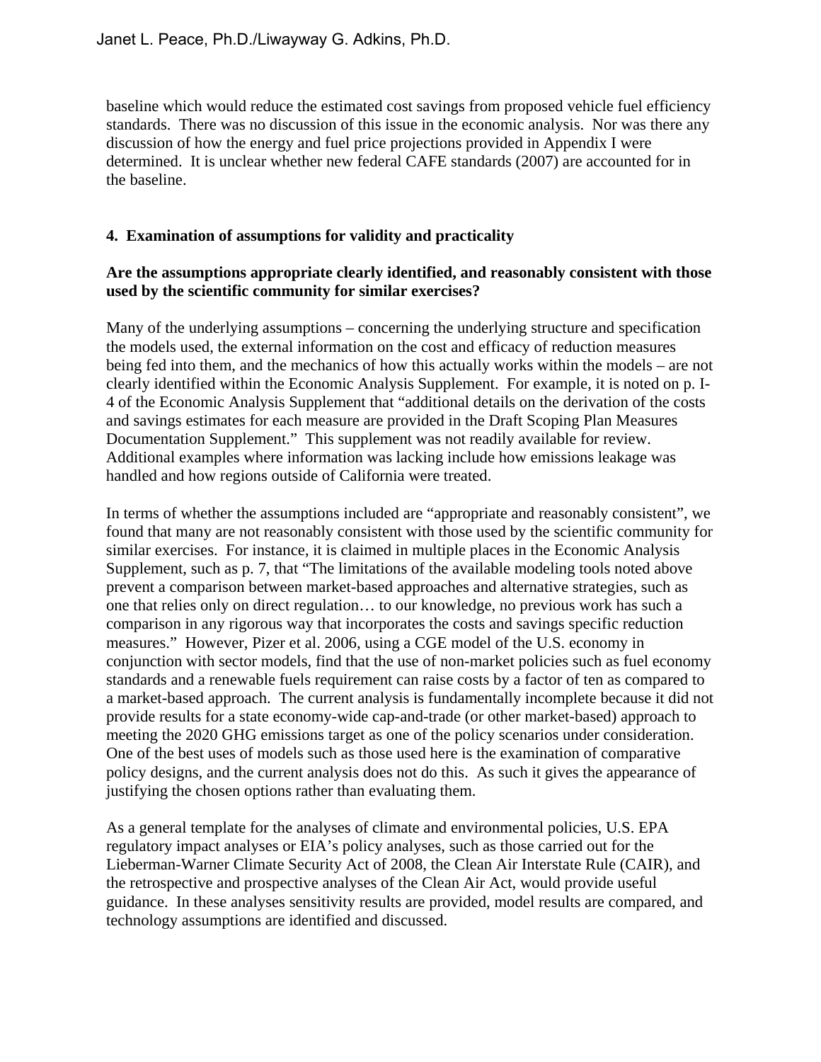baseline which would reduce the estimated cost savings from proposed vehicle fuel efficiency standards. There was no discussion of this issue in the economic analysis. Nor was there any discussion of how the energy and fuel price projections provided in Appendix I were determined. It is unclear whether new federal CAFE standards (2007) are accounted for in the baseline.

**4. Examination of assumptions for validity and practicality**

**Are the assumptions appropriate clearly identified, and reasonably consistent with those used by the scientific community for similar exercises?**

Many of the underlying assumptions – concerning the underlying structure and specification the models used, the external information on the cost and efficacy of reduction measures being fed into them, and the mechanics of how this actually works within the models – are not clearly identified within the Economic Analysis Supplement. For example, it is noted on p. I-4 of the Economic Analysis Supplement that "additional details on the derivation of the costs and savings estimates for each measure are provided in the Draft Scoping Plan Measures Documentation Supplement." This supplement was not readily available for review. Additional examples where information was lacking include how emissions leakage was handled and how regions outside of California were treated.

In terms of whether the assumptions included are "appropriate and reasonably consistent", we found that many are not reasonably consistent with those used by the scientific community for similar exercises. For instance, it is claimed in multiple places in the Economic Analysis Supplement, such as p. 7, that "The limitations of the available modeling tools noted above prevent a comparison between market-based approaches and alternative strategies, such as one that relies only on direct regulation… to our knowledge, no previous work has such a comparison in any rigorous way that incorporates the costs and savings specific reduction measures." However, Pizer et al. 2006, using a CGE model of the U.S. economy in conjunction with sector models, find that the use of non-market policies such as fuel economy standards and a renewable fuels requirement can raise costs by a factor of ten as compared to a market-based approach. The current analysis is fundamentally incomplete because it did not provide results for a state economy-wide cap-and-trade (or other market-based) approach to meeting the 2020 GHG emissions target as one of the policy scenarios under consideration. One of the best uses of models such as those used here is the examination of comparative policy designs, and the current analysis does not do this. As such it gives the appearance of justifying the chosen options rather than evaluating them.

As a general template for the analyses of climate and environmental policies, U.S. EPA regulatory impact analyses or EIA's policy analyses, such as those carried out for the Lieberman-Warner Climate Security Act of 2008, the Clean Air Interstate Rule (CAIR), and the retrospective and prospective analyses of the Clean Air Act, would provide useful guidance. In these analyses sensitivity results are provided, model results are compared, and technology assumptions are identified and discussed.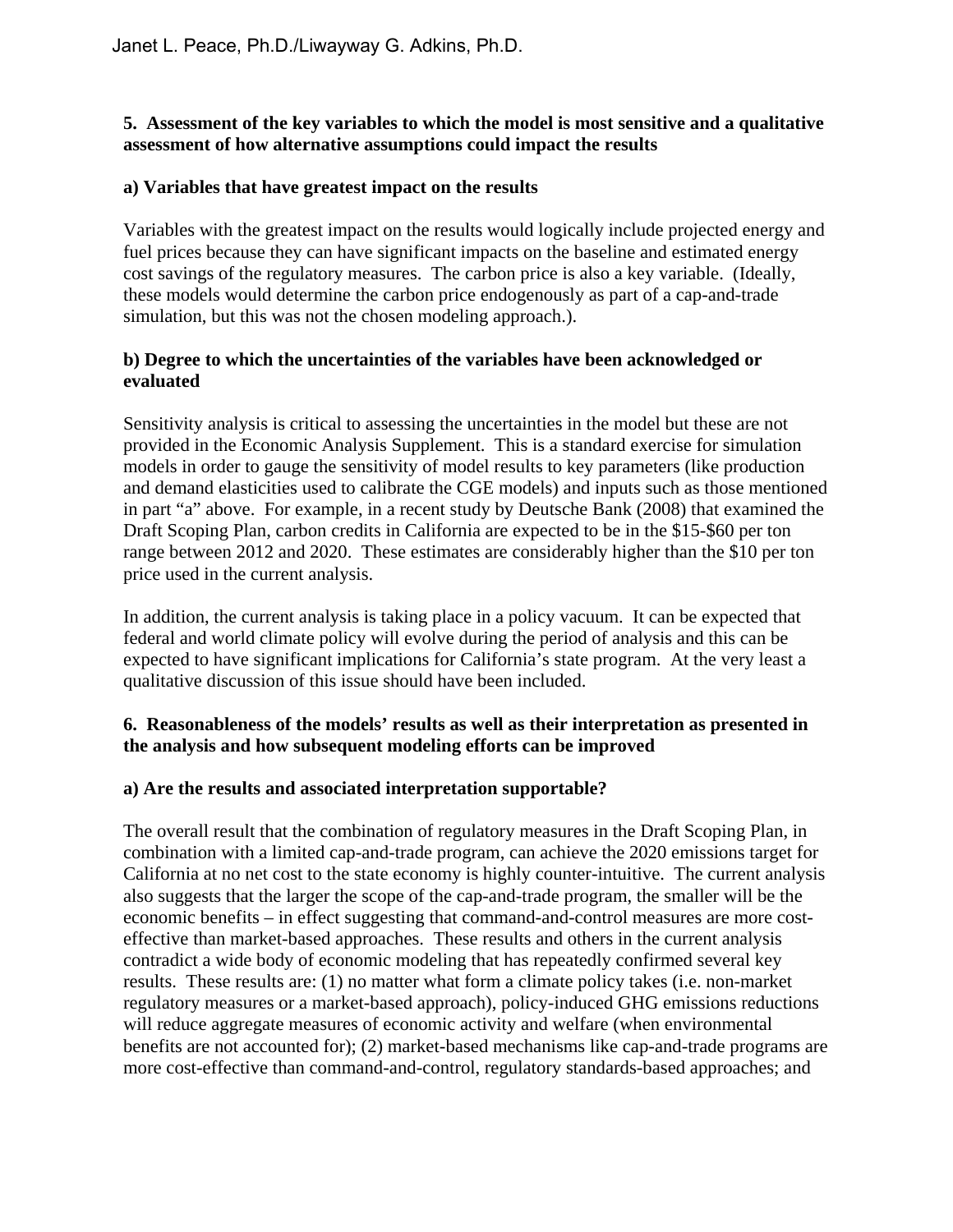**5. Assessment of the key variables to which the model is most sensitive and a qualitative assessment of how alternative assumptions could impact the results**

**a) Variables that have greatest impact on the results**

Variables with the greatest impact on the results would logically include projected energy and fuel prices because they can have significant impacts on the baseline and estimated energy cost savings of the regulatory measures. The carbon price is also a key variable. (Ideally, these models would determine the carbon price endogenously as part of a cap-and-trade simulation, but this was not the chosen modeling approach.).

**b) Degree to which the uncertainties of the variables have been acknowledged or evaluated**

Sensitivity analysis is critical to assessing the uncertainties in the model but these are not provided in the Economic Analysis Supplement. This is a standard exercise for simulation models in order to gauge the sensitivity of model results to key parameters (like production and demand elasticities used to calibrate the CGE models) and inputs such as those mentioned in part "a" above. For example, in a recent study by Deutsche Bank (2008) that examined the Draft Scoping Plan, carbon credits in California are expected to be in the \$15-\$60 per ton range between 2012 and 2020. These estimates are considerably higher than the \$10 per ton price used in the current analysis.

In addition, the current analysis is taking place in a policy vacuum. It can be expected that federal and world climate policy will evolve during the period of analysis and this can be expected to have significant implications for California's state program. At the very least a qualitative discussion of this issue should have been included.

**6. Reasonableness of the models' results as well as their interpretation as presented in the analysis and how subsequent modeling efforts can be improved**

**a) Are the results and associated interpretation supportable?**

The overall result that the combination of regulatory measures in the Draft Scoping Plan, in combination with a limited cap-and-trade program, can achieve the 2020 emissions target for California at no net cost to the state economy is highly counter-intuitive. The current analysis also suggests that the larger the scope of the cap-and-trade program, the smaller will be the economic benefits – in effect suggesting that command-and-control measures are more cost-effective than market-based approaches. These results and others in the current analysis contradict a wide body of economic modeling that has repeatedly confirmed several key results. These results are: (1) no matter what form a climate policy takes (i.e. non-market regulatory measures or a market-based approach), policy-induced GHG emissions reductions will reduce aggregate measures of economic activity and welfare (when environmental benefits are not accounted for); (2) market-based mechanisms like cap-and-trade programs are more cost-effective than command-and-control, regulatory standards-based approaches; and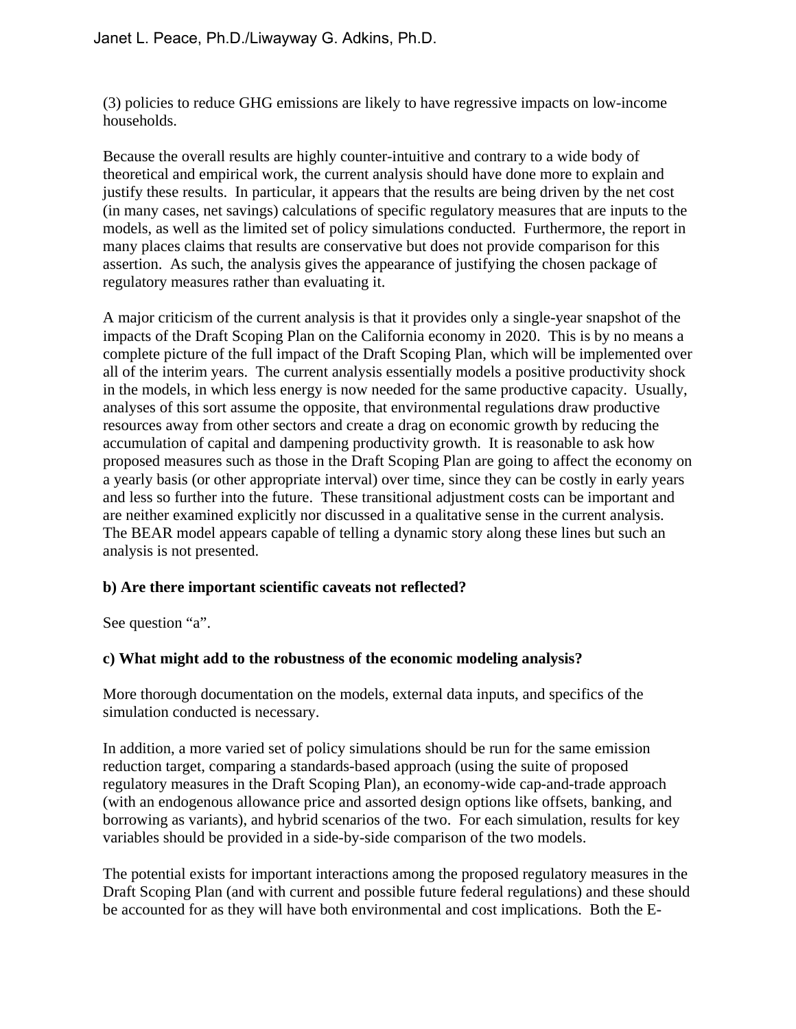(3) policies to reduce GHG emissions are likely to have regressive impacts on low-income households.

Because the overall results are highly counter-intuitive and contrary to a wide body of theoretical and empirical work, the current analysis should have done more to explain and justify these results. In particular, it appears that the results are being driven by the net cost (in many cases, net savings) calculations of specific regulatory measures that are inputs to the models, as well as the limited set of policy simulations conducted. Furthermore, the report in many places claims that results are conservative but does not provide comparison for this assertion. As such, the analysis gives the appearance of justifying the chosen package of regulatory measures rather than evaluating it.

A major criticism of the current analysis is that it provides only a single-year snapshot of the impacts of the Draft Scoping Plan on the California economy in 2020. This is by no means a complete picture of the full impact of the Draft Scoping Plan, which will be implemented over all of the interim years. The current analysis essentially models a positive productivity shock in the models, in which less energy is now needed for the same productive capacity. Usually, analyses of this sort assume the opposite, that environmental regulations draw productive resources away from other sectors and create a drag on economic growth by reducing the accumulation of capital and dampening productivity growth. It is reasonable to ask how proposed measures such as those in the Draft Scoping Plan are going to affect the economy on a yearly basis (or other appropriate interval) over time, since they can be costly in early years and less so further into the future. These transitional adjustment costs can be important and are neither examined explicitly nor discussed in a qualitative sense in the current analysis. The BEAR model appears capable of telling a dynamic story along these lines but such an analysis is not presented.

**b) Are there important scientific caveats not reflected?**

See question "a".

**c) What might add to the robustness of the economic modeling analysis?**

More thorough documentation on the models, external data inputs, and specifics of the simulation conducted is necessary.

In addition, a more varied set of policy simulations should be run for the same emission reduction target, comparing a standards-based approach (using the suite of proposed regulatory measures in the Draft Scoping Plan), an economy-wide cap-and-trade approach (with an endogenous allowance price and assorted design options like offsets, banking, and borrowing as variants), and hybrid scenarios of the two. For each simulation, results for key variables should be provided in a side-by-side comparison of the two models.

The potential exists for important interactions among the proposed regulatory measures in the Draft Scoping Plan (and with current and possible future federal regulations) and these should be accounted for as they will have both environmental and cost implications. Both the E-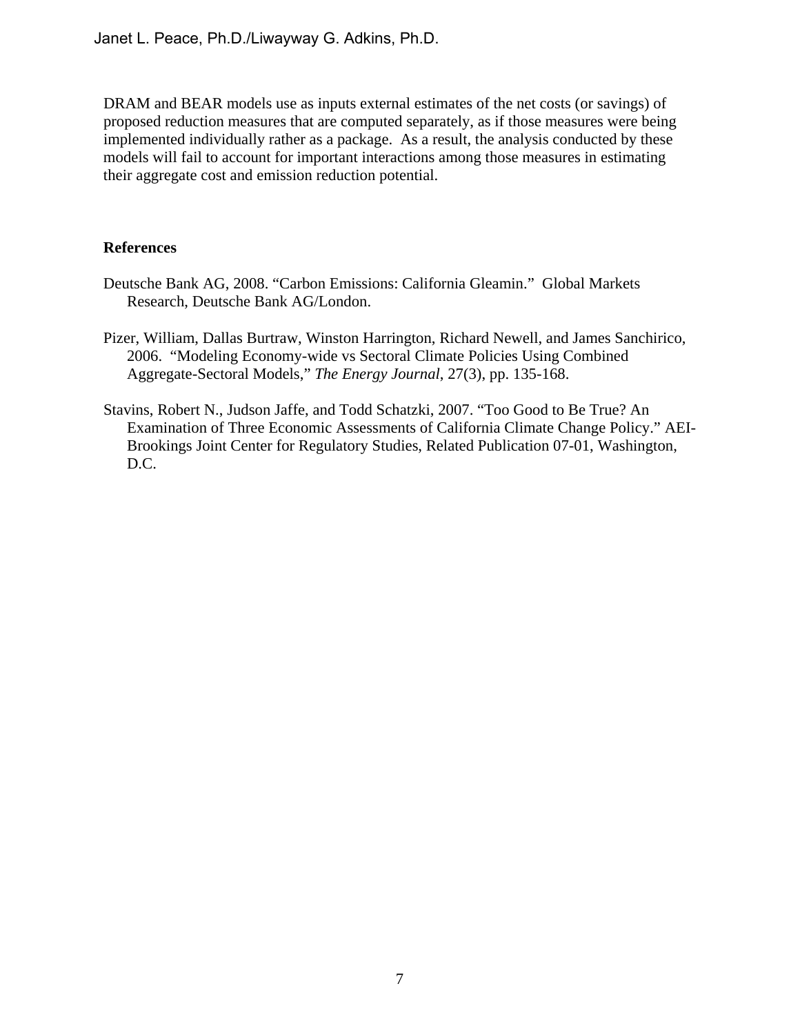DRAM and BEAR models use as inputs external estimates of the net costs (or savings) of proposed reduction measures that are computed separately, as if those measures were being implemented individually rather as a package. As a result, the analysis conducted by these models will fail to account for important interactions among those measures in estimating their aggregate cost and emission reduction potential.

**References**

Deutsche Bank AG, 2008. "Carbon Emissions: California Gleamin." Global Markets Research, Deutsche Bank AG/London.

Pizer, William, Dallas Burtraw, Winston Harrington, Richard Newell, and James Sanchirico, 2006. "Modeling Economy-wide vs Sectoral Climate Policies Using Combined Aggregate-Sectoral Models," *The Energy Journal*, 27(3), pp. 135-168.

Stavins, Robert N., Judson Jaffe, and Todd Schatzki, 2007. "Too Good to Be True? An Examination of Three Economic Assessments of California Climate Change Policy." AEI-Brookings Joint Center for Regulatory Studies, Related Publication 07-01, Washington, D.C.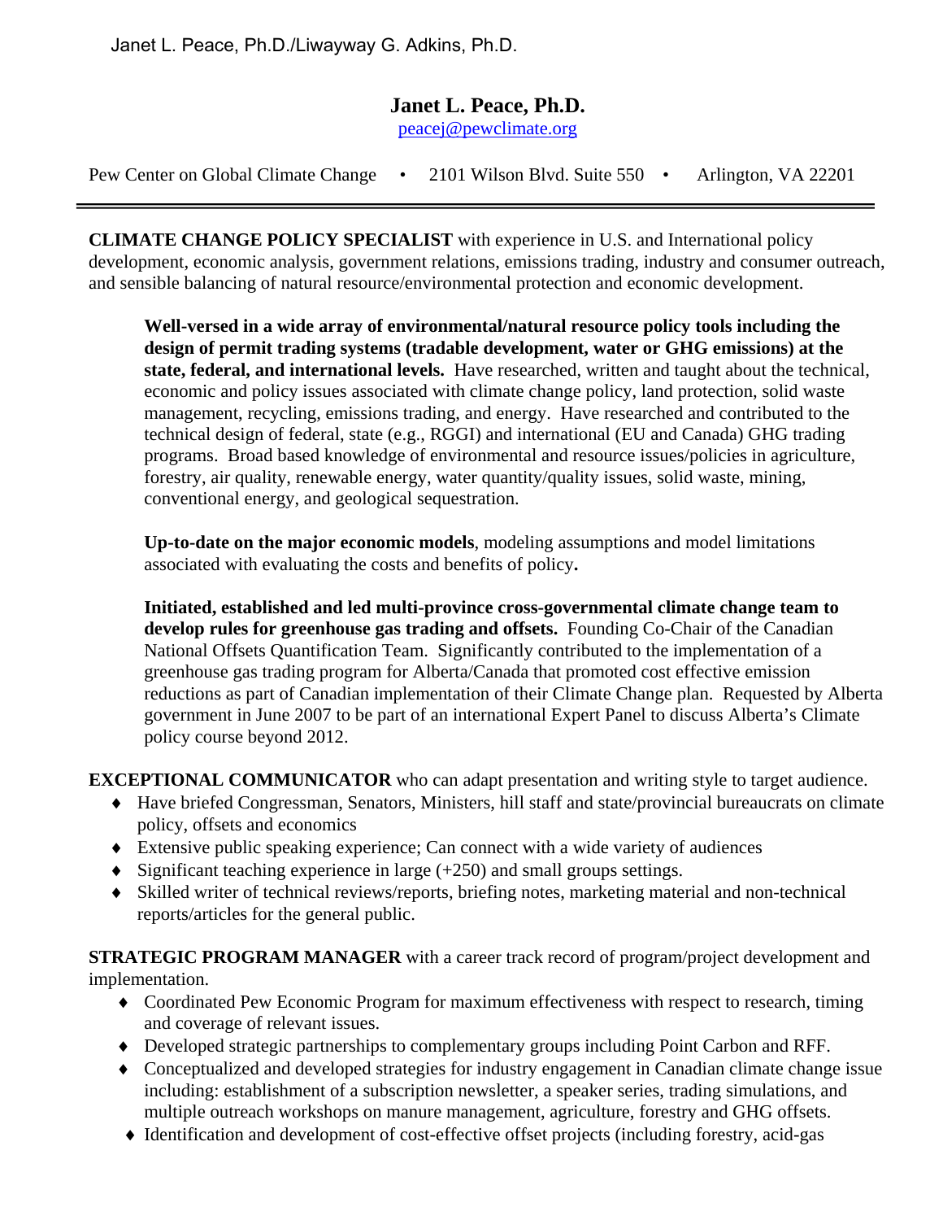# Janet L. Peace, Ph.D.

peacej@pewclimate.org

Pew Center on Global Climate Change • 2101 Wilson Blvd. Suite 550 • Arlington, VA 22201

---

**CLIMATE CHANGE POLICY SPECIALIST** with experience in U.S. and International policy development, economic analysis, government relations, emissions trading, industry and consumer outreach, and sensible balancing of natural resource/environmental protection and economic development.

> **Well-versed in a wide array of environmental/natural resource policy tools including the design of permit trading systems (tradable development, water or GHG emissions) at the state, federal, and international levels.** Have researched, written and taught about the technical, economic and policy issues associated with climate change policy, land protection, solid waste management, recycling, emissions trading, and energy. Have researched and contributed to the technical design of federal, state (e.g., RGGI) and international (EU and Canada) GHG trading programs. Broad based knowledge of environmental and resource issues/policies in agriculture, forestry, air quality, renewable energy, water quantity/quality issues, solid waste, mining, conventional energy, and geological sequestration.
>
> **Up-to-date on the major economic models**, modeling assumptions and model limitations associated with evaluating the costs and benefits of policy**.**
>
> **Initiated, established and led multi-province cross-governmental climate change team to develop rules for greenhouse gas trading and offsets.** Founding Co-Chair of the Canadian National Offsets Quantification Team. Significantly contributed to the implementation of a greenhouse gas trading program for Alberta/Canada that promoted cost effective emission reductions as part of Canadian implementation of their Climate Change plan. Requested by Alberta government in June 2007 to be part of an international Expert Panel to discuss Alberta's Climate policy course beyond 2012.

**EXCEPTIONAL COMMUNICATOR** who can adapt presentation and writing style to target audience.

- Have briefed Congressman, Senators, Ministers, hill staff and state/provincial bureaucrats on climate policy, offsets and economics
- Extensive public speaking experience; Can connect with a wide variety of audiences
- Significant teaching experience in large (+250) and small groups settings.
- Skilled writer of technical reviews/reports, briefing notes, marketing material and non-technical reports/articles for the general public.

**STRATEGIC PROGRAM MANAGER** with a career track record of program/project development and implementation.

- Coordinated Pew Economic Program for maximum effectiveness with respect to research, timing and coverage of relevant issues.
- Developed strategic partnerships to complementary groups including Point Carbon and RFF.
- Conceptualized and developed strategies for industry engagement in Canadian climate change issue including: establishment of a subscription newsletter, a speaker series, trading simulations, and multiple outreach workshops on manure management, agriculture, forestry and GHG offsets.
- Identification and development of cost-effective offset projects (including forestry, acid-gas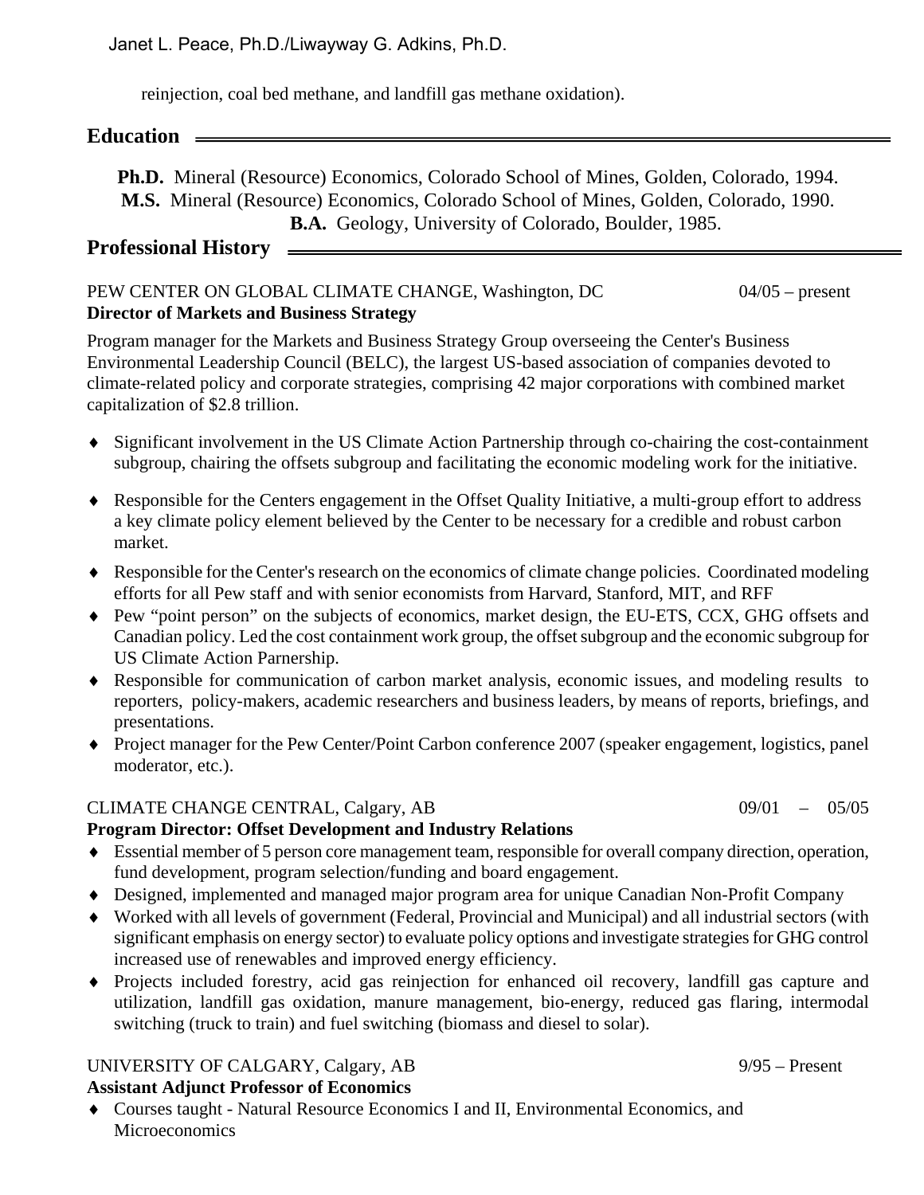reinjection, coal bed methane, and landfill gas methane oxidation).

## Education

**Ph.D.** Mineral (Resource) Economics, Colorado School of Mines, Golden, Colorado, 1994.
**M.S.** Mineral (Resource) Economics, Colorado School of Mines, Golden, Colorado, 1990.
**B.A.** Geology, University of Colorado, Boulder, 1985.

## Professional History

PEW CENTER ON GLOBAL CLIMATE CHANGE, Washington, DC — 04/05 – present
**Director of Markets and Business Strategy**

Program manager for the Markets and Business Strategy Group overseeing the Center's Business Environmental Leadership Council (BELC), the largest US-based association of companies devoted to climate-related policy and corporate strategies, comprising 42 major corporations with combined market capitalization of $2.8 trillion.

- Significant involvement in the US Climate Action Partnership through co-chairing the cost-containment subgroup, chairing the offsets subgroup and facilitating the economic modeling work for the initiative.
- Responsible for the Centers engagement in the Offset Quality Initiative, a multi-group effort to address a key climate policy element believed by the Center to be necessary for a credible and robust carbon market.
- Responsible for the Center's research on the economics of climate change policies. Coordinated modeling efforts for all Pew staff and with senior economists from Harvard, Stanford, MIT, and RFF
- Pew "point person" on the subjects of economics, market design, the EU-ETS, CCX, GHG offsets and Canadian policy. Led the cost containment work group, the offset subgroup and the economic subgroup for US Climate Action Parnership.
- Responsible for communication of carbon market analysis, economic issues, and modeling results to reporters, policy-makers, academic researchers and business leaders, by means of reports, briefings, and presentations.
- Project manager for the Pew Center/Point Carbon conference 2007 (speaker engagement, logistics, panel moderator, etc.).

CLIMATE CHANGE CENTRAL, Calgary, AB — 09/01 – 05/05
**Program Director: Offset Development and Industry Relations**

- Essential member of 5 person core management team, responsible for overall company direction, operation, fund development, program selection/funding and board engagement.
- Designed, implemented and managed major program area for unique Canadian Non-Profit Company
- Worked with all levels of government (Federal, Provincial and Municipal) and all industrial sectors (with significant emphasis on energy sector) to evaluate policy options and investigate strategies for GHG control increased use of renewables and improved energy efficiency.
- Projects included forestry, acid gas reinjection for enhanced oil recovery, landfill gas capture and utilization, landfill gas oxidation, manure management, bio-energy, reduced gas flaring, intermodal switching (truck to train) and fuel switching (biomass and diesel to solar).

UNIVERSITY OF CALGARY, Calgary, AB — 9/95 – Present
**Assistant Adjunct Professor of Economics**

- Courses taught - Natural Resource Economics I and II, Environmental Economics, and Microeconomics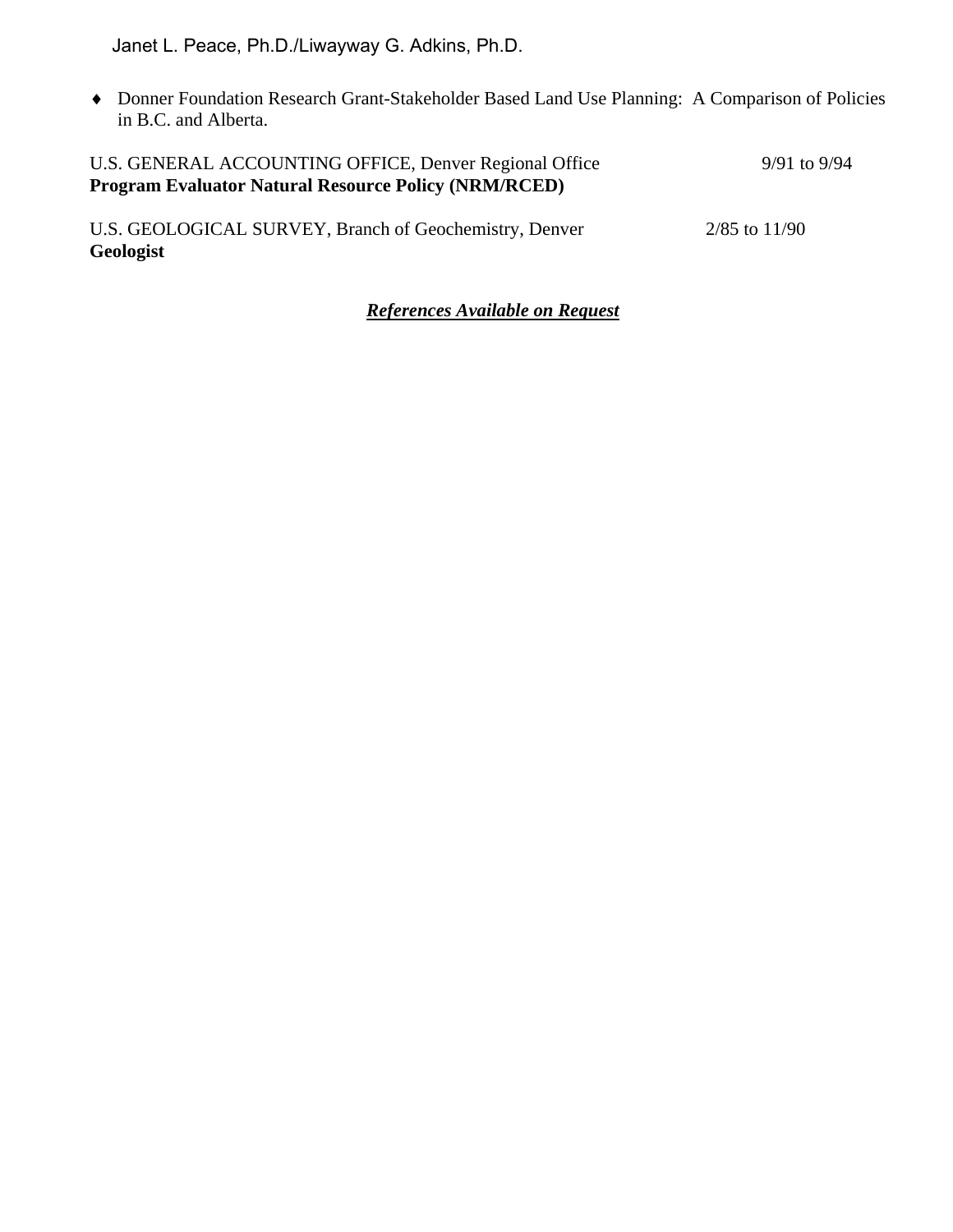- Donner Foundation Research Grant-Stakeholder Based Land Use Planning: A Comparison of Policies in B.C. and Alberta.

U.S. GENERAL ACCOUNTING OFFICE, Denver Regional Office 9/91 to 9/94
**Program Evaluator Natural Resource Policy (NRM/RCED)**

U.S. GEOLOGICAL SURVEY, Branch of Geochemistry, Denver 2/85 to 11/90
**Geologist**

***References Available on Request***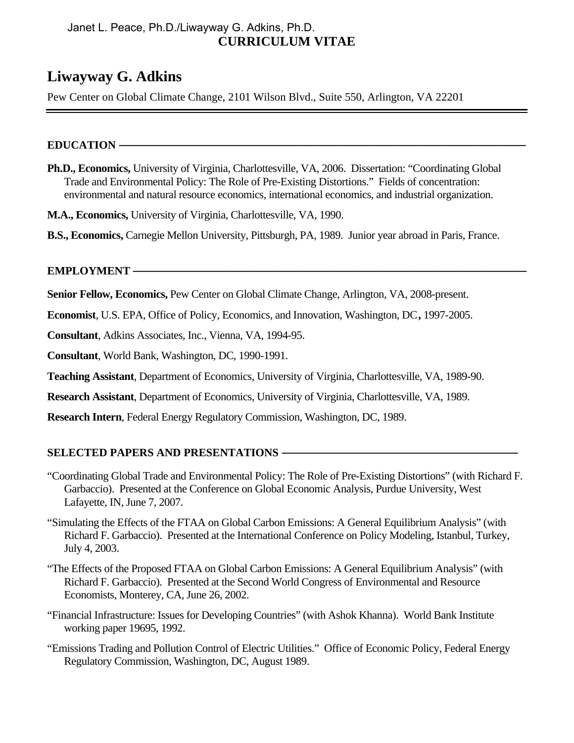# CURRICULUM VITAE

## Liwayway G. Adkins

Pew Center on Global Climate Change, 2101 Wilson Blvd., Suite 550, Arlington, VA 22201

### EDUCATION

**Ph.D., Economics,** University of Virginia, Charlottesville, VA, 2006. Dissertation: "Coordinating Global Trade and Environmental Policy: The Role of Pre-Existing Distortions." Fields of concentration: environmental and natural resource economics, international economics, and industrial organization.

**M.A., Economics,** University of Virginia, Charlottesville, VA, 1990.

**B.S., Economics,** Carnegie Mellon University, Pittsburgh, PA, 1989. Junior year abroad in Paris, France.

### EMPLOYMENT

**Senior Fellow, Economics,** Pew Center on Global Climate Change, Arlington, VA, 2008-present.

**Economist**, U.S. EPA, Office of Policy, Economics, and Innovation, Washington, DC**,** 1997-2005.

**Consultant**, Adkins Associates, Inc., Vienna, VA, 1994-95.

**Consultant**, World Bank, Washington, DC, 1990-1991.

**Teaching Assistant**, Department of Economics, University of Virginia, Charlottesville, VA, 1989-90.

**Research Assistant**, Department of Economics, University of Virginia, Charlottesville, VA, 1989.

**Research Intern**, Federal Energy Regulatory Commission, Washington, DC, 1989.

### SELECTED PAPERS AND PRESENTATIONS

"Coordinating Global Trade and Environmental Policy: The Role of Pre-Existing Distortions" (with Richard F. Garbaccio). Presented at the Conference on Global Economic Analysis, Purdue University, West Lafayette, IN, June 7, 2007.

"Simulating the Effects of the FTAA on Global Carbon Emissions: A General Equilibrium Analysis" (with Richard F. Garbaccio). Presented at the International Conference on Policy Modeling, Istanbul, Turkey, July 4, 2003.

"The Effects of the Proposed FTAA on Global Carbon Emissions: A General Equilibrium Analysis" (with Richard F. Garbaccio). Presented at the Second World Congress of Environmental and Resource Economists, Monterey, CA, June 26, 2002.

"Financial Infrastructure: Issues for Developing Countries" (with Ashok Khanna). World Bank Institute working paper 19695, 1992.

"Emissions Trading and Pollution Control of Electric Utilities." Office of Economic Policy, Federal Energy Regulatory Commission, Washington, DC, August 1989.